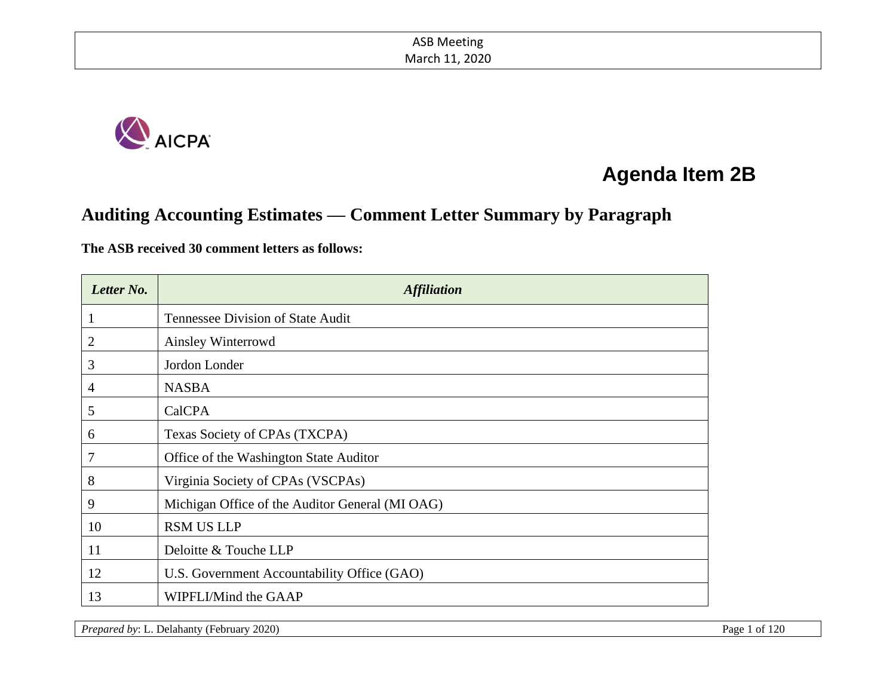# Agenda Item 2B

## Auditing Accounting Estimates — Comment Letter Summary by Paragraph

**The ASB received 30 comment letters as follows:**

| *Letter No.* | *Affiliation* |
|---|---|
| 1 | Tennessee Division of State Audit |
| 2 | Ainsley Winterrowd |
| 3 | Jordon Londer |
| 4 | NASBA |
| 5 | CalCPA |
| 6 | Texas Society of CPAs (TXCPA) |
| 7 | Office of the Washington State Auditor |
| 8 | Virginia Society of CPAs (VSCPAs) |
| 9 | Michigan Office of the Auditor General (MI OAG) |
| 10 | RSM US LLP |
| 11 | Deloitte & Touche LLP |
| 12 | U.S. Government Accountability Office (GAO) |
| 13 | WIPFLI/Mind the GAAP |

*Prepared by*: L. Delahanty (February 2020)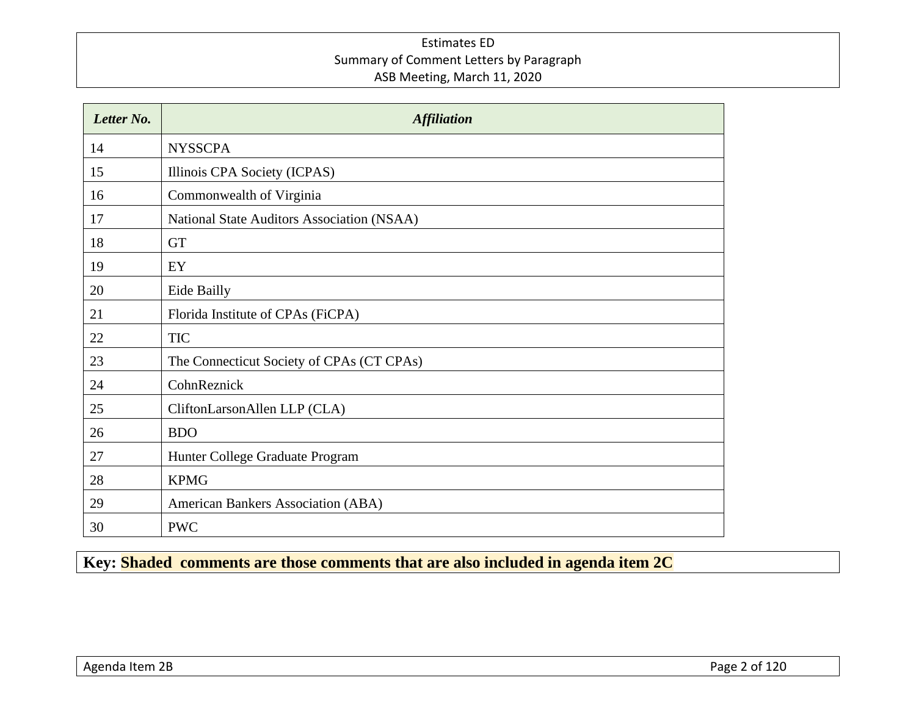| *Letter No.* | *Affiliation* |
|---|---|
| 14 | NYSSCPA |
| 15 | Illinois CPA Society (ICPAS) |
| 16 | Commonwealth of Virginia |
| 17 | National State Auditors Association (NSAA) |
| 18 | GT |
| 19 | EY |
| 20 | Eide Bailly |
| 21 | Florida Institute of CPAs (FiCPA) |
| 22 | TIC |
| 23 | The Connecticut Society of CPAs (CT CPAs) |
| 24 | CohnReznick |
| 25 | CliftonLarsonAllen LLP (CLA) |
| 26 | BDO |
| 27 | Hunter College Graduate Program |
| 28 | KPMG |
| 29 | American Bankers Association (ABA) |
| 30 | PWC |

**Key: Shaded comments are those comments that are also included in agenda item 2C**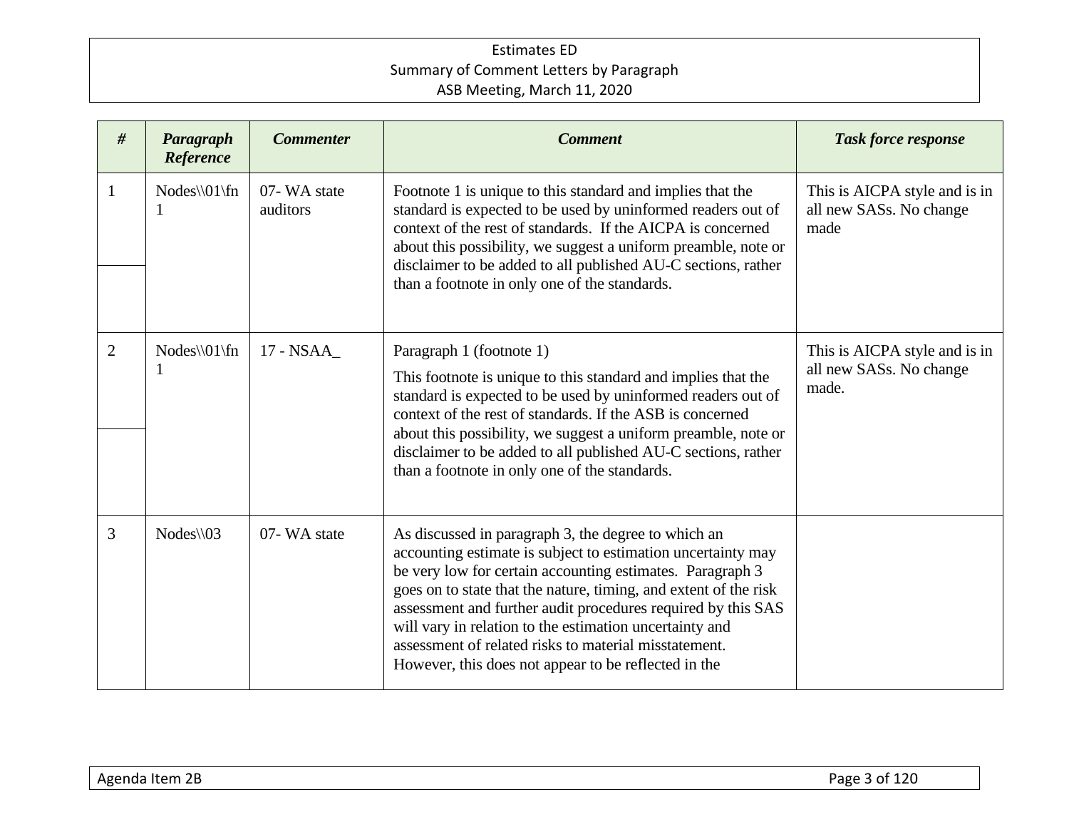| # | Paragraph Reference | Commenter | Comment | Task force response |
|---|---|---|---|---|
| 1 | Nodes\\01\fn 1 | 07- WA state auditors | Footnote 1 is unique to this standard and implies that the standard is expected to be used by uninformed readers out of context of the rest of standards. If the AICPA is concerned about this possibility, we suggest a uniform preamble, note or disclaimer to be added to all published AU-C sections, rather than a footnote in only one of the standards. | This is AICPA style and is in all new SASs. No change made |
| 2 | Nodes\\01\fn 1 | 17 - NSAA_ | Paragraph 1 (footnote 1)<br><br>This footnote is unique to this standard and implies that the standard is expected to be used by uninformed readers out of context of the rest of standards. If the ASB is concerned about this possibility, we suggest a uniform preamble, note or disclaimer to be added to all published AU-C sections, rather than a footnote in only one of the standards. | This is AICPA style and is in all new SASs. No change made. |
| 3 | Nodes\\03 | 07- WA state | As discussed in paragraph 3, the degree to which an accounting estimate is subject to estimation uncertainty may be very low for certain accounting estimates. Paragraph 3 goes on to state that the nature, timing, and extent of the risk assessment and further audit procedures required by this SAS will vary in relation to the estimation uncertainty and assessment of related risks to material misstatement. However, this does not appear to be reflected in the | |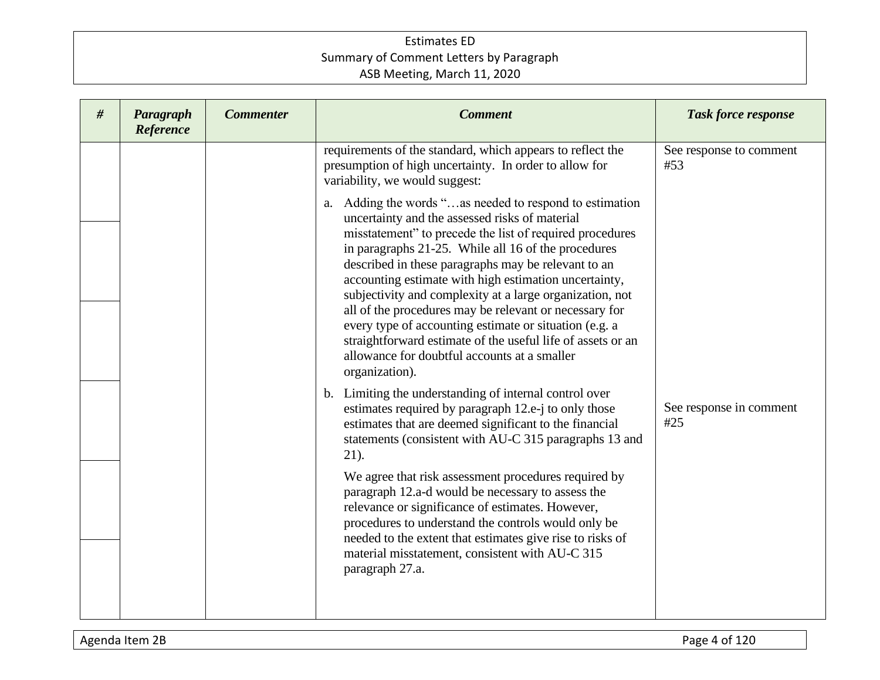| # | Paragraph Reference | Commenter | Comment | Task force response |
|---|---|---|---|---|
| | | | requirements of the standard, which appears to reflect the presumption of high uncertainty. In order to allow for variability, we would suggest:<br><br>a. Adding the words "…as needed to respond to estimation uncertainty and the assessed risks of material misstatement" to precede the list of required procedures in paragraphs 21-25. While all 16 of the procedures described in these paragraphs may be relevant to an accounting estimate with high estimation uncertainty, subjectivity and complexity at a large organization, not all of the procedures may be relevant or necessary for every type of accounting estimate or situation (e.g. a straightforward estimate of the useful life of assets or an allowance for doubtful accounts at a smaller organization). | See response to comment #53 |
| | | | b. Limiting the understanding of internal control over estimates required by paragraph 12.e-j to only those estimates that are deemed significant to the financial statements (consistent with AU-C 315 paragraphs 13 and 21).<br><br>We agree that risk assessment procedures required by paragraph 12.a-d would be necessary to assess the relevance or significance of estimates. However, procedures to understand the controls would only be needed to the extent that estimates give rise to risks of material misstatement, consistent with AU-C 315 paragraph 27.a. | See response in comment #25 |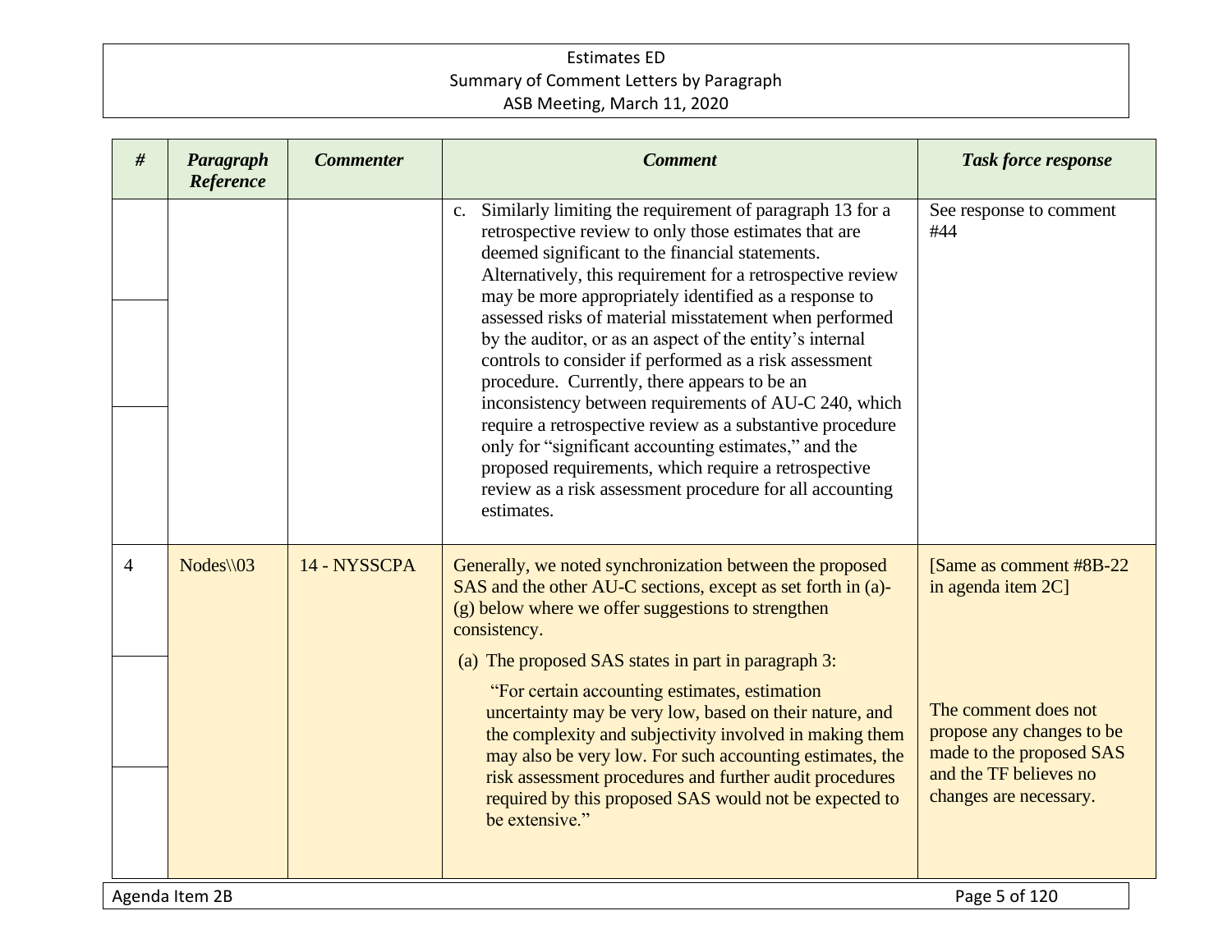| # | *Paragraph Reference* | *Commenter* | *Comment* | *Task force response* |
|---|---|---|---|---|
| | | | c. Similarly limiting the requirement of paragraph 13 for a retrospective review to only those estimates that are deemed significant to the financial statements. Alternatively, this requirement for a retrospective review may be more appropriately identified as a response to assessed risks of material misstatement when performed by the auditor, or as an aspect of the entity's internal controls to consider if performed as a risk assessment procedure. Currently, there appears to be an inconsistency between requirements of AU-C 240, which require a retrospective review as a substantive procedure only for "significant accounting estimates," and the proposed requirements, which require a retrospective review as a risk assessment procedure for all accounting estimates. | See response to comment #44 |
| 4 | Nodes\\03 | 14 - NYSSCPA | Generally, we noted synchronization between the proposed SAS and the other AU-C sections, except as set forth in (a)-(g) below where we offer suggestions to strengthen consistency. | [Same as comment #8B-22 in agenda item 2C] |
| | | | (a) The proposed SAS states in part in paragraph 3:<br><br>"For certain accounting estimates, estimation uncertainty may be very low, based on their nature, and the complexity and subjectivity involved in making them may also be very low. For such accounting estimates, the risk assessment procedures and further audit procedures required by this proposed SAS would not be expected to be extensive." | The comment does not propose any changes to be made to the proposed SAS and the TF believes no changes are necessary. |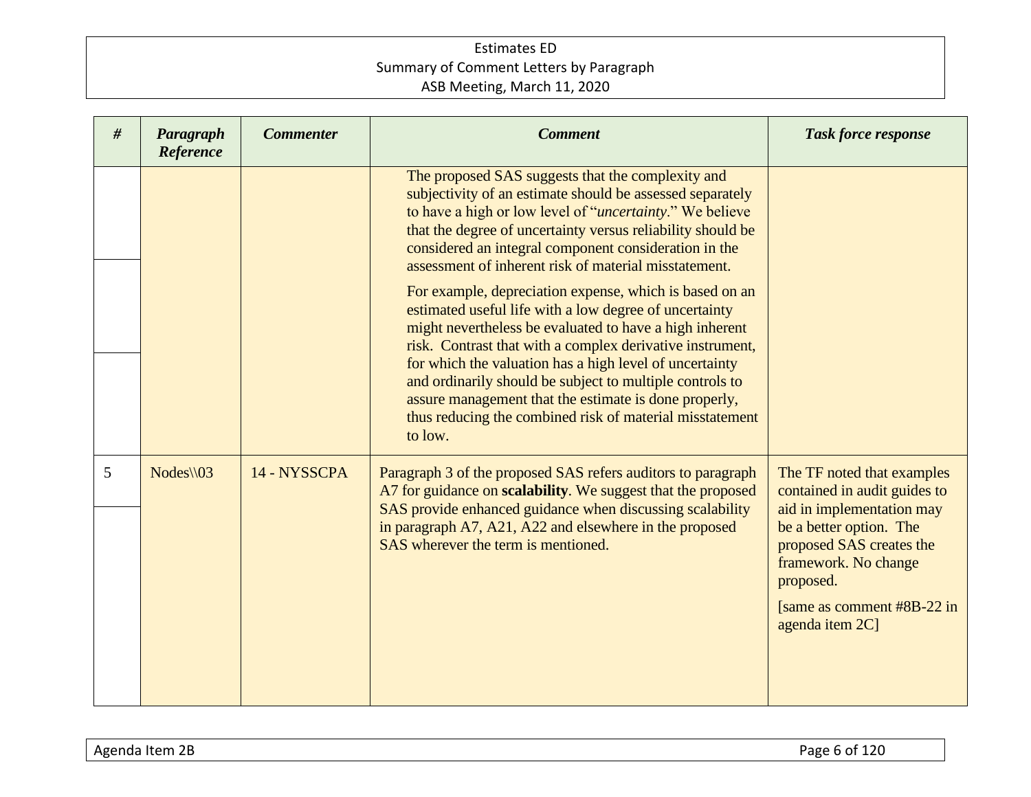| # | Paragraph Reference | Commenter | Comment | Task force response |
|---|---|---|---|---|
| | | | The proposed SAS suggests that the complexity and subjectivity of an estimate should be assessed separately to have a high or low level of "*uncertainty*." We believe that the degree of uncertainty versus reliability should be considered an integral component consideration in the assessment of inherent risk of material misstatement.<br><br>For example, depreciation expense, which is based on an estimated useful life with a low degree of uncertainty might nevertheless be evaluated to have a high inherent risk. Contrast that with a complex derivative instrument, for which the valuation has a high level of uncertainty and ordinarily should be subject to multiple controls to assure management that the estimate is done properly, thus reducing the combined risk of material misstatement to low. | |
| 5 | Nodes\\03 | 14 - NYSSCPA | Paragraph 3 of the proposed SAS refers auditors to paragraph A7 for guidance on **scalability**. We suggest that the proposed SAS provide enhanced guidance when discussing scalability in paragraph A7, A21, A22 and elsewhere in the proposed SAS wherever the term is mentioned. | The TF noted that examples contained in audit guides to aid in implementation may be a better option. The proposed SAS creates the framework. No change proposed.<br><br>[same as comment #8B-22 in agenda item 2C] |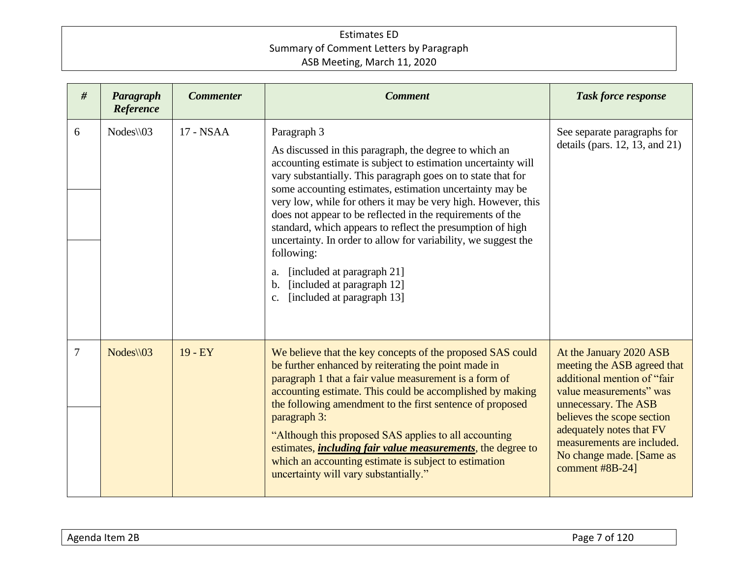| # | Paragraph Reference | Commenter | Comment | Task force response |
|---|---|---|---|---|
| 6 | Nodes\\03 | 17 - NSAA | Paragraph 3<br><br>As discussed in this paragraph, the degree to which an accounting estimate is subject to estimation uncertainty will vary substantially. This paragraph goes on to state that for some accounting estimates, estimation uncertainty may be very low, while for others it may be very high. However, this does not appear to be reflected in the requirements of the standard, which appears to reflect the presumption of high uncertainty. In order to allow for variability, we suggest the following:<br><br>a. [included at paragraph 21]<br>b. [included at paragraph 12]<br>c. [included at paragraph 13] | See separate paragraphs for details (pars. 12, 13, and 21) |
| 7 | Nodes\\03 | 19 - EY | We believe that the key concepts of the proposed SAS could be further enhanced by reiterating the point made in paragraph 1 that a fair value measurement is a form of accounting estimate. This could be accomplished by making the following amendment to the first sentence of proposed paragraph 3:<br><br>"Although this proposed SAS applies to all accounting estimates, ***<u>including fair value measurements</u>***, the degree to which an accounting estimate is subject to estimation uncertainty will vary substantially." | At the January 2020 ASB meeting the ASB agreed that additional mention of "fair value measurements" was unnecessary. The ASB believes the scope section adequately notes that FV measurements are included. No change made. [Same as comment #8B-24] |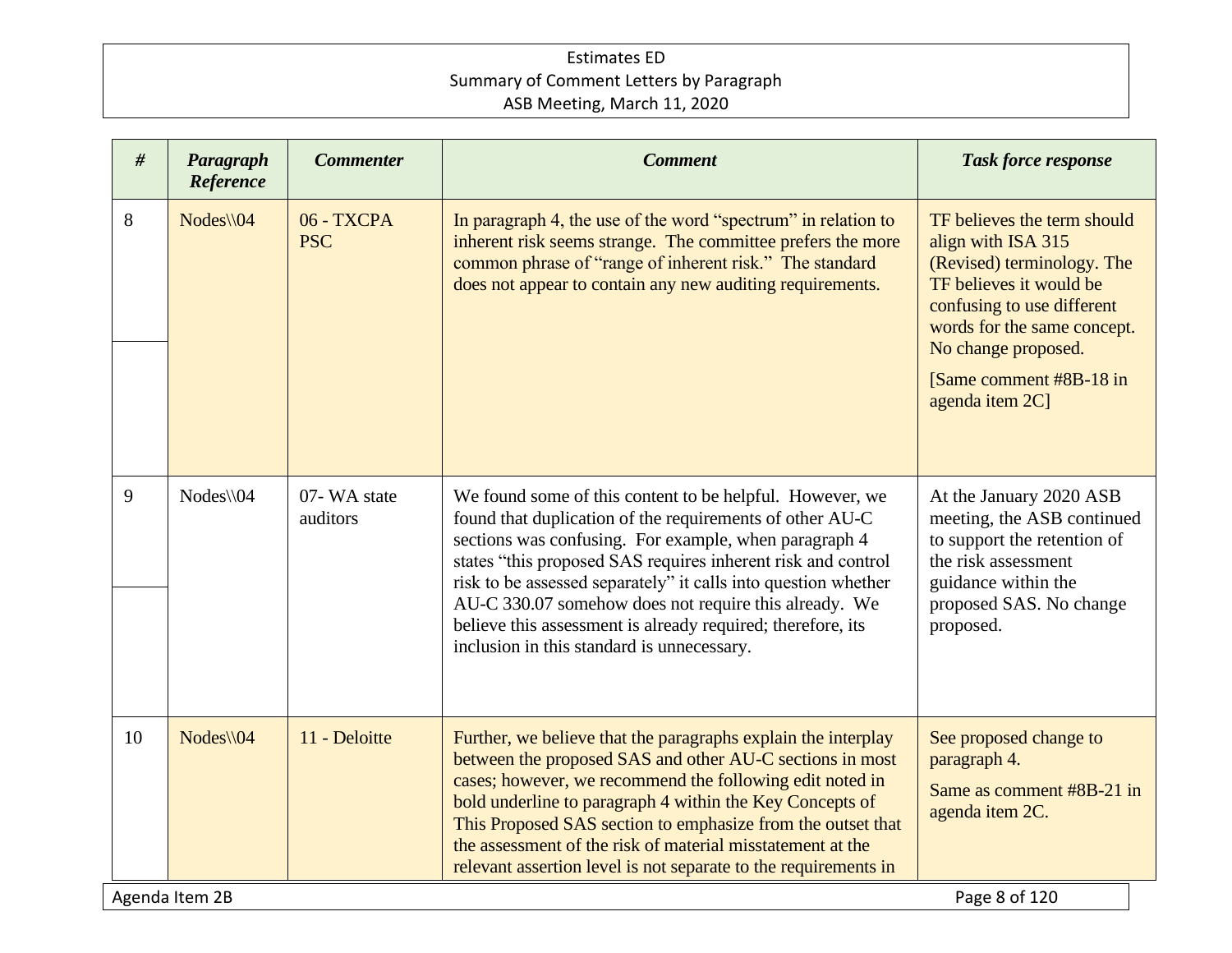| # | Paragraph Reference | Commenter | Comment | Task force response |
|---|---|---|---|---|
| 8 | Nodes\\04 | 06 - TXCPA PSC | In paragraph 4, the use of the word "spectrum" in relation to inherent risk seems strange. The committee prefers the more common phrase of "range of inherent risk." The standard does not appear to contain any new auditing requirements. | TF believes the term should align with ISA 315 (Revised) terminology. The TF believes it would be confusing to use different words for the same concept. No change proposed.<br><br>[Same comment #8B-18 in agenda item 2C] |
| 9 | Nodes\\04 | 07- WA state auditors | We found some of this content to be helpful. However, we found that duplication of the requirements of other AU-C sections was confusing. For example, when paragraph 4 states "this proposed SAS requires inherent risk and control risk to be assessed separately" it calls into question whether AU-C 330.07 somehow does not require this already. We believe this assessment is already required; therefore, its inclusion in this standard is unnecessary. | At the January 2020 ASB meeting, the ASB continued to support the retention of the risk assessment guidance within the proposed SAS. No change proposed. |
| 10 | Nodes\\04 | 11 - Deloitte | Further, we believe that the paragraphs explain the interplay between the proposed SAS and other AU-C sections in most cases; however, we recommend the following edit noted in bold underline to paragraph 4 within the Key Concepts of This Proposed SAS section to emphasize from the outset that the assessment of the risk of material misstatement at the relevant assertion level is not separate to the requirements in | See proposed change to paragraph 4.<br><br>Same as comment #8B-21 in agenda item 2C. |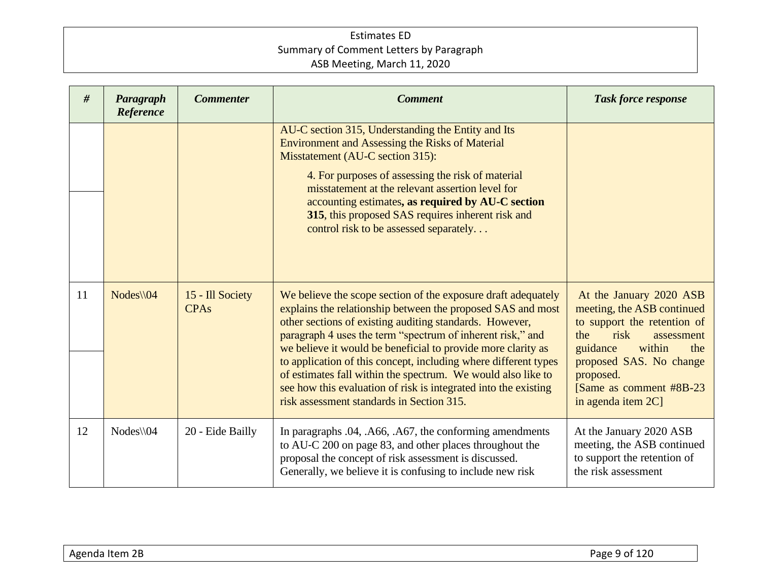| # | Paragraph Reference | Commenter | Comment | Task force response |
|---|---|---|---|---|
| | | | AU-C section 315, Understanding the Entity and Its Environment and Assessing the Risks of Material Misstatement (AU-C section 315): <br><br> 4. For purposes of assessing the risk of material misstatement at the relevant assertion level for accounting estimates**, as required by AU-C section 315**, this proposed SAS requires inherent risk and control risk to be assessed separately. . . | |
| 11 | Nodes\\04 | 15 - Ill Society CPAs | We believe the scope section of the exposure draft adequately explains the relationship between the proposed SAS and most other sections of existing auditing standards. However, paragraph 4 uses the term "spectrum of inherent risk," and we believe it would be beneficial to provide more clarity as to application of this concept, including where different types of estimates fall within the spectrum. We would also like to see how this evaluation of risk is integrated into the existing risk assessment standards in Section 315. | At the January 2020 ASB meeting, the ASB continued to support the retention of the risk assessment guidance within the proposed SAS. No change proposed. <br> [Same as comment #8B-23 in agenda item 2C] |
| 12 | Nodes\\04 | 20 - Eide Bailly | In paragraphs .04, .A66, .A67, the conforming amendments to AU-C 200 on page 83, and other places throughout the proposal the concept of risk assessment is discussed. Generally, we believe it is confusing to include new risk | At the January 2020 ASB meeting, the ASB continued to support the retention of the risk assessment |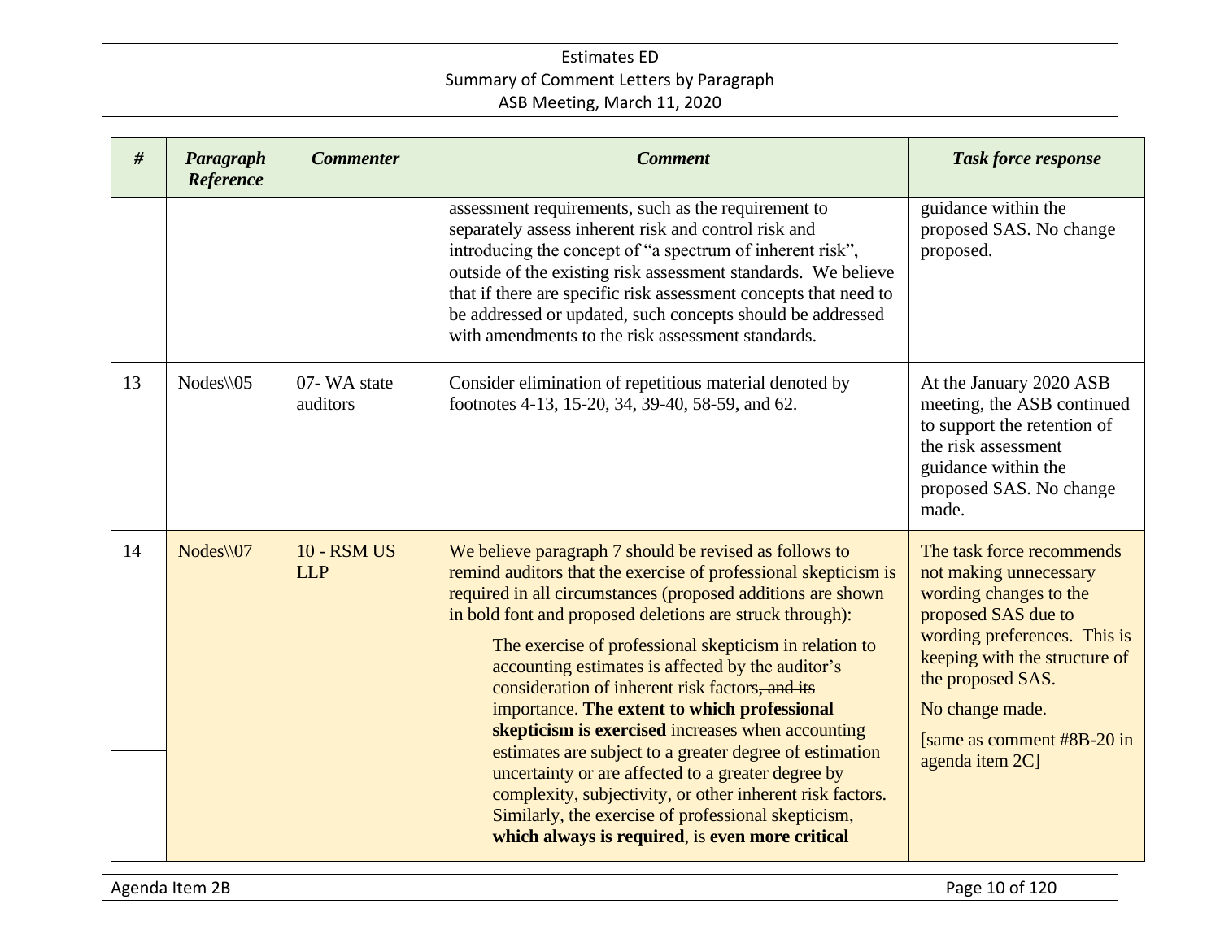| # | Paragraph Reference | Commenter | Comment | Task force response |
|---|---|---|---|---|
| | | | assessment requirements, such as the requirement to separately assess inherent risk and control risk and introducing the concept of "a spectrum of inherent risk", outside of the existing risk assessment standards. We believe that if there are specific risk assessment concepts that need to be addressed or updated, such concepts should be addressed with amendments to the risk assessment standards. | guidance within the proposed SAS. No change proposed. |
| 13 | Nodes\\05 | 07- WA state auditors | Consider elimination of repetitious material denoted by footnotes 4-13, 15-20, 34, 39-40, 58-59, and 62. | At the January 2020 ASB meeting, the ASB continued to support the retention of the risk assessment guidance within the proposed SAS. No change made. |
| 14 | Nodes\\07 | 10 - RSM US LLP | We believe paragraph 7 should be revised as follows to remind auditors that the exercise of professional skepticism is required in all circumstances (proposed additions are shown in bold font and proposed deletions are struck through):<br><br>The exercise of professional skepticism in relation to accounting estimates is affected by the auditor's consideration of inherent risk factors~~, and its importance.~~ **The extent to which professional skepticism is exercised** increases when accounting estimates are subject to a greater degree of estimation uncertainty or are affected to a greater degree by complexity, subjectivity, or other inherent risk factors. Similarly, the exercise of professional skepticism, **which always is required**, is **even more critical** | The task force recommends not making unnecessary wording changes to the proposed SAS due to wording preferences. This is keeping with the structure of the proposed SAS.<br><br>No change made.<br><br>[same as comment #8B-20 in agenda item 2C] |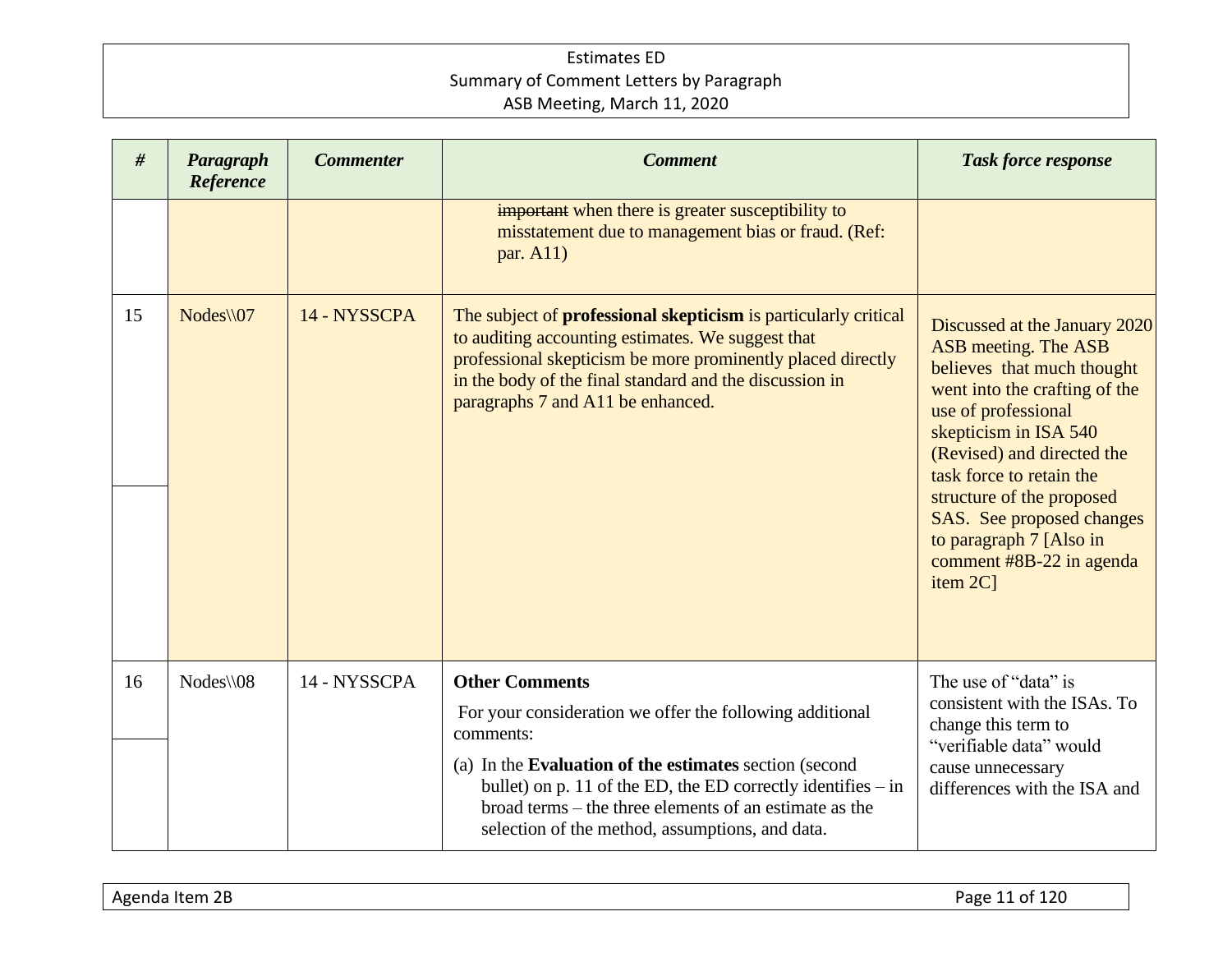| # | Paragraph Reference | Commenter | Comment | Task force response |
|---|---|---|---|---|
| | | | ~~important~~ when there is greater susceptibility to misstatement due to management bias or fraud. (Ref: par. A11) | |
| 15 | Nodes\\07 | 14 - NYSSCPA | The subject of **professional skepticism** is particularly critical to auditing accounting estimates. We suggest that professional skepticism be more prominently placed directly in the body of the final standard and the discussion in paragraphs 7 and A11 be enhanced. | Discussed at the January 2020 ASB meeting. The ASB believes that much thought went into the crafting of the use of professional skepticism in ISA 540 (Revised) and directed the task force to retain the structure of the proposed SAS. See proposed changes to paragraph 7 [Also in comment #8B-22 in agenda item 2C] |
| 16 | Nodes\\08 | 14 - NYSSCPA | **Other Comments**<br><br>For your consideration we offer the following additional comments:<br><br>(a) In the **Evaluation of the estimates** section (second bullet) on p. 11 of the ED, the ED correctly identifies – in broad terms – the three elements of an estimate as the selection of the method, assumptions, and data. | The use of "data" is consistent with the ISAs. To change this term to "verifiable data" would cause unnecessary differences with the ISA and |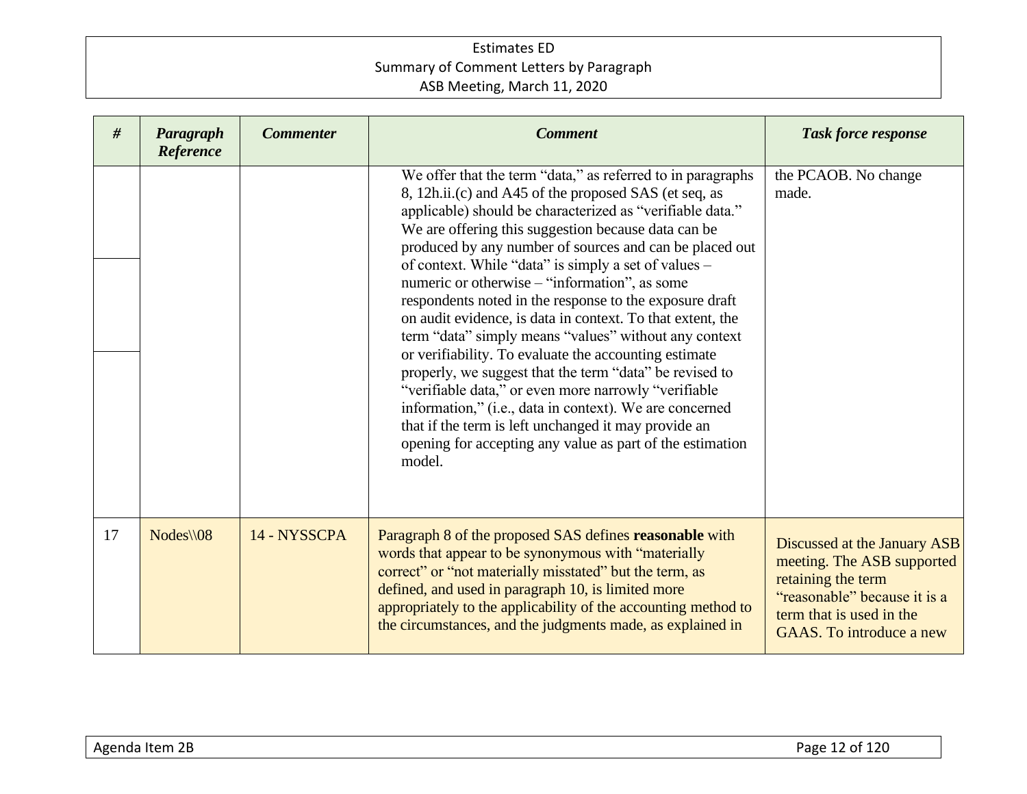| # | Paragraph Reference | Commenter | Comment | Task force response |
|---|---|---|---|---|
| | | | We offer that the term "data," as referred to in paragraphs 8, 12h.ii.(c) and A45 of the proposed SAS (et seq, as applicable) should be characterized as "verifiable data." We are offering this suggestion because data can be produced by any number of sources and can be placed out of context. While "data" is simply a set of values – numeric or otherwise – "information", as some respondents noted in the response to the exposure draft on audit evidence, is data in context. To that extent, the term "data" simply means "values" without any context or verifiability. To evaluate the accounting estimate properly, we suggest that the term "data" be revised to "verifiable data," or even more narrowly "verifiable information," (i.e., data in context). We are concerned that if the term is left unchanged it may provide an opening for accepting any value as part of the estimation model. | the PCAOB. No change made. |
| 17 | Nodes\\08 | 14 - NYSSCPA | Paragraph 8 of the proposed SAS defines **reasonable** with words that appear to be synonymous with "materially correct" or "not materially misstated" but the term, as defined, and used in paragraph 10, is limited more appropriately to the applicability of the accounting method to the circumstances, and the judgments made, as explained in | Discussed at the January ASB meeting. The ASB supported retaining the term "reasonable" because it is a term that is used in the GAAS. To introduce a new |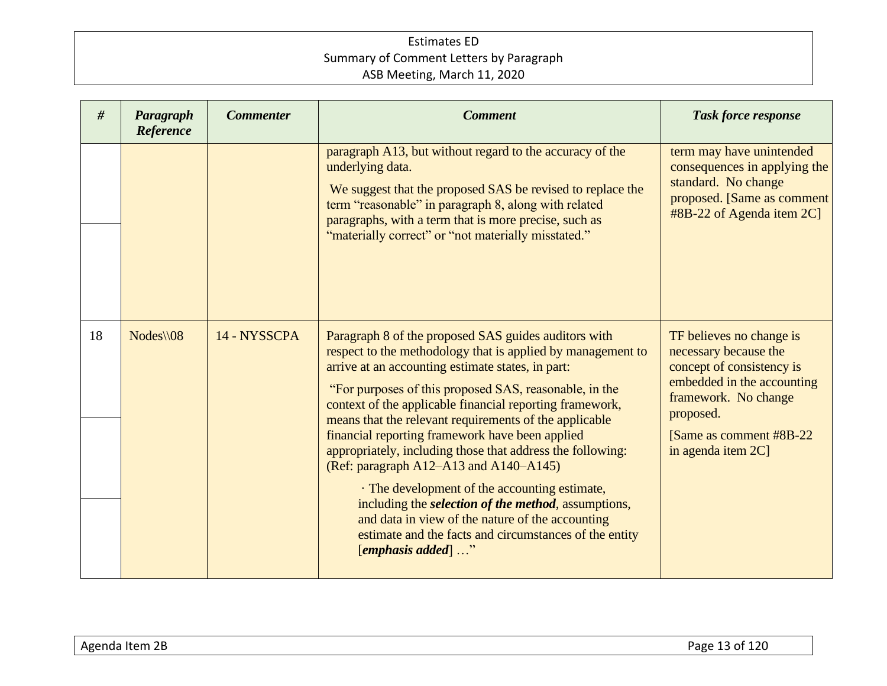| # | Paragraph Reference | Commenter | Comment | Task force response |
|---|---|---|---|---|
| | | | paragraph A13, but without regard to the accuracy of the underlying data.<br><br>We suggest that the proposed SAS be revised to replace the term "reasonable" in paragraph 8, along with related paragraphs, with a term that is more precise, such as "materially correct" or "not materially misstated." | term may have unintended consequences in applying the standard. No change proposed. [Same as comment #8B-22 of Agenda item 2C] |
| 18 | Nodes\\08 | 14 - NYSSCPA | Paragraph 8 of the proposed SAS guides auditors with respect to the methodology that is applied by management to arrive at an accounting estimate states, in part:<br><br>"For purposes of this proposed SAS, reasonable, in the context of the applicable financial reporting framework, means that the relevant requirements of the applicable financial reporting framework have been applied appropriately, including those that address the following: (Ref: paragraph A12–A13 and A140–A145)<br><br>· The development of the accounting estimate, including the ***selection of the method***, assumptions, and data in view of the nature of the accounting estimate and the facts and circumstances of the entity [***emphasis added***] …" | TF believes no change is necessary because the concept of consistency is embedded in the accounting framework. No change proposed.<br><br>[Same as comment #8B-22 in agenda item 2C] |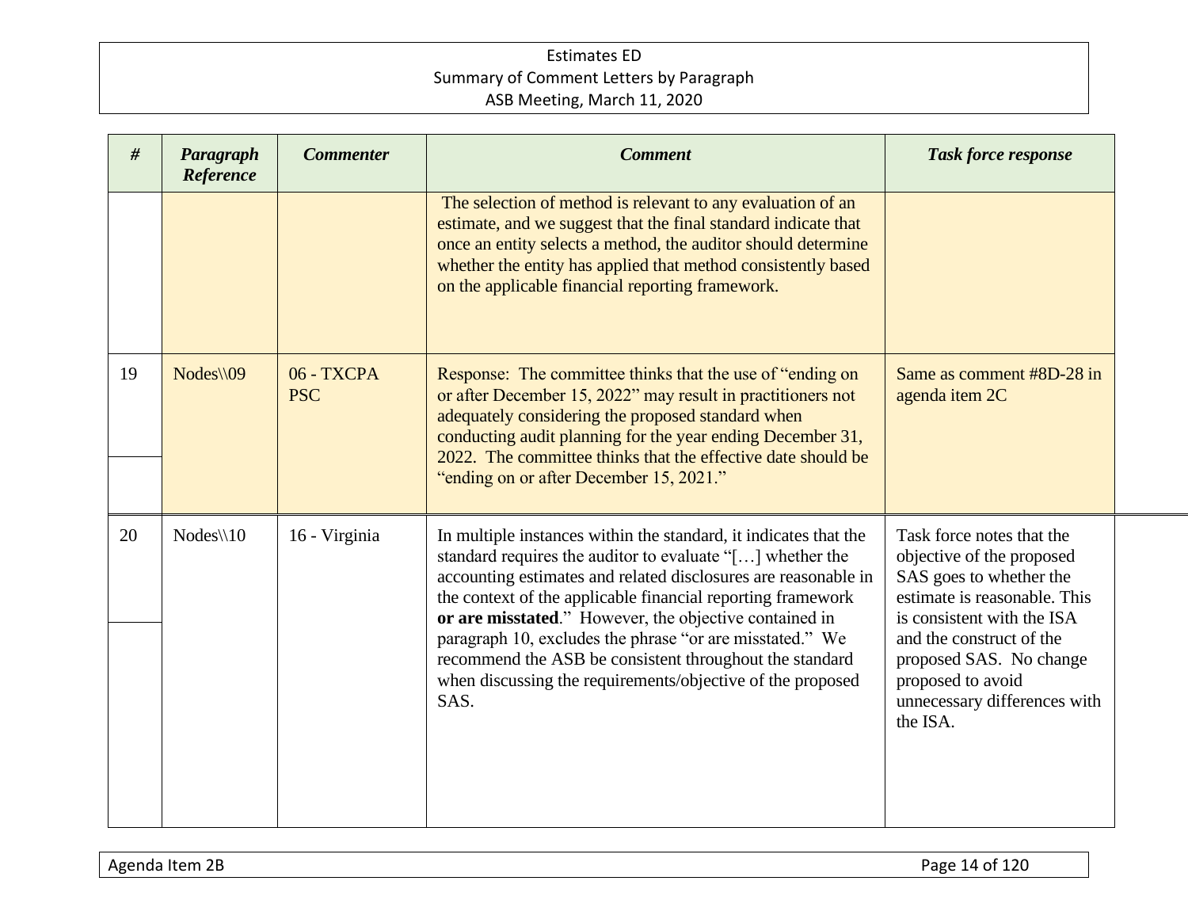| # | Paragraph Reference | Commenter | Comment | Task force response |
|---|---|---|---|---|
| | | | The selection of method is relevant to any evaluation of an estimate, and we suggest that the final standard indicate that once an entity selects a method, the auditor should determine whether the entity has applied that method consistently based on the applicable financial reporting framework. | |
| 19 | Nodes\\09 | 06 - TXCPA PSC | Response: The committee thinks that the use of "ending on or after December 15, 2022" may result in practitioners not adequately considering the proposed standard when conducting audit planning for the year ending December 31, 2022. The committee thinks that the effective date should be "ending on or after December 15, 2021." | Same as comment #8D-28 in agenda item 2C |
| 20 | Nodes\\10 | 16 - Virginia | In multiple instances within the standard, it indicates that the standard requires the auditor to evaluate "[…] whether the accounting estimates and related disclosures are reasonable in the context of the applicable financial reporting framework **or are misstated**." However, the objective contained in paragraph 10, excludes the phrase "or are misstated." We recommend the ASB be consistent throughout the standard when discussing the requirements/objective of the proposed SAS. | Task force notes that the objective of the proposed SAS goes to whether the estimate is reasonable. This is consistent with the ISA and the construct of the proposed SAS. No change proposed to avoid unnecessary differences with the ISA. |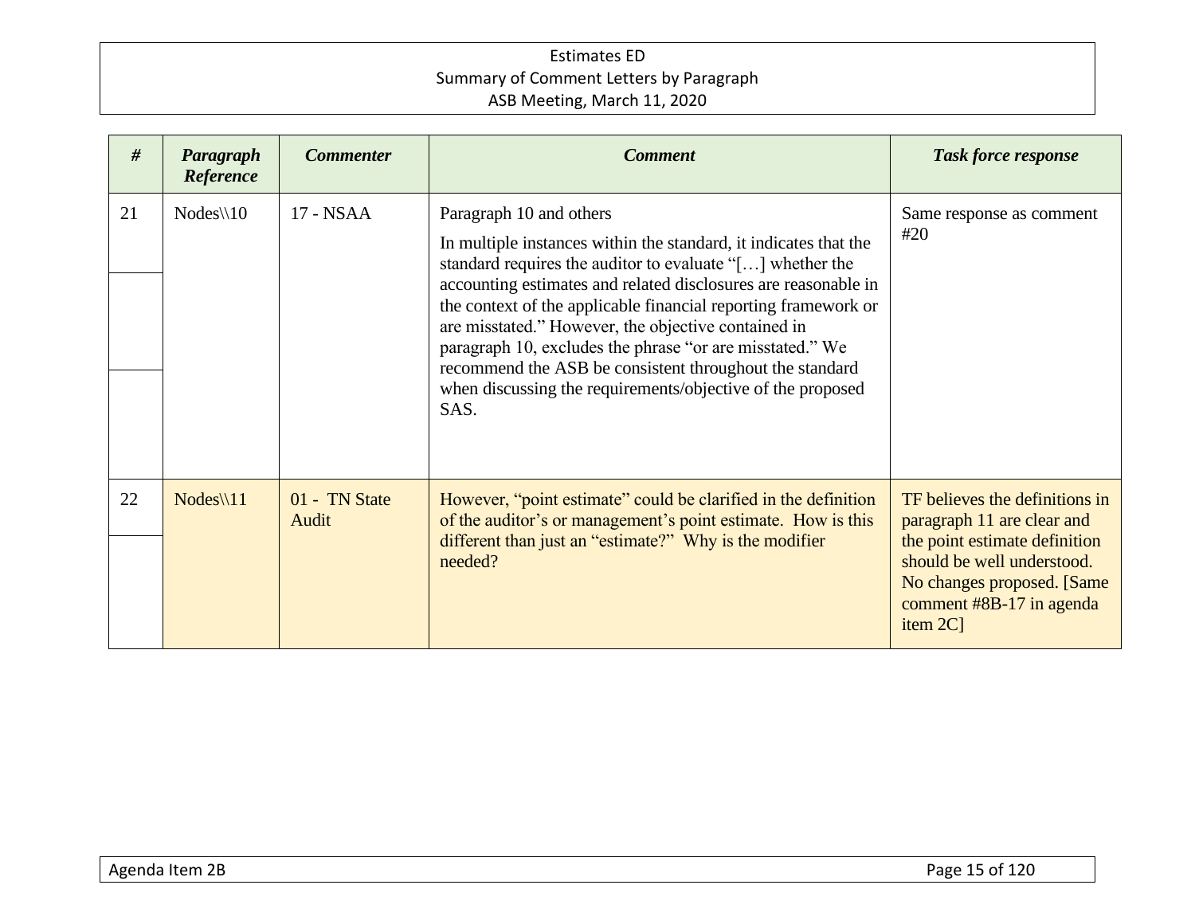| # | Paragraph Reference | Commenter | Comment | Task force response |
|---|---|---|---|---|
| 21 | Nodes\\10 | 17 - NSAA | Paragraph 10 and others<br><br>In multiple instances within the standard, it indicates that the standard requires the auditor to evaluate "[…] whether the accounting estimates and related disclosures are reasonable in the context of the applicable financial reporting framework or are misstated." However, the objective contained in paragraph 10, excludes the phrase "or are misstated." We recommend the ASB be consistent throughout the standard when discussing the requirements/objective of the proposed SAS. | Same response as comment #20 |
| 22 | Nodes\\11 | 01 - TN State Audit | However, "point estimate" could be clarified in the definition of the auditor's or management's point estimate. How is this different than just an "estimate?" Why is the modifier needed? | TF believes the definitions in paragraph 11 are clear and the point estimate definition should be well understood. No changes proposed. [Same comment #8B-17 in agenda item 2C] |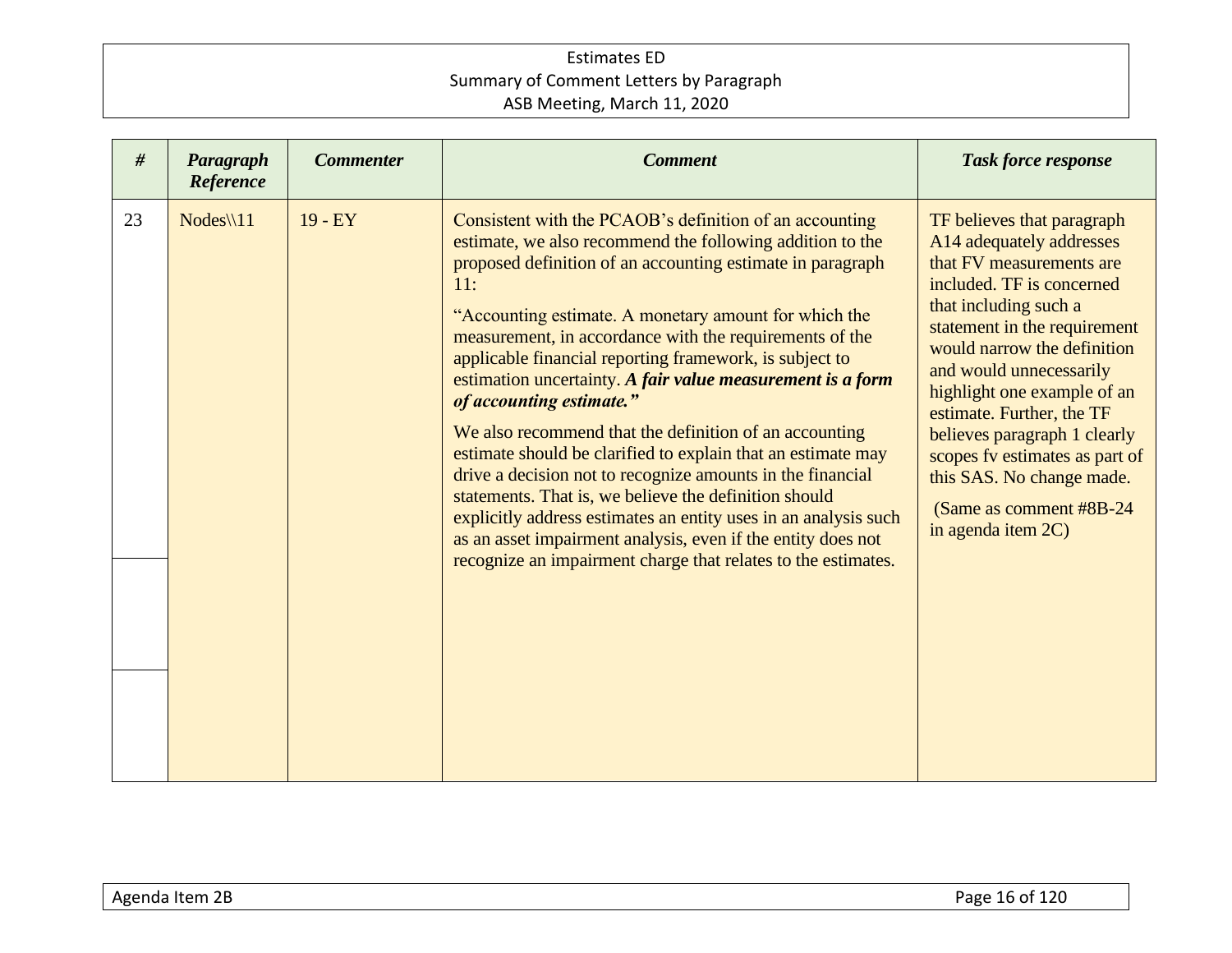| # | Paragraph Reference | Commenter | Comment | Task force response |
|---|---|---|---|---|
| 23 | Nodes\\11 | 19 - EY | Consistent with the PCAOB's definition of an accounting estimate, we also recommend the following addition to the proposed definition of an accounting estimate in paragraph 11:<br><br>"Accounting estimate. A monetary amount for which the measurement, in accordance with the requirements of the applicable financial reporting framework, is subject to estimation uncertainty. ***A fair value measurement is a form of accounting estimate."***<br><br>We also recommend that the definition of an accounting estimate should be clarified to explain that an estimate may drive a decision not to recognize amounts in the financial statements. That is, we believe the definition should explicitly address estimates an entity uses in an analysis such as an asset impairment analysis, even if the entity does not recognize an impairment charge that relates to the estimates. | TF believes that paragraph A14 adequately addresses that FV measurements are included. TF is concerned that including such a statement in the requirement would narrow the definition and would unnecessarily highlight one example of an estimate. Further, the TF believes paragraph 1 clearly scopes fv estimates as part of this SAS. No change made.<br><br>(Same as comment #8B-24 in agenda item 2C) |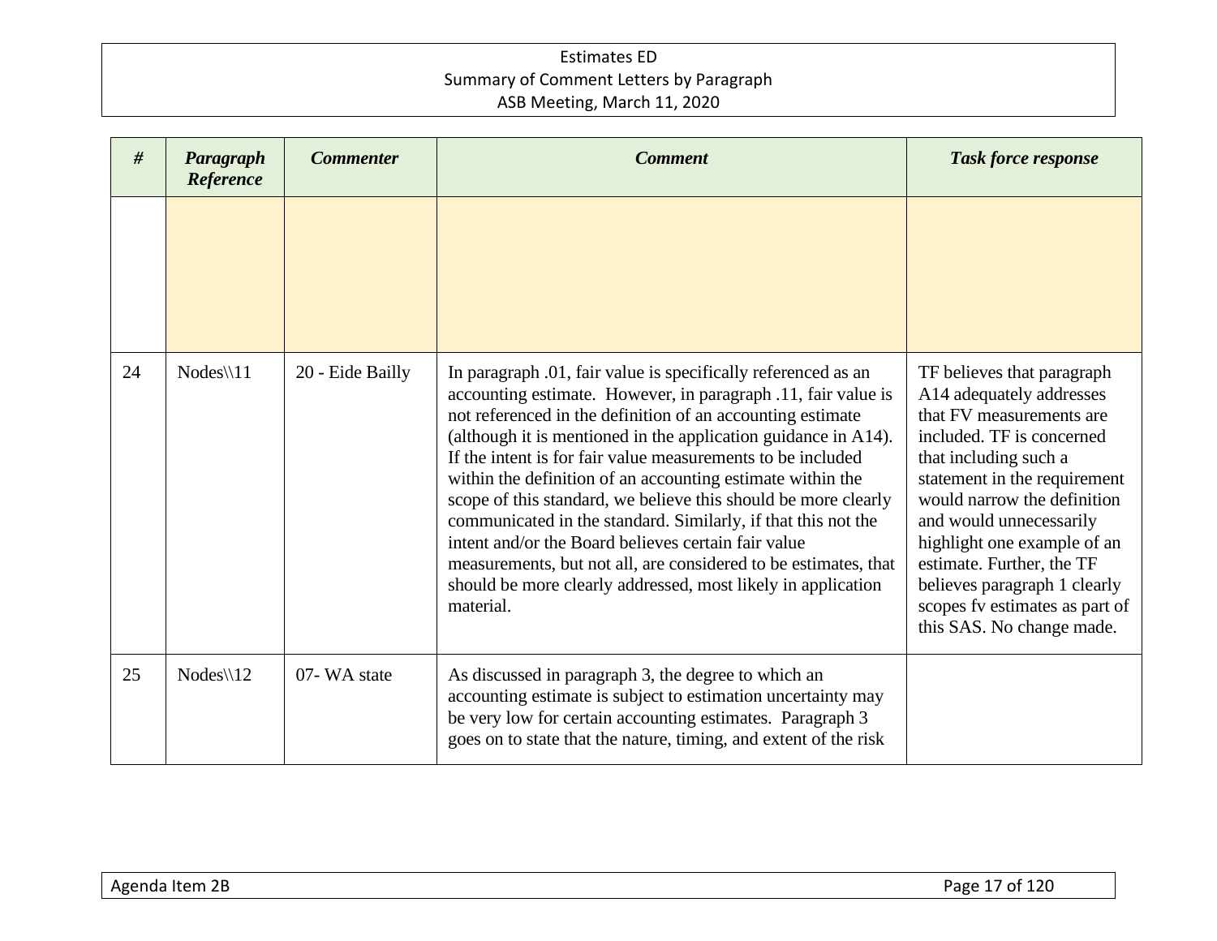| # | Paragraph Reference | Commenter | Comment | Task force response |
|---|---|---|---|---|
| | | | | |
| 24 | Nodes\\11 | 20 - Eide Bailly | In paragraph .01, fair value is specifically referenced as an accounting estimate. However, in paragraph .11, fair value is not referenced in the definition of an accounting estimate (although it is mentioned in the application guidance in A14). If the intent is for fair value measurements to be included within the definition of an accounting estimate within the scope of this standard, we believe this should be more clearly communicated in the standard. Similarly, if that this not the intent and/or the Board believes certain fair value measurements, but not all, are considered to be estimates, that should be more clearly addressed, most likely in application material. | TF believes that paragraph A14 adequately addresses that FV measurements are included. TF is concerned that including such a statement in the requirement would narrow the definition and would unnecessarily highlight one example of an estimate. Further, the TF believes paragraph 1 clearly scopes fv estimates as part of this SAS. No change made. |
| 25 | Nodes\\12 | 07- WA state | As discussed in paragraph 3, the degree to which an accounting estimate is subject to estimation uncertainty may be very low for certain accounting estimates. Paragraph 3 goes on to state that the nature, timing, and extent of the risk | |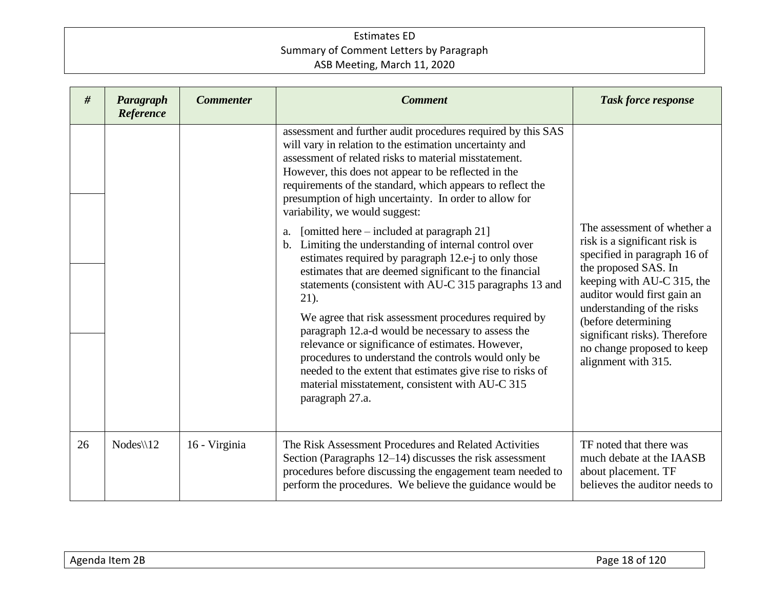| # | Paragraph Reference | Commenter | Comment | Task force response |
|---|---|---|---|---|
| | | | assessment and further audit procedures required by this SAS will vary in relation to the estimation uncertainty and assessment of related risks to material misstatement. However, this does not appear to be reflected in the requirements of the standard, which appears to reflect the presumption of high uncertainty. In order to allow for variability, we would suggest:<br>a. [omitted here – included at paragraph 21]<br>b. Limiting the understanding of internal control over estimates required by paragraph 12.e-j to only those estimates that are deemed significant to the financial statements (consistent with AU-C 315 paragraphs 13 and 21).<br>We agree that risk assessment procedures required by paragraph 12.a-d would be necessary to assess the relevance or significance of estimates. However, procedures to understand the controls would only be needed to the extent that estimates give rise to risks of material misstatement, consistent with AU-C 315 paragraph 27.a. | The assessment of whether a risk is a significant risk is specified in paragraph 16 of the proposed SAS. In keeping with AU-C 315, the auditor would first gain an understanding of the risks (before determining significant risks). Therefore no change proposed to keep alignment with 315. |
| 26 | Nodes\\12 | 16 - Virginia | The Risk Assessment Procedures and Related Activities Section (Paragraphs 12–14) discusses the risk assessment procedures before discussing the engagement team needed to perform the procedures. We believe the guidance would be | TF noted that there was much debate at the IAASB about placement. TF believes the auditor needs to |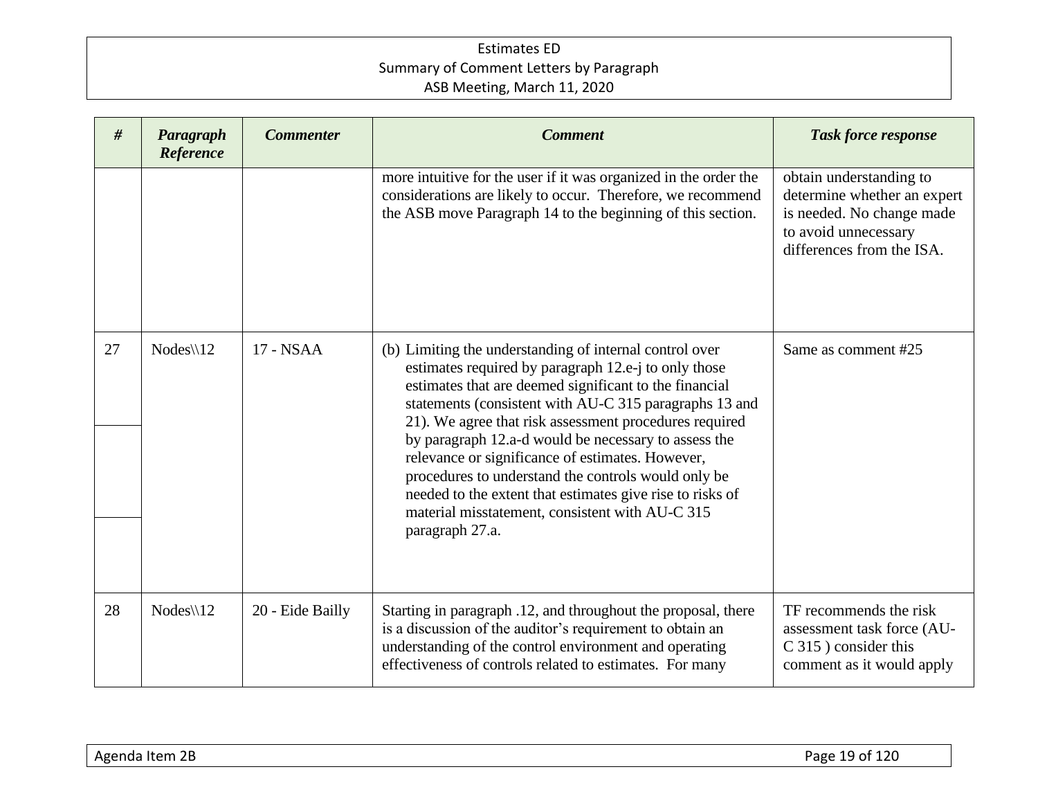| # | Paragraph Reference | Commenter | Comment | Task force response |
|---|---|---|---|---|
| | | | more intuitive for the user if it was organized in the order the considerations are likely to occur. Therefore, we recommend the ASB move Paragraph 14 to the beginning of this section. | obtain understanding to determine whether an expert is needed. No change made to avoid unnecessary differences from the ISA. |
| 27 | Nodes\\12 | 17 - NSAA | (b) Limiting the understanding of internal control over estimates required by paragraph 12.e-j to only those estimates that are deemed significant to the financial statements (consistent with AU-C 315 paragraphs 13 and 21). We agree that risk assessment procedures required by paragraph 12.a-d would be necessary to assess the relevance or significance of estimates. However, procedures to understand the controls would only be needed to the extent that estimates give rise to risks of material misstatement, consistent with AU-C 315 paragraph 27.a. | Same as comment #25 |
| 28 | Nodes\\12 | 20 - Eide Bailly | Starting in paragraph .12, and throughout the proposal, there is a discussion of the auditor's requirement to obtain an understanding of the control environment and operating effectiveness of controls related to estimates. For many | TF recommends the risk assessment task force (AU-C 315 ) consider this comment as it would apply |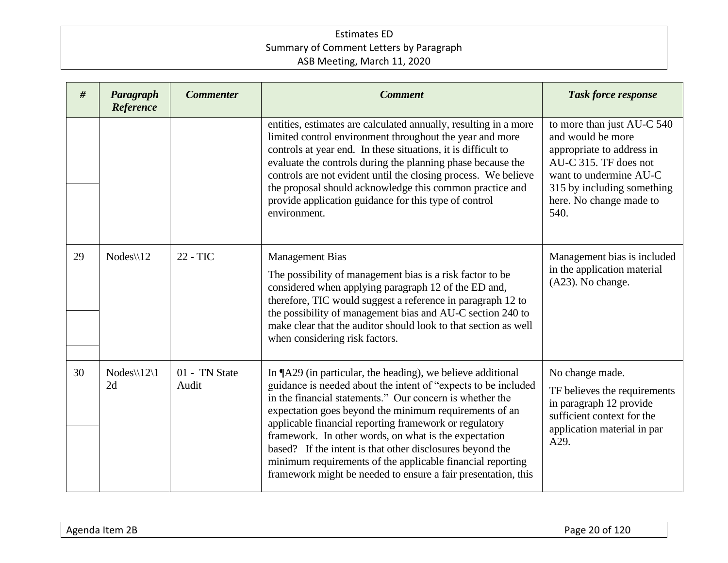| # | Paragraph Reference | Commenter | Comment | Task force response |
|---|---|---|---|---|
| | | | entities, estimates are calculated annually, resulting in a more limited control environment throughout the year and more controls at year end. In these situations, it is difficult to evaluate the controls during the planning phase because the controls are not evident until the closing process. We believe the proposal should acknowledge this common practice and provide application guidance for this type of control environment. | to more than just AU-C 540 and would be more appropriate to address in AU-C 315. TF does not want to undermine AU-C 315 by including something here. No change made to 540. |
| 29 | Nodes\\12 | 22 - TIC | Management Bias<br><br>The possibility of management bias is a risk factor to be considered when applying paragraph 12 of the ED and, therefore, TIC would suggest a reference in paragraph 12 to the possibility of management bias and AU-C section 240 to make clear that the auditor should look to that section as well when considering risk factors. | Management bias is included in the application material (A23). No change. |
| 30 | Nodes\\12\12d | 01 - TN State Audit | In ¶A29 (in particular, the heading), we believe additional guidance is needed about the intent of "expects to be included in the financial statements." Our concern is whether the expectation goes beyond the minimum requirements of an applicable financial reporting framework or regulatory framework. In other words, on what is the expectation based? If the intent is that other disclosures beyond the minimum requirements of the applicable financial reporting framework might be needed to ensure a fair presentation, this | No change made.<br><br>TF believes the requirements in paragraph 12 provide sufficient context for the application material in par A29. |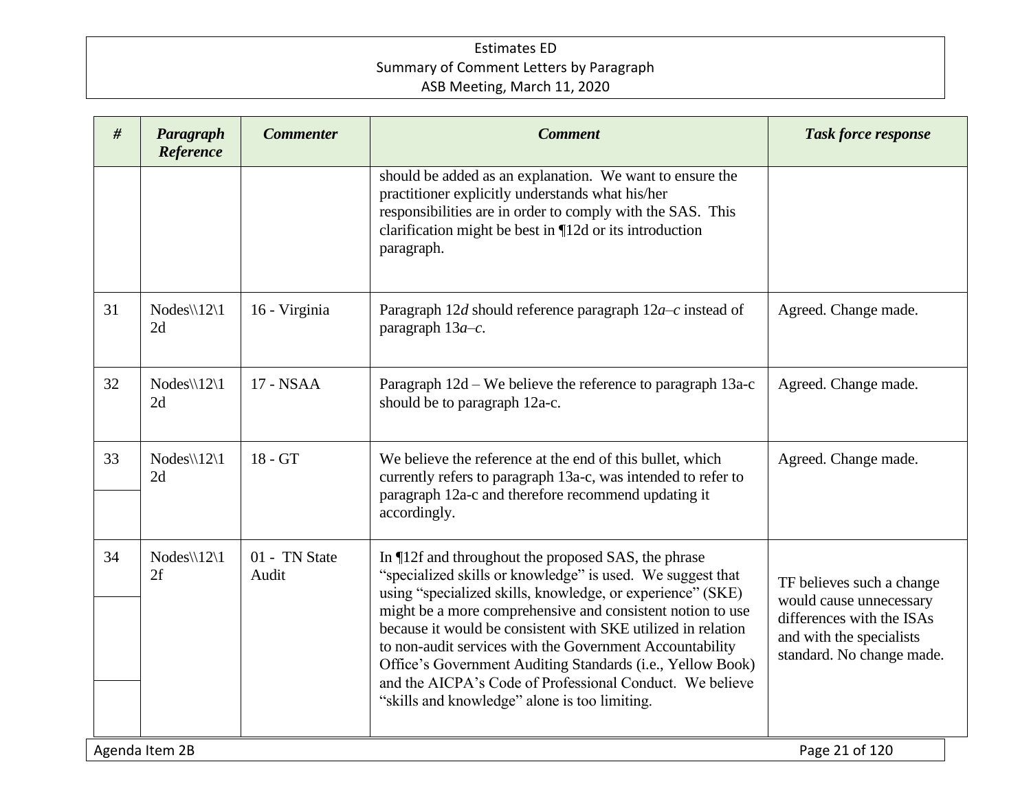| # | Paragraph Reference | Commenter | Comment | Task force response |
|---|---|---|---|---|
| | | | should be added as an explanation. We want to ensure the practitioner explicitly understands what his/her responsibilities are in order to comply with the SAS. This clarification might be best in ¶12d or its introduction paragraph. | |
| 31 | Nodes\\12\12d | 16 - Virginia | Paragraph 12*d* should reference paragraph 12*a*–*c* instead of paragraph 13*a*–*c*. | Agreed. Change made. |
| 32 | Nodes\\12\12d | 17 - NSAA | Paragraph 12d – We believe the reference to paragraph 13a-c should be to paragraph 12a-c. | Agreed. Change made. |
| 33 | Nodes\\12\12d | 18 - GT | We believe the reference at the end of this bullet, which currently refers to paragraph 13a-c, was intended to refer to paragraph 12a-c and therefore recommend updating it accordingly. | Agreed. Change made. |
| 34 | Nodes\\12\12f | 01 - TN State Audit | In ¶12f and throughout the proposed SAS, the phrase "specialized skills or knowledge" is used. We suggest that using "specialized skills, knowledge, or experience" (SKE) might be a more comprehensive and consistent notion to use because it would be consistent with SKE utilized in relation to non-audit services with the Government Accountability Office's Government Auditing Standards (i.e., Yellow Book) and the AICPA's Code of Professional Conduct. We believe "skills and knowledge" alone is too limiting. | TF believes such a change would cause unnecessary differences with the ISAs and with the specialists standard. No change made. |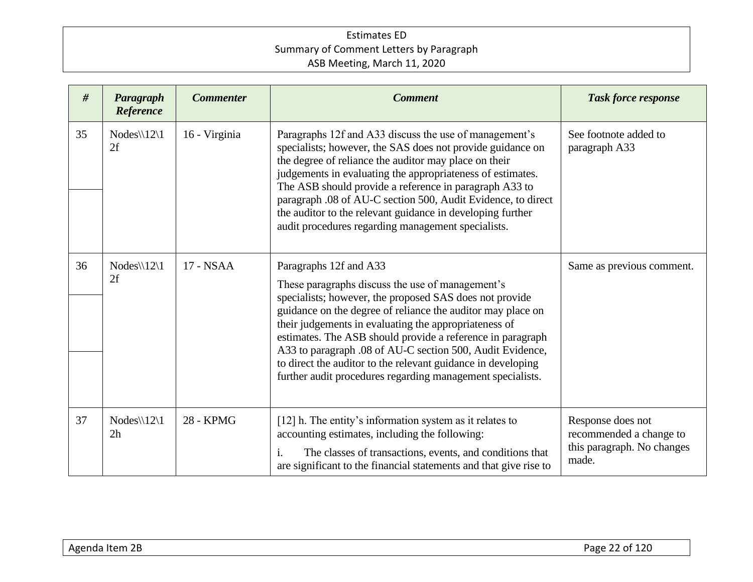| # | Paragraph Reference | Commenter | Comment | Task force response |
|---|---|---|---|---|
| 35 | Nodes\\12\12f | 16 - Virginia | Paragraphs 12f and A33 discuss the use of management's specialists; however, the SAS does not provide guidance on the degree of reliance the auditor may place on their judgements in evaluating the appropriateness of estimates. The ASB should provide a reference in paragraph A33 to paragraph .08 of AU-C section 500, Audit Evidence, to direct the auditor to the relevant guidance in developing further audit procedures regarding management specialists. | See footnote added to paragraph A33 |
| 36 | Nodes\\12\12f | 17 - NSAA | Paragraphs 12f and A33<br><br>These paragraphs discuss the use of management's specialists; however, the proposed SAS does not provide guidance on the degree of reliance the auditor may place on their judgements in evaluating the appropriateness of estimates. The ASB should provide a reference in paragraph A33 to paragraph .08 of AU-C section 500, Audit Evidence, to direct the auditor to the relevant guidance in developing further audit procedures regarding management specialists. | Same as previous comment. |
| 37 | Nodes\\12\12h | 28 - KPMG | [12] h. The entity's information system as it relates to accounting estimates, including the following:<br><br>i. The classes of transactions, events, and conditions that are significant to the financial statements and that give rise to | Response does not recommended a change to this paragraph. No changes made. |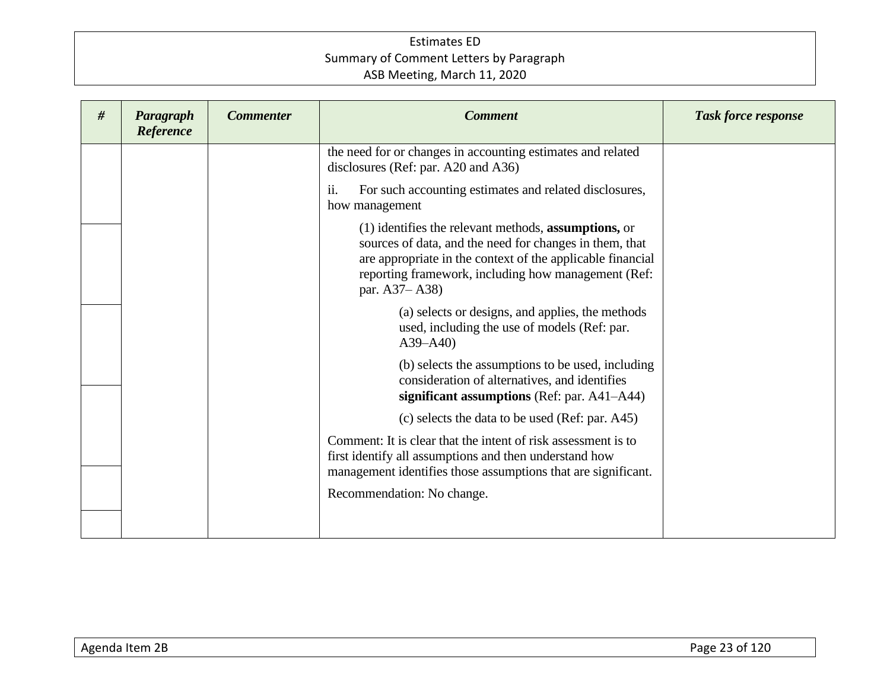| # | Paragraph Reference | Commenter | Comment | Task force response |
|---|---|---|---|---|
| | | | the need for or changes in accounting estimates and related disclosures (Ref: par. A20 and A36)<br><br>ii. For such accounting estimates and related disclosures, how management<br><br>(1) identifies the relevant methods, **assumptions,** or sources of data, and the need for changes in them, that are appropriate in the context of the applicable financial reporting framework, including how management (Ref: par. A37– A38)<br><br>(a) selects or designs, and applies, the methods used, including the use of models (Ref: par. A39–A40)<br><br>(b) selects the assumptions to be used, including consideration of alternatives, and identifies **significant assumptions** (Ref: par. A41–A44)<br><br>(c) selects the data to be used (Ref: par. A45)<br><br>Comment: It is clear that the intent of risk assessment is to first identify all assumptions and then understand how management identifies those assumptions that are significant.<br><br>Recommendation: No change. | |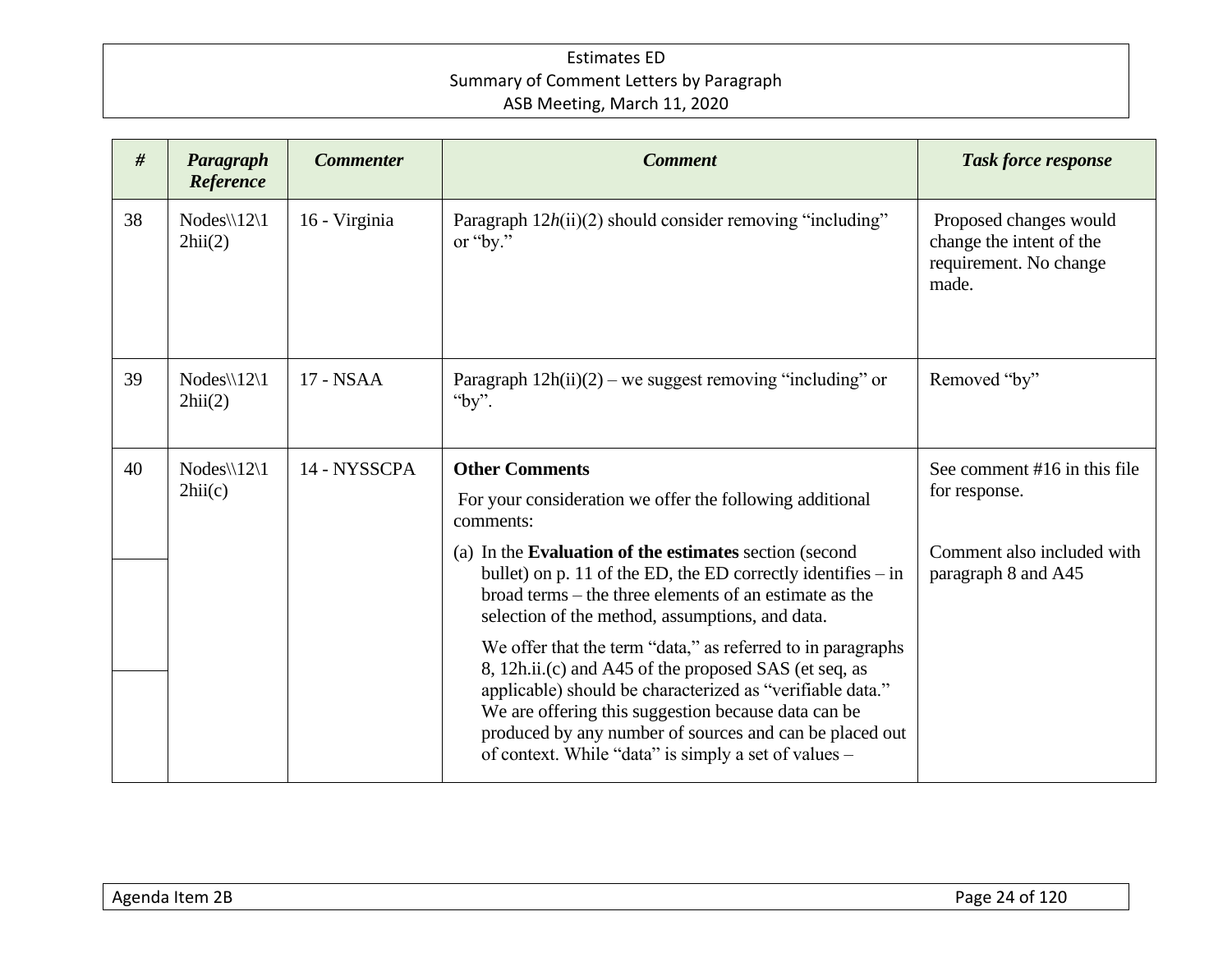Estimates ED
Summary of Comment Letters by Paragraph
ASB Meeting, March 11, 2020

| # | Paragraph Reference | Commenter | Comment | Task force response |
|---|---|---|---|---|
| 38 | Nodes\\12\12hii(2) | 16 - Virginia | Paragraph 12*h*(ii)(2) should consider removing "including" or "by." | Proposed changes would change the intent of the requirement. No change made. |
| 39 | Nodes\\12\12hii(2) | 17 - NSAA | Paragraph 12h(ii)(2) – we suggest removing "including" or "by". | Removed "by" |
| 40 | Nodes\\12\12hii(c) | 14 - NYSSCPA | **Other Comments**<br><br>For your consideration we offer the following additional comments:<br><br>(a) In the **Evaluation of the estimates** section (second bullet) on p. 11 of the ED, the ED correctly identifies – in broad terms – the three elements of an estimate as the selection of the method, assumptions, and data.<br><br>We offer that the term "data," as referred to in paragraphs 8, 12h.ii.(c) and A45 of the proposed SAS (et seq, as applicable) should be characterized as "verifiable data." We are offering this suggestion because data can be produced by any number of sources and can be placed out of context. While "data" is simply a set of values – | See comment #16 in this file for response.<br><br>Comment also included with paragraph 8 and A45 |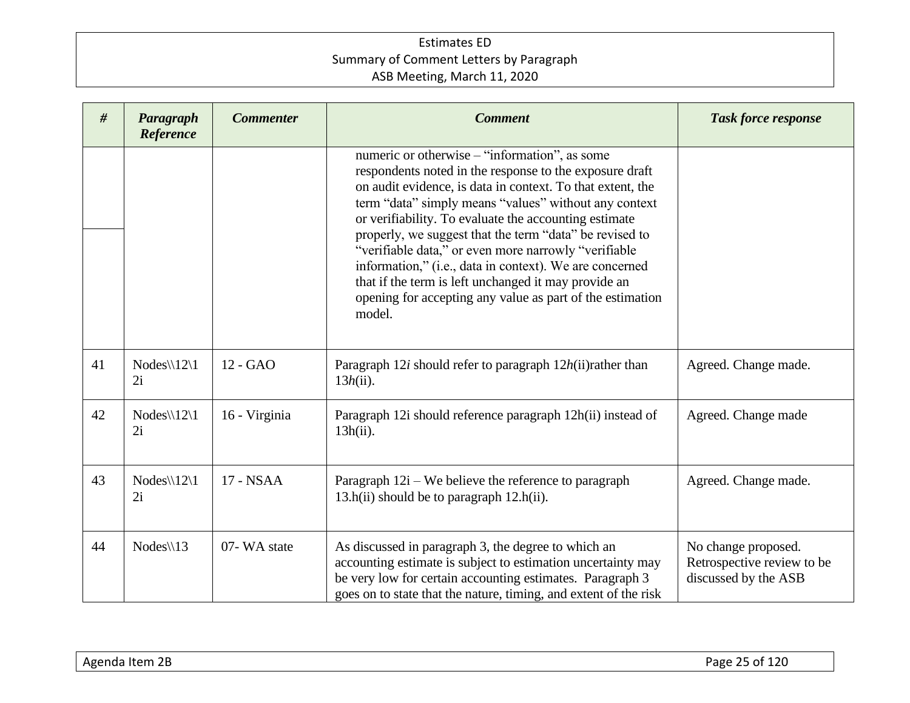| # | Paragraph Reference | Commenter | Comment | Task force response |
|---|---|---|---|---|
| | | | numeric or otherwise – "information", as some respondents noted in the response to the exposure draft on audit evidence, is data in context. To that extent, the term "data" simply means "values" without any context or verifiability. To evaluate the accounting estimate properly, we suggest that the term "data" be revised to "verifiable data," or even more narrowly "verifiable information," (i.e., data in context). We are concerned that if the term is left unchanged it may provide an opening for accepting any value as part of the estimation model. | |
| 41 | Nodes\\12\12i | 12 - GAO | Paragraph 12*i* should refer to paragraph 12*h*(ii)rather than 13*h*(ii). | Agreed. Change made. |
| 42 | Nodes\\12\12i | 16 - Virginia | Paragraph 12i should reference paragraph 12h(ii) instead of 13h(ii). | Agreed. Change made |
| 43 | Nodes\\12\12i | 17 - NSAA | Paragraph 12i – We believe the reference to paragraph 13.h(ii) should be to paragraph 12.h(ii). | Agreed. Change made. |
| 44 | Nodes\\13 | 07- WA state | As discussed in paragraph 3, the degree to which an accounting estimate is subject to estimation uncertainty may be very low for certain accounting estimates. Paragraph 3 goes on to state that the nature, timing, and extent of the risk | No change proposed. Retrospective review to be discussed by the ASB |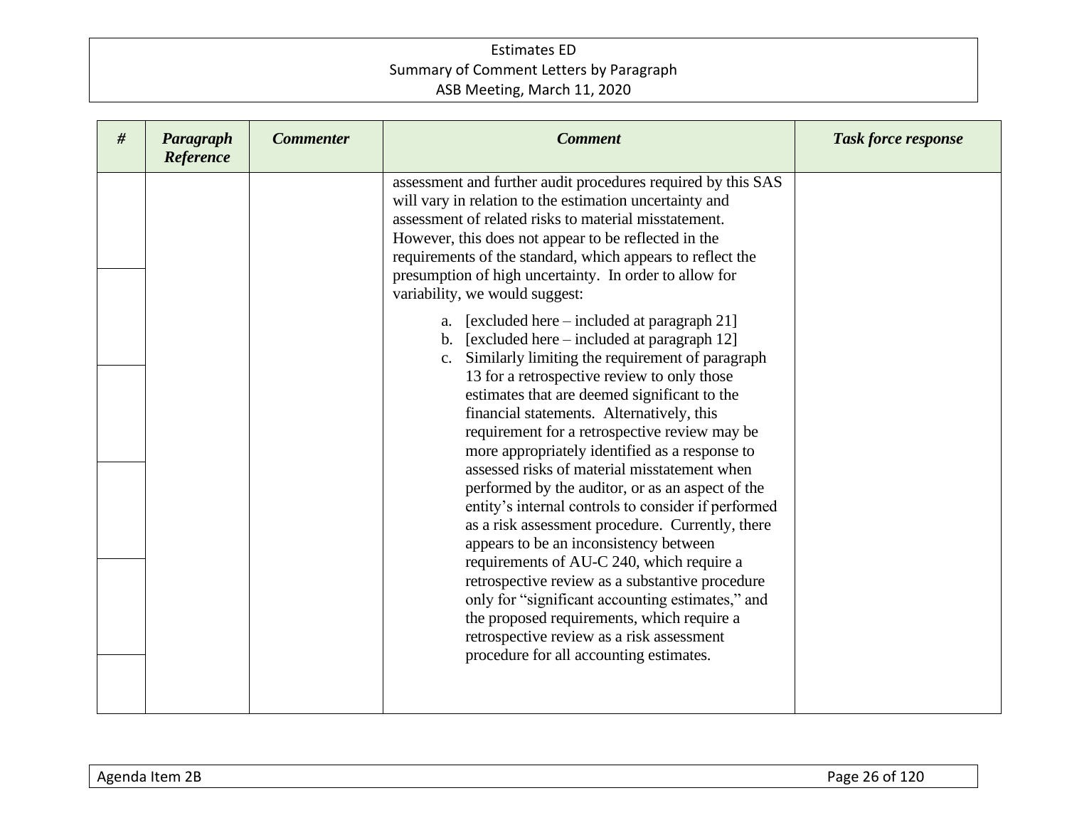| # | Paragraph Reference | Commenter | Comment | Task force response |
|---|---|---|---|---|
| | | | assessment and further audit procedures required by this SAS will vary in relation to the estimation uncertainty and assessment of related risks to material misstatement. However, this does not appear to be reflected in the requirements of the standard, which appears to reflect the presumption of high uncertainty. In order to allow for variability, we would suggest:<br><br>a. [excluded here – included at paragraph 21]<br>b. [excluded here – included at paragraph 12]<br>c. Similarly limiting the requirement of paragraph 13 for a retrospective review to only those estimates that are deemed significant to the financial statements. Alternatively, this requirement for a retrospective review may be more appropriately identified as a response to assessed risks of material misstatement when performed by the auditor, or as an aspect of the entity's internal controls to consider if performed as a risk assessment procedure. Currently, there appears to be an inconsistency between requirements of AU-C 240, which require a retrospective review as a substantive procedure only for "significant accounting estimates," and the proposed requirements, which require a retrospective review as a risk assessment procedure for all accounting estimates. | |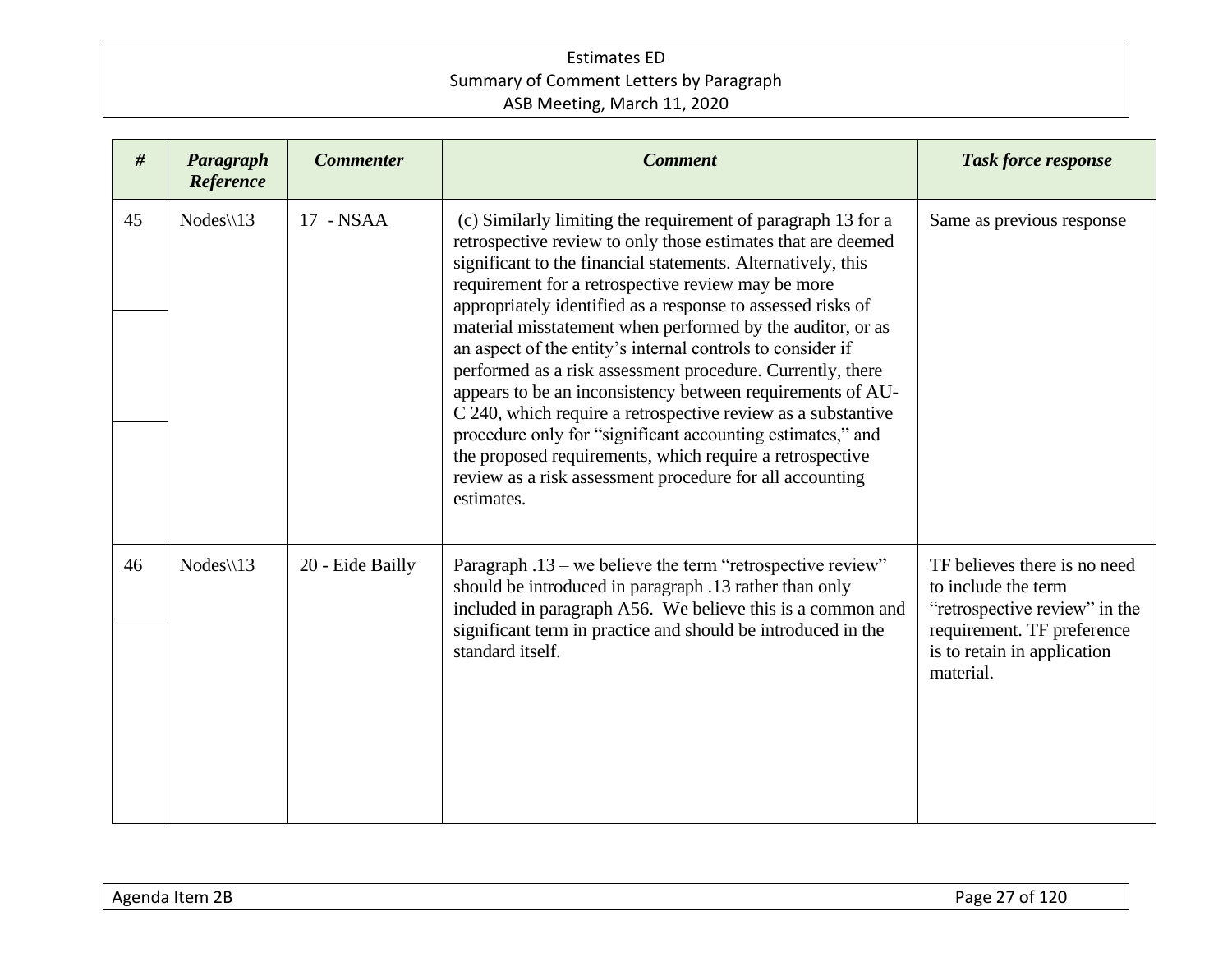| # | Paragraph Reference | Commenter | Comment | Task force response |
|---|---|---|---|---|
| 45 | Nodes\\13 | 17 - NSAA | (c) Similarly limiting the requirement of paragraph 13 for a retrospective review to only those estimates that are deemed significant to the financial statements. Alternatively, this requirement for a retrospective review may be more appropriately identified as a response to assessed risks of material misstatement when performed by the auditor, or as an aspect of the entity's internal controls to consider if performed as a risk assessment procedure. Currently, there appears to be an inconsistency between requirements of AU-C 240, which require a retrospective review as a substantive procedure only for "significant accounting estimates," and the proposed requirements, which require a retrospective review as a risk assessment procedure for all accounting estimates. | Same as previous response |
| 46 | Nodes\\13 | 20 - Eide Bailly | Paragraph .13 – we believe the term "retrospective review" should be introduced in paragraph .13 rather than only included in paragraph A56. We believe this is a common and significant term in practice and should be introduced in the standard itself. | TF believes there is no need to include the term "retrospective review" in the requirement. TF preference is to retain in application material. |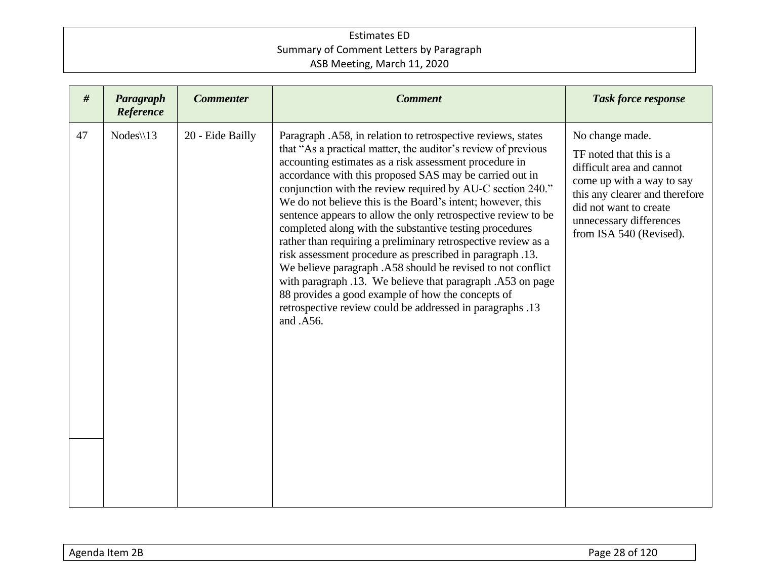| # | Paragraph Reference | Commenter | Comment | Task force response |
|---|---|---|---|---|
| 47 | Nodes\\13 | 20 - Eide Bailly | Paragraph .A58, in relation to retrospective reviews, states that "As a practical matter, the auditor's review of previous accounting estimates as a risk assessment procedure in accordance with this proposed SAS may be carried out in conjunction with the review required by AU-C section 240." We do not believe this is the Board's intent; however, this sentence appears to allow the only retrospective review to be completed along with the substantive testing procedures rather than requiring a preliminary retrospective review as a risk assessment procedure as prescribed in paragraph .13. We believe paragraph .A58 should be revised to not conflict with paragraph .13. We believe that paragraph .A53 on page 88 provides a good example of how the concepts of retrospective review could be addressed in paragraphs .13 and .A56. | No change made.<br><br>TF noted that this is a difficult area and cannot come up with a way to say this any clearer and therefore did not want to create unnecessary differences from ISA 540 (Revised). |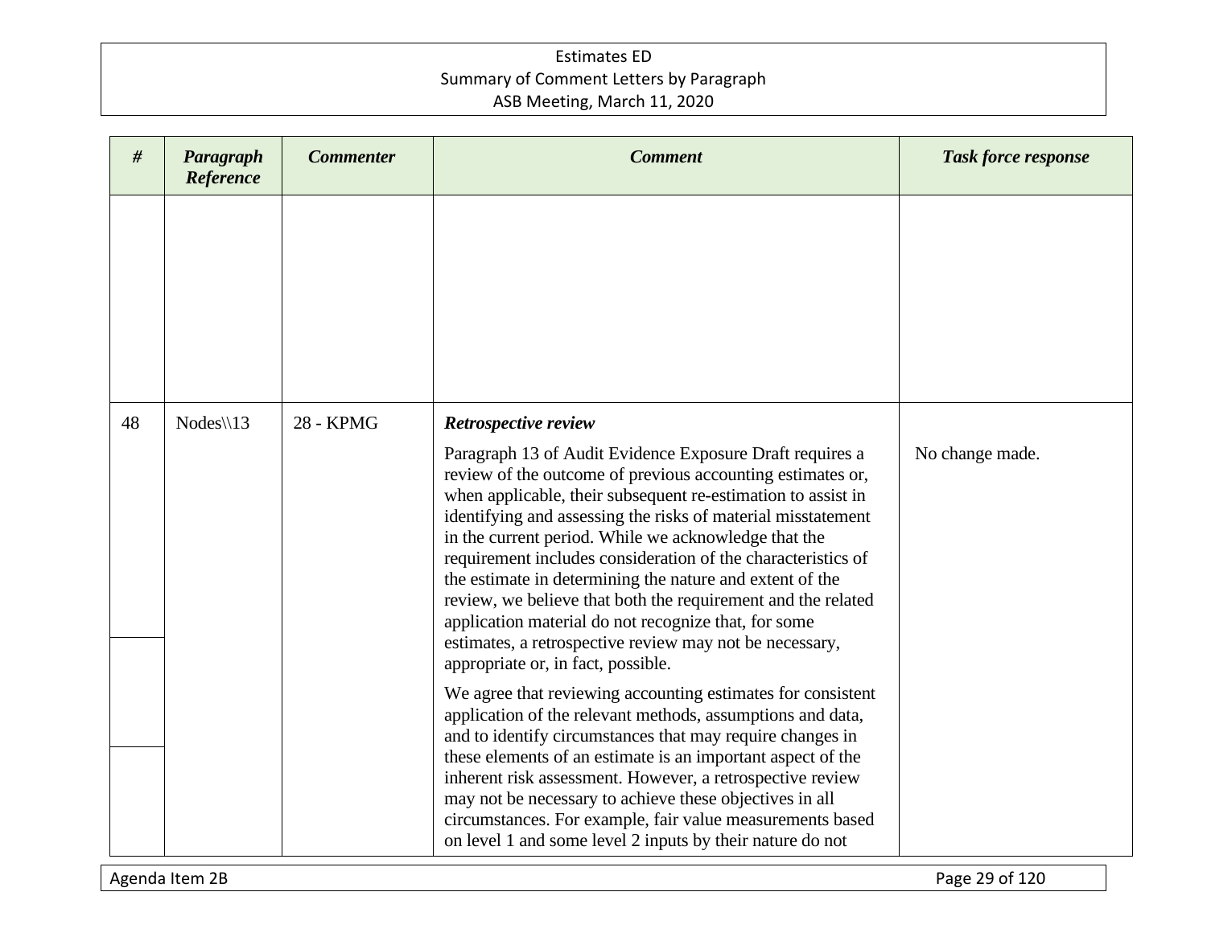| # | Paragraph Reference | Commenter | Comment | Task force response |
|---|---|---|---|---|
| | | | | |
| 48 | Nodes\\13 | 28 - KPMG | ***Retrospective review***<br><br>Paragraph 13 of Audit Evidence Exposure Draft requires a review of the outcome of previous accounting estimates or, when applicable, their subsequent re-estimation to assist in identifying and assessing the risks of material misstatement in the current period. While we acknowledge that the requirement includes consideration of the characteristics of the estimate in determining the nature and extent of the review, we believe that both the requirement and the related application material do not recognize that, for some estimates, a retrospective review may not be necessary, appropriate or, in fact, possible.<br><br>We agree that reviewing accounting estimates for consistent application of the relevant methods, assumptions and data, and to identify circumstances that may require changes in these elements of an estimate is an important aspect of the inherent risk assessment. However, a retrospective review may not be necessary to achieve these objectives in all circumstances. For example, fair value measurements based on level 1 and some level 2 inputs by their nature do not | No change made. |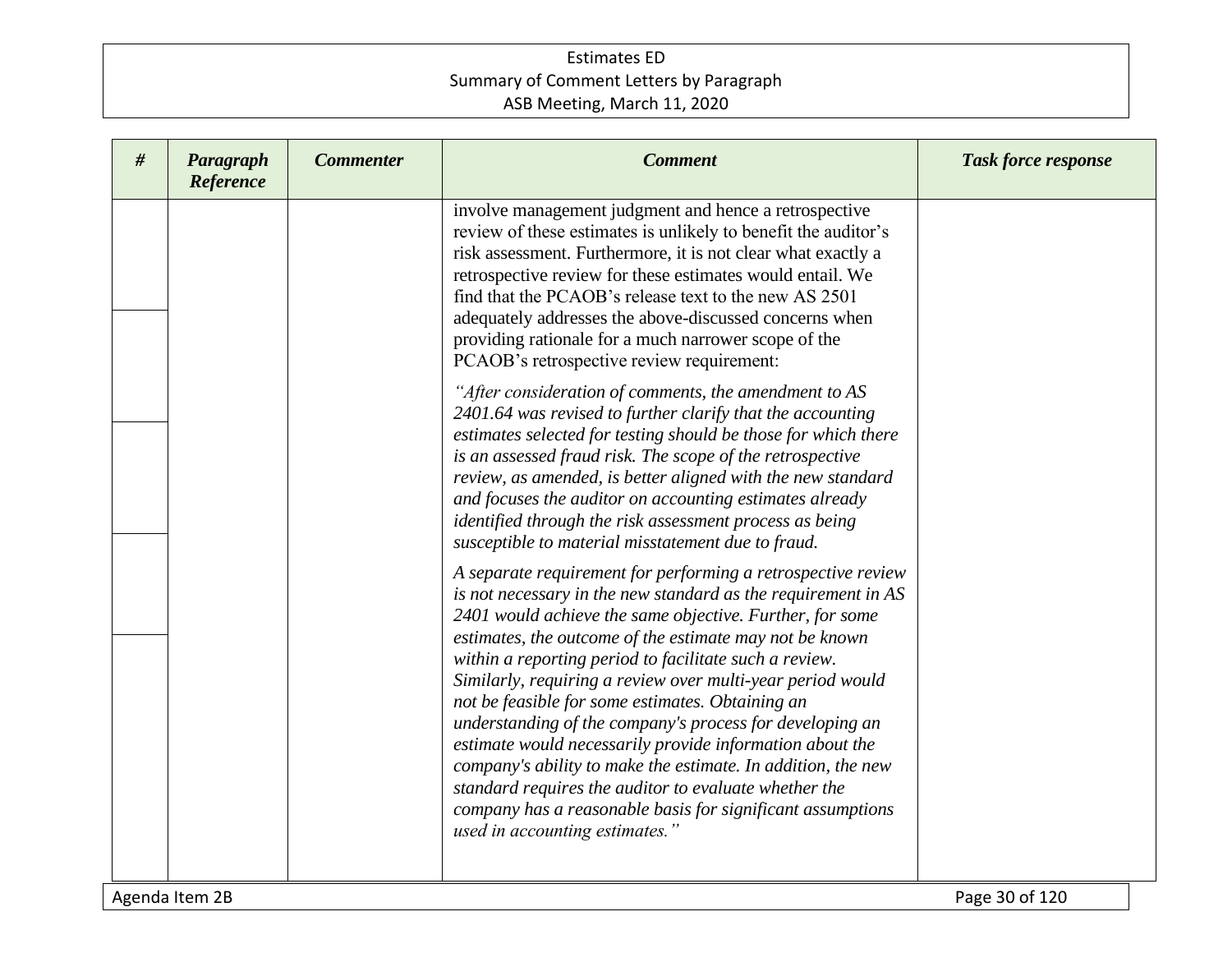| # | Paragraph Reference | Commenter | Comment | Task force response |
|---|---|---|---|---|
| | | | involve management judgment and hence a retrospective review of these estimates is unlikely to benefit the auditor's risk assessment. Furthermore, it is not clear what exactly a retrospective review for these estimates would entail. We find that the PCAOB's release text to the new AS 2501 adequately addresses the above-discussed concerns when providing rationale for a much narrower scope of the PCAOB's retrospective review requirement:<br><br>*"After consideration of comments, the amendment to AS 2401.64 was revised to further clarify that the accounting estimates selected for testing should be those for which there is an assessed fraud risk. The scope of the retrospective review, as amended, is better aligned with the new standard and focuses the auditor on accounting estimates already identified through the risk assessment process as being susceptible to material misstatement due to fraud.*<br><br>*A separate requirement for performing a retrospective review is not necessary in the new standard as the requirement in AS 2401 would achieve the same objective. Further, for some estimates, the outcome of the estimate may not be known within a reporting period to facilitate such a review. Similarly, requiring a review over multi-year period would not be feasible for some estimates. Obtaining an understanding of the company's process for developing an estimate would necessarily provide information about the company's ability to make the estimate. In addition, the new standard requires the auditor to evaluate whether the company has a reasonable basis for significant assumptions used in accounting estimates."* | |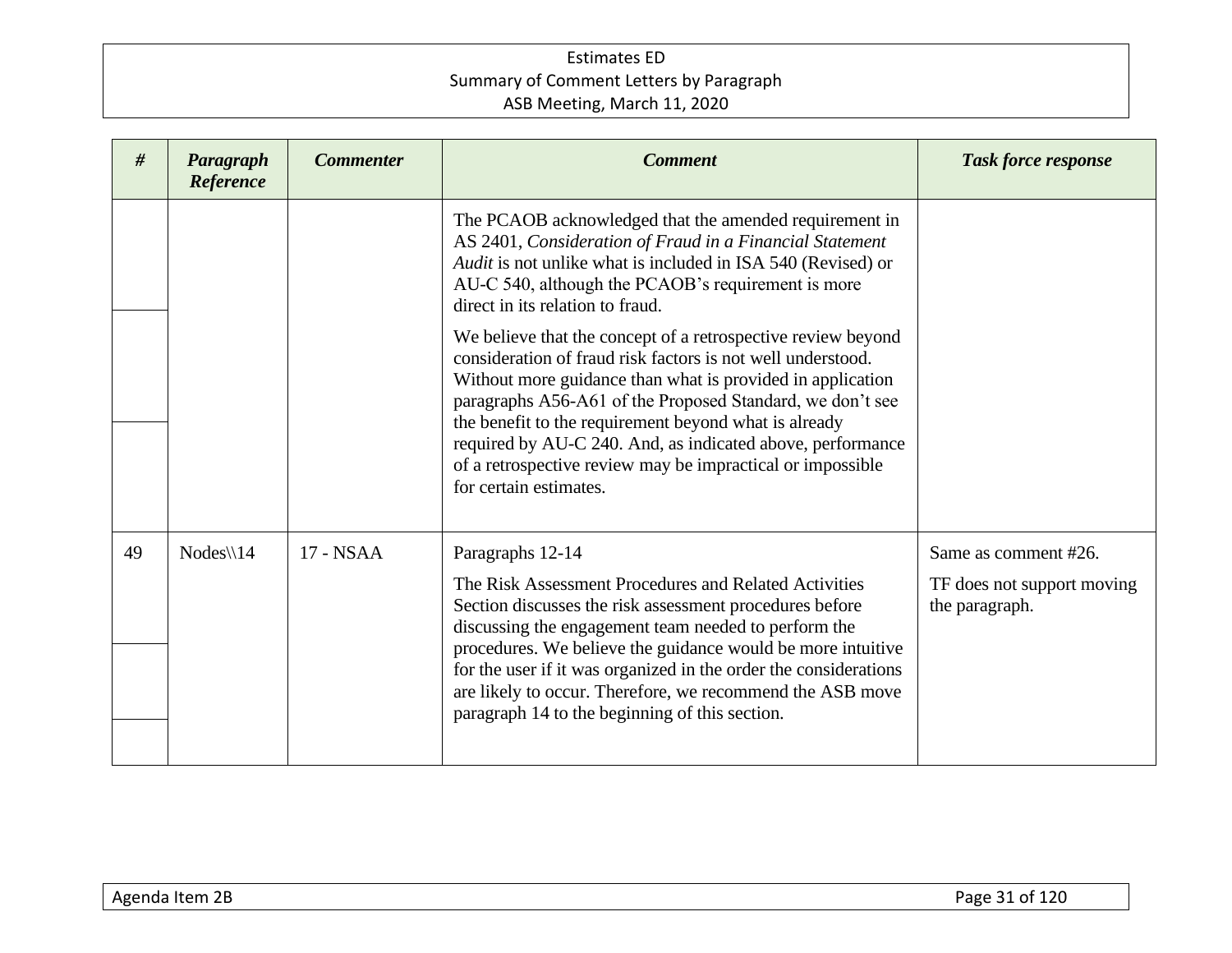| # | Paragraph Reference | Commenter | Comment | Task force response |
|---|---|---|---|---|
| | | | The PCAOB acknowledged that the amended requirement in AS 2401, *Consideration of Fraud in a Financial Statement Audit* is not unlike what is included in ISA 540 (Revised) or AU-C 540, although the PCAOB's requirement is more direct in its relation to fraud.<br><br>We believe that the concept of a retrospective review beyond consideration of fraud risk factors is not well understood. Without more guidance than what is provided in application paragraphs A56-A61 of the Proposed Standard, we don't see the benefit to the requirement beyond what is already required by AU-C 240. And, as indicated above, performance of a retrospective review may be impractical or impossible for certain estimates. | |
| 49 | Nodes\\14 | 17 - NSAA | Paragraphs 12-14<br><br>The Risk Assessment Procedures and Related Activities Section discusses the risk assessment procedures before discussing the engagement team needed to perform the procedures. We believe the guidance would be more intuitive for the user if it was organized in the order the considerations are likely to occur. Therefore, we recommend the ASB move paragraph 14 to the beginning of this section. | Same as comment #26.<br><br>TF does not support moving the paragraph. |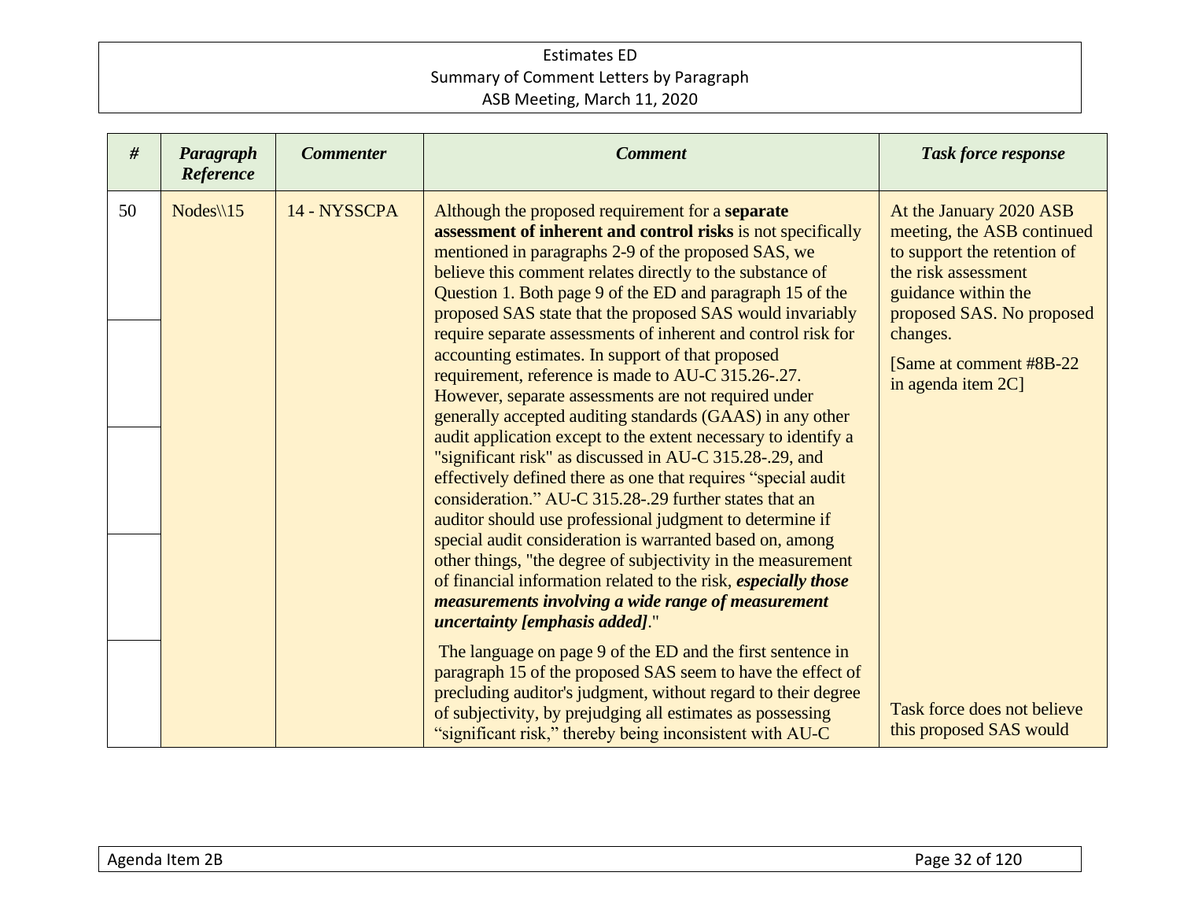| # | Paragraph Reference | Commenter | Comment | Task force response |
|---|---|---|---|---|
| 50 | Nodes\\15 | 14 - NYSSCPA | Although the proposed requirement for a **separate assessment of inherent and control risks** is not specifically mentioned in paragraphs 2-9 of the proposed SAS, we believe this comment relates directly to the substance of Question 1. Both page 9 of the ED and paragraph 15 of the proposed SAS state that the proposed SAS would invariably require separate assessments of inherent and control risk for accounting estimates. In support of that proposed requirement, reference is made to AU-C 315.26-.27. However, separate assessments are not required under generally accepted auditing standards (GAAS) in any other audit application except to the extent necessary to identify a "significant risk" as discussed in AU-C 315.28-.29, and effectively defined there as one that requires "special audit consideration." AU-C 315.28-.29 further states that an auditor should use professional judgment to determine if special audit consideration is warranted based on, among other things, "the degree of subjectivity in the measurement of financial information related to the risk, ***especially those measurements involving a wide range of measurement uncertainty [emphasis added]***." | At the January 2020 ASB meeting, the ASB continued to support the retention of the risk assessment guidance within the proposed SAS. No proposed changes.<br><br>[Same at comment #8B-22 in agenda item 2C] |
| | | | The language on page 9 of the ED and the first sentence in paragraph 15 of the proposed SAS seem to have the effect of precluding auditor's judgment, without regard to their degree of subjectivity, by prejudging all estimates as possessing "significant risk," thereby being inconsistent with AU-C | Task force does not believe this proposed SAS would |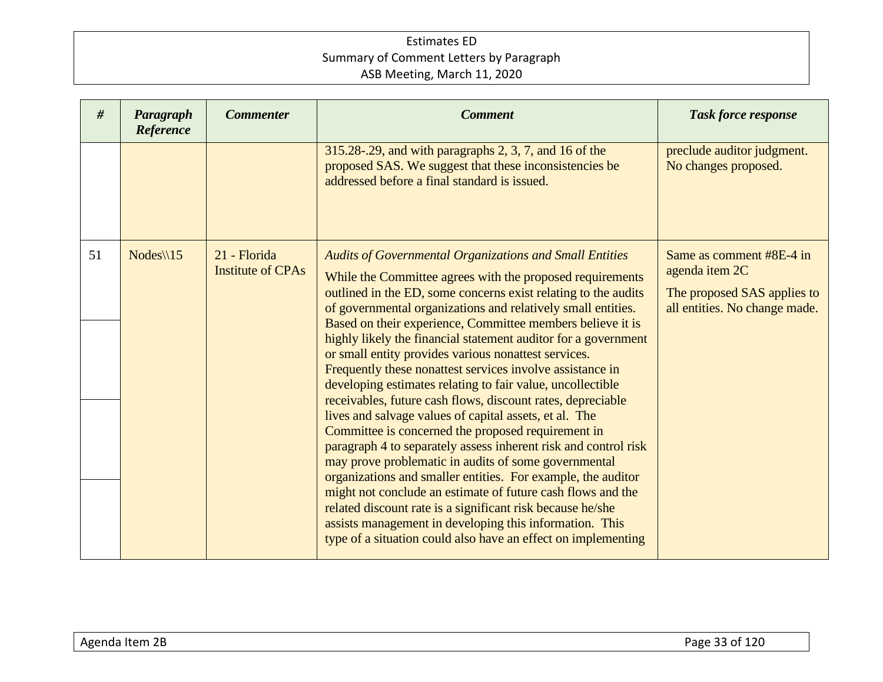| # | Paragraph Reference | Commenter | Comment | Task force response |
|---|---|---|---|---|
| | | | 315.28-.29, and with paragraphs 2, 3, 7, and 16 of the proposed SAS. We suggest that these inconsistencies be addressed before a final standard is issued. | preclude auditor judgment. No changes proposed. |
| 51 | Nodes\\15 | 21 - Florida Institute of CPAs | *Audits of Governmental Organizations and Small Entities*<br><br>While the Committee agrees with the proposed requirements outlined in the ED, some concerns exist relating to the audits of governmental organizations and relatively small entities. Based on their experience, Committee members believe it is highly likely the financial statement auditor for a government or small entity provides various nonattest services. Frequently these nonattest services involve assistance in developing estimates relating to fair value, uncollectible receivables, future cash flows, discount rates, depreciable lives and salvage values of capital assets, et al. The Committee is concerned the proposed requirement in paragraph 4 to separately assess inherent risk and control risk may prove problematic in audits of some governmental organizations and smaller entities. For example, the auditor might not conclude an estimate of future cash flows and the related discount rate is a significant risk because he/she assists management in developing this information. This type of a situation could also have an effect on implementing | Same as comment #8E-4 in agenda item 2C<br><br>The proposed SAS applies to all entities. No change made. |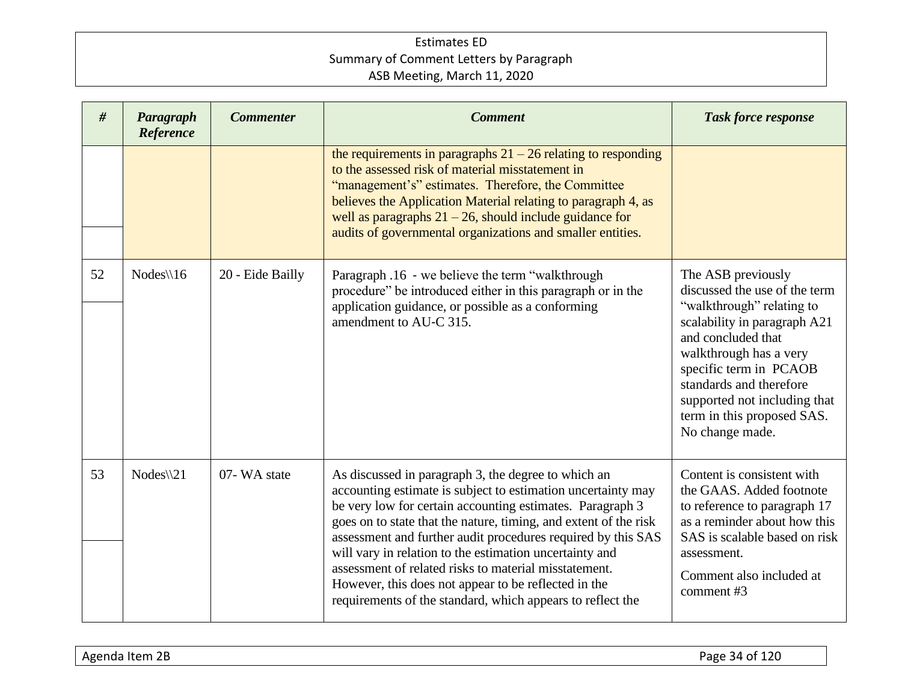| # | Paragraph Reference | Commenter | Comment | Task force response |
|---|---|---|---|---|
| | | | the requirements in paragraphs 21 – 26 relating to responding to the assessed risk of material misstatement in "management's" estimates. Therefore, the Committee believes the Application Material relating to paragraph 4, as well as paragraphs 21 – 26, should include guidance for audits of governmental organizations and smaller entities. | |
| 52 | Nodes\\16 | 20 - Eide Bailly | Paragraph .16 - we believe the term "walkthrough procedure" be introduced either in this paragraph or in the application guidance, or possible as a conforming amendment to AU-C 315. | The ASB previously discussed the use of the term "walkthrough" relating to scalability in paragraph A21 and concluded that walkthrough has a very specific term in PCAOB standards and therefore supported not including that term in this proposed SAS. No change made. |
| 53 | Nodes\\21 | 07- WA state | As discussed in paragraph 3, the degree to which an accounting estimate is subject to estimation uncertainty may be very low for certain accounting estimates. Paragraph 3 goes on to state that the nature, timing, and extent of the risk assessment and further audit procedures required by this SAS will vary in relation to the estimation uncertainty and assessment of related risks to material misstatement. However, this does not appear to be reflected in the requirements of the standard, which appears to reflect the | Content is consistent with the GAAS. Added footnote to reference to paragraph 17 as a reminder about how this SAS is scalable based on risk assessment.<br><br>Comment also included at comment #3 |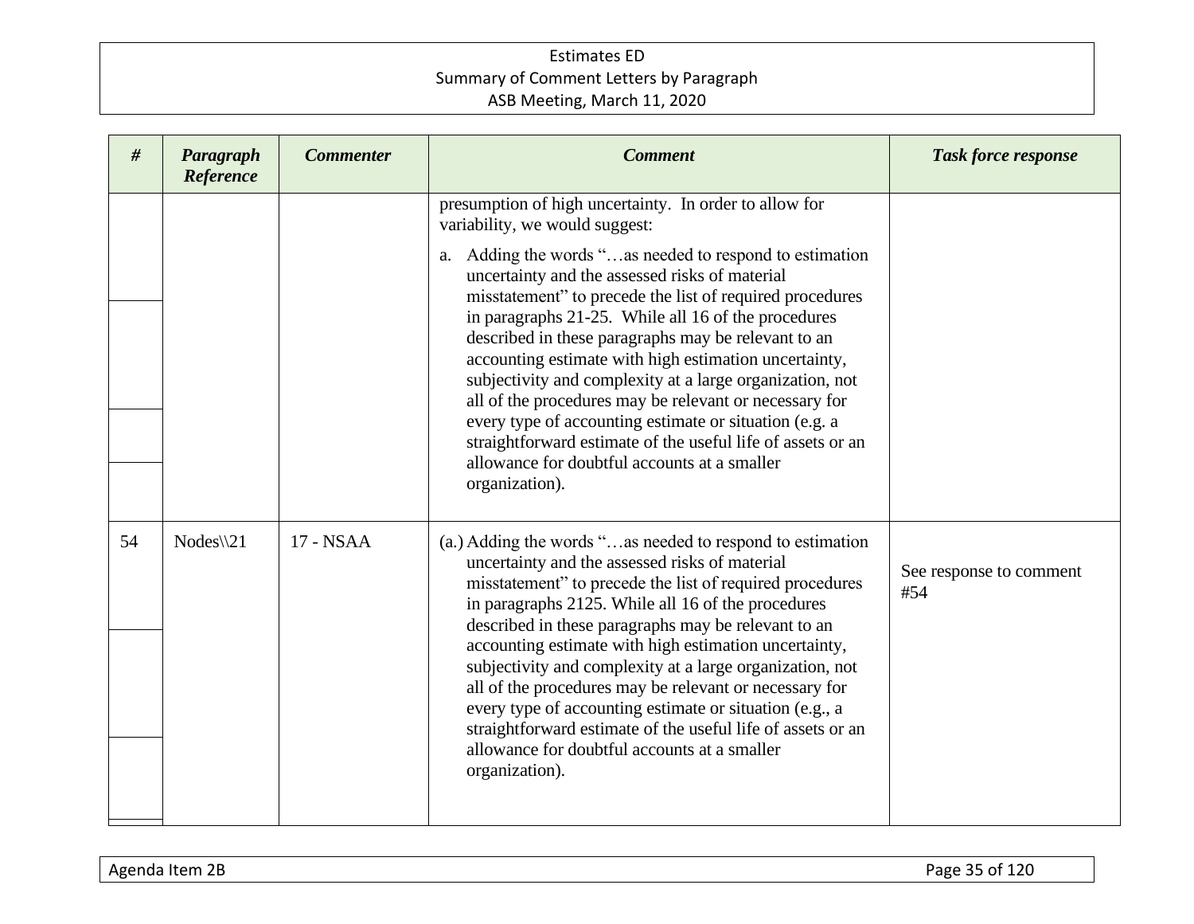| # | Paragraph Reference | Commenter | Comment | Task force response |
|---|---|---|---|---|
| | | | presumption of high uncertainty. In order to allow for variability, we would suggest:<br><br>a. Adding the words "…as needed to respond to estimation uncertainty and the assessed risks of material misstatement" to precede the list of required procedures in paragraphs 21-25. While all 16 of the procedures described in these paragraphs may be relevant to an accounting estimate with high estimation uncertainty, subjectivity and complexity at a large organization, not all of the procedures may be relevant or necessary for every type of accounting estimate or situation (e.g. a straightforward estimate of the useful life of assets or an allowance for doubtful accounts at a smaller organization). | |
| 54 | Nodes\\21 | 17 - NSAA | (a.) Adding the words "…as needed to respond to estimation uncertainty and the assessed risks of material misstatement" to precede the list of required procedures in paragraphs 2125. While all 16 of the procedures described in these paragraphs may be relevant to an accounting estimate with high estimation uncertainty, subjectivity and complexity at a large organization, not all of the procedures may be relevant or necessary for every type of accounting estimate or situation (e.g., a straightforward estimate of the useful life of assets or an allowance for doubtful accounts at a smaller organization). | See response to comment #54 |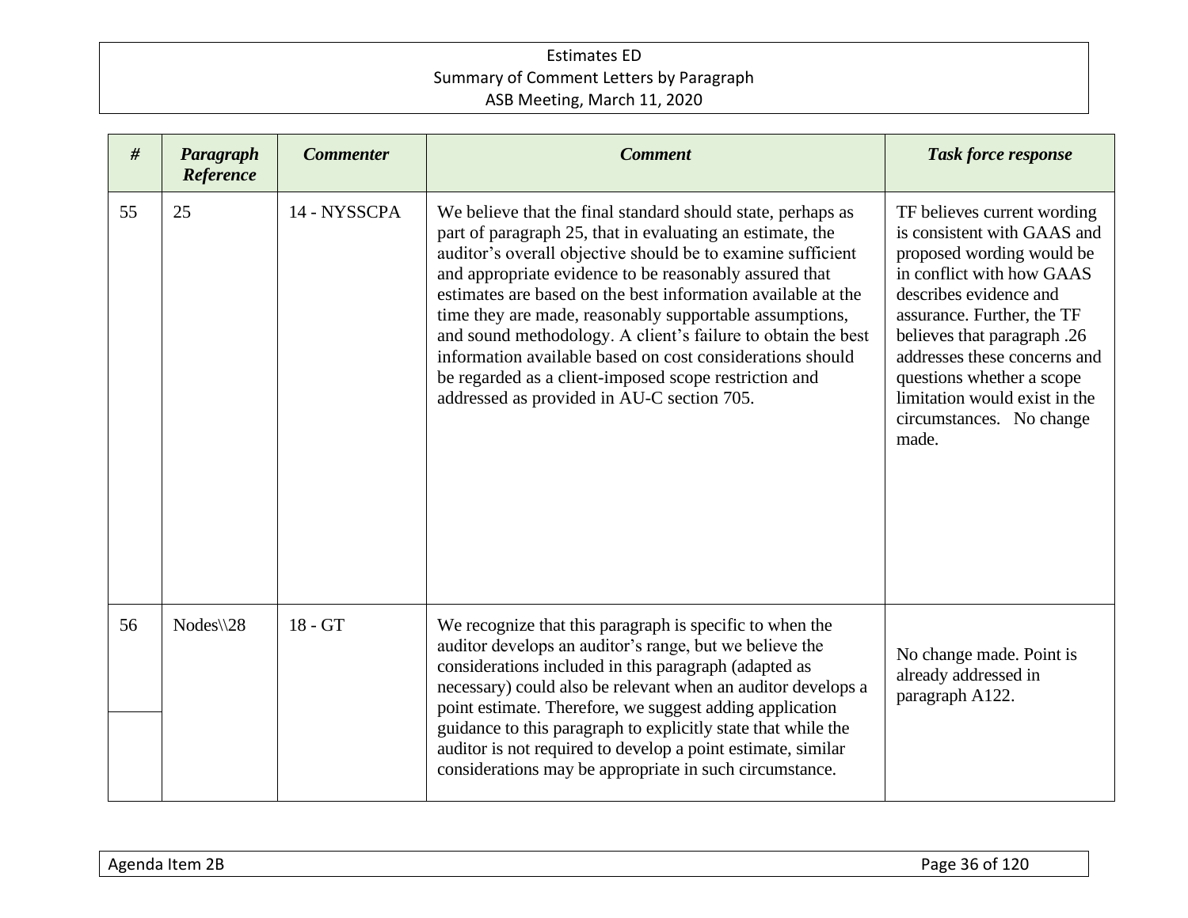| # | Paragraph Reference | Commenter | Comment | Task force response |
|---|---|---|---|---|
| 55 | 25 | 14 - NYSSCPA | We believe that the final standard should state, perhaps as part of paragraph 25, that in evaluating an estimate, the auditor's overall objective should be to examine sufficient and appropriate evidence to be reasonably assured that estimates are based on the best information available at the time they are made, reasonably supportable assumptions, and sound methodology. A client's failure to obtain the best information available based on cost considerations should be regarded as a client-imposed scope restriction and addressed as provided in AU-C section 705. | TF believes current wording is consistent with GAAS and proposed wording would be in conflict with how GAAS describes evidence and assurance. Further, the TF believes that paragraph .26 addresses these concerns and questions whether a scope limitation would exist in the circumstances. No change made. |
| 56 | Nodes\\28 | 18 - GT | We recognize that this paragraph is specific to when the auditor develops an auditor's range, but we believe the considerations included in this paragraph (adapted as necessary) could also be relevant when an auditor develops a point estimate. Therefore, we suggest adding application guidance to this paragraph to explicitly state that while the auditor is not required to develop a point estimate, similar considerations may be appropriate in such circumstance. | No change made. Point is already addressed in paragraph A122. |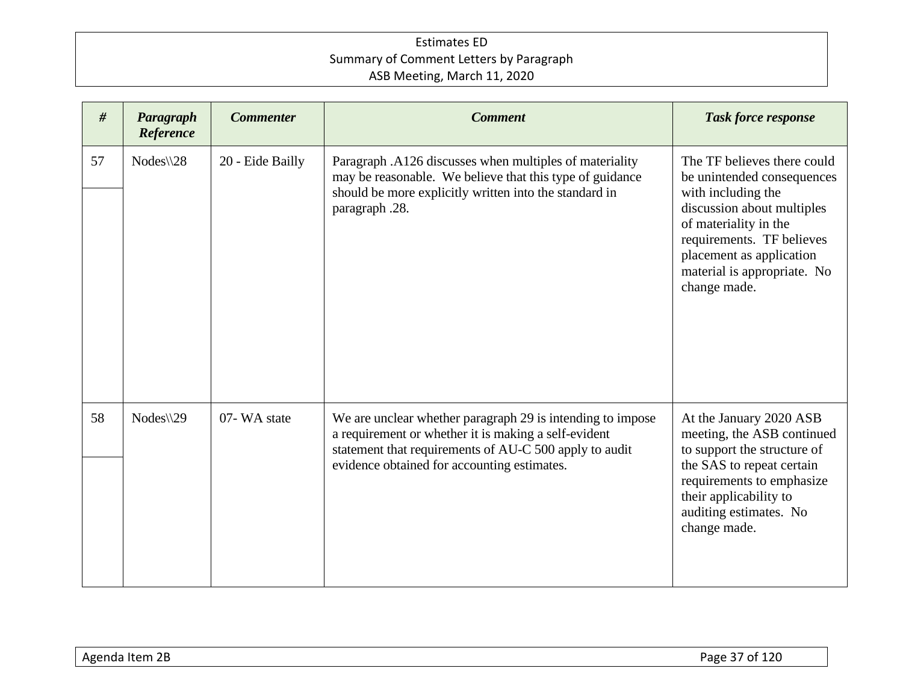| # | Paragraph Reference | Commenter | Comment | Task force response |
|---|---|---|---|---|
| 57 | Nodes\\28 | 20 - Eide Bailly | Paragraph .A126 discusses when multiples of materiality may be reasonable. We believe that this type of guidance should be more explicitly written into the standard in paragraph .28. | The TF believes there could be unintended consequences with including the discussion about multiples of materiality in the requirements. TF believes placement as application material is appropriate. No change made. |
| 58 | Nodes\\29 | 07- WA state | We are unclear whether paragraph 29 is intending to impose a requirement or whether it is making a self-evident statement that requirements of AU-C 500 apply to audit evidence obtained for accounting estimates. | At the January 2020 ASB meeting, the ASB continued to support the structure of the SAS to repeat certain requirements to emphasize their applicability to auditing estimates. No change made. |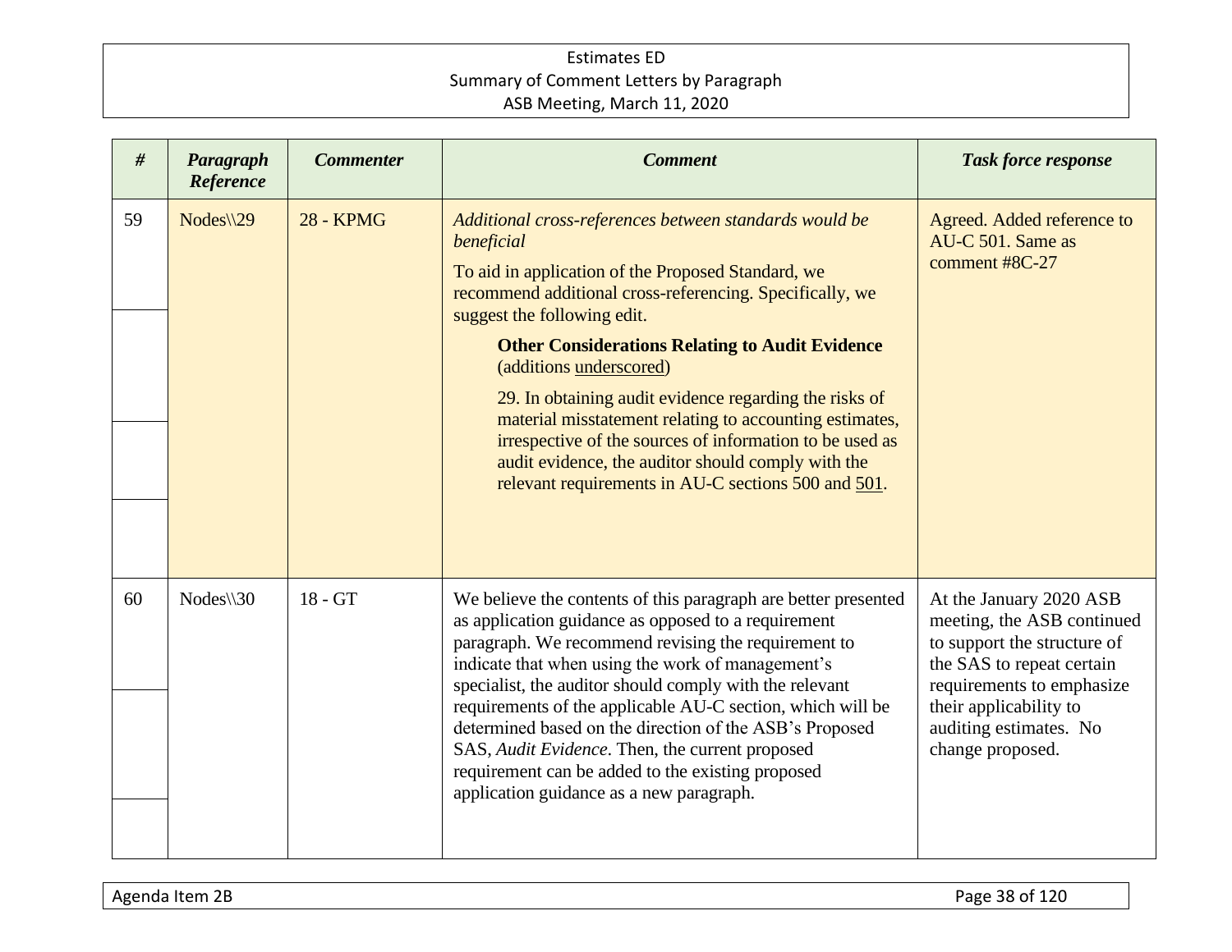| # | Paragraph Reference | Commenter | Comment | Task force response |
|---|---|---|---|---|
| 59 | Nodes\\29 | 28 - KPMG | *Additional cross-references between standards would be beneficial*<br><br>To aid in application of the Proposed Standard, we recommend additional cross-referencing. Specifically, we suggest the following edit.<br><br>**Other Considerations Relating to Audit Evidence** (additions <u>underscored</u>)<br><br>29. In obtaining audit evidence regarding the risks of material misstatement relating to accounting estimates, irrespective of the sources of information to be used as audit evidence, the auditor should comply with the relevant requirements in AU-C sections 500 and <u>501</u>. | Agreed. Added reference to AU-C 501. Same as comment #8C-27 |
| 60 | Nodes\\30 | 18 - GT | We believe the contents of this paragraph are better presented as application guidance as opposed to a requirement paragraph. We recommend revising the requirement to indicate that when using the work of management's specialist, the auditor should comply with the relevant requirements of the applicable AU-C section, which will be determined based on the direction of the ASB's Proposed SAS, *Audit Evidence*. Then, the current proposed requirement can be added to the existing proposed application guidance as a new paragraph. | At the January 2020 ASB meeting, the ASB continued to support the structure of the SAS to repeat certain requirements to emphasize their applicability to auditing estimates. No change proposed. |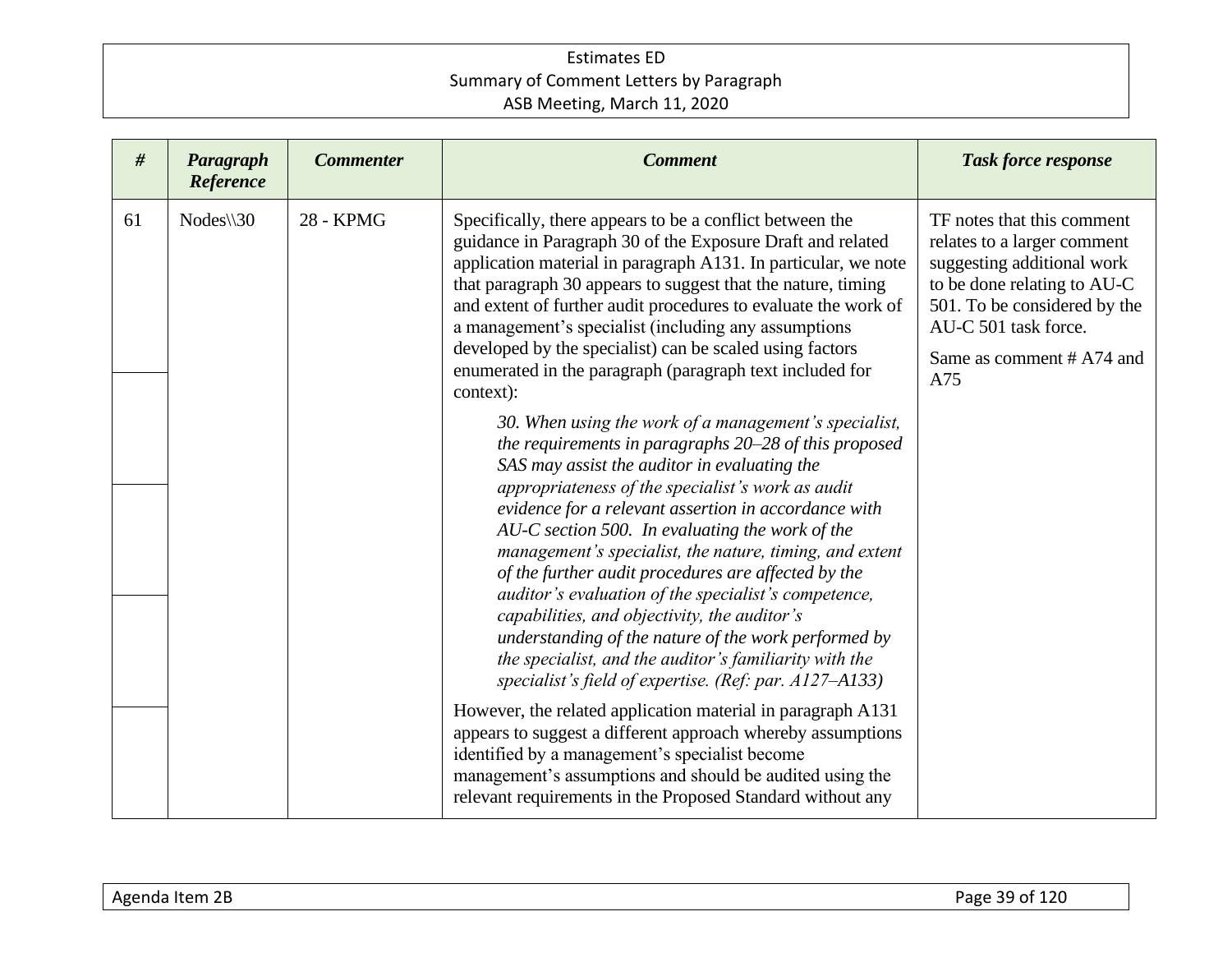| # | Paragraph Reference | Commenter | Comment | Task force response |
|---|---|---|---|---|
| 61 | Nodes\\30 | 28 - KPMG | Specifically, there appears to be a conflict between the guidance in Paragraph 30 of the Exposure Draft and related application material in paragraph A131. In particular, we note that paragraph 30 appears to suggest that the nature, timing and extent of further audit procedures to evaluate the work of a management's specialist (including any assumptions developed by the specialist) can be scaled using factors enumerated in the paragraph (paragraph text included for context):<br><br>*30. When using the work of a management's specialist, the requirements in paragraphs 20–28 of this proposed SAS may assist the auditor in evaluating the appropriateness of the specialist's work as audit evidence for a relevant assertion in accordance with AU-C section 500. In evaluating the work of the management's specialist, the nature, timing, and extent of the further audit procedures are affected by the auditor's evaluation of the specialist's competence, capabilities, and objectivity, the auditor's understanding of the nature of the work performed by the specialist, and the auditor's familiarity with the specialist's field of expertise. (Ref: par. A127–A133)*<br><br>However, the related application material in paragraph A131 appears to suggest a different approach whereby assumptions identified by a management's specialist become management's assumptions and should be audited using the relevant requirements in the Proposed Standard without any | TF notes that this comment relates to a larger comment suggesting additional work to be done relating to AU-C 501. To be considered by the AU-C 501 task force.<br><br>Same as comment # A74 and A75 |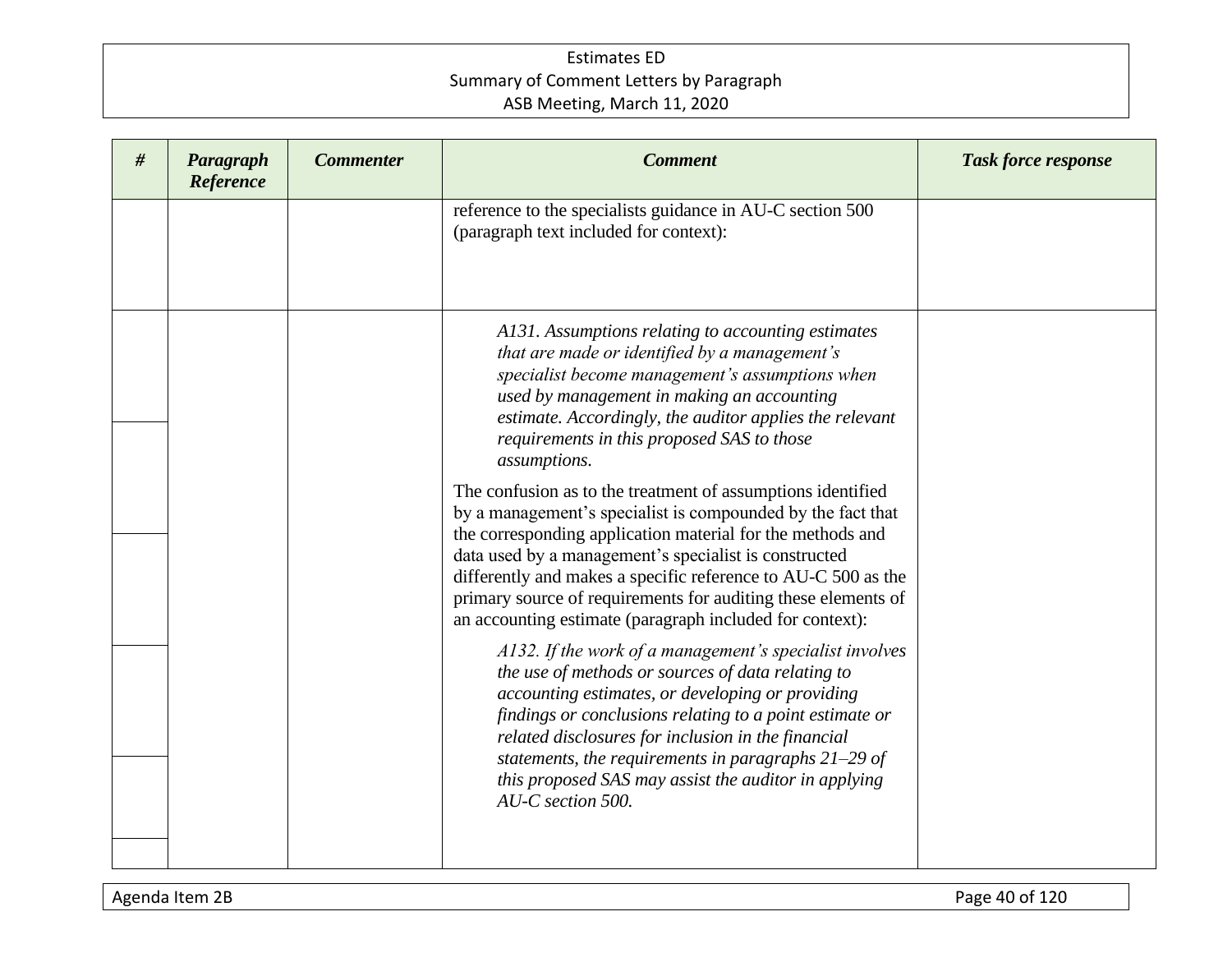| # | Paragraph Reference | Commenter | Comment | Task force response |
|---|---|---|---|---|
| | | | reference to the specialists guidance in AU-C section 500 (paragraph text included for context): | |
| | | | *A131. Assumptions relating to accounting estimates that are made or identified by a management's specialist become management's assumptions when used by management in making an accounting estimate. Accordingly, the auditor applies the relevant requirements in this proposed SAS to those assumptions.*<br><br>The confusion as to the treatment of assumptions identified by a management's specialist is compounded by the fact that the corresponding application material for the methods and data used by a management's specialist is constructed differently and makes a specific reference to AU-C 500 as the primary source of requirements for auditing these elements of an accounting estimate (paragraph included for context):<br><br>*A132. If the work of a management's specialist involves the use of methods or sources of data relating to accounting estimates, or developing or providing findings or conclusions relating to a point estimate or related disclosures for inclusion in the financial statements, the requirements in paragraphs 21–29 of this proposed SAS may assist the auditor in applying AU-C section 500.* | |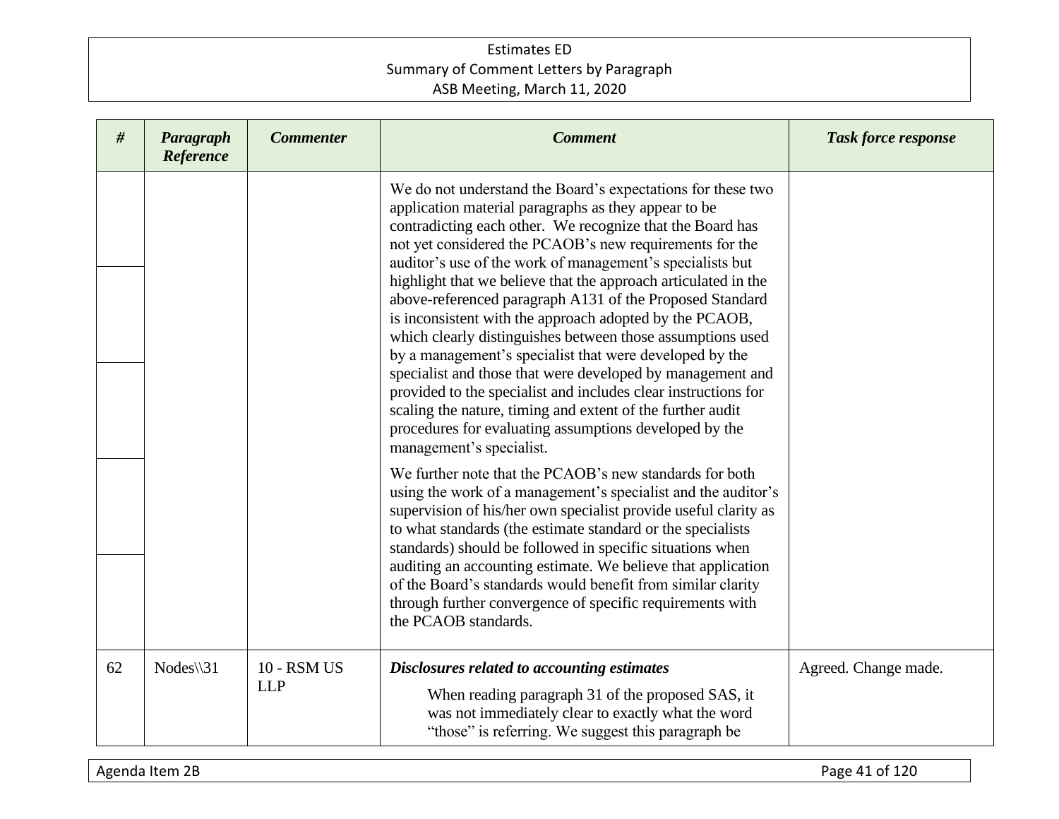| # | Paragraph Reference | Commenter | Comment | Task force response |
|---|---|---|---|---|
| | | | We do not understand the Board's expectations for these two application material paragraphs as they appear to be contradicting each other. We recognize that the Board has not yet considered the PCAOB's new requirements for the auditor's use of the work of management's specialists but highlight that we believe that the approach articulated in the above-referenced paragraph A131 of the Proposed Standard is inconsistent with the approach adopted by the PCAOB, which clearly distinguishes between those assumptions used by a management's specialist that were developed by the specialist and those that were developed by management and provided to the specialist and includes clear instructions for scaling the nature, timing and extent of the further audit procedures for evaluating assumptions developed by the management's specialist.<br><br>We further note that the PCAOB's new standards for both using the work of a management's specialist and the auditor's supervision of his/her own specialist provide useful clarity as to what standards (the estimate standard or the specialists standards) should be followed in specific situations when auditing an accounting estimate. We believe that application of the Board's standards would benefit from similar clarity through further convergence of specific requirements with the PCAOB standards. | |
| 62 | Nodes\\31 | 10 - RSM US LLP | ***Disclosures related to accounting estimates***<br><br>When reading paragraph 31 of the proposed SAS, it was not immediately clear to exactly what the word "those" is referring. We suggest this paragraph be | Agreed. Change made. |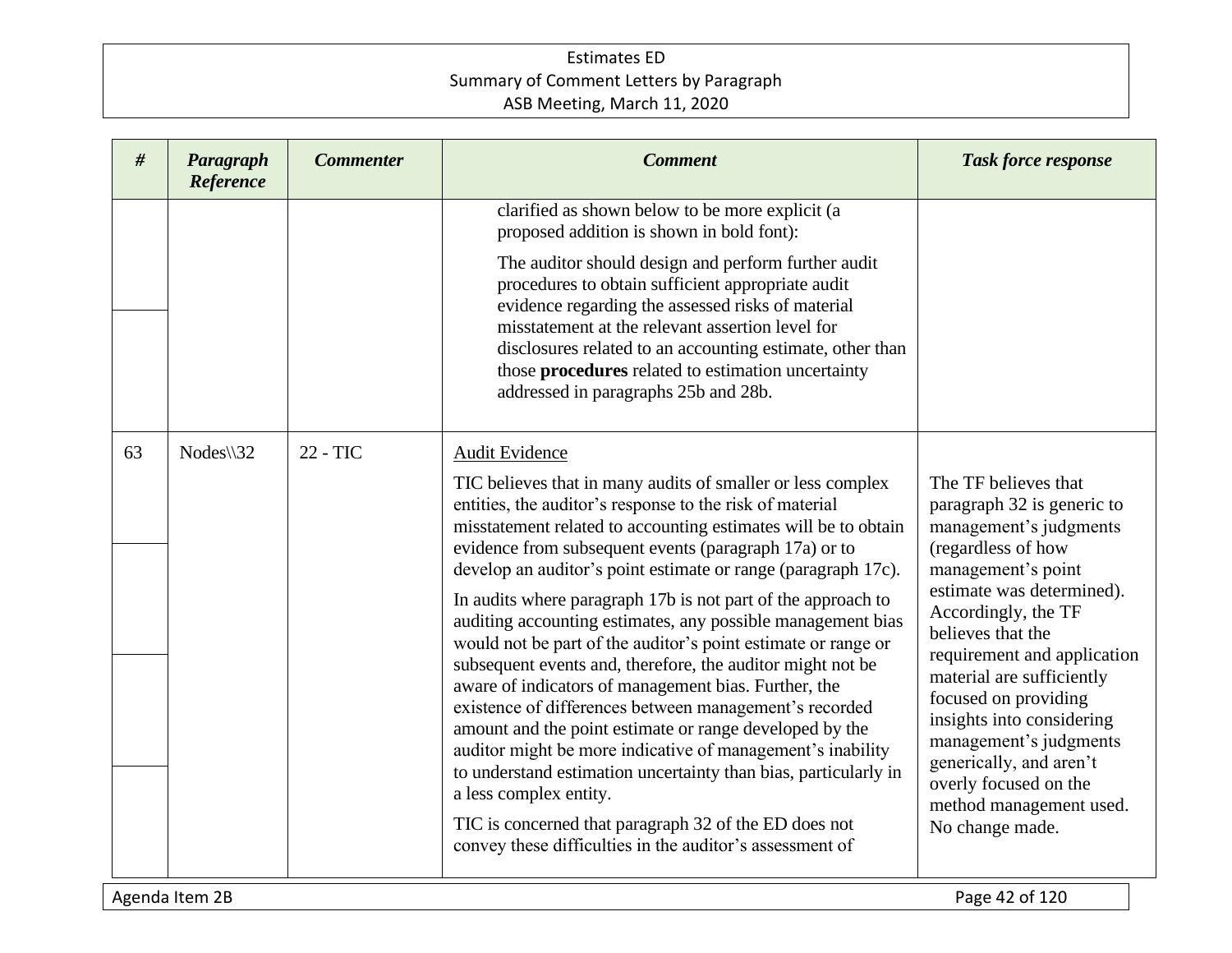| # | Paragraph Reference | Commenter | Comment | Task force response |
|---|---|---|---|---|
| | | | clarified as shown below to be more explicit (a proposed addition is shown in bold font):<br><br>The auditor should design and perform further audit procedures to obtain sufficient appropriate audit evidence regarding the assessed risks of material misstatement at the relevant assertion level for disclosures related to an accounting estimate, other than those **procedures** related to estimation uncertainty addressed in paragraphs 25b and 28b. | |
| 63 | Nodes\\32 | 22 - TIC | Audit Evidence<br><br>TIC believes that in many audits of smaller or less complex entities, the auditor's response to the risk of material misstatement related to accounting estimates will be to obtain evidence from subsequent events (paragraph 17a) or to develop an auditor's point estimate or range (paragraph 17c).<br><br>In audits where paragraph 17b is not part of the approach to auditing accounting estimates, any possible management bias would not be part of the auditor's point estimate or range or subsequent events and, therefore, the auditor might not be aware of indicators of management bias. Further, the existence of differences between management's recorded amount and the point estimate or range developed by the auditor might be more indicative of management's inability to understand estimation uncertainty than bias, particularly in a less complex entity.<br><br>TIC is concerned that paragraph 32 of the ED does not convey these difficulties in the auditor's assessment of | The TF believes that paragraph 32 is generic to management's judgments (regardless of how management's point estimate was determined). Accordingly, the TF believes that the requirement and application material are sufficiently focused on providing insights into considering management's judgments generically, and aren't overly focused on the method management used. No change made. |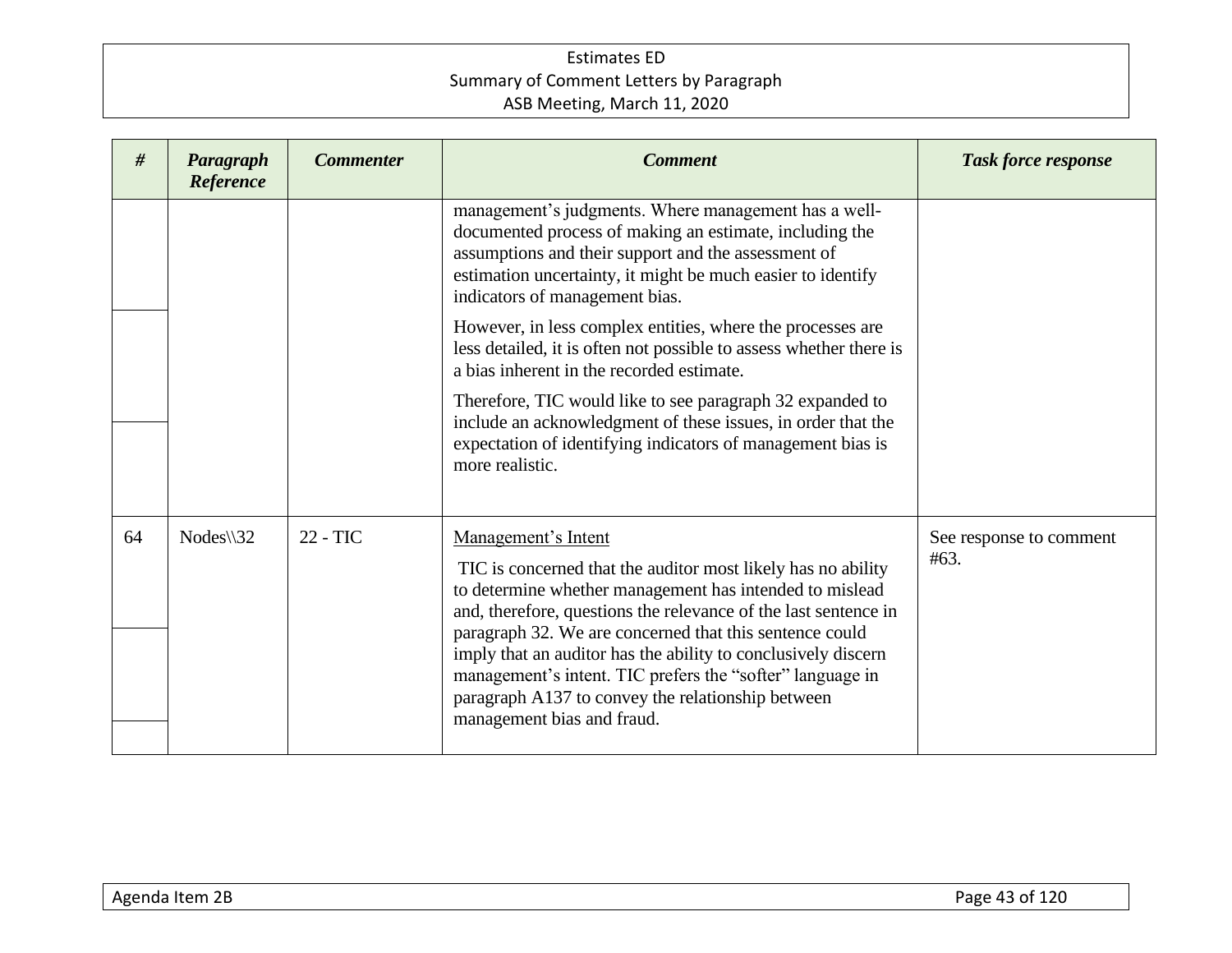| # | Paragraph Reference | Commenter | Comment | Task force response |
|---|---|---|---|---|
| | | | management's judgments. Where management has a well-documented process of making an estimate, including the assumptions and their support and the assessment of estimation uncertainty, it might be much easier to identify indicators of management bias.<br><br>However, in less complex entities, where the processes are less detailed, it is often not possible to assess whether there is a bias inherent in the recorded estimate.<br><br>Therefore, TIC would like to see paragraph 32 expanded to include an acknowledgment of these issues, in order that the expectation of identifying indicators of management bias is more realistic. | |
| 64 | Nodes\\32 | 22 - TIC | Management's Intent<br><br>TIC is concerned that the auditor most likely has no ability to determine whether management has intended to mislead and, therefore, questions the relevance of the last sentence in paragraph 32. We are concerned that this sentence could imply that an auditor has the ability to conclusively discern management's intent. TIC prefers the "softer" language in paragraph A137 to convey the relationship between management bias and fraud. | See response to comment #63. |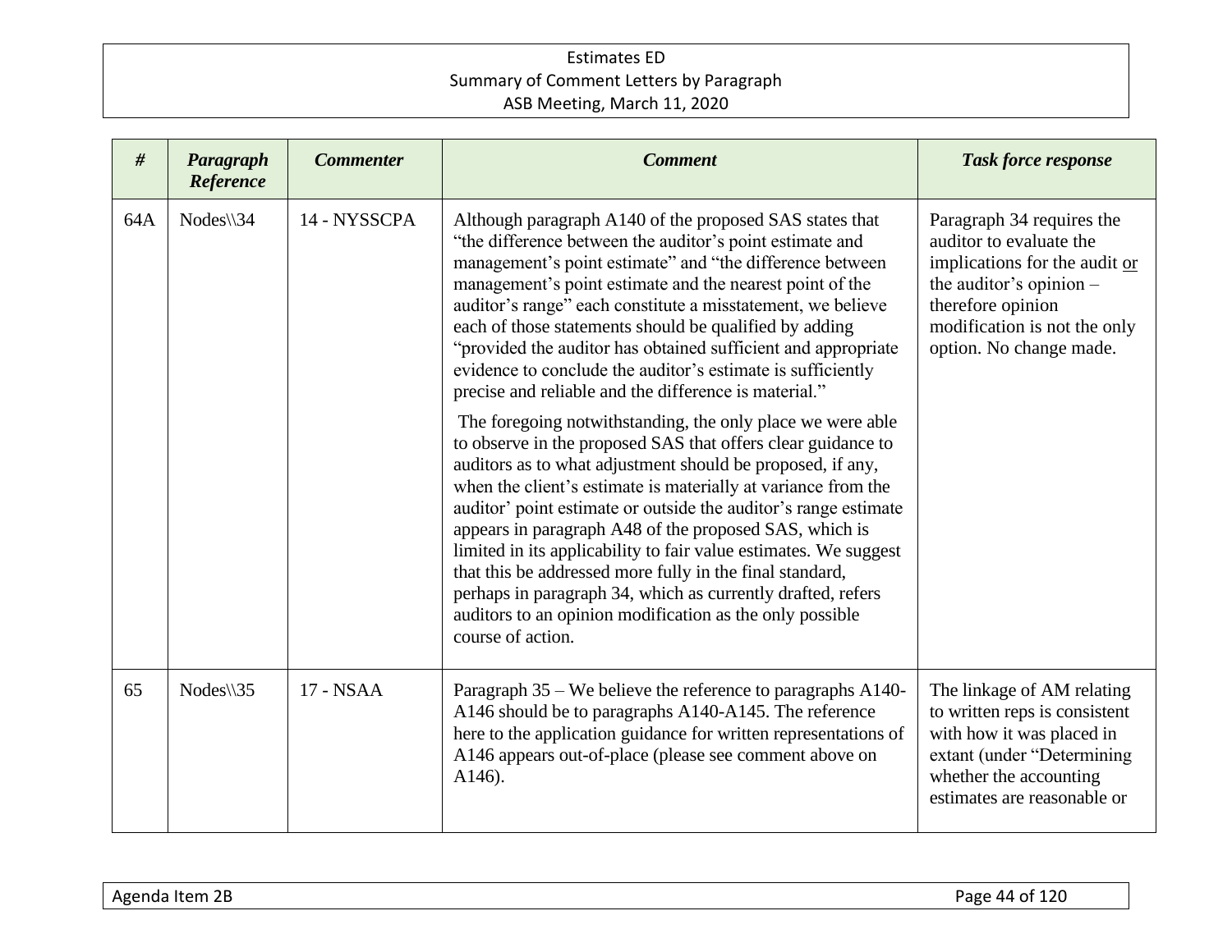| # | Paragraph Reference | Commenter | Comment | Task force response |
|---|---|---|---|---|
| 64A | Nodes\\34 | 14 - NYSSCPA | Although paragraph A140 of the proposed SAS states that "the difference between the auditor's point estimate and management's point estimate" and "the difference between management's point estimate and the nearest point of the auditor's range" each constitute a misstatement, we believe each of those statements should be qualified by adding "provided the auditor has obtained sufficient and appropriate evidence to conclude the auditor's estimate is sufficiently precise and reliable and the difference is material."<br><br>The foregoing notwithstanding, the only place we were able to observe in the proposed SAS that offers clear guidance to auditors as to what adjustment should be proposed, if any, when the client's estimate is materially at variance from the auditor' point estimate or outside the auditor's range estimate appears in paragraph A48 of the proposed SAS, which is limited in its applicability to fair value estimates. We suggest that this be addressed more fully in the final standard, perhaps in paragraph 34, which as currently drafted, refers auditors to an opinion modification as the only possible course of action. | Paragraph 34 requires the auditor to evaluate the implications for the audit <u>or</u> the auditor's opinion – therefore opinion modification is not the only option. No change made. |
| 65 | Nodes\\35 | 17 - NSAA | Paragraph 35 – We believe the reference to paragraphs A140-A146 should be to paragraphs A140-A145. The reference here to the application guidance for written representations of A146 appears out-of-place (please see comment above on A146). | The linkage of AM relating to written reps is consistent with how it was placed in extant (under "Determining whether the accounting estimates are reasonable or |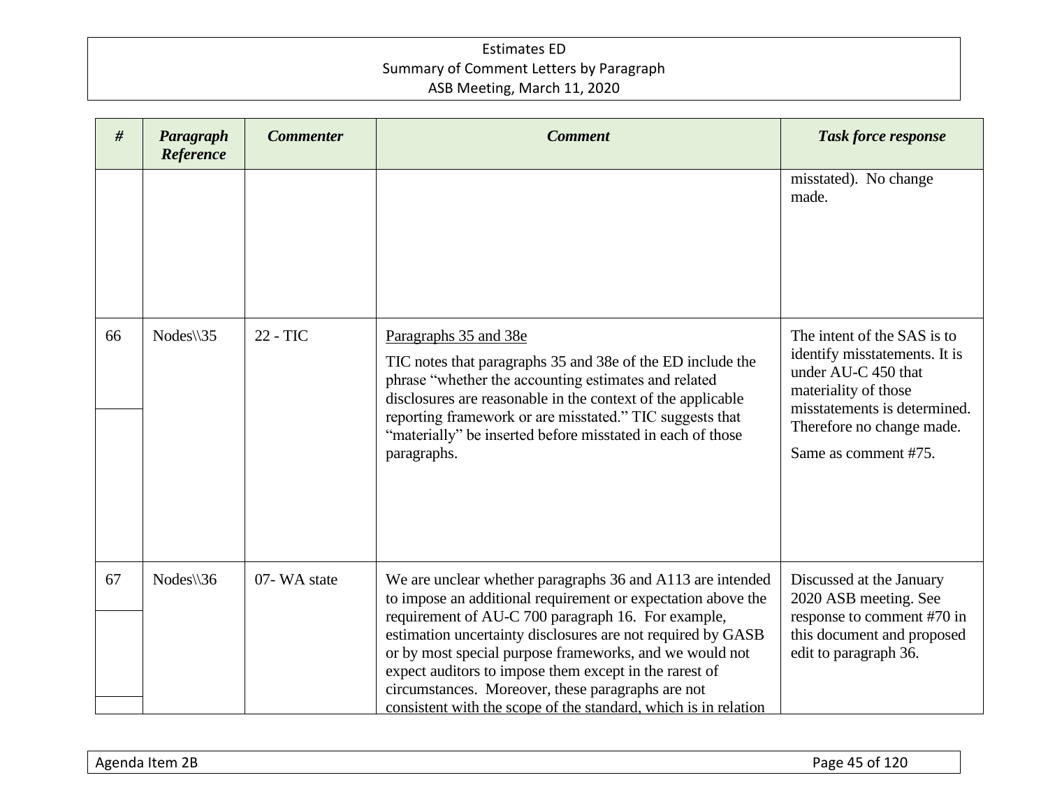| # | Paragraph Reference | Commenter | Comment | Task force response |
|---|---|---|---|---|
| | | | | misstated). No change made. |
| 66 | Nodes\\35 | 22 - TIC | Paragraphs 35 and 38e<br><br>TIC notes that paragraphs 35 and 38e of the ED include the phrase "whether the accounting estimates and related disclosures are reasonable in the context of the applicable reporting framework or are misstated." TIC suggests that "materially" be inserted before misstated in each of those paragraphs. | The intent of the SAS is to identify misstatements. It is under AU-C 450 that materiality of those misstatements is determined. Therefore no change made.<br><br>Same as comment #75. |
| 67 | Nodes\\36 | 07- WA state | We are unclear whether paragraphs 36 and A113 are intended to impose an additional requirement or expectation above the requirement of AU-C 700 paragraph 16. For example, estimation uncertainty disclosures are not required by GASB or by most special purpose frameworks, and we would not expect auditors to impose them except in the rarest of circumstances. Moreover, these paragraphs are not consistent with the scope of the standard, which is in relation | Discussed at the January 2020 ASB meeting. See response to comment #70 in this document and proposed edit to paragraph 36. |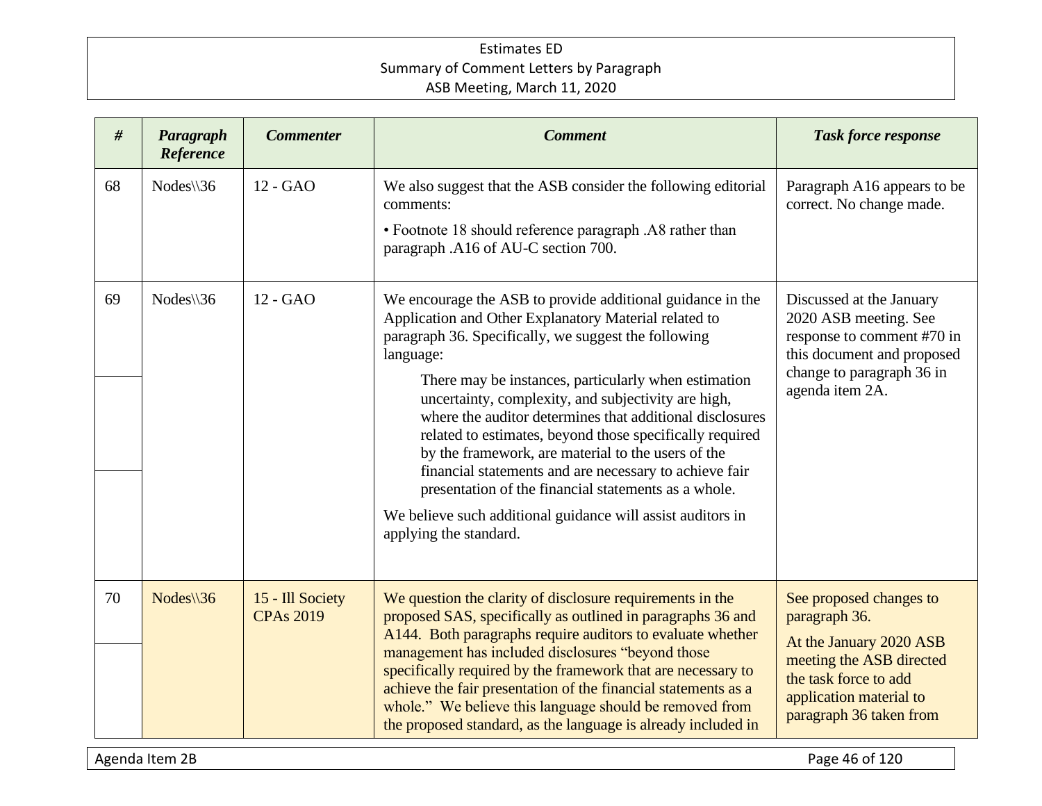| # | Paragraph Reference | Commenter | Comment | Task force response |
|---|---|---|---|---|
| 68 | Nodes\\36 | 12 - GAO | We also suggest that the ASB consider the following editorial comments:<br>• Footnote 18 should reference paragraph .A8 rather than paragraph .A16 of AU-C section 700. | Paragraph A16 appears to be correct. No change made. |
| 69 | Nodes\\36 | 12 - GAO | We encourage the ASB to provide additional guidance in the Application and Other Explanatory Material related to paragraph 36. Specifically, we suggest the following language:<br>There may be instances, particularly when estimation uncertainty, complexity, and subjectivity are high, where the auditor determines that additional disclosures related to estimates, beyond those specifically required by the framework, are material to the users of the financial statements and are necessary to achieve fair presentation of the financial statements as a whole.<br>We believe such additional guidance will assist auditors in applying the standard. | Discussed at the January 2020 ASB meeting. See response to comment #70 in this document and proposed change to paragraph 36 in agenda item 2A. |
| 70 | Nodes\\36 | 15 - Ill Society CPAs 2019 | We question the clarity of disclosure requirements in the proposed SAS, specifically as outlined in paragraphs 36 and A144. Both paragraphs require auditors to evaluate whether management has included disclosures "beyond those specifically required by the framework that are necessary to achieve the fair presentation of the financial statements as a whole." We believe this language should be removed from the proposed standard, as the language is already included in | See proposed changes to paragraph 36.<br>At the January 2020 ASB meeting the ASB directed the task force to add application material to paragraph 36 taken from |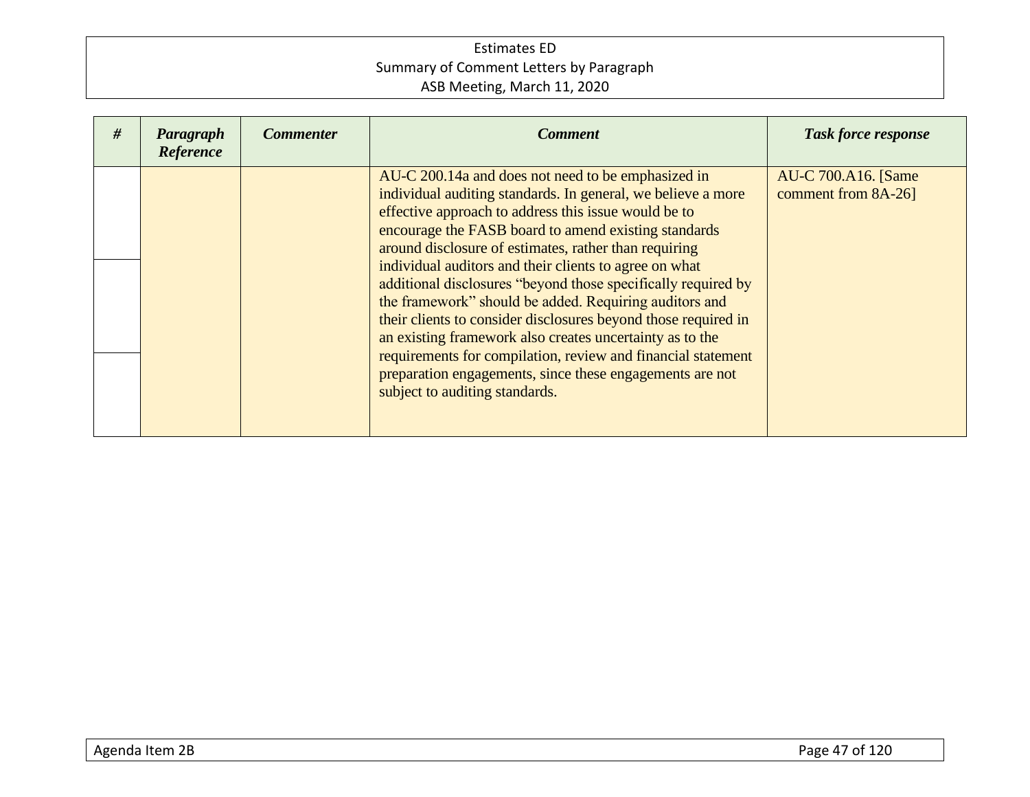| # | Paragraph Reference | Commenter | Comment | Task force response |
|---|---|---|---|---|
| | | | AU-C 200.14a and does not need to be emphasized in individual auditing standards. In general, we believe a more effective approach to address this issue would be to encourage the FASB board to amend existing standards around disclosure of estimates, rather than requiring individual auditors and their clients to agree on what additional disclosures "beyond those specifically required by the framework" should be added. Requiring auditors and their clients to consider disclosures beyond those required in an existing framework also creates uncertainty as to the requirements for compilation, review and financial statement preparation engagements, since these engagements are not subject to auditing standards. | AU-C 700.A16. [Same comment from 8A-26] |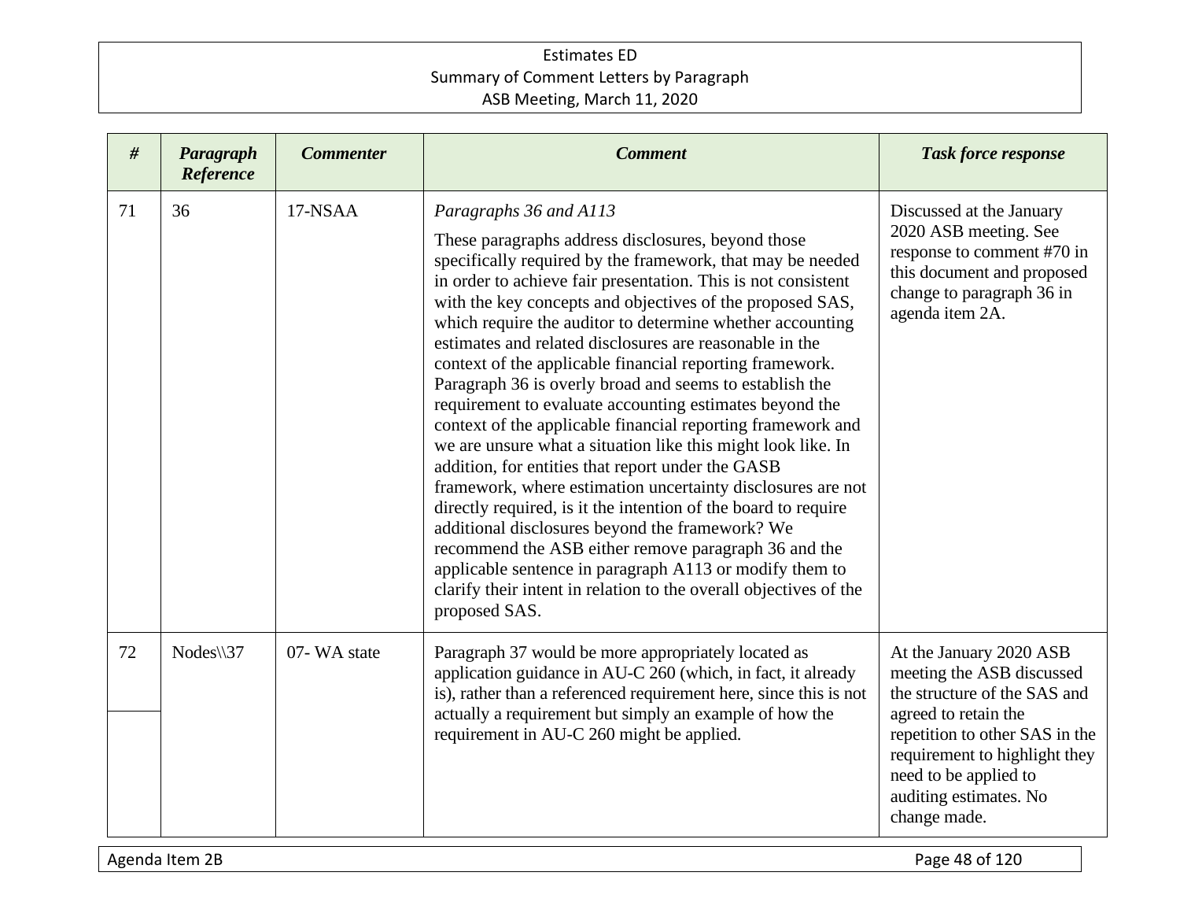| # | Paragraph Reference | Commenter | Comment | Task force response |
|---|---|---|---|---|
| 71 | 36 | 17-NSAA | *Paragraphs 36 and A113*<br><br>These paragraphs address disclosures, beyond those specifically required by the framework, that may be needed in order to achieve fair presentation. This is not consistent with the key concepts and objectives of the proposed SAS, which require the auditor to determine whether accounting estimates and related disclosures are reasonable in the context of the applicable financial reporting framework. Paragraph 36 is overly broad and seems to establish the requirement to evaluate accounting estimates beyond the context of the applicable financial reporting framework and we are unsure what a situation like this might look like. In addition, for entities that report under the GASB framework, where estimation uncertainty disclosures are not directly required, is it the intention of the board to require additional disclosures beyond the framework? We recommend the ASB either remove paragraph 36 and the applicable sentence in paragraph A113 or modify them to clarify their intent in relation to the overall objectives of the proposed SAS. | Discussed at the January 2020 ASB meeting. See response to comment #70 in this document and proposed change to paragraph 36 in agenda item 2A. |
| 72 | Nodes\\37 | 07- WA state | Paragraph 37 would be more appropriately located as application guidance in AU-C 260 (which, in fact, it already is), rather than a referenced requirement here, since this is not actually a requirement but simply an example of how the requirement in AU-C 260 might be applied. | At the January 2020 ASB meeting the ASB discussed the structure of the SAS and agreed to retain the repetition to other SAS in the requirement to highlight they need to be applied to auditing estimates. No change made. |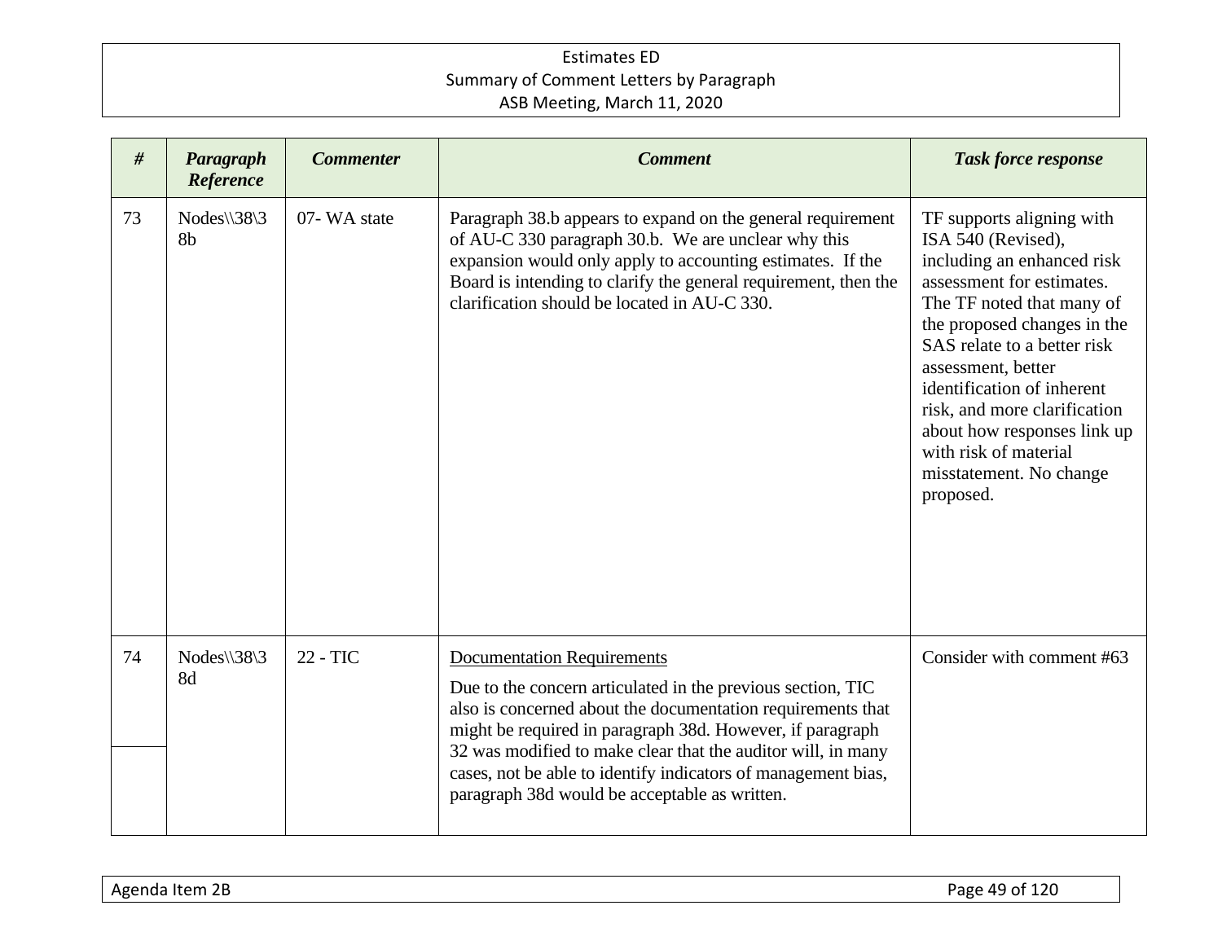| # | Paragraph Reference | Commenter | Comment | Task force response |
|---|---|---|---|---|
| 73 | Nodes\\38\38b | 07- WA state | Paragraph 38.b appears to expand on the general requirement of AU-C 330 paragraph 30.b. We are unclear why this expansion would only apply to accounting estimates. If the Board is intending to clarify the general requirement, then the clarification should be located in AU-C 330. | TF supports aligning with ISA 540 (Revised), including an enhanced risk assessment for estimates. The TF noted that many of the proposed changes in the SAS relate to a better risk assessment, better identification of inherent risk, and more clarification about how responses link up with risk of material misstatement. No change proposed. |
| 74 | Nodes\\38\38d | 22 - TIC | Documentation Requirements<br><br>Due to the concern articulated in the previous section, TIC also is concerned about the documentation requirements that might be required in paragraph 38d. However, if paragraph 32 was modified to make clear that the auditor will, in many cases, not be able to identify indicators of management bias, paragraph 38d would be acceptable as written. | Consider with comment #63 |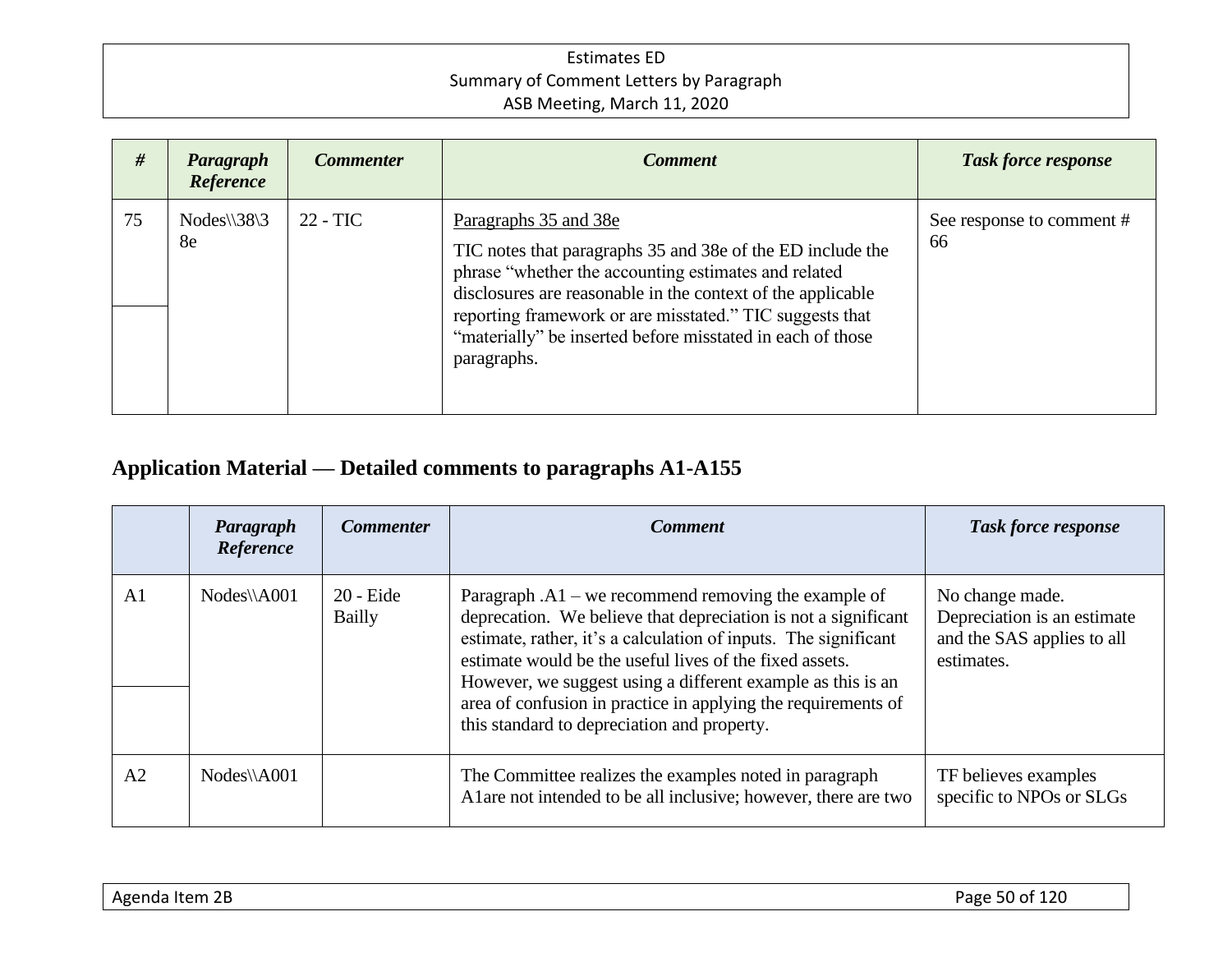| # | Paragraph Reference | Commenter | Comment | Task force response |
|---|---|---|---|---|
| 75 | Nodes\\38\38e | 22 - TIC | Paragraphs 35 and 38e<br><br>TIC notes that paragraphs 35 and 38e of the ED include the phrase "whether the accounting estimates and related disclosures are reasonable in the context of the applicable reporting framework or are misstated." TIC suggests that "materially" be inserted before misstated in each of those paragraphs. | See response to comment # 66 |

## Application Material — Detailed comments to paragraphs A1-A155

| | Paragraph Reference | Commenter | Comment | Task force response |
|---|---|---|---|---|
| A1 | Nodes\\A001 | 20 - Eide Bailly | Paragraph .A1 – we recommend removing the example of deprecation. We believe that depreciation is not a significant estimate, rather, it's a calculation of inputs. The significant estimate would be the useful lives of the fixed assets. However, we suggest using a different example as this is an area of confusion in practice in applying the requirements of this standard to depreciation and property. | No change made. Depreciation is an estimate and the SAS applies to all estimates. |
| A2 | Nodes\\A001 | | The Committee realizes the examples noted in paragraph A1are not intended to be all inclusive; however, there are two | TF believes examples specific to NPOs or SLGs |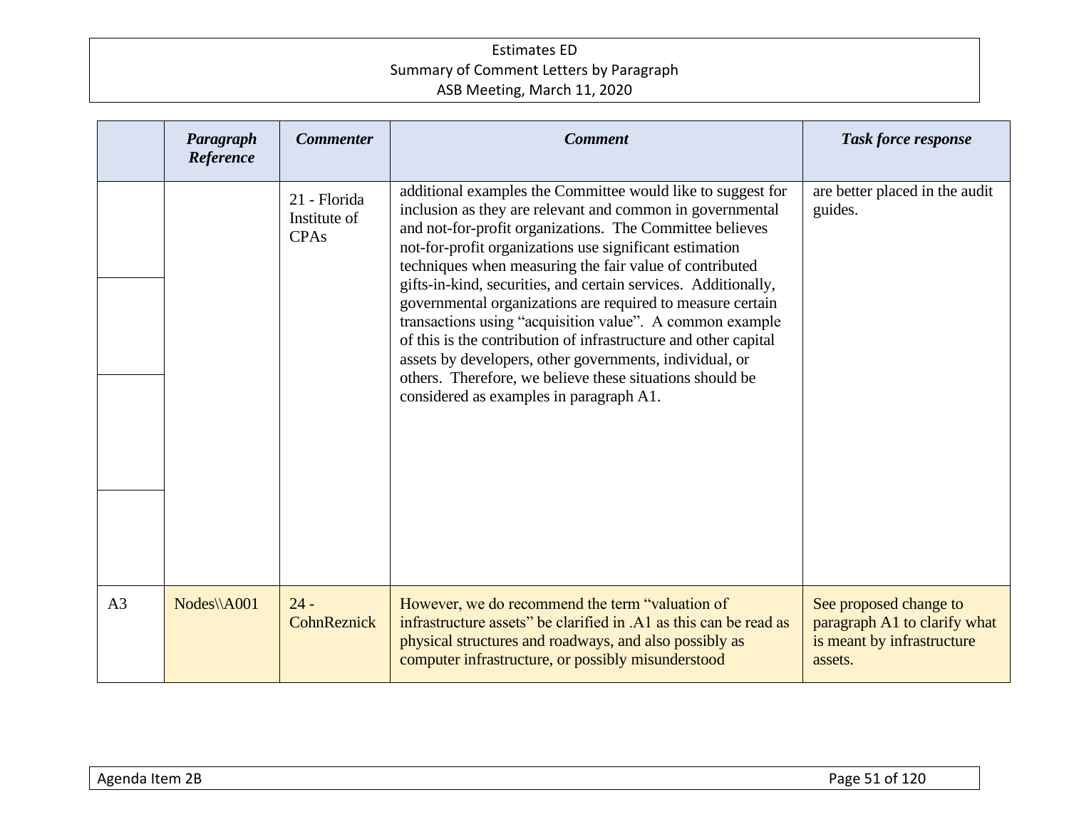| | Paragraph Reference | Commenter | Comment | Task force response |
|---|---|---|---|---|
| | | 21 - Florida Institute of CPAs | additional examples the Committee would like to suggest for inclusion as they are relevant and common in governmental and not-for-profit organizations. The Committee believes not-for-profit organizations use significant estimation techniques when measuring the fair value of contributed gifts-in-kind, securities, and certain services. Additionally, governmental organizations are required to measure certain transactions using "acquisition value". A common example of this is the contribution of infrastructure and other capital assets by developers, other governments, individual, or others. Therefore, we believe these situations should be considered as examples in paragraph A1. | are better placed in the audit guides. |
| A3 | Nodes\\A001 | 24 - CohnReznick | However, we do recommend the term "valuation of infrastructure assets" be clarified in .A1 as this can be read as physical structures and roadways, and also possibly as computer infrastructure, or possibly misunderstood | See proposed change to paragraph A1 to clarify what is meant by infrastructure assets. |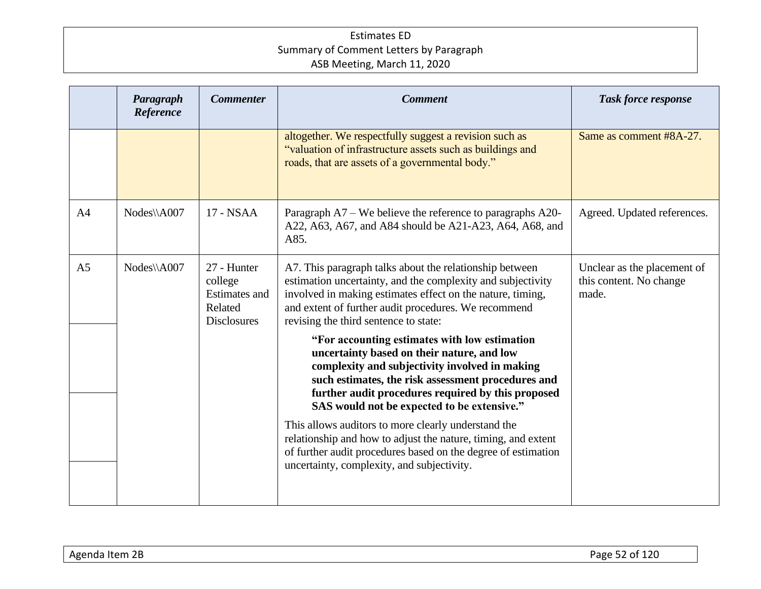| | Paragraph Reference | Commenter | Comment | Task force response |
|---|---|---|---|---|
| | | | altogether. We respectfully suggest a revision such as "valuation of infrastructure assets such as buildings and roads, that are assets of a governmental body." | Same as comment #8A-27. |
| A4 | Nodes\\A007 | 17 - NSAA | Paragraph A7 – We believe the reference to paragraphs A20-A22, A63, A67, and A84 should be A21-A23, A64, A68, and A85. | Agreed. Updated references. |
| A5 | Nodes\\A007 | 27 - Hunter college Estimates and Related Disclosures | A7. This paragraph talks about the relationship between estimation uncertainty, and the complexity and subjectivity involved in making estimates effect on the nature, timing, and extent of further audit procedures. We recommend revising the third sentence to state: **"For accounting estimates with low estimation uncertainty based on their nature, and low complexity and subjectivity involved in making such estimates, the risk assessment procedures and further audit procedures required by this proposed SAS would not be expected to be extensive."** This allows auditors to more clearly understand the relationship and how to adjust the nature, timing, and extent of further audit procedures based on the degree of estimation uncertainty, complexity, and subjectivity. | Unclear as the placement of this content. No change made. |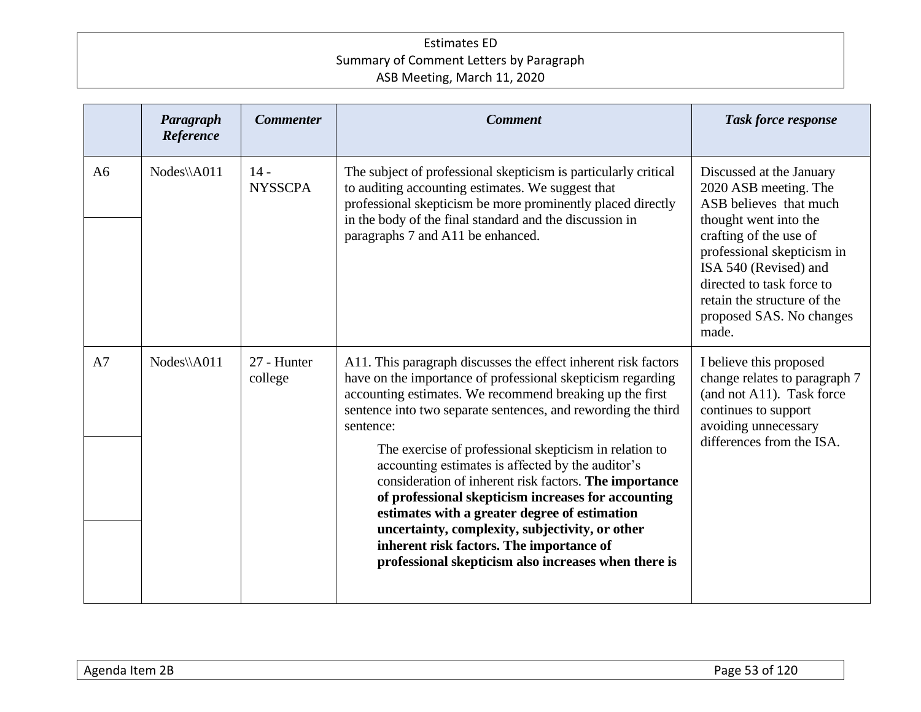| | Paragraph Reference | Commenter | Comment | Task force response |
|---|---|---|---|---|
| A6 | Nodes\\A011 | 14 - NYSSCPA | The subject of professional skepticism is particularly critical to auditing accounting estimates. We suggest that professional skepticism be more prominently placed directly in the body of the final standard and the discussion in paragraphs 7 and A11 be enhanced. | Discussed at the January 2020 ASB meeting. The ASB believes that much thought went into the crafting of the use of professional skepticism in ISA 540 (Revised) and directed to task force to retain the structure of the proposed SAS. No changes made. |
| A7 | Nodes\\A011 | 27 - Hunter college | A11. This paragraph discusses the effect inherent risk factors have on the importance of professional skepticism regarding accounting estimates. We recommend breaking up the first sentence into two separate sentences, and rewording the third sentence: <br><br> The exercise of professional skepticism in relation to accounting estimates is affected by the auditor's consideration of inherent risk factors. **The importance of professional skepticism increases for accounting estimates with a greater degree of estimation uncertainty, complexity, subjectivity, or other inherent risk factors. The importance of professional skepticism also increases when there is** | I believe this proposed change relates to paragraph 7 (and not A11). Task force continues to support avoiding unnecessary differences from the ISA. |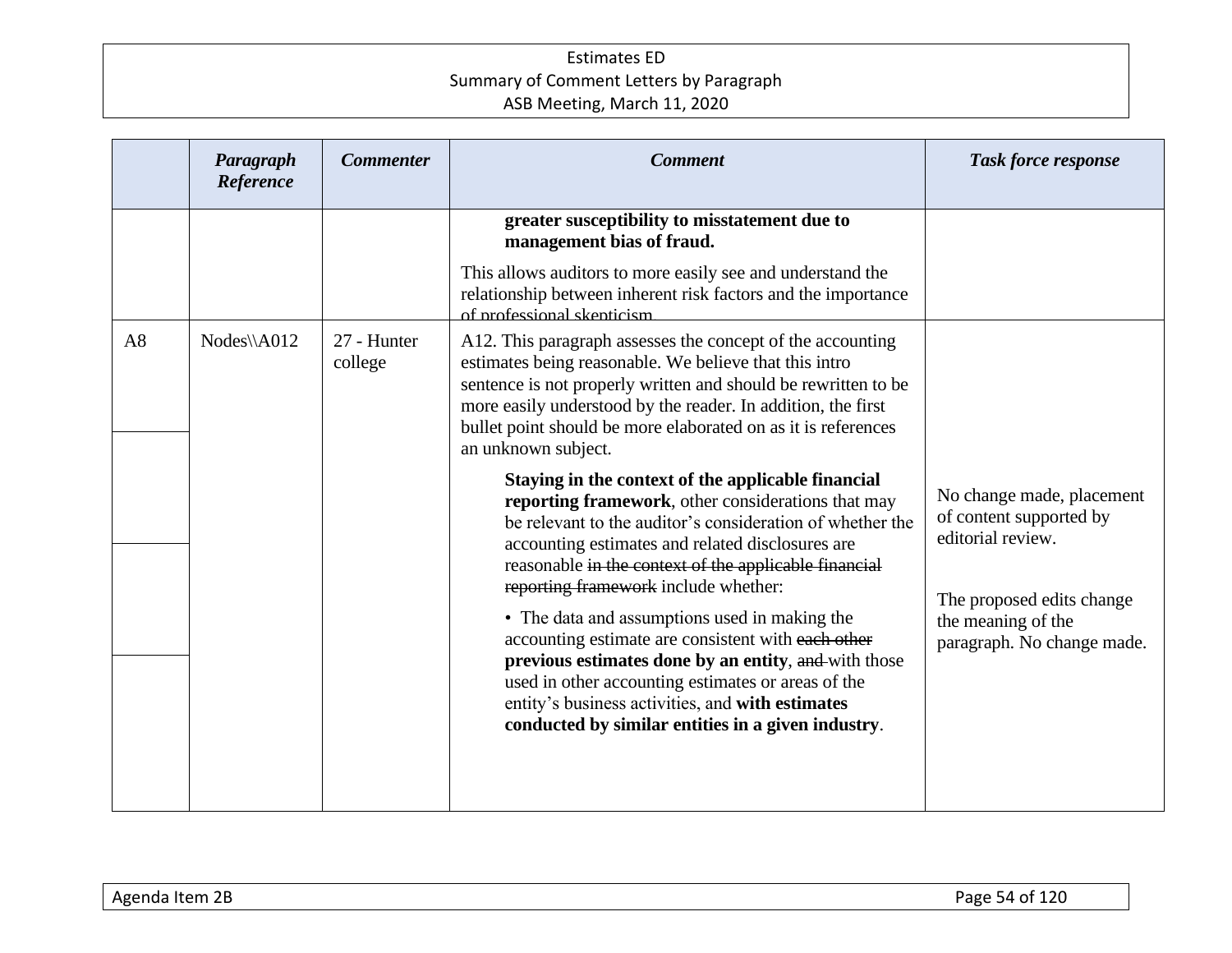| | Paragraph Reference | Commenter | Comment | Task force response |
|---|---|---|---|---|
| | | | **greater susceptibility to misstatement due to management bias of fraud.**<br><br>This allows auditors to more easily see and understand the relationship between inherent risk factors and the importance of professional skepticism. | |
| A8 | Nodes\\A012 | 27 - Hunter college | A12. This paragraph assesses the concept of the accounting estimates being reasonable. We believe that this intro sentence is not properly written and should be rewritten to be more easily understood by the reader. In addition, the first bullet point should be more elaborated on as it is references an unknown subject.<br><br>**Staying in the context of the applicable financial reporting framework**, other considerations that may be relevant to the auditor's consideration of whether the accounting estimates and related disclosures are reasonable ~~in the context of the applicable financial reporting framework~~ include whether:<br><br>• The data and assumptions used in making the accounting estimate are consistent with ~~each other~~ **previous estimates done by an entity**, ~~and~~ with those used in other accounting estimates or areas of the entity's business activities, and **with estimates conducted by similar entities in a given industry**. | No change made, placement of content supported by editorial review.<br><br>The proposed edits change the meaning of the paragraph. No change made. |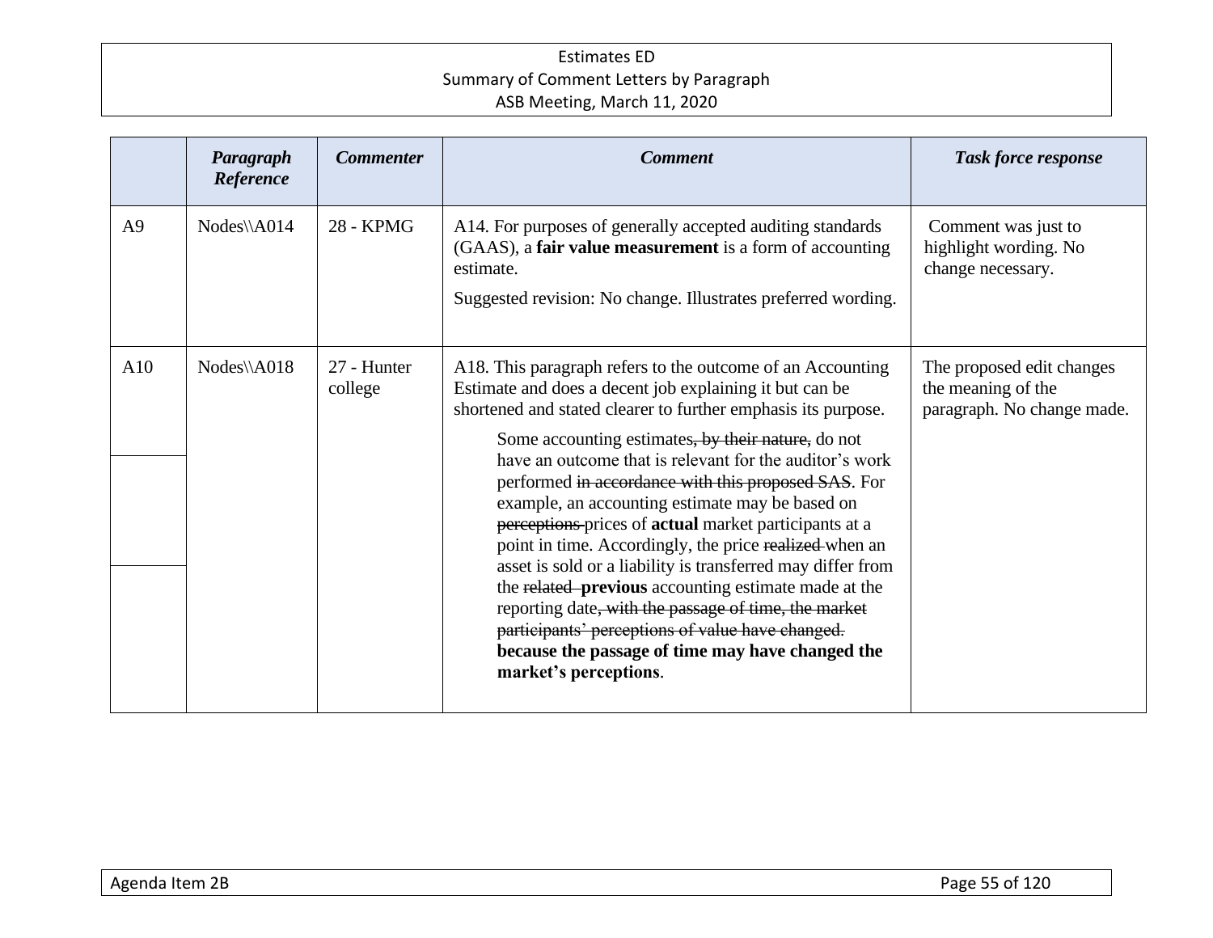| | *Paragraph Reference* | *Commenter* | *Comment* | *Task force response* |
|---|---|---|---|---|
| A9 | Nodes\\A014 | 28 - KPMG | A14. For purposes of generally accepted auditing standards (GAAS), a **fair value measurement** is a form of accounting estimate.<br><br>Suggested revision: No change. Illustrates preferred wording. | Comment was just to highlight wording. No change necessary. |
| A10 | Nodes\\A018 | 27 - Hunter college | A18. This paragraph refers to the outcome of an Accounting Estimate and does a decent job explaining it but can be shortened and stated clearer to further emphasis its purpose.<br><br>Some accounting estimates~~, by their nature,~~ do not have an outcome that is relevant for the auditor's work performed ~~in accordance with this proposed SAS~~. For example, an accounting estimate may be based on ~~perceptions~~ prices of **actual** market participants at a point in time. Accordingly, the price ~~realized~~ when an asset is sold or a liability is transferred may differ from the ~~related~~ **previous** accounting estimate made at the reporting date~~, with the passage of time, the market participants' perceptions of value have changed.~~ **because the passage of time may have changed the market's perceptions**. | The proposed edit changes the meaning of the paragraph. No change made. |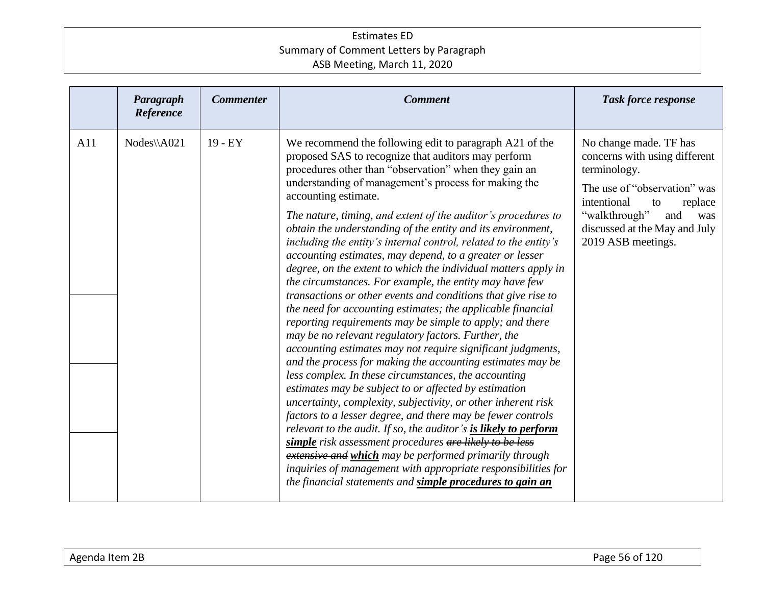| | Paragraph Reference | Commenter | Comment | Task force response |
|---|---|---|---|---|
| A11 | Nodes\\A021 | 19 - EY | We recommend the following edit to paragraph A21 of the proposed SAS to recognize that auditors may perform procedures other than "observation" when they gain an understanding of management's process for making the accounting estimate.<br><br>*The nature, timing, and extent of the auditor's procedures to obtain the understanding of the entity and its environment, including the entity's internal control, related to the entity's accounting estimates, may depend, to a greater or lesser degree, on the extent to which the individual matters apply in the circumstances. For example, the entity may have few transactions or other events and conditions that give rise to the need for accounting estimates; the applicable financial reporting requirements may be simple to apply; and there may be no relevant regulatory factors. Further, the accounting estimates may not require significant judgments, and the process for making the accounting estimates may be less complex. In these circumstances, the accounting estimates may be subject to or affected by estimation uncertainty, complexity, subjectivity, or other inherent risk factors to a lesser degree, and there may be fewer controls relevant to the audit. If so, the auditor~~'s~~* ***<u>is likely to perform simple</u>*** *risk assessment procedures ~~are likely to be less extensive and~~* ***<u>which</u>*** *may be performed primarily through inquiries of management with appropriate responsibilities for the financial statements and* ***<u>simple procedures to gain an</u>*** | No change made. TF has concerns with using different terminology.<br><br>The use of "observation" was intentional to replace "walkthrough" and was discussed at the May and July 2019 ASB meetings. |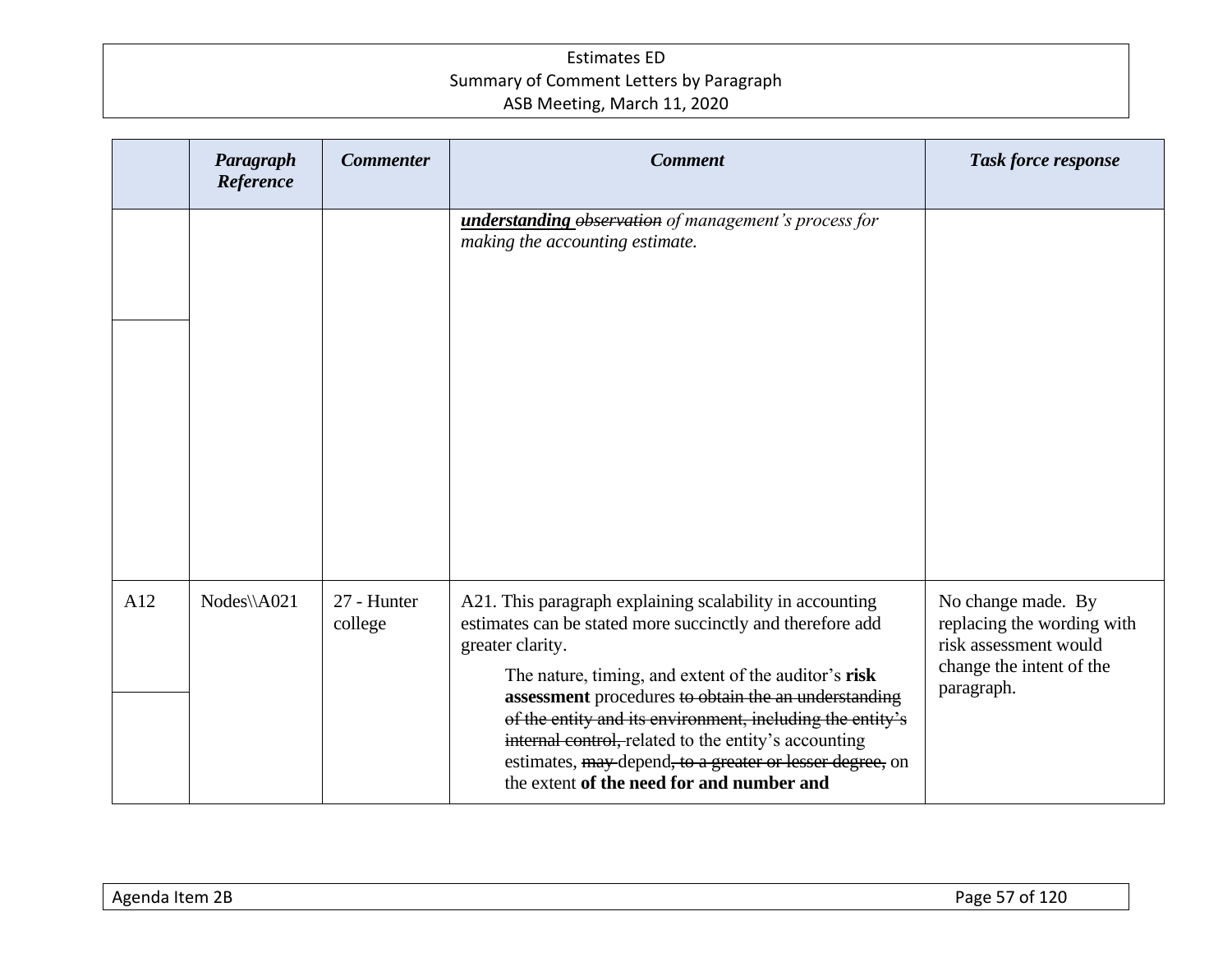| | Paragraph Reference | Commenter | Comment | Task force response |
|---|---|---|---|---|
| | | | ***understanding*** ~~*observation*~~ *of management's process for making the accounting estimate.* | |
| A12 | Nodes\\A021 | 27 - Hunter college | A21. This paragraph explaining scalability in accounting estimates can be stated more succinctly and therefore add greater clarity.<br><br>The nature, timing, and extent of the auditor's **risk assessment** procedures ~~to obtain the an understanding of the entity and its environment, including the entity's internal control,~~ related to the entity's accounting estimates, ~~may~~ depend~~, to a greater or lesser degree,~~ on the extent **of the need for and number and** | No change made. By replacing the wording with risk assessment would change the intent of the paragraph. |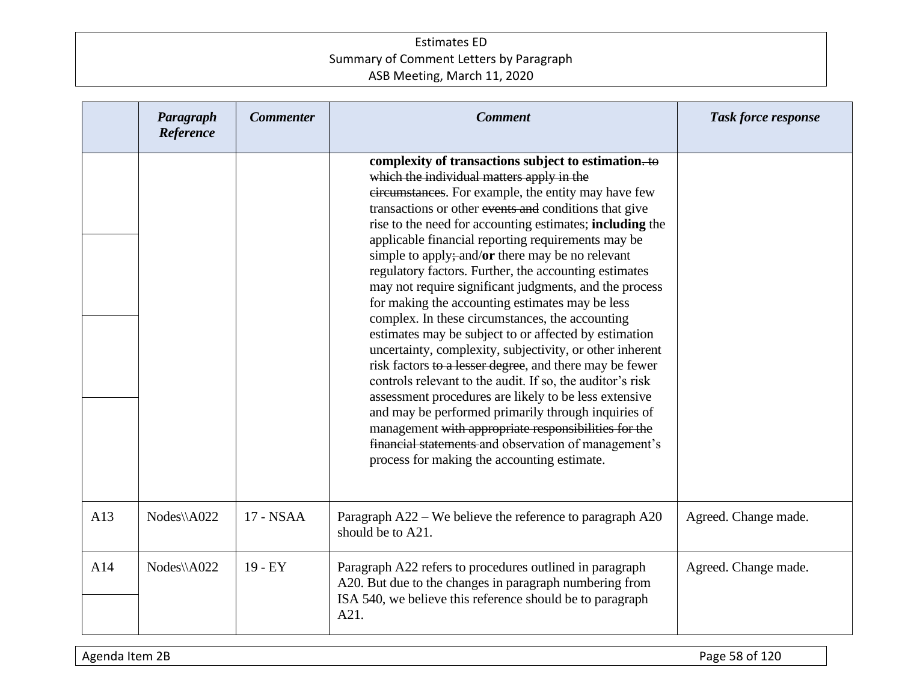| | Paragraph Reference | Commenter | Comment | Task force response |
|---|---|---|---|---|
| | | | **complexity of transactions subject to estimation**. ~~to which the individual matters apply in the circumstances~~. For example, the entity may have few transactions or other ~~events and~~ conditions that give rise to the need for accounting estimates; **including** the applicable financial reporting requirements may be simple to apply~~;~~ and/**or** there may be no relevant regulatory factors. Further, the accounting estimates may not require significant judgments, and the process for making the accounting estimates may be less complex. In these circumstances, the accounting estimates may be subject to or affected by estimation uncertainty, complexity, subjectivity, or other inherent risk factors ~~to a lesser degree~~, and there may be fewer controls relevant to the audit. If so, the auditor's risk assessment procedures are likely to be less extensive and may be performed primarily through inquiries of management ~~with appropriate responsibilities for the financial statements~~ and observation of management's process for making the accounting estimate. | |
| A13 | Nodes\\A022 | 17 - NSAA | Paragraph A22 – We believe the reference to paragraph A20 should be to A21. | Agreed. Change made. |
| A14 | Nodes\\A022 | 19 - EY | Paragraph A22 refers to procedures outlined in paragraph A20. But due to the changes in paragraph numbering from ISA 540, we believe this reference should be to paragraph A21. | Agreed. Change made. |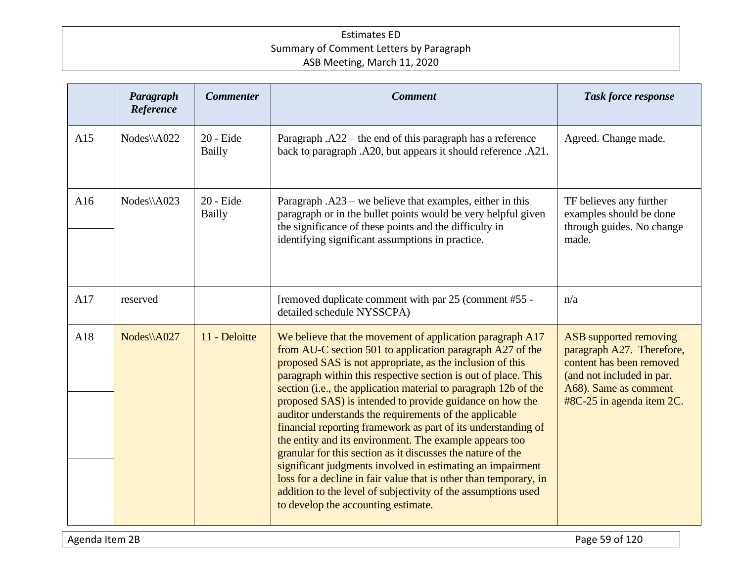| | *Paragraph Reference* | *Commenter* | *Comment* | *Task force response* |
|---|---|---|---|---|
| A15 | Nodes\\A022 | 20 - Eide Bailly | Paragraph .A22 – the end of this paragraph has a reference back to paragraph .A20, but appears it should reference .A21. | Agreed. Change made. |
| A16 | Nodes\\A023 | 20 - Eide Bailly | Paragraph .A23 – we believe that examples, either in this paragraph or in the bullet points would be very helpful given the significance of these points and the difficulty in identifying significant assumptions in practice. | TF believes any further examples should be done through guides. No change made. |
| A17 | reserved | | [removed duplicate comment with par 25 (comment #55 - detailed schedule NYSSCPA) | n/a |
| A18 | Nodes\\A027 | 11 - Deloitte | We believe that the movement of application paragraph A17 from AU-C section 501 to application paragraph A27 of the proposed SAS is not appropriate, as the inclusion of this paragraph within this respective section is out of place. This section (i.e., the application material to paragraph 12b of the proposed SAS) is intended to provide guidance on how the auditor understands the requirements of the applicable financial reporting framework as part of its understanding of the entity and its environment. The example appears too granular for this section as it discusses the nature of the significant judgments involved in estimating an impairment loss for a decline in fair value that is other than temporary, in addition to the level of subjectivity of the assumptions used to develop the accounting estimate. | ASB supported removing paragraph A27. Therefore, content has been removed (and not included in par. A68). Same as comment #8C-25 in agenda item 2C. |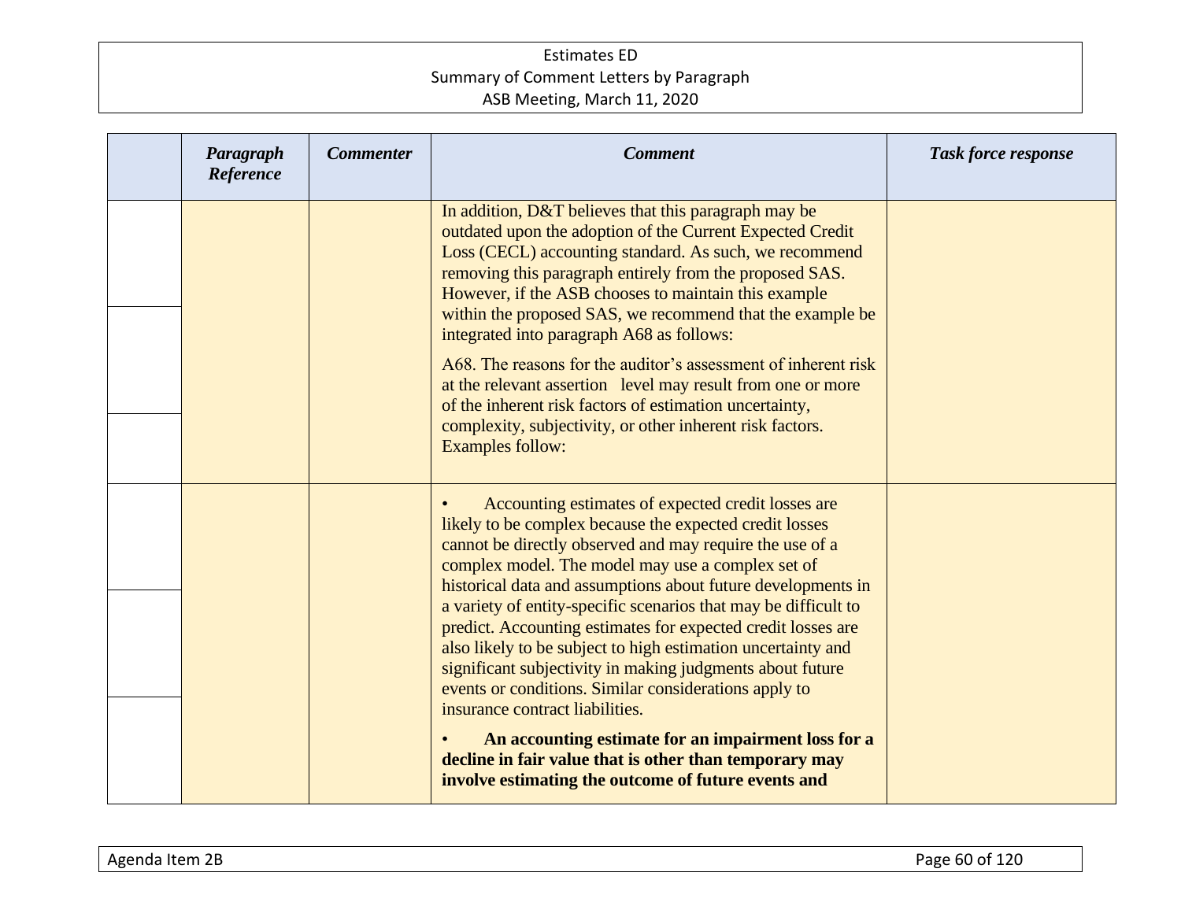| | Paragraph Reference | Commenter | Comment | Task force response |
|---|---|---|---|---|
| | | | In addition, D&T believes that this paragraph may be outdated upon the adoption of the Current Expected Credit Loss (CECL) accounting standard. As such, we recommend removing this paragraph entirely from the proposed SAS. However, if the ASB chooses to maintain this example within the proposed SAS, we recommend that the example be integrated into paragraph A68 as follows:<br><br>A68. The reasons for the auditor's assessment of inherent risk at the relevant assertion level may result from one or more of the inherent risk factors of estimation uncertainty, complexity, subjectivity, or other inherent risk factors. Examples follow: | |
| | | | • Accounting estimates of expected credit losses are likely to be complex because the expected credit losses cannot be directly observed and may require the use of a complex model. The model may use a complex set of historical data and assumptions about future developments in a variety of entity-specific scenarios that may be difficult to predict. Accounting estimates for expected credit losses are also likely to be subject to high estimation uncertainty and significant subjectivity in making judgments about future events or conditions. Similar considerations apply to insurance contract liabilities.<br><br>• **An accounting estimate for an impairment loss for a decline in fair value that is other than temporary may involve estimating the outcome of future events and** | |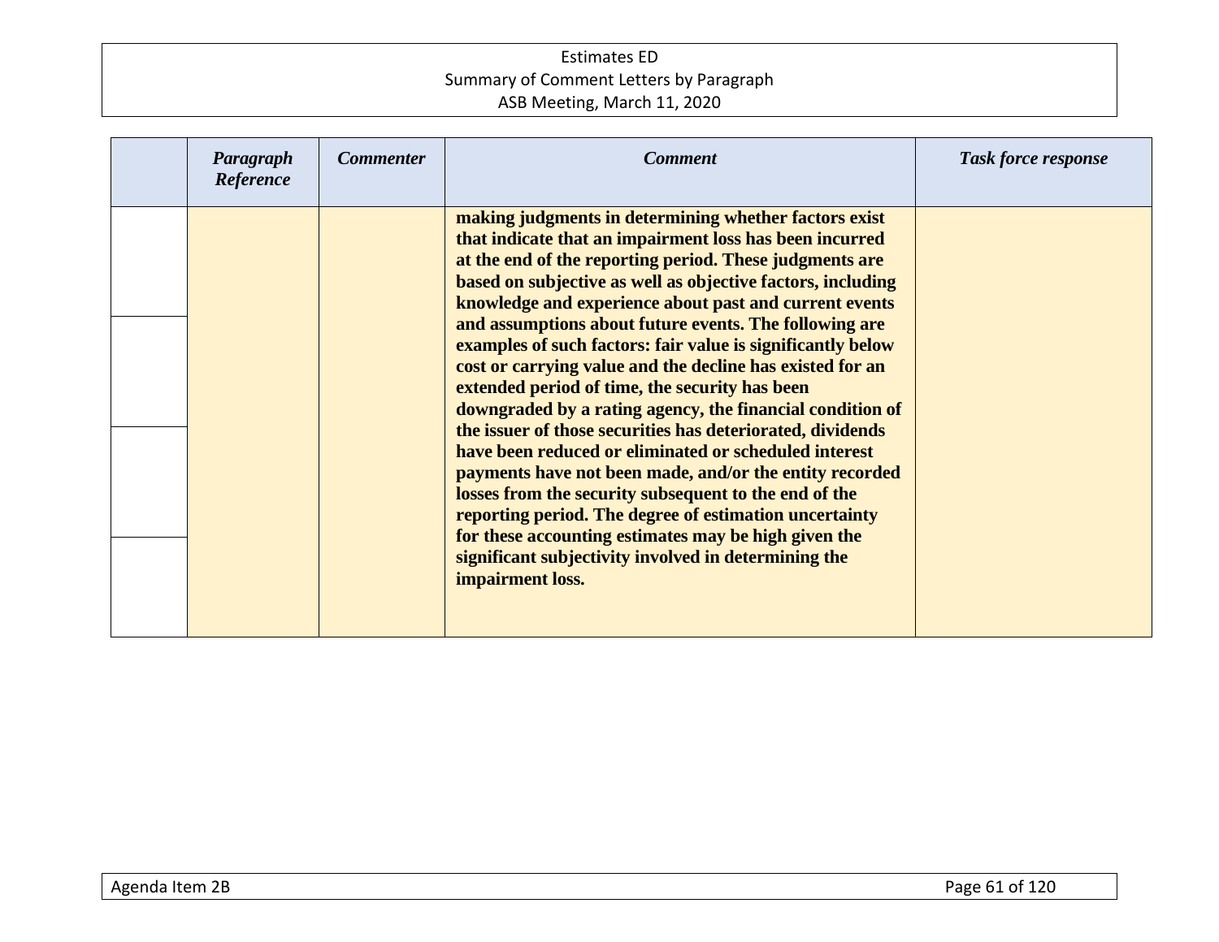| | Paragraph Reference | Commenter | Comment | Task force response |
|---|---|---|---|---|
| | | | **making judgments in determining whether factors exist that indicate that an impairment loss has been incurred at the end of the reporting period. These judgments are based on subjective as well as objective factors, including knowledge and experience about past and current events and assumptions about future events. The following are examples of such factors: fair value is significantly below cost or carrying value and the decline has existed for an extended period of time, the security has been downgraded by a rating agency, the financial condition of the issuer of those securities has deteriorated, dividends have been reduced or eliminated or scheduled interest payments have not been made, and/or the entity recorded losses from the security subsequent to the end of the reporting period. The degree of estimation uncertainty for these accounting estimates may be high given the significant subjectivity involved in determining the impairment loss.** | |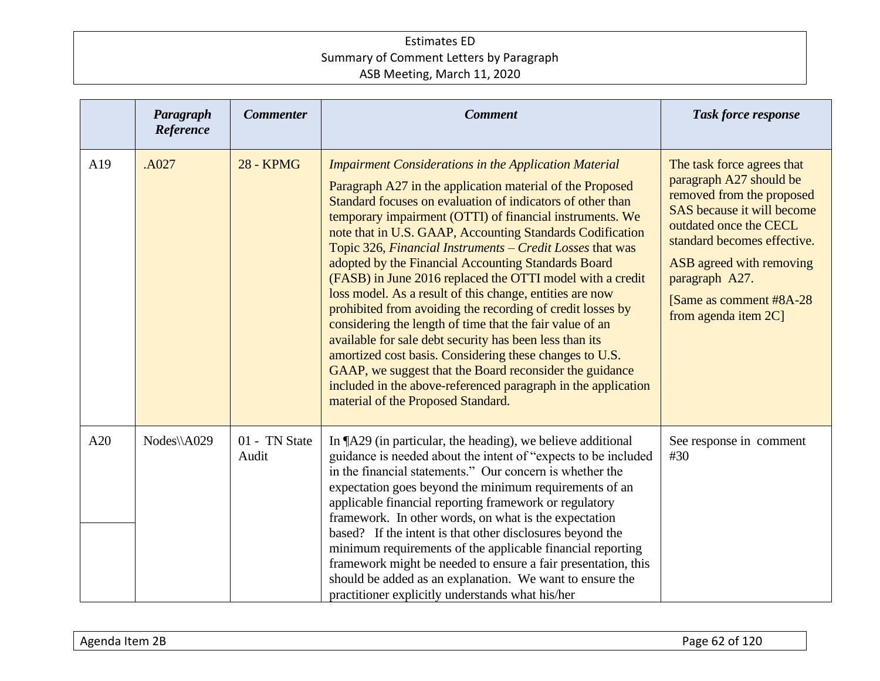Estimates ED
Summary of Comment Letters by Paragraph
ASB Meeting, March 11, 2020

| | *Paragraph Reference* | *Commenter* | *Comment* | *Task force response* |
|---|---|---|---|---|
| A19 | .A027 | 28 - KPMG | *Impairment Considerations in the Application Material*<br><br>Paragraph A27 in the application material of the Proposed Standard focuses on evaluation of indicators of other than temporary impairment (OTTI) of financial instruments. We note that in U.S. GAAP, Accounting Standards Codification Topic 326, *Financial Instruments – Credit Losses* that was adopted by the Financial Accounting Standards Board (FASB) in June 2016 replaced the OTTI model with a credit loss model. As a result of this change, entities are now prohibited from avoiding the recording of credit losses by considering the length of time that the fair value of an available for sale debt security has been less than its amortized cost basis. Considering these changes to U.S. GAAP, we suggest that the Board reconsider the guidance included in the above-referenced paragraph in the application material of the Proposed Standard. | The task force agrees that paragraph A27 should be removed from the proposed SAS because it will become outdated once the CECL standard becomes effective.<br><br>ASB agreed with removing paragraph A27.<br><br>[Same as comment #8A-28 from agenda item 2C] |
| A20 | Nodes\\A029 | 01 - TN State Audit | In ¶A29 (in particular, the heading), we believe additional guidance is needed about the intent of "expects to be included in the financial statements." Our concern is whether the expectation goes beyond the minimum requirements of an applicable financial reporting framework or regulatory framework. In other words, on what is the expectation based? If the intent is that other disclosures beyond the minimum requirements of the applicable financial reporting framework might be needed to ensure a fair presentation, this should be added as an explanation. We want to ensure the practitioner explicitly understands what his/her | See response in comment #30 |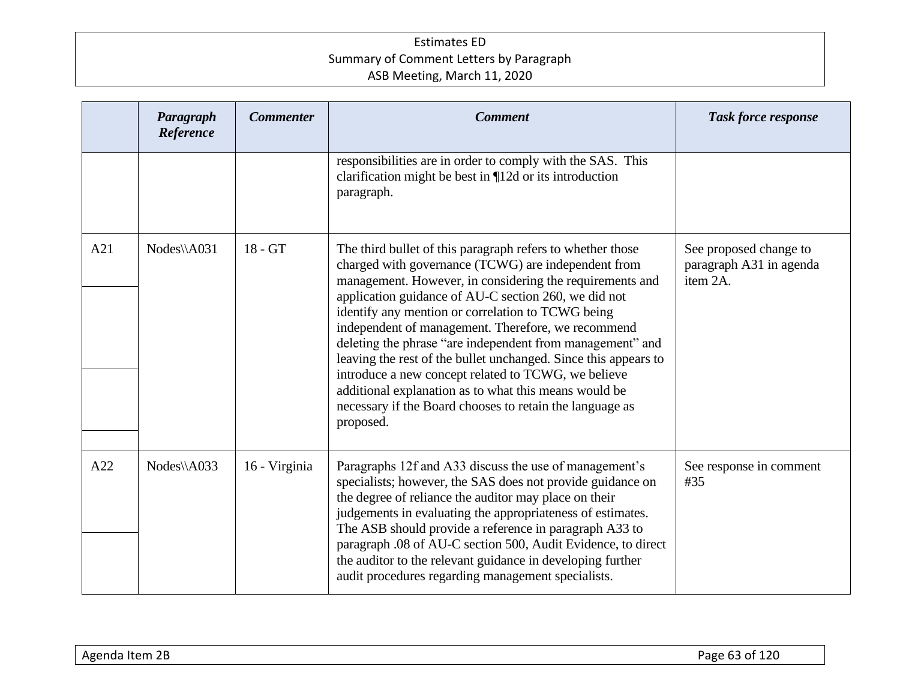| | *Paragraph Reference* | *Commenter* | *Comment* | *Task force response* |
|---|---|---|---|---|
| | | | responsibilities are in order to comply with the SAS. This clarification might be best in ¶12d or its introduction paragraph. | |
| A21 | Nodes\\A031 | 18 - GT | The third bullet of this paragraph refers to whether those charged with governance (TCWG) are independent from management. However, in considering the requirements and application guidance of AU-C section 260, we did not identify any mention or correlation to TCWG being independent of management. Therefore, we recommend deleting the phrase "are independent from management" and leaving the rest of the bullet unchanged. Since this appears to introduce a new concept related to TCWG, we believe additional explanation as to what this means would be necessary if the Board chooses to retain the language as proposed. | See proposed change to paragraph A31 in agenda item 2A. |
| A22 | Nodes\\A033 | 16 - Virginia | Paragraphs 12f and A33 discuss the use of management's specialists; however, the SAS does not provide guidance on the degree of reliance the auditor may place on their judgements in evaluating the appropriateness of estimates. The ASB should provide a reference in paragraph A33 to paragraph .08 of AU-C section 500, Audit Evidence, to direct the auditor to the relevant guidance in developing further audit procedures regarding management specialists. | See response in comment #35 |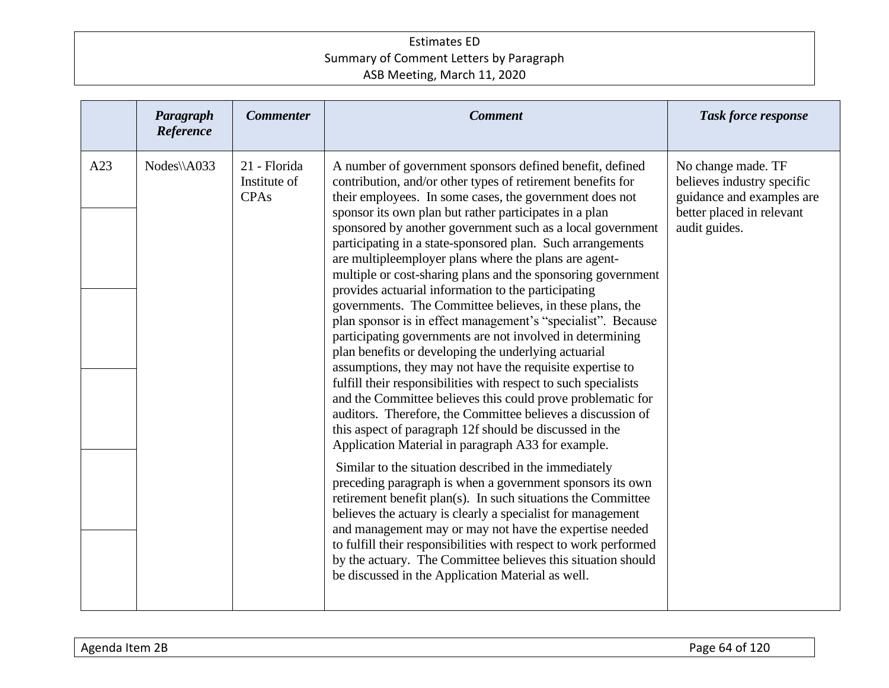| | *Paragraph Reference* | *Commenter* | *Comment* | *Task force response* |
|---|---|---|---|---|
| A23 | Nodes\\A033 | 21 - Florida Institute of CPAs | A number of government sponsors defined benefit, defined contribution, and/or other types of retirement benefits for their employees. In some cases, the government does not sponsor its own plan but rather participates in a plan sponsored by another government such as a local government participating in a state-sponsored plan. Such arrangements are multipleemployer plans where the plans are agent-multiple or cost-sharing plans and the sponsoring government provides actuarial information to the participating governments. The Committee believes, in these plans, the plan sponsor is in effect management's "specialist". Because participating governments are not involved in determining plan benefits or developing the underlying actuarial assumptions, they may not have the requisite expertise to fulfill their responsibilities with respect to such specialists and the Committee believes this could prove problematic for auditors. Therefore, the Committee believes a discussion of this aspect of paragraph 12f should be discussed in the Application Material in paragraph A33 for example.<br><br>Similar to the situation described in the immediately preceding paragraph is when a government sponsors its own retirement benefit plan(s). In such situations the Committee believes the actuary is clearly a specialist for management and management may or may not have the expertise needed to fulfill their responsibilities with respect to work performed by the actuary. The Committee believes this situation should be discussed in the Application Material as well. | No change made. TF believes industry specific guidance and examples are better placed in relevant audit guides. |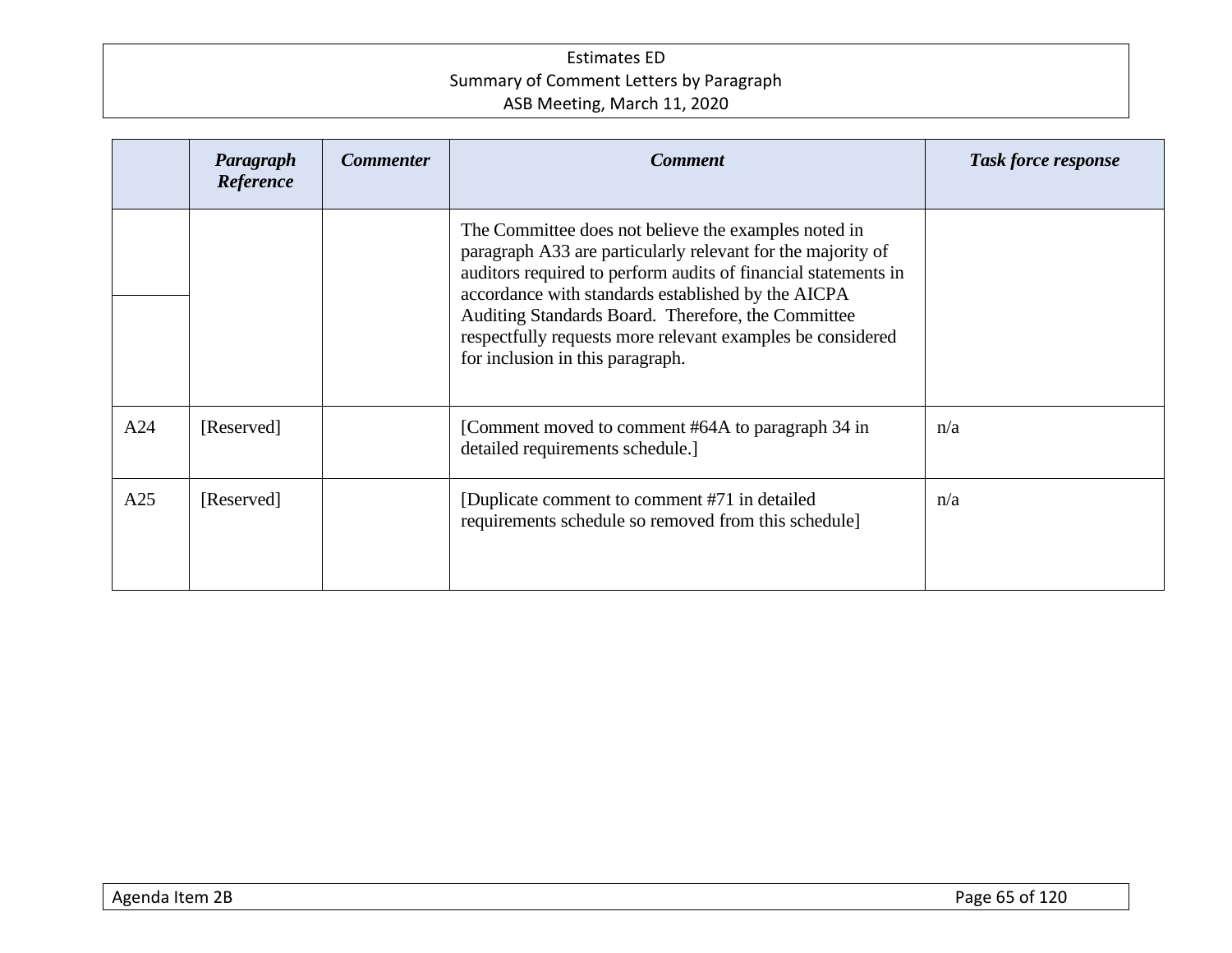| | Paragraph Reference | Commenter | Comment | Task force response |
|---|---|---|---|---|
| | | | The Committee does not believe the examples noted in paragraph A33 are particularly relevant for the majority of auditors required to perform audits of financial statements in accordance with standards established by the AICPA Auditing Standards Board. Therefore, the Committee respectfully requests more relevant examples be considered for inclusion in this paragraph. | |
| A24 | [Reserved] | | [Comment moved to comment #64A to paragraph 34 in detailed requirements schedule.] | n/a |
| A25 | [Reserved] | | [Duplicate comment to comment #71 in detailed requirements schedule so removed from this schedule] | n/a |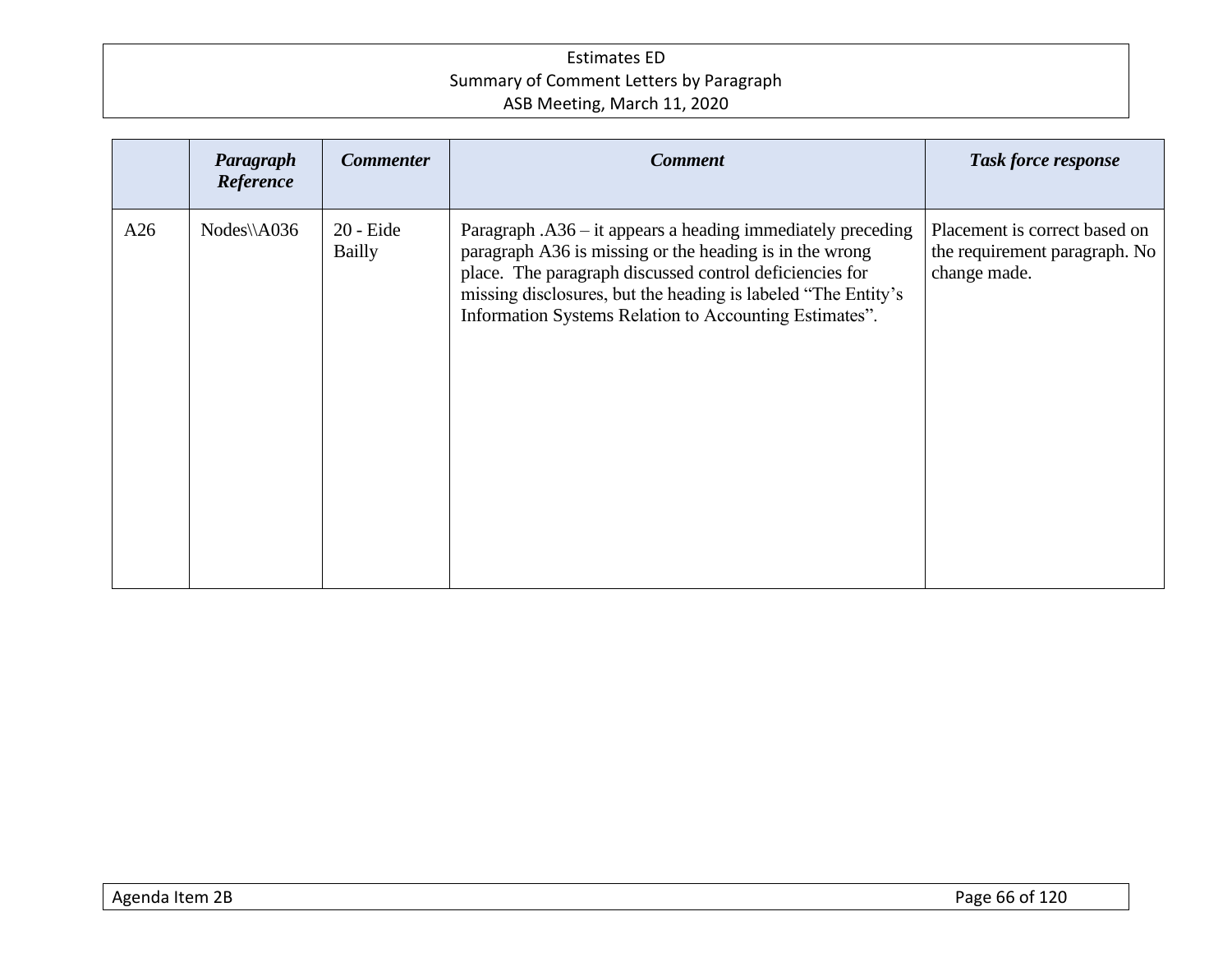| | *Paragraph Reference* | *Commenter* | *Comment* | *Task force response* |
|---|---|---|---|---|
| A26 | Nodes\\A036 | 20 - Eide Bailly | Paragraph .A36 – it appears a heading immediately preceding paragraph A36 is missing or the heading is in the wrong place. The paragraph discussed control deficiencies for missing disclosures, but the heading is labeled "The Entity's Information Systems Relation to Accounting Estimates". | Placement is correct based on the requirement paragraph. No change made. |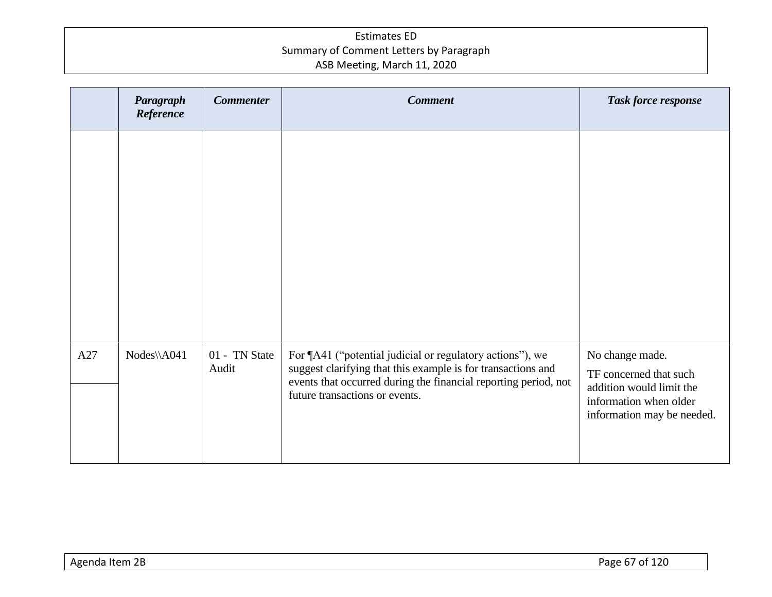| | *Paragraph Reference* | *Commenter* | *Comment* | *Task force response* |
|---|---|---|---|---|
| | | | | |
| A27 | Nodes\\A041 | 01 - TN State Audit | For ¶A41 ("potential judicial or regulatory actions"), we suggest clarifying that this example is for transactions and events that occurred during the financial reporting period, not future transactions or events. | No change made.<br><br>TF concerned that such addition would limit the information when older information may be needed. |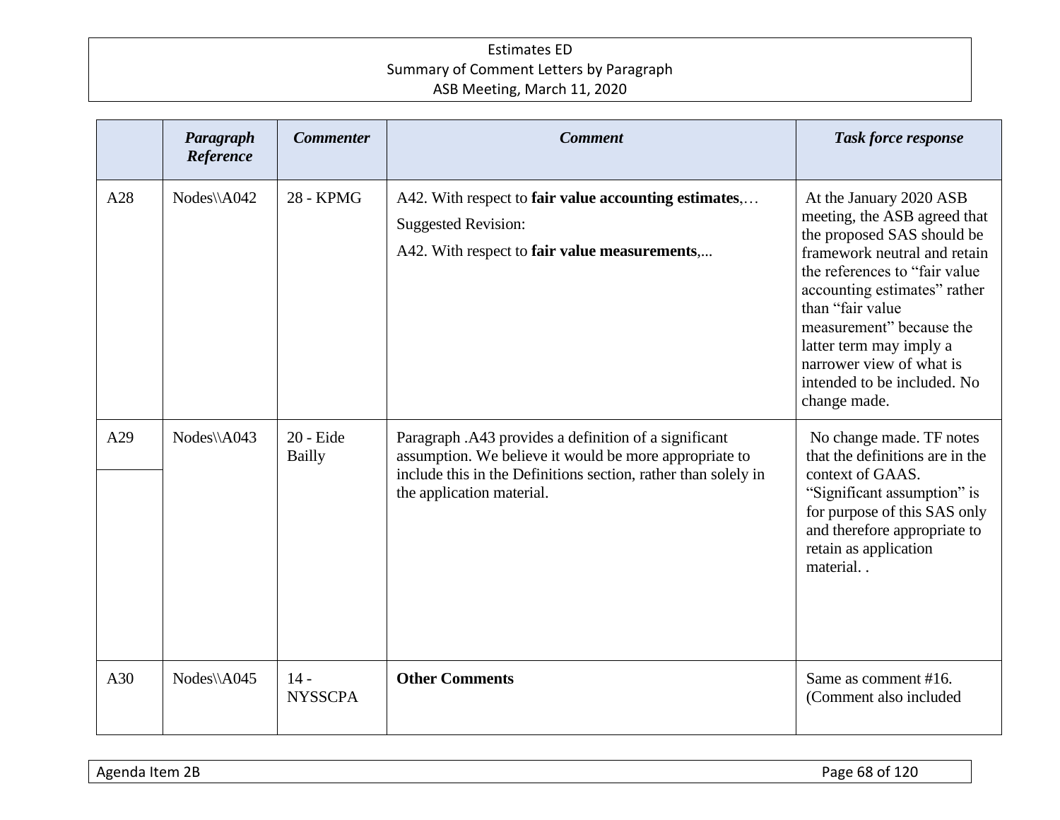| | *Paragraph Reference* | *Commenter* | *Comment* | *Task force response* |
|---|---|---|---|---|
| A28 | Nodes\\A042 | 28 - KPMG | A42. With respect to **fair value accounting estimates**,…<br>Suggested Revision:<br>A42. With respect to **fair value measurements**,... | At the January 2020 ASB meeting, the ASB agreed that the proposed SAS should be framework neutral and retain the references to "fair value accounting estimates" rather than "fair value measurement" because the latter term may imply a narrower view of what is intended to be included. No change made. |
| A29 | Nodes\\A043 | 20 - Eide Bailly | Paragraph .A43 provides a definition of a significant assumption. We believe it would be more appropriate to include this in the Definitions section, rather than solely in the application material. | No change made. TF notes that the definitions are in the context of GAAS. "Significant assumption" is for purpose of this SAS only and therefore appropriate to retain as application material. . |
| A30 | Nodes\\A045 | 14 - NYSSCPA | **Other Comments** | Same as comment #16. (Comment also included |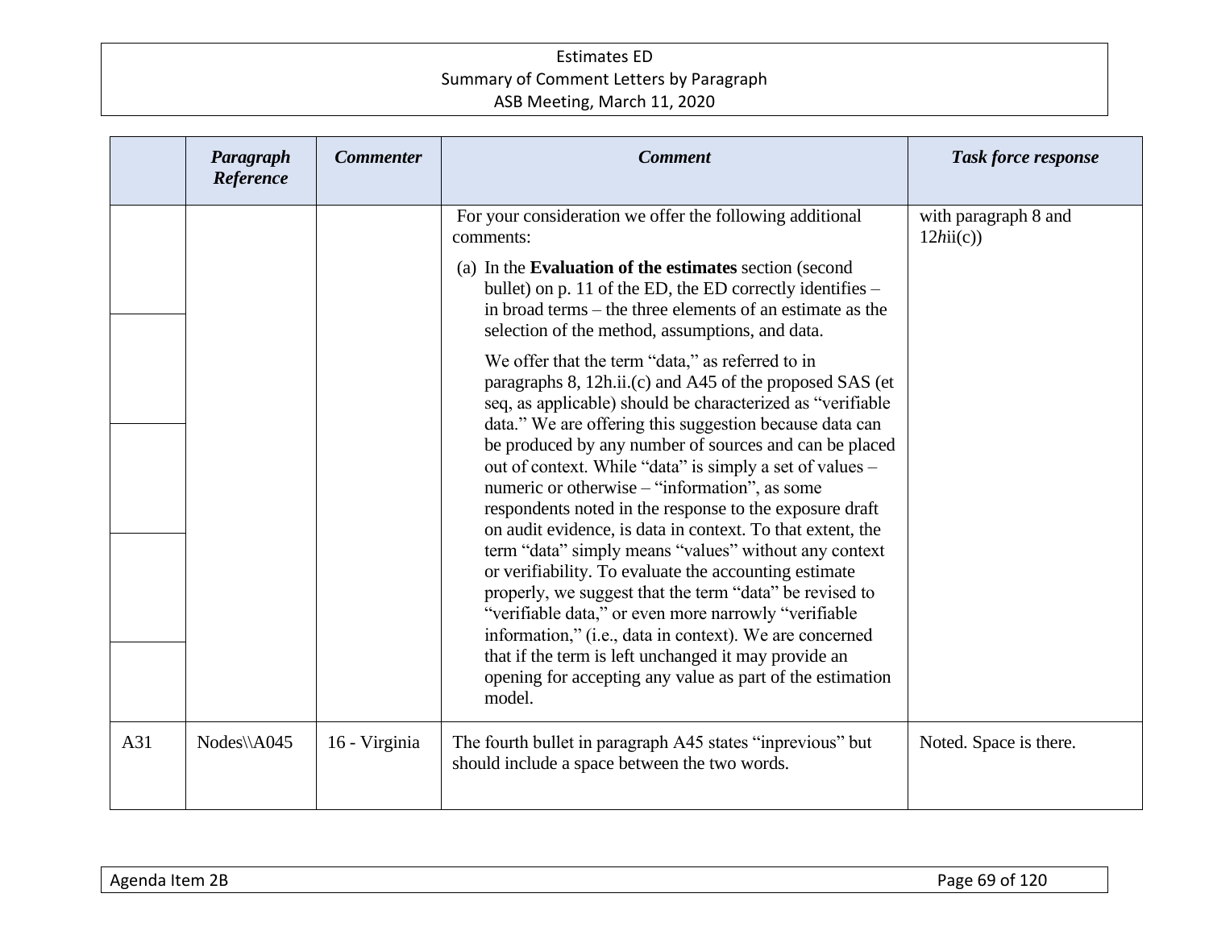| | Paragraph Reference | Commenter | Comment | Task force response |
|---|---|---|---|---|
| | | | For your consideration we offer the following additional comments:<br><br>(a) In the **Evaluation of the estimates** section (second bullet) on p. 11 of the ED, the ED correctly identifies – in broad terms – the three elements of an estimate as the selection of the method, assumptions, and data.<br><br>We offer that the term "data," as referred to in paragraphs 8, 12h.ii.(c) and A45 of the proposed SAS (et seq, as applicable) should be characterized as "verifiable data." We are offering this suggestion because data can be produced by any number of sources and can be placed out of context. While "data" is simply a set of values – numeric or otherwise – "information", as some respondents noted in the response to the exposure draft on audit evidence, is data in context. To that extent, the term "data" simply means "values" without any context or verifiability. To evaluate the accounting estimate properly, we suggest that the term "data" be revised to "verifiable data," or even more narrowly "verifiable information," (i.e., data in context). We are concerned that if the term is left unchanged it may provide an opening for accepting any value as part of the estimation model. | with paragraph 8 and 12*h*ii(c)) |
| A31 | Nodes\\A045 | 16 - Virginia | The fourth bullet in paragraph A45 states "inprevious" but should include a space between the two words. | Noted. Space is there. |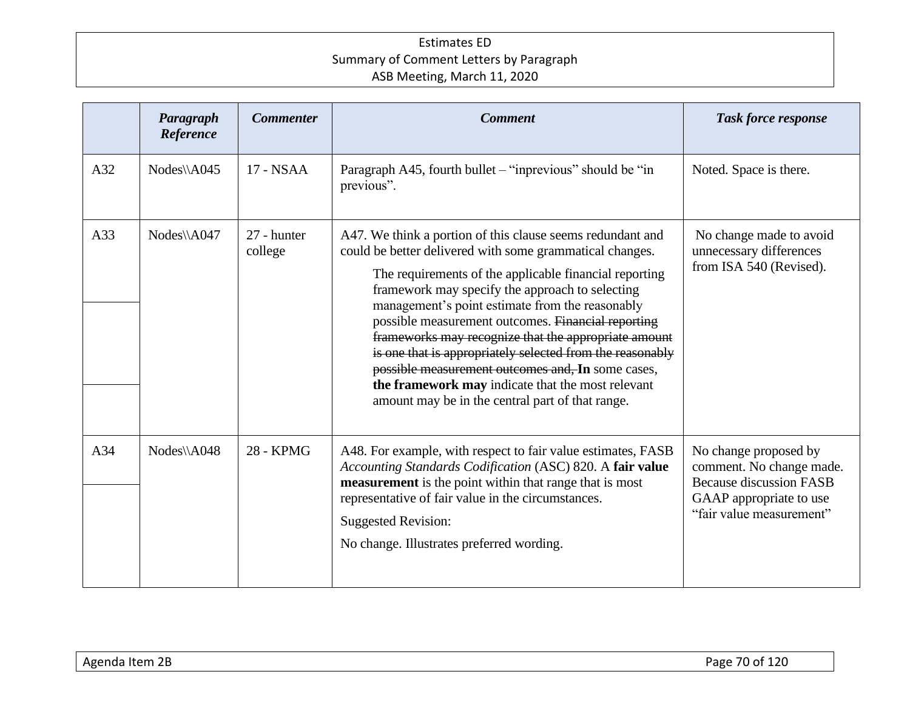| | *Paragraph Reference* | *Commenter* | *Comment* | *Task force response* |
|---|---|---|---|---|
| A32 | Nodes\\A045 | 17 - NSAA | Paragraph A45, fourth bullet – "inprevious" should be "in previous". | Noted. Space is there. |
| A33 | Nodes\\A047 | 27 - hunter college | A47. We think a portion of this clause seems redundant and could be better delivered with some grammatical changes.<br><br>The requirements of the applicable financial reporting framework may specify the approach to selecting management's point estimate from the reasonably possible measurement outcomes. ~~Financial reporting frameworks may recognize that the appropriate amount is one that is appropriately selected from the reasonably possible measurement outcomes and,~~ **In** some cases, **the framework may** indicate that the most relevant amount may be in the central part of that range. | No change made to avoid unnecessary differences from ISA 540 (Revised). |
| A34 | Nodes\\A048 | 28 - KPMG | A48. For example, with respect to fair value estimates, FASB *Accounting Standards Codification* (ASC) 820. A **fair value measurement** is the point within that range that is most representative of fair value in the circumstances.<br><br>Suggested Revision:<br><br>No change. Illustrates preferred wording. | No change proposed by comment. No change made. Because discussion FASB GAAP appropriate to use "fair value measurement" |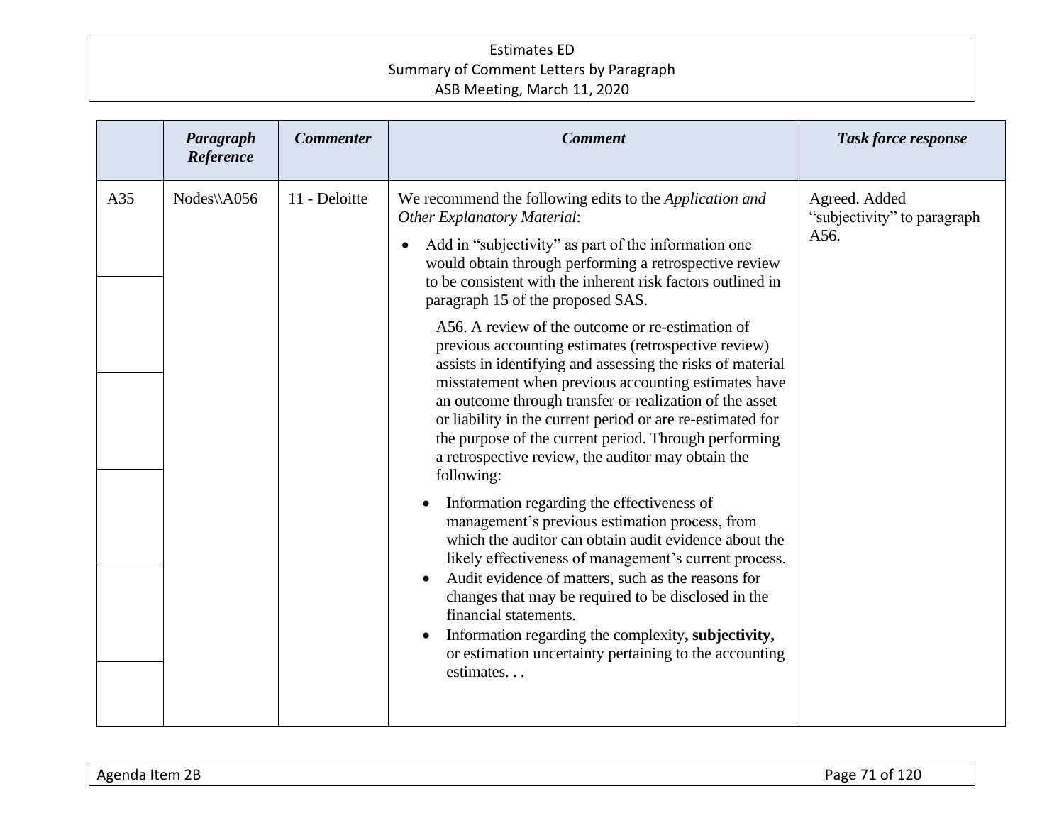| | *Paragraph Reference* | *Commenter* | *Comment* | *Task force response* |
|---|---|---|---|---|
| A35 | Nodes\\A056 | 11 - Deloitte | We recommend the following edits to the *Application and Other Explanatory Material*:<br><br>• Add in "subjectivity" as part of the information one would obtain through performing a retrospective review to be consistent with the inherent risk factors outlined in paragraph 15 of the proposed SAS.<br><br>A56. A review of the outcome or re-estimation of previous accounting estimates (retrospective review) assists in identifying and assessing the risks of material misstatement when previous accounting estimates have an outcome through transfer or realization of the asset or liability in the current period or are re-estimated for the purpose of the current period. Through performing a retrospective review, the auditor may obtain the following:<br><br>• Information regarding the effectiveness of management's previous estimation process, from which the auditor can obtain audit evidence about the likely effectiveness of management's current process.<br>• Audit evidence of matters, such as the reasons for changes that may be required to be disclosed in the financial statements.<br>• Information regarding the complexity**, subjectivity,** or estimation uncertainty pertaining to the accounting estimates. . . | Agreed. Added "subjectivity" to paragraph A56. |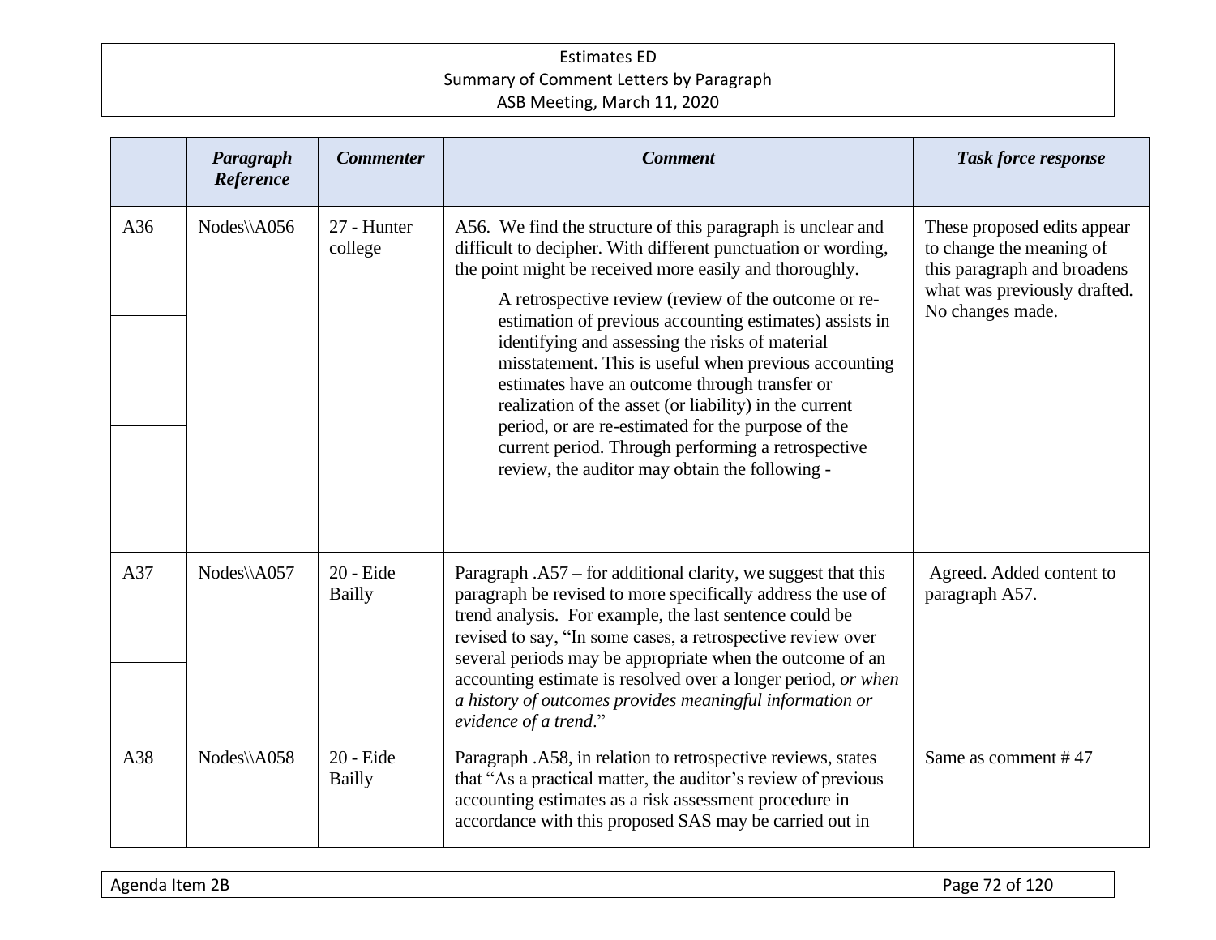| | *Paragraph Reference* | *Commenter* | *Comment* | *Task force response* |
|---|---|---|---|---|
| A36 | Nodes\\A056 | 27 - Hunter college | A56. We find the structure of this paragraph is unclear and difficult to decipher. With different punctuation or wording, the point might be received more easily and thoroughly.<br><br>A retrospective review (review of the outcome or re-estimation of previous accounting estimates) assists in identifying and assessing the risks of material misstatement. This is useful when previous accounting estimates have an outcome through transfer or realization of the asset (or liability) in the current period, or are re-estimated for the purpose of the current period. Through performing a retrospective review, the auditor may obtain the following - | These proposed edits appear to change the meaning of this paragraph and broadens what was previously drafted. No changes made. |
| A37 | Nodes\\A057 | 20 - Eide Bailly | Paragraph .A57 – for additional clarity, we suggest that this paragraph be revised to more specifically address the use of trend analysis. For example, the last sentence could be revised to say, "In some cases, a retrospective review over several periods may be appropriate when the outcome of an accounting estimate is resolved over a longer period, *or when a history of outcomes provides meaningful information or evidence of a trend*." | Agreed. Added content to paragraph A57. |
| A38 | Nodes\\A058 | 20 - Eide Bailly | Paragraph .A58, in relation to retrospective reviews, states that "As a practical matter, the auditor's review of previous accounting estimates as a risk assessment procedure in accordance with this proposed SAS may be carried out in | Same as comment # 47 |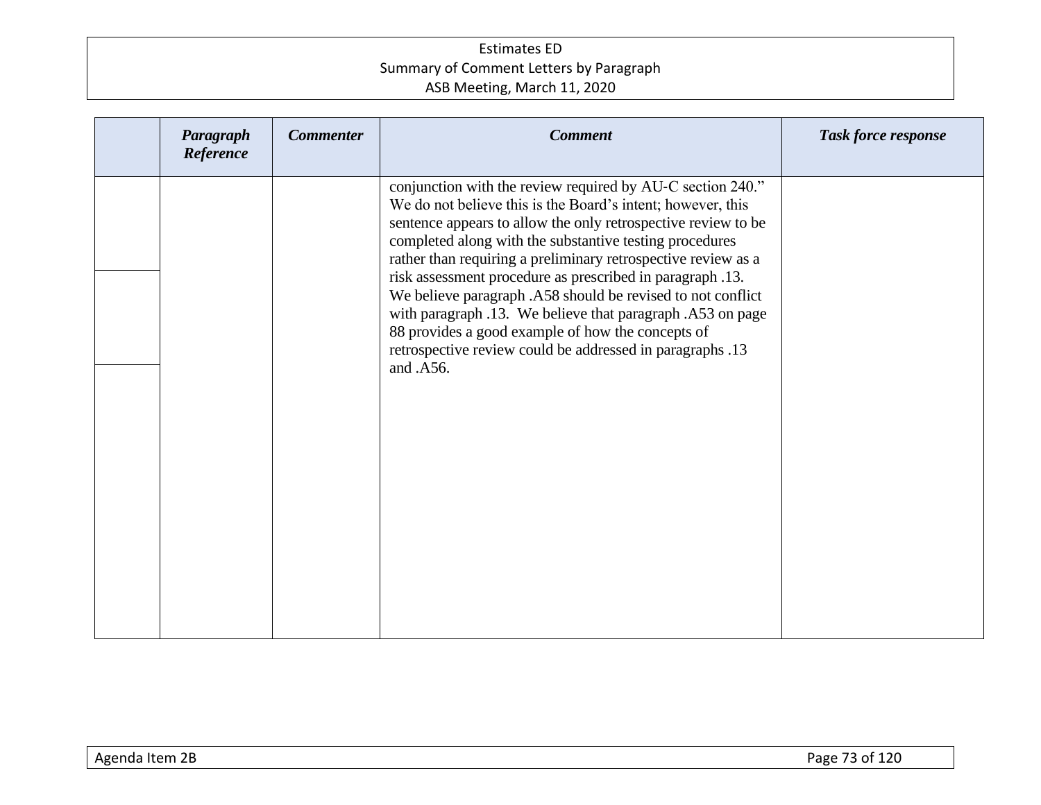|  | *Paragraph Reference* | *Commenter* | *Comment* | *Task force response* |
|---|---|---|---|---|
|  |  |  | conjunction with the review required by AU-C section 240." We do not believe this is the Board's intent; however, this sentence appears to allow the only retrospective review to be completed along with the substantive testing procedures rather than requiring a preliminary retrospective review as a risk assessment procedure as prescribed in paragraph .13. We believe paragraph .A58 should be revised to not conflict with paragraph .13. We believe that paragraph .A53 on page 88 provides a good example of how the concepts of retrospective review could be addressed in paragraphs .13 and .A56. |  |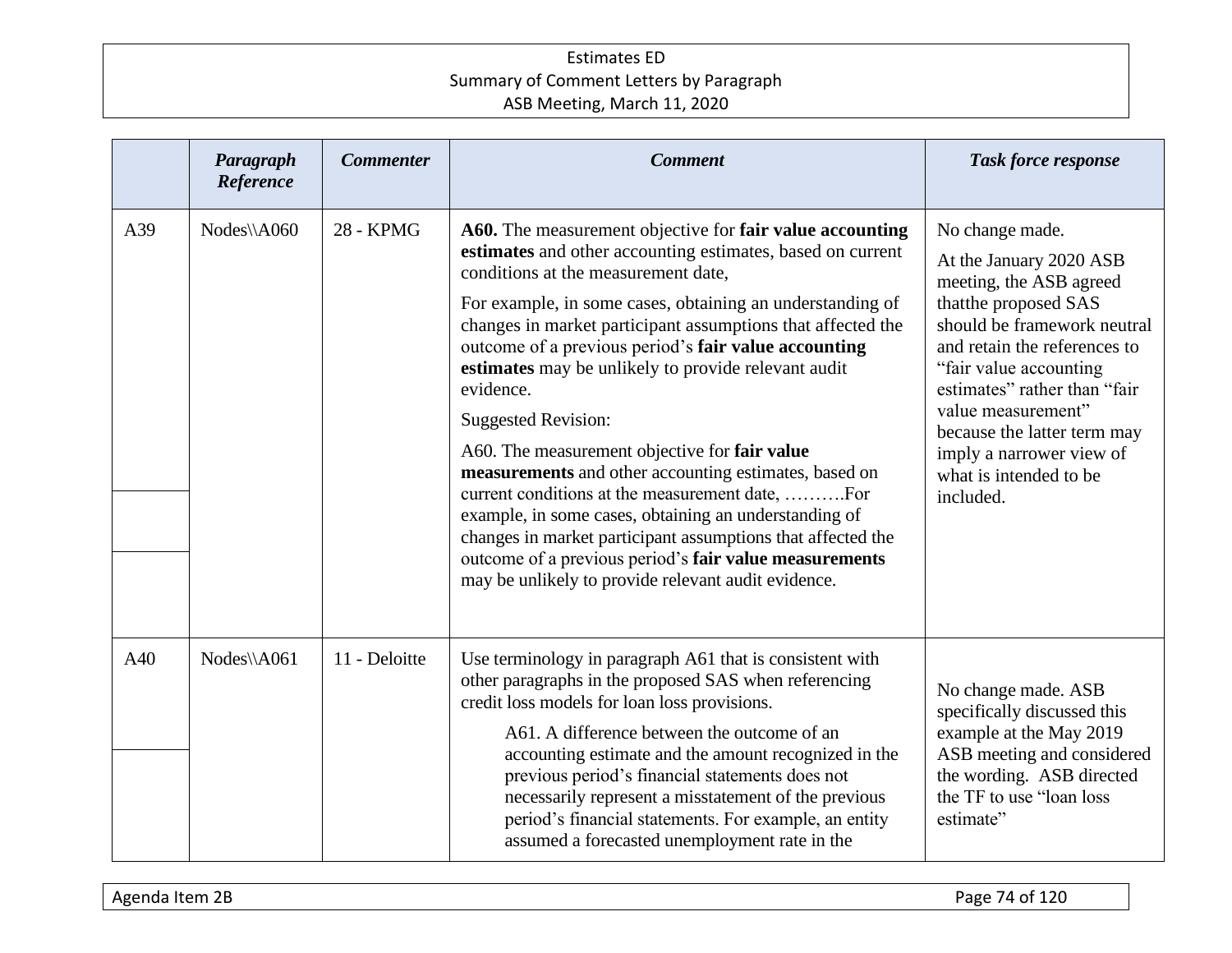| | *Paragraph Reference* | *Commenter* | *Comment* | *Task force response* |
|---|---|---|---|---|
| A39 | Nodes\\A060 | 28 - KPMG | **A60.** The measurement objective for **fair value accounting estimates** and other accounting estimates, based on current conditions at the measurement date,<br><br>For example, in some cases, obtaining an understanding of changes in market participant assumptions that affected the outcome of a previous period's **fair value accounting estimates** may be unlikely to provide relevant audit evidence.<br><br>Suggested Revision:<br><br>A60. The measurement objective for **fair value measurements** and other accounting estimates, based on current conditions at the measurement date, ……….For example, in some cases, obtaining an understanding of changes in market participant assumptions that affected the outcome of a previous period's **fair value measurements** may be unlikely to provide relevant audit evidence. | No change made.<br><br>At the January 2020 ASB meeting, the ASB agreed thatthe proposed SAS should be framework neutral and retain the references to "fair value accounting estimates" rather than "fair value measurement" because the latter term may imply a narrower view of what is intended to be included. |
| A40 | Nodes\\A061 | 11 - Deloitte | Use terminology in paragraph A61 that is consistent with other paragraphs in the proposed SAS when referencing credit loss models for loan loss provisions.<br><br>A61. A difference between the outcome of an accounting estimate and the amount recognized in the previous period's financial statements does not necessarily represent a misstatement of the previous period's financial statements. For example, an entity assumed a forecasted unemployment rate in the | No change made. ASB specifically discussed this example at the May 2019 ASB meeting and considered the wording. ASB directed the TF to use "loan loss estimate" |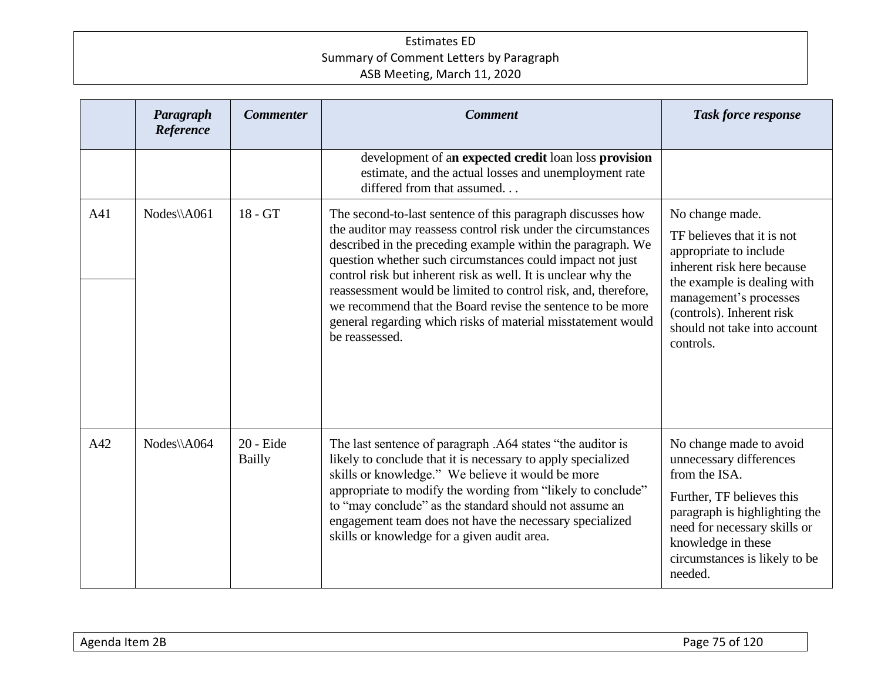|  | Paragraph Reference | Commenter | Comment | Task force response |
|---|---|---|---|---|
|  |  |  | development of a**n expected credit** loan loss **provision** estimate, and the actual losses and unemployment rate differed from that assumed. . . |  |
| A41 | Nodes\\A061 | 18 - GT | The second-to-last sentence of this paragraph discusses how the auditor may reassess control risk under the circumstances described in the preceding example within the paragraph. We question whether such circumstances could impact not just control risk but inherent risk as well. It is unclear why the reassessment would be limited to control risk, and, therefore, we recommend that the Board revise the sentence to be more general regarding which risks of material misstatement would be reassessed. | No change made.<br><br>TF believes that it is not appropriate to include inherent risk here because the example is dealing with management's processes (controls). Inherent risk should not take into account controls. |
| A42 | Nodes\\A064 | 20 - Eide Bailly | The last sentence of paragraph .A64 states "the auditor is likely to conclude that it is necessary to apply specialized skills or knowledge." We believe it would be more appropriate to modify the wording from "likely to conclude" to "may conclude" as the standard should not assume an engagement team does not have the necessary specialized skills or knowledge for a given audit area. | No change made to avoid unnecessary differences from the ISA.<br><br>Further, TF believes this paragraph is highlighting the need for necessary skills or knowledge in these circumstances is likely to be needed. |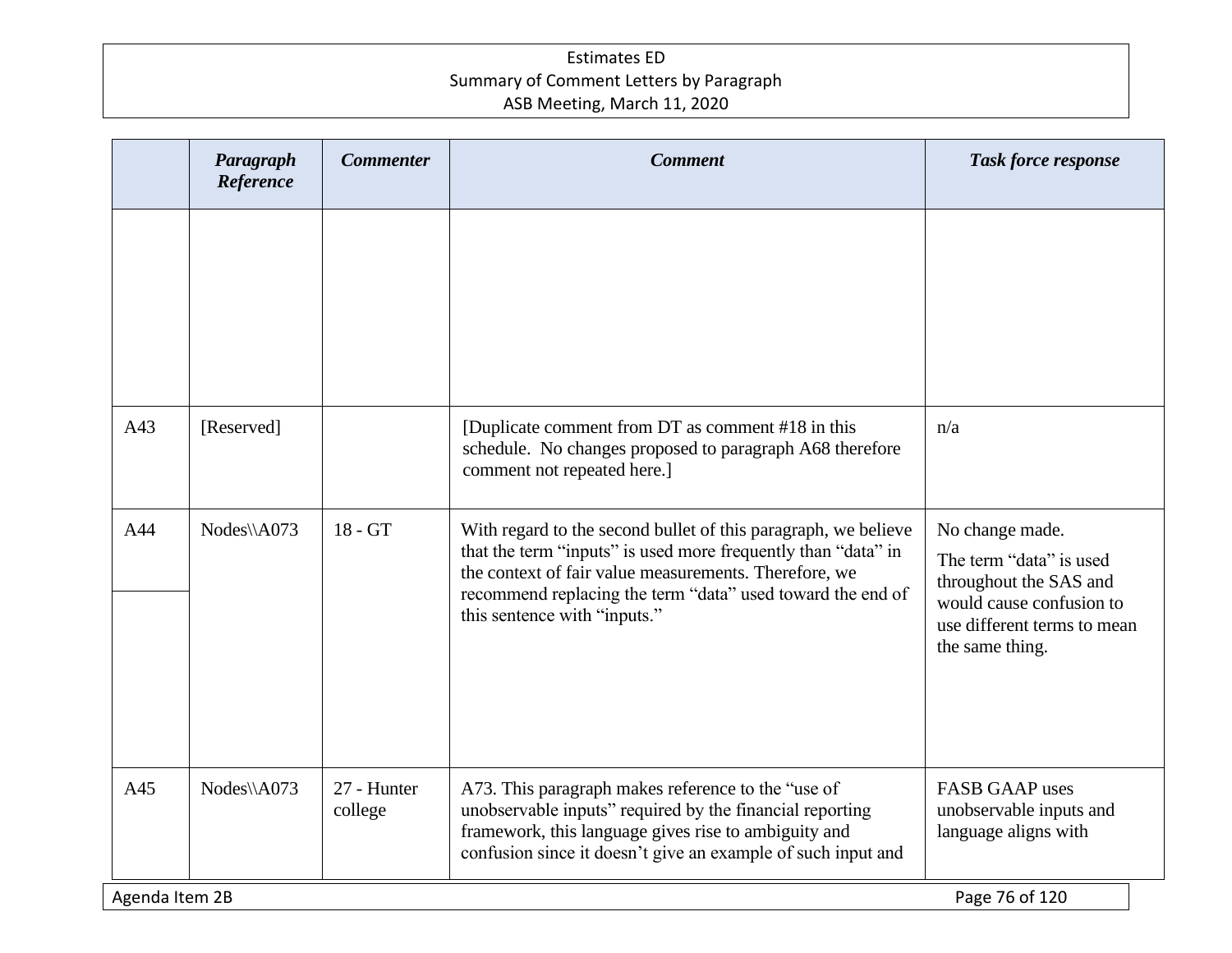| | Paragraph Reference | Commenter | Comment | Task force response |
|---|---|---|---|---|
| | | | | |
| A43 | [Reserved] | | [Duplicate comment from DT as comment #18 in this schedule. No changes proposed to paragraph A68 therefore comment not repeated here.] | n/a |
| A44 | Nodes\\A073 | 18 - GT | With regard to the second bullet of this paragraph, we believe that the term "inputs" is used more frequently than "data" in the context of fair value measurements. Therefore, we recommend replacing the term "data" used toward the end of this sentence with "inputs." | No change made.<br><br>The term "data" is used throughout the SAS and would cause confusion to use different terms to mean the same thing. |
| A45 | Nodes\\A073 | 27 - Hunter college | A73. This paragraph makes reference to the "use of unobservable inputs" required by the financial reporting framework, this language gives rise to ambiguity and confusion since it doesn't give an example of such input and | FASB GAAP uses unobservable inputs and language aligns with |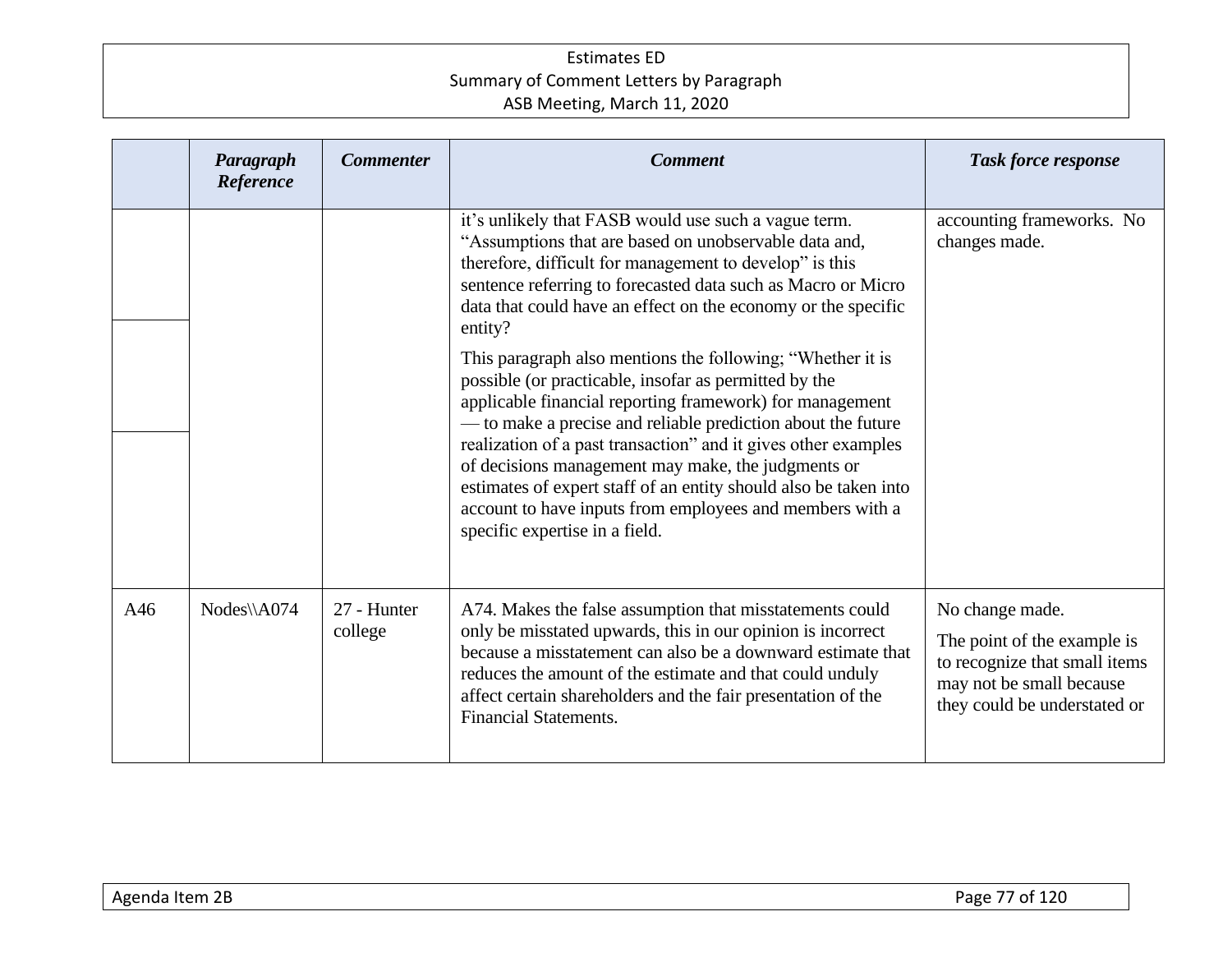|  | Paragraph Reference | Commenter | Comment | Task force response |
|---|---|---|---|---|
|  |  |  | it's unlikely that FASB would use such a vague term. "Assumptions that are based on unobservable data and, therefore, difficult for management to develop" is this sentence referring to forecasted data such as Macro or Micro data that could have an effect on the economy or the specific entity?<br><br>This paragraph also mentions the following; "Whether it is possible (or practicable, insofar as permitted by the applicable financial reporting framework) for management — to make a precise and reliable prediction about the future realization of a past transaction" and it gives other examples of decisions management may make, the judgments or estimates of expert staff of an entity should also be taken into account to have inputs from employees and members with a specific expertise in a field. | accounting frameworks. No changes made. |
| A46 | Nodes\\A074 | 27 - Hunter college | A74. Makes the false assumption that misstatements could only be misstated upwards, this in our opinion is incorrect because a misstatement can also be a downward estimate that reduces the amount of the estimate and that could unduly affect certain shareholders and the fair presentation of the Financial Statements. | No change made.<br><br>The point of the example is to recognize that small items may not be small because they could be understated or |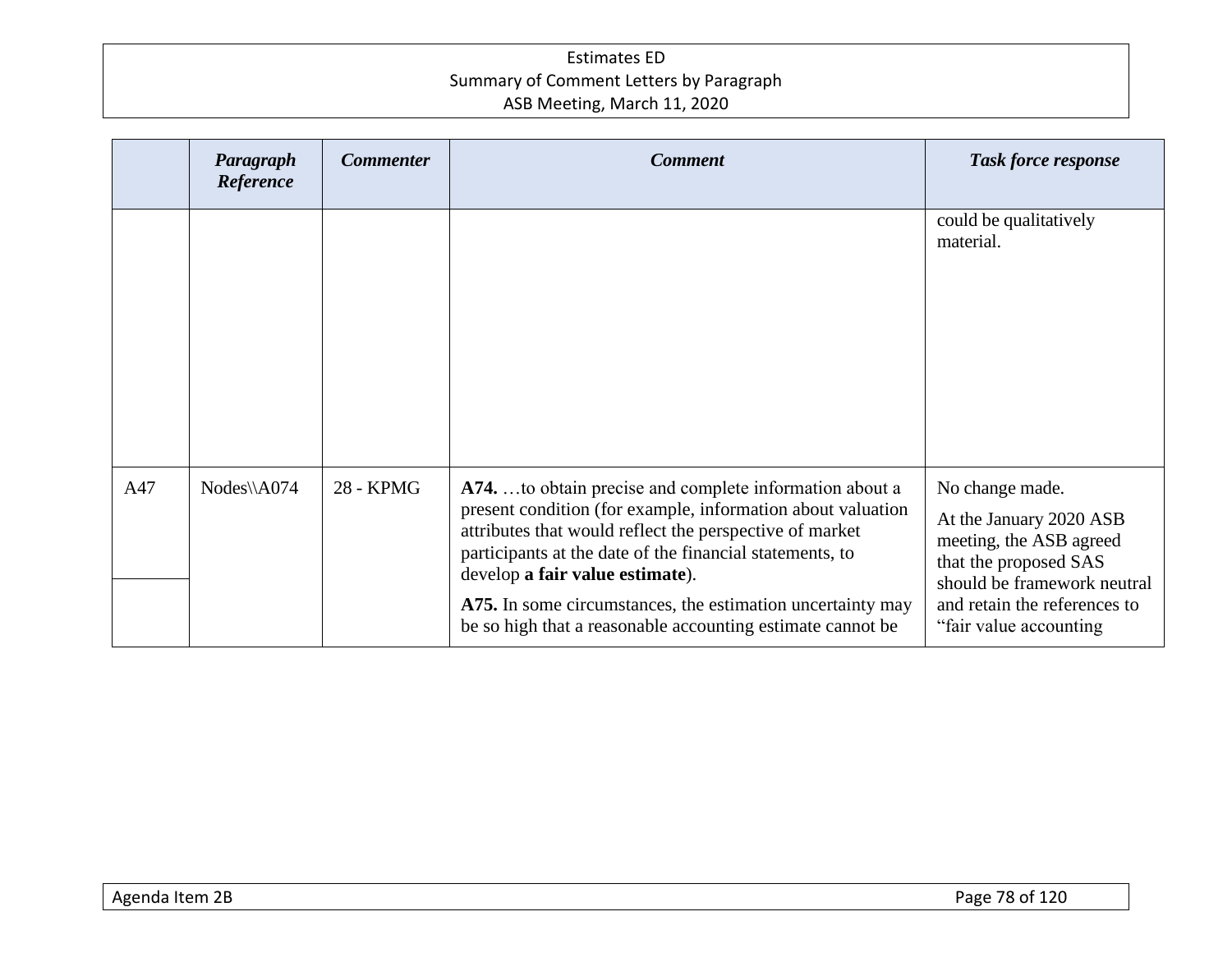| | Paragraph Reference | Commenter | Comment | Task force response |
|---|---|---|---|---|
| | | | | could be qualitatively material. |
| A47 | Nodes\\A074 | 28 - KPMG | **A74.** …to obtain precise and complete information about a present condition (for example, information about valuation attributes that would reflect the perspective of market participants at the date of the financial statements, to develop **a fair value estimate**).<br><br>**A75.** In some circumstances, the estimation uncertainty may be so high that a reasonable accounting estimate cannot be | No change made.<br><br>At the January 2020 ASB meeting, the ASB agreed that the proposed SAS should be framework neutral and retain the references to "fair value accounting |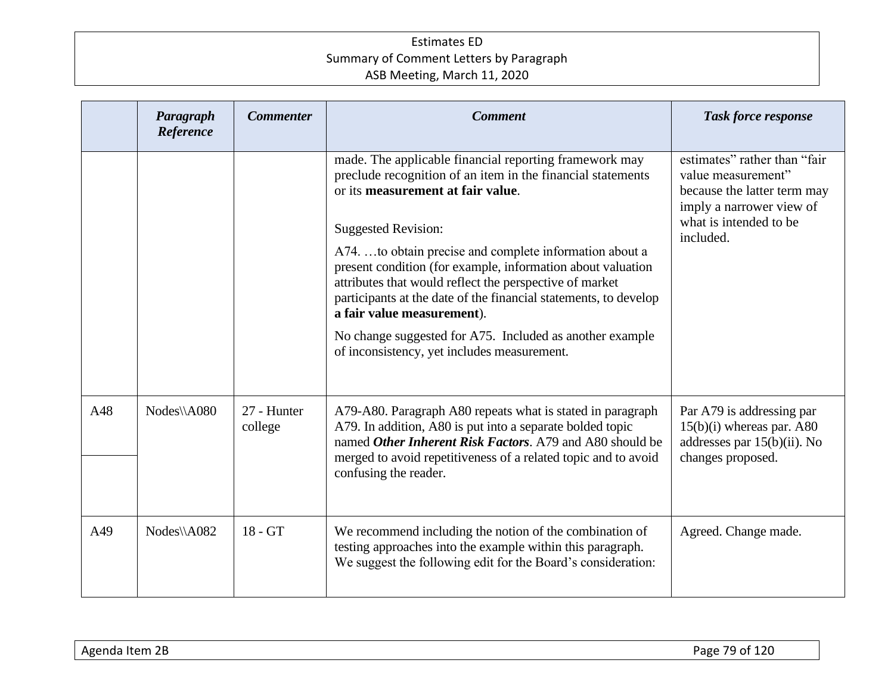| | Paragraph Reference | Commenter | Comment | Task force response |
|---|---|---|---|---|
| | | | made. The applicable financial reporting framework may preclude recognition of an item in the financial statements or its **measurement at fair value**.<br><br>Suggested Revision:<br><br>A74. …to obtain precise and complete information about a present condition (for example, information about valuation attributes that would reflect the perspective of market participants at the date of the financial statements, to develop **a fair value measurement**).<br><br>No change suggested for A75. Included as another example of inconsistency, yet includes measurement. | estimates" rather than "fair value measurement" because the latter term may imply a narrower view of what is intended to be included. |
| A48 | Nodes\\A080 | 27 - Hunter college | A79-A80. Paragraph A80 repeats what is stated in paragraph A79. In addition, A80 is put into a separate bolded topic named ***Other Inherent Risk Factors***. A79 and A80 should be merged to avoid repetitiveness of a related topic and to avoid confusing the reader. | Par A79 is addressing par 15(b)(i) whereas par. A80 addresses par 15(b)(ii). No changes proposed. |
| A49 | Nodes\\A082 | 18 - GT | We recommend including the notion of the combination of testing approaches into the example within this paragraph. We suggest the following edit for the Board's consideration: | Agreed. Change made. |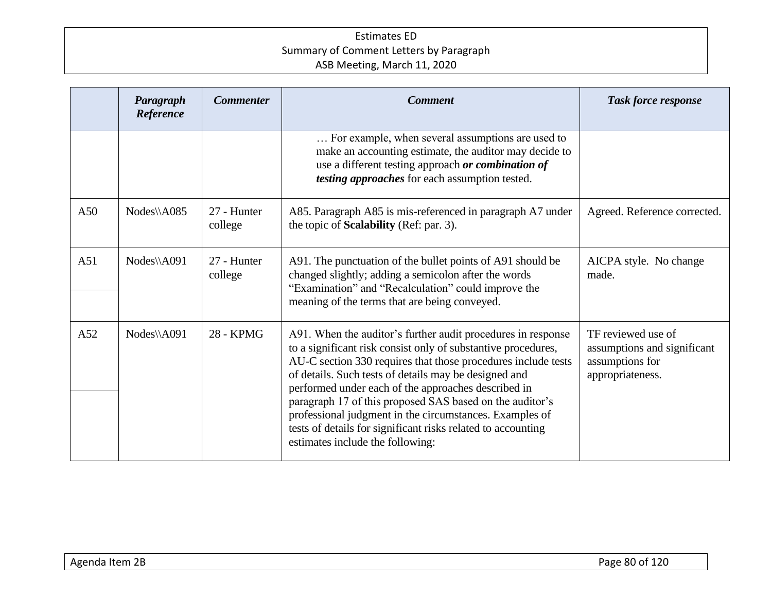| | *Paragraph Reference* | *Commenter* | *Comment* | *Task force response* |
|---|---|---|---|---|
| | | | … For example, when several assumptions are used to make an accounting estimate, the auditor may decide to use a different testing approach ***or combination of testing approaches*** for each assumption tested. | |
| A50 | Nodes\\A085 | 27 - Hunter college | A85. Paragraph A85 is mis-referenced in paragraph A7 under the topic of **Scalability** (Ref: par. 3). | Agreed. Reference corrected. |
| A51 | Nodes\\A091 | 27 - Hunter college | A91. The punctuation of the bullet points of A91 should be changed slightly; adding a semicolon after the words "Examination" and "Recalculation" could improve the meaning of the terms that are being conveyed. | AICPA style. No change made. |
| A52 | Nodes\\A091 | 28 - KPMG | A91. When the auditor's further audit procedures in response to a significant risk consist only of substantive procedures, AU-C section 330 requires that those procedures include tests of details. Such tests of details may be designed and performed under each of the approaches described in paragraph 17 of this proposed SAS based on the auditor's professional judgment in the circumstances. Examples of tests of details for significant risks related to accounting estimates include the following: | TF reviewed use of assumptions and significant assumptions for appropriateness. |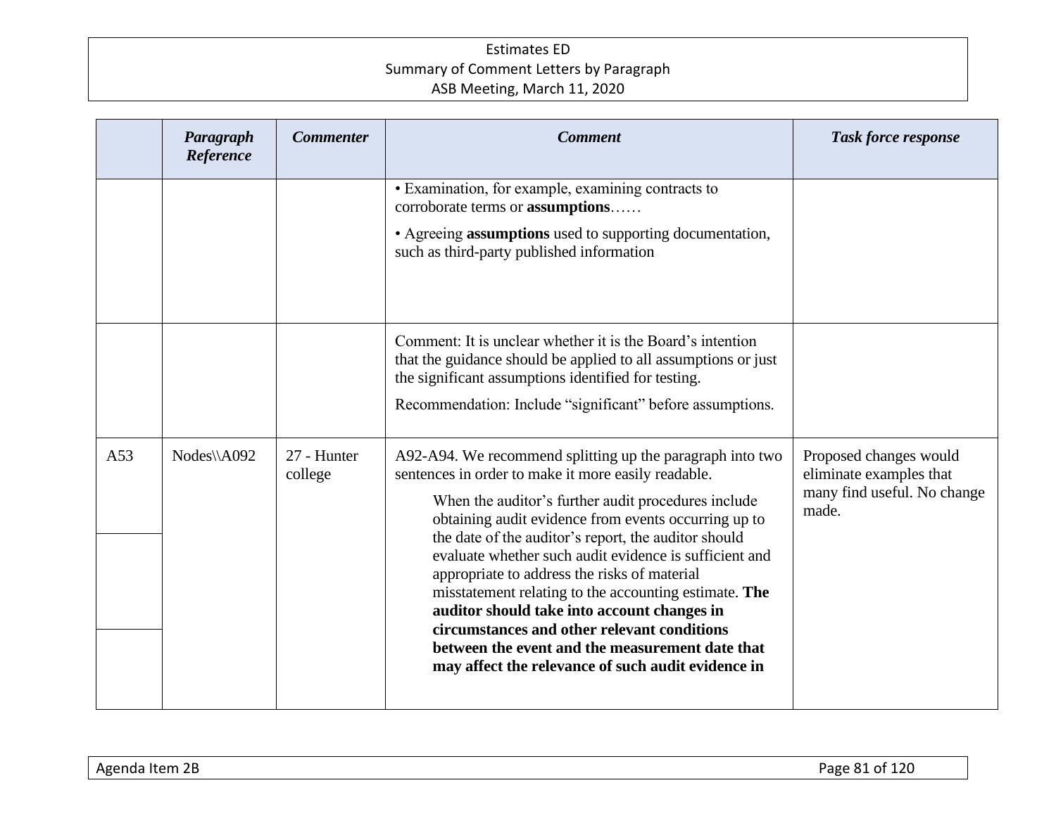| | Paragraph Reference | Commenter | Comment | Task force response |
|---|---|---|---|---|
| | | | • Examination, for example, examining contracts to corroborate terms or **assumptions**…… <br><br> • Agreeing **assumptions** used to supporting documentation, such as third-party published information | |
| | | | Comment: It is unclear whether it is the Board's intention that the guidance should be applied to all assumptions or just the significant assumptions identified for testing. <br><br> Recommendation: Include "significant" before assumptions. | |
| A53 | Nodes\\A092 | 27 - Hunter college | A92-A94. We recommend splitting up the paragraph into two sentences in order to make it more easily readable. <br><br> When the auditor's further audit procedures include obtaining audit evidence from events occurring up to the date of the auditor's report, the auditor should evaluate whether such audit evidence is sufficient and appropriate to address the risks of material misstatement relating to the accounting estimate. **The auditor should take into account changes in circumstances and other relevant conditions between the event and the measurement date that may affect the relevance of such audit evidence in** | Proposed changes would eliminate examples that many find useful. No change made. |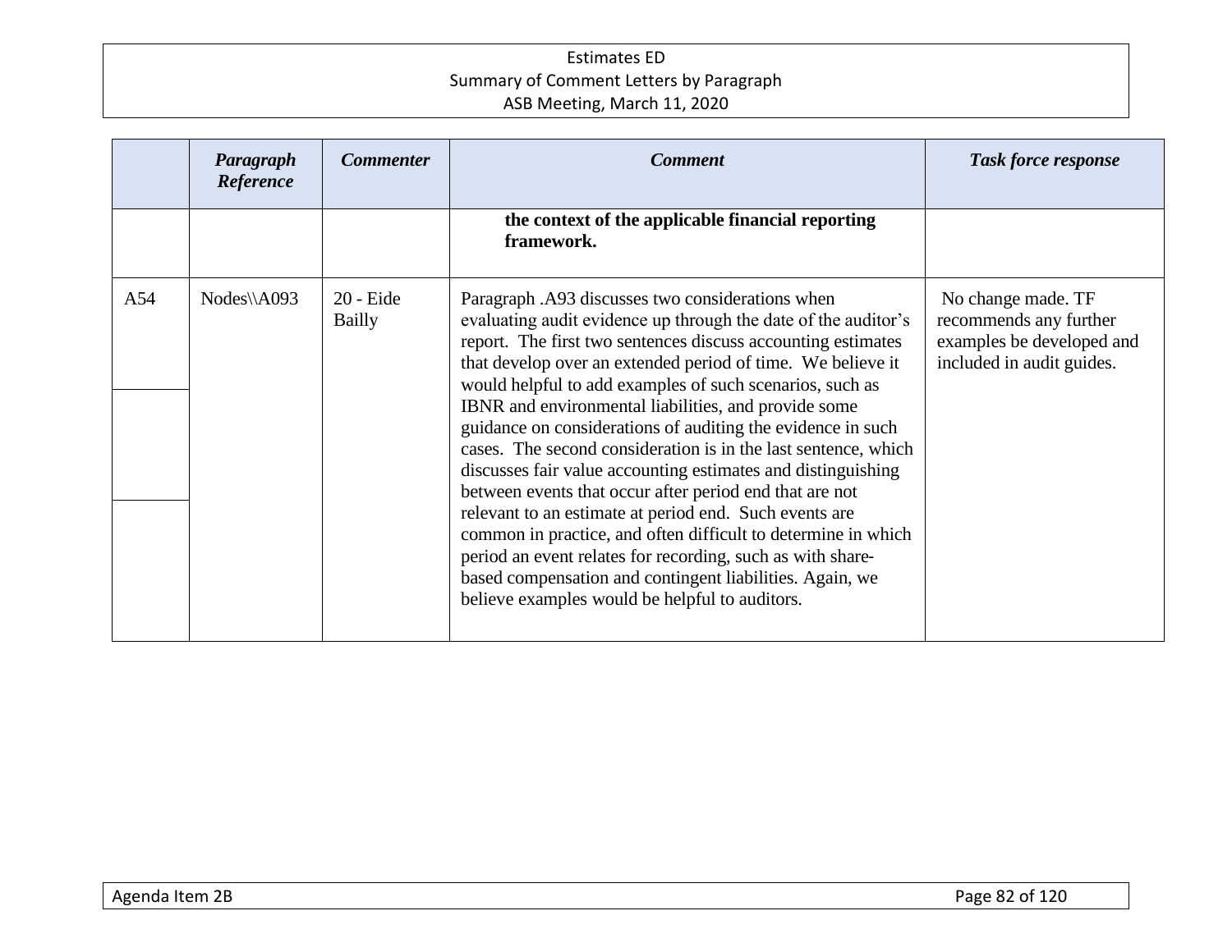| | *Paragraph Reference* | *Commenter* | *Comment* | *Task force response* |
|---|---|---|---|---|
| | | | **the context of the applicable financial reporting framework.** | |
| A54 | Nodes\\A093 | 20 - Eide Bailly | Paragraph .A93 discusses two considerations when evaluating audit evidence up through the date of the auditor's report. The first two sentences discuss accounting estimates that develop over an extended period of time. We believe it would helpful to add examples of such scenarios, such as IBNR and environmental liabilities, and provide some guidance on considerations of auditing the evidence in such cases. The second consideration is in the last sentence, which discusses fair value accounting estimates and distinguishing between events that occur after period end that are not relevant to an estimate at period end. Such events are common in practice, and often difficult to determine in which period an event relates for recording, such as with share-based compensation and contingent liabilities. Again, we believe examples would be helpful to auditors. | No change made. TF recommends any further examples be developed and included in audit guides. |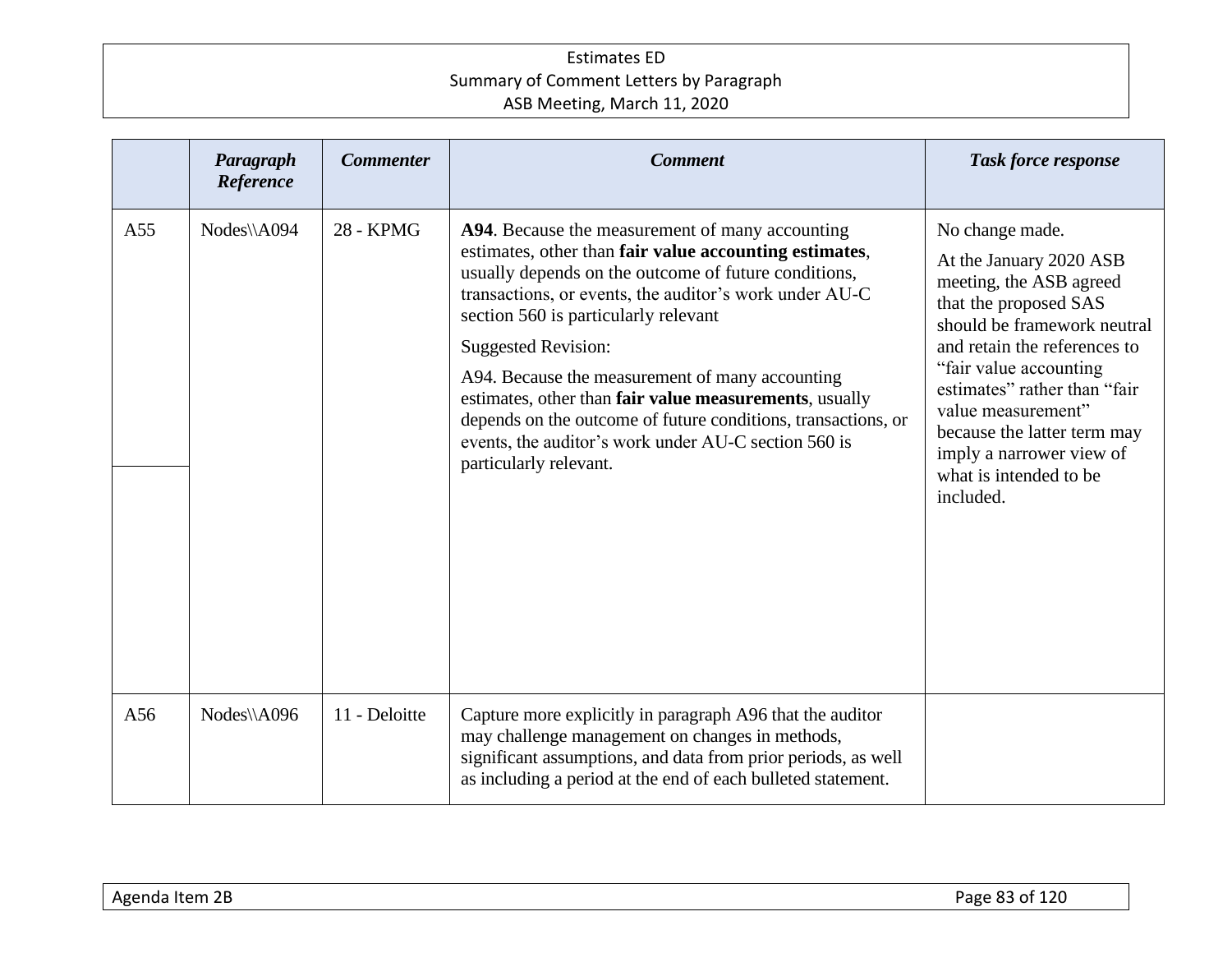| | Paragraph Reference | Commenter | Comment | Task force response |
|---|---|---|---|---|
| A55 | Nodes\\A094 | 28 - KPMG | **A94**. Because the measurement of many accounting estimates, other than **fair value accounting estimates**, usually depends on the outcome of future conditions, transactions, or events, the auditor's work under AU-C section 560 is particularly relevant<br><br>Suggested Revision:<br><br>A94. Because the measurement of many accounting estimates, other than **fair value measurements**, usually depends on the outcome of future conditions, transactions, or events, the auditor's work under AU-C section 560 is particularly relevant. | No change made.<br><br>At the January 2020 ASB meeting, the ASB agreed that the proposed SAS should be framework neutral and retain the references to "fair value accounting estimates" rather than "fair value measurement" because the latter term may imply a narrower view of what is intended to be included. |
| A56 | Nodes\\A096 | 11 - Deloitte | Capture more explicitly in paragraph A96 that the auditor may challenge management on changes in methods, significant assumptions, and data from prior periods, as well as including a period at the end of each bulleted statement. | |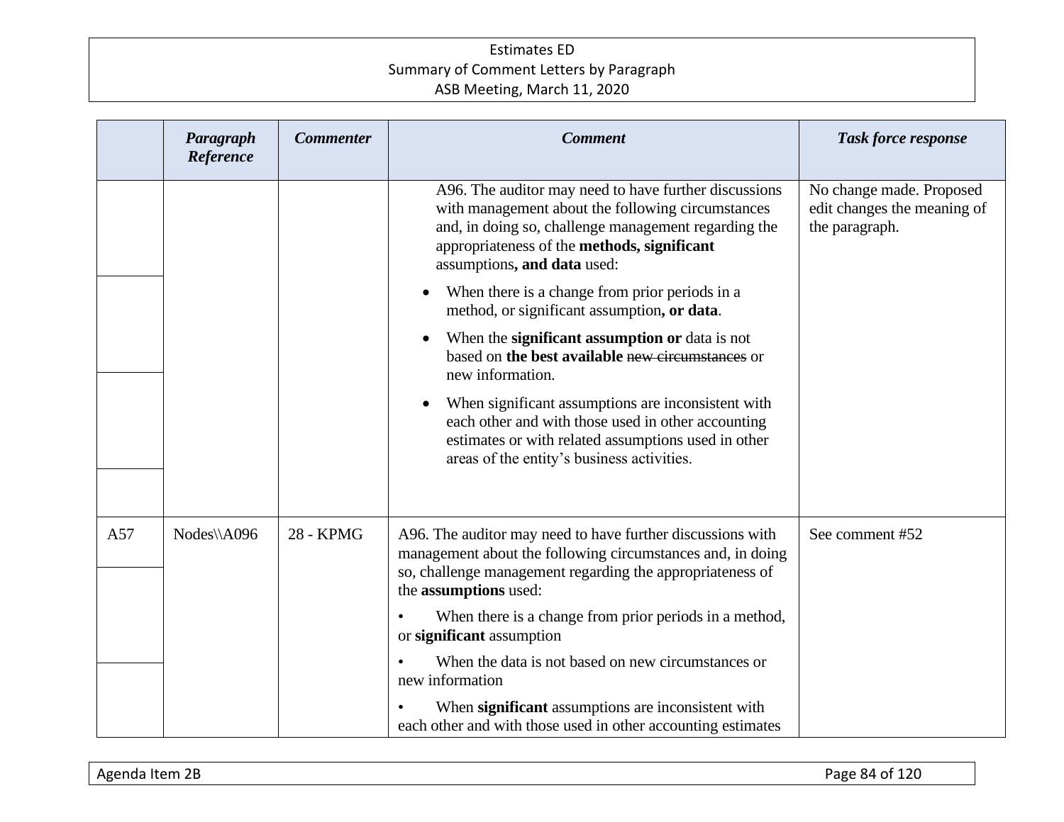| | Paragraph Reference | Commenter | Comment | Task force response |
|---|---|---|---|---|
| | | | A96. The auditor may need to have further discussions with management about the following circumstances and, in doing so, challenge management regarding the appropriateness of the **methods, significant** assumptions**, and data** used: <br>• When there is a change from prior periods in a method, or significant assumption**, or data**. <br>• When the **significant assumption or** data is not based on **the best available** ~~new circumstances~~ or new information. <br>• When significant assumptions are inconsistent with each other and with those used in other accounting estimates or with related assumptions used in other areas of the entity's business activities. | No change made. Proposed edit changes the meaning of the paragraph. |
| A57 | Nodes\\A096 | 28 - KPMG | A96. The auditor may need to have further discussions with management about the following circumstances and, in doing so, challenge management regarding the appropriateness of the **assumptions** used: <br>• When there is a change from prior periods in a method, or **significant** assumption <br>• When the data is not based on new circumstances or new information <br>• When **significant** assumptions are inconsistent with each other and with those used in other accounting estimates | See comment #52 |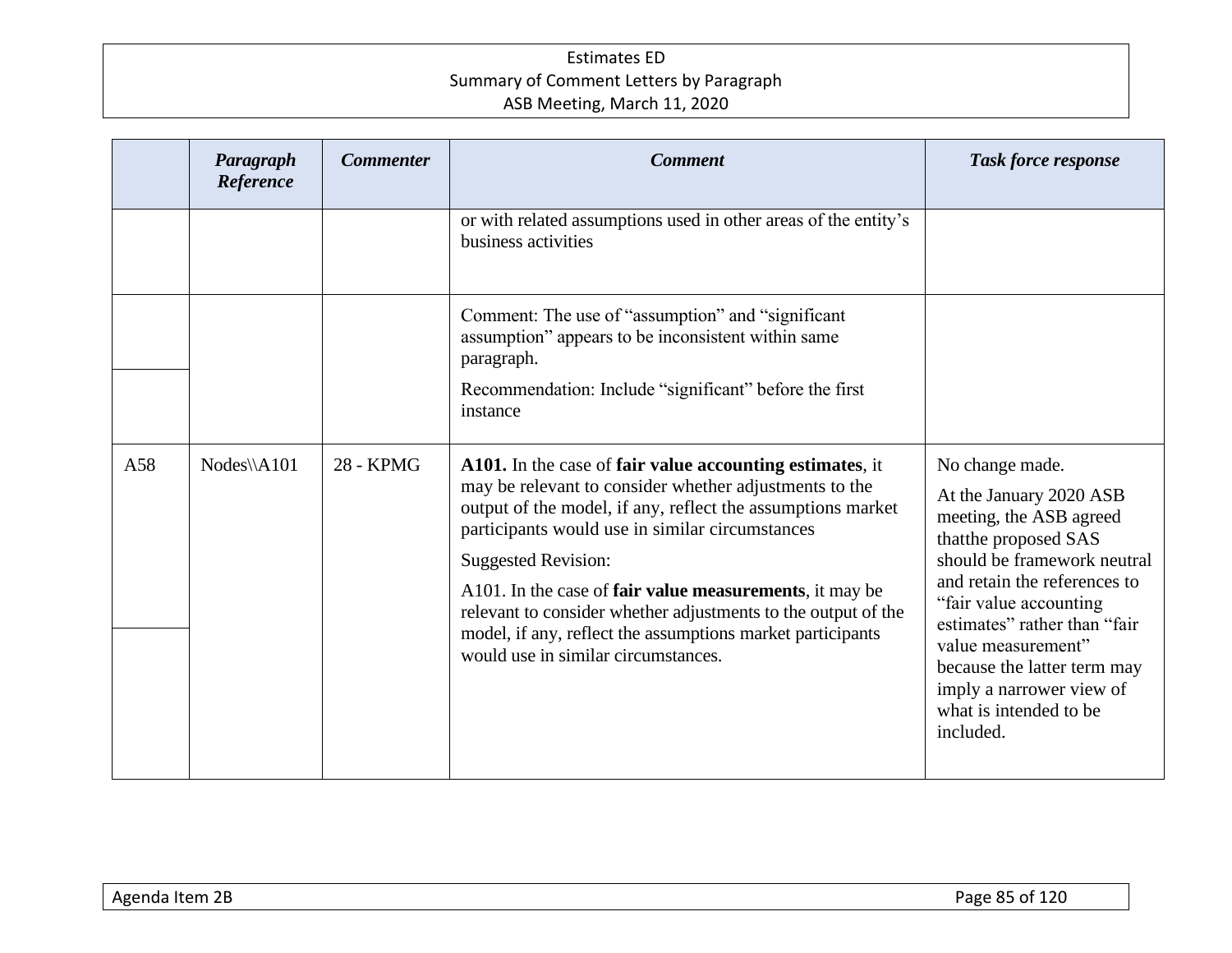| | Paragraph Reference | Commenter | Comment | Task force response |
|---|---|---|---|---|
| | | | or with related assumptions used in other areas of the entity's business activities | |
| | | | Comment: The use of "assumption" and "significant assumption" appears to be inconsistent within same paragraph.<br>Recommendation: Include "significant" before the first instance | |
| A58 | Nodes\\A101 | 28 - KPMG | **A101.** In the case of **fair value accounting estimates**, it may be relevant to consider whether adjustments to the output of the model, if any, reflect the assumptions market participants would use in similar circumstances<br>Suggested Revision:<br>A101. In the case of **fair value measurements**, it may be relevant to consider whether adjustments to the output of the model, if any, reflect the assumptions market participants would use in similar circumstances. | No change made.<br>At the January 2020 ASB meeting, the ASB agreed thatthe proposed SAS should be framework neutral and retain the references to "fair value accounting estimates" rather than "fair value measurement" because the latter term may imply a narrower view of what is intended to be included. |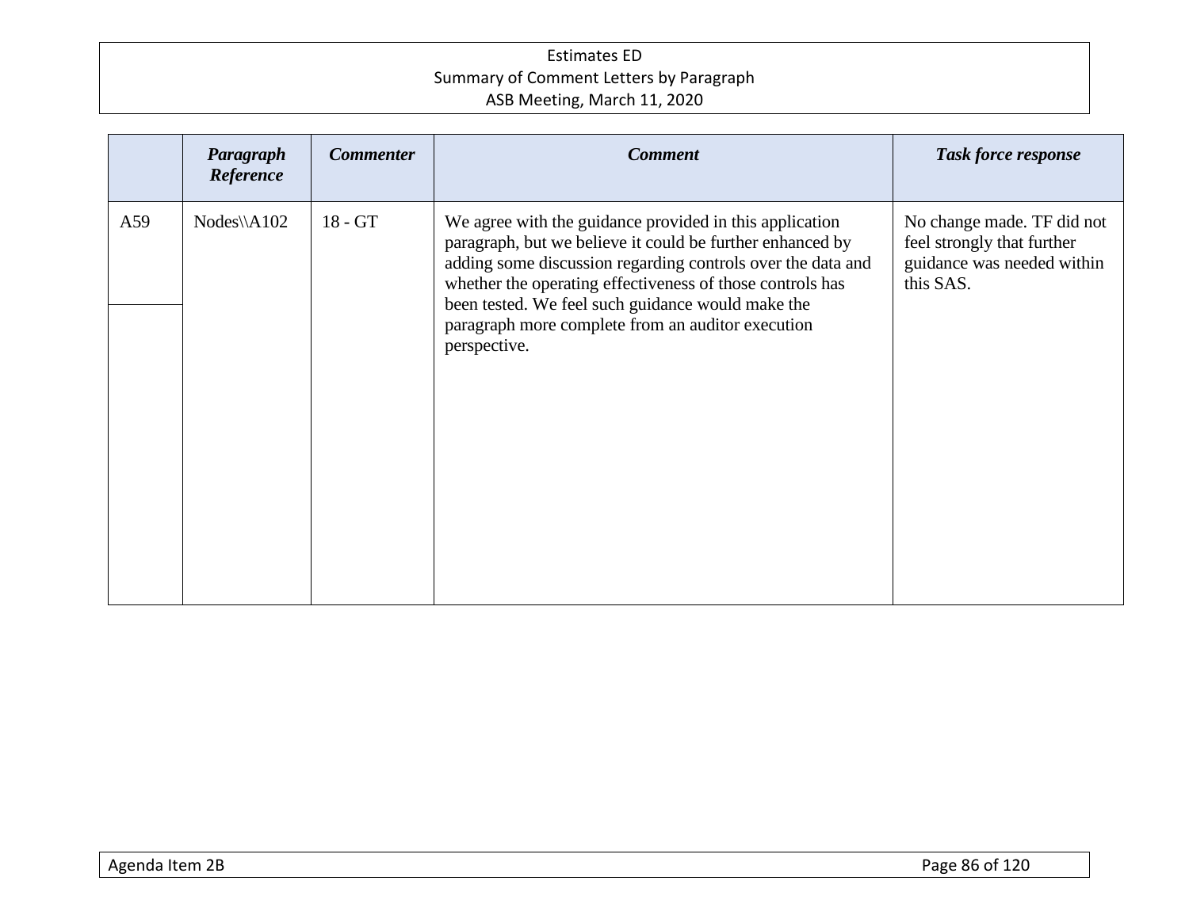| | *Paragraph Reference* | *Commenter* | *Comment* | *Task force response* |
|---|---|---|---|---|
| A59 | Nodes\\A102 | 18 - GT | We agree with the guidance provided in this application paragraph, but we believe it could be further enhanced by adding some discussion regarding controls over the data and whether the operating effectiveness of those controls has been tested. We feel such guidance would make the paragraph more complete from an auditor execution perspective. | No change made. TF did not feel strongly that further guidance was needed within this SAS. |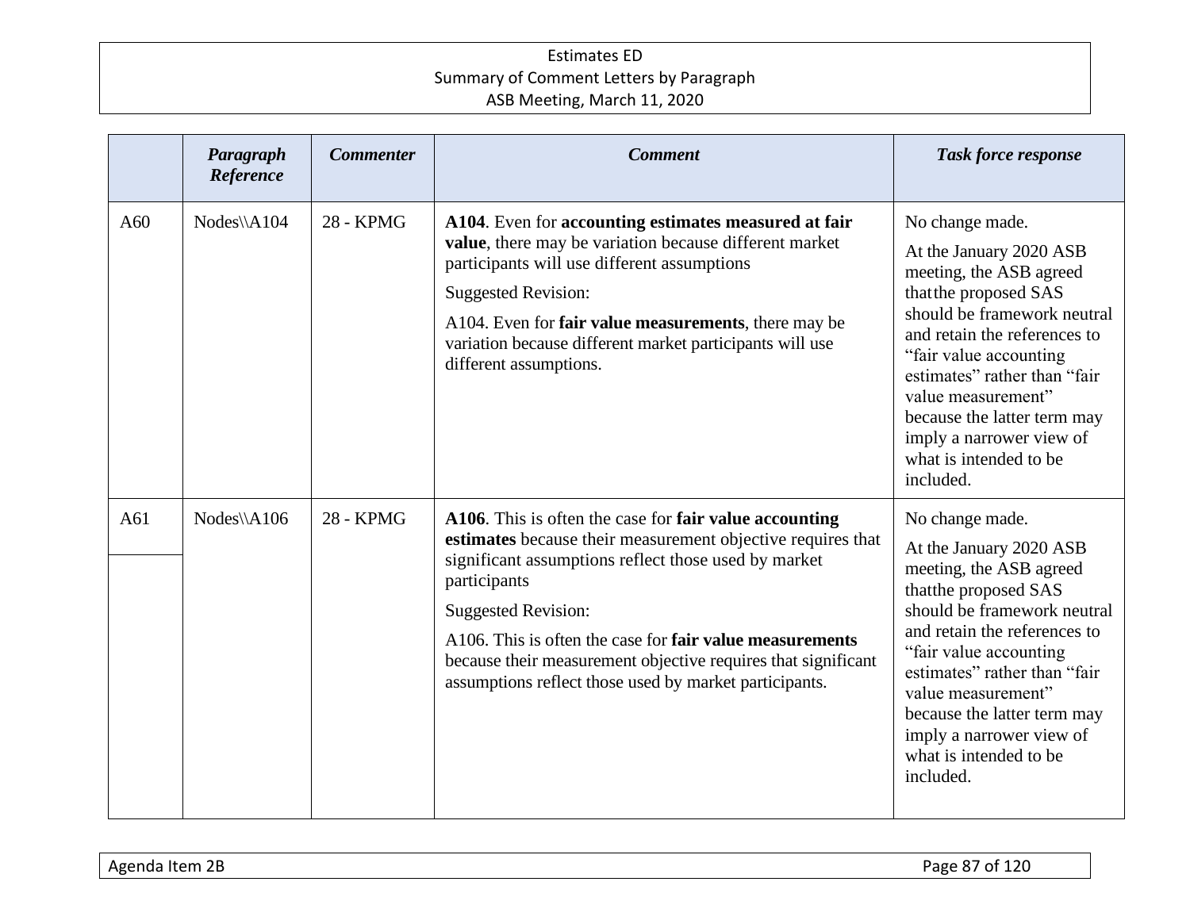| | *Paragraph Reference* | *Commenter* | *Comment* | *Task force response* |
|---|---|---|---|---|
| A60 | Nodes\\A104 | 28 - KPMG | **A104**. Even for **accounting estimates measured at fair value**, there may be variation because different market participants will use different assumptions<br><br>Suggested Revision:<br><br>A104. Even for **fair value measurements**, there may be variation because different market participants will use different assumptions. | No change made.<br><br>At the January 2020 ASB meeting, the ASB agreed thatthe proposed SAS should be framework neutral and retain the references to "fair value accounting estimates" rather than "fair value measurement" because the latter term may imply a narrower view of what is intended to be included. |
| A61 | Nodes\\A106 | 28 - KPMG | **A106**. This is often the case for **fair value accounting estimates** because their measurement objective requires that significant assumptions reflect those used by market participants<br><br>Suggested Revision:<br><br>A106. This is often the case for **fair value measurements** because their measurement objective requires that significant assumptions reflect those used by market participants. | No change made.<br><br>At the January 2020 ASB meeting, the ASB agreed thatthe proposed SAS should be framework neutral and retain the references to "fair value accounting estimates" rather than "fair value measurement" because the latter term may imply a narrower view of what is intended to be included. |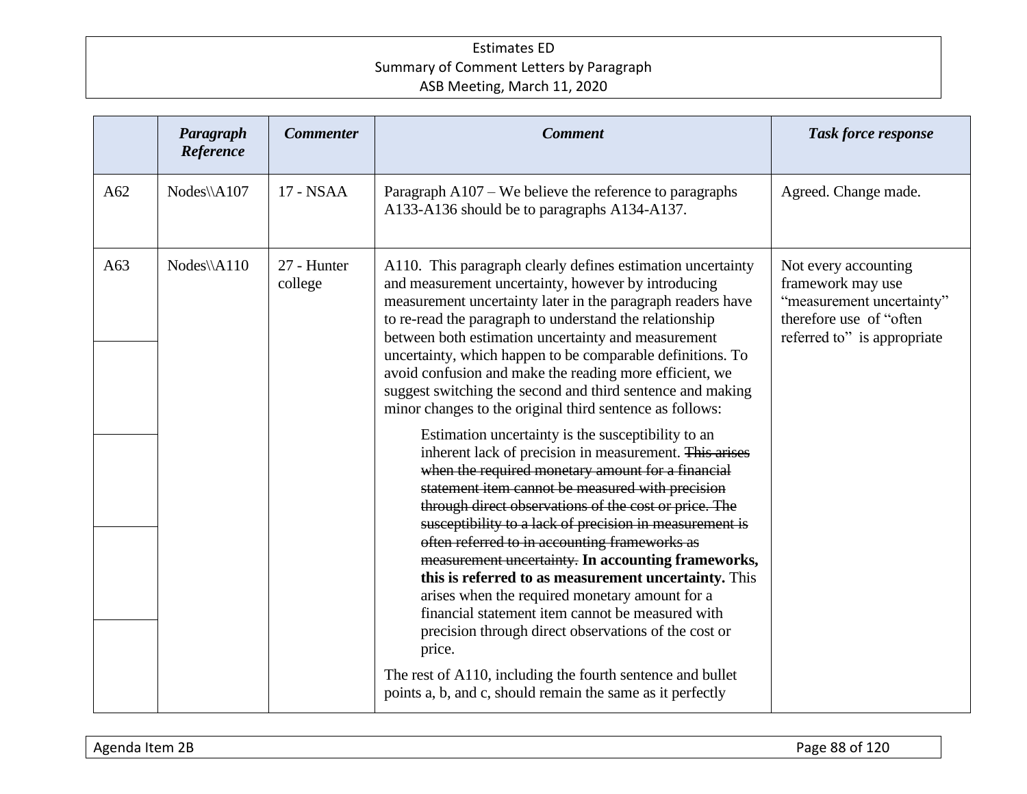| | *Paragraph Reference* | *Commenter* | *Comment* | *Task force response* |
|---|---|---|---|---|
| A62 | Nodes\\A107 | 17 - NSAA | Paragraph A107 – We believe the reference to paragraphs A133-A136 should be to paragraphs A134-A137. | Agreed. Change made. |
| A63 | Nodes\\A110 | 27 - Hunter college | A110. This paragraph clearly defines estimation uncertainty and measurement uncertainty, however by introducing measurement uncertainty later in the paragraph readers have to re-read the paragraph to understand the relationship between both estimation uncertainty and measurement uncertainty, which happen to be comparable definitions. To avoid confusion and make the reading more efficient, we suggest switching the second and third sentence and making minor changes to the original third sentence as follows:<br><br>Estimation uncertainty is the susceptibility to an inherent lack of precision in measurement. ~~This arises when the required monetary amount for a financial statement item cannot be measured with precision through direct observations of the cost or price. The susceptibility to a lack of precision in measurement is often referred to in accounting frameworks as measurement uncertainty.~~ **In accounting frameworks, this is referred to as measurement uncertainty.** This arises when the required monetary amount for a financial statement item cannot be measured with precision through direct observations of the cost or price.<br><br>The rest of A110, including the fourth sentence and bullet points a, b, and c, should remain the same as it perfectly | Not every accounting framework may use "measurement uncertainty" therefore use of "often referred to" is appropriate |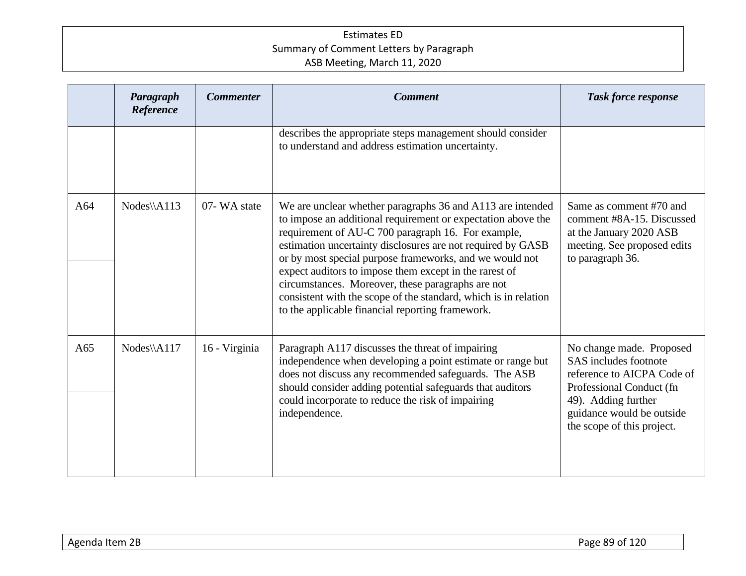| | *Paragraph Reference* | *Commenter* | *Comment* | *Task force response* |
|---|---|---|---|---|
| | | | describes the appropriate steps management should consider to understand and address estimation uncertainty. | |
| A64 | Nodes\\A113 | 07- WA state | We are unclear whether paragraphs 36 and A113 are intended to impose an additional requirement or expectation above the requirement of AU-C 700 paragraph 16. For example, estimation uncertainty disclosures are not required by GASB or by most special purpose frameworks, and we would not expect auditors to impose them except in the rarest of circumstances. Moreover, these paragraphs are not consistent with the scope of the standard, which is in relation to the applicable financial reporting framework. | Same as comment #70 and comment #8A-15. Discussed at the January 2020 ASB meeting. See proposed edits to paragraph 36. |
| A65 | Nodes\\A117 | 16 - Virginia | Paragraph A117 discusses the threat of impairing independence when developing a point estimate or range but does not discuss any recommended safeguards. The ASB should consider adding potential safeguards that auditors could incorporate to reduce the risk of impairing independence. | No change made. Proposed SAS includes footnote reference to AICPA Code of Professional Conduct (fn 49). Adding further guidance would be outside the scope of this project. |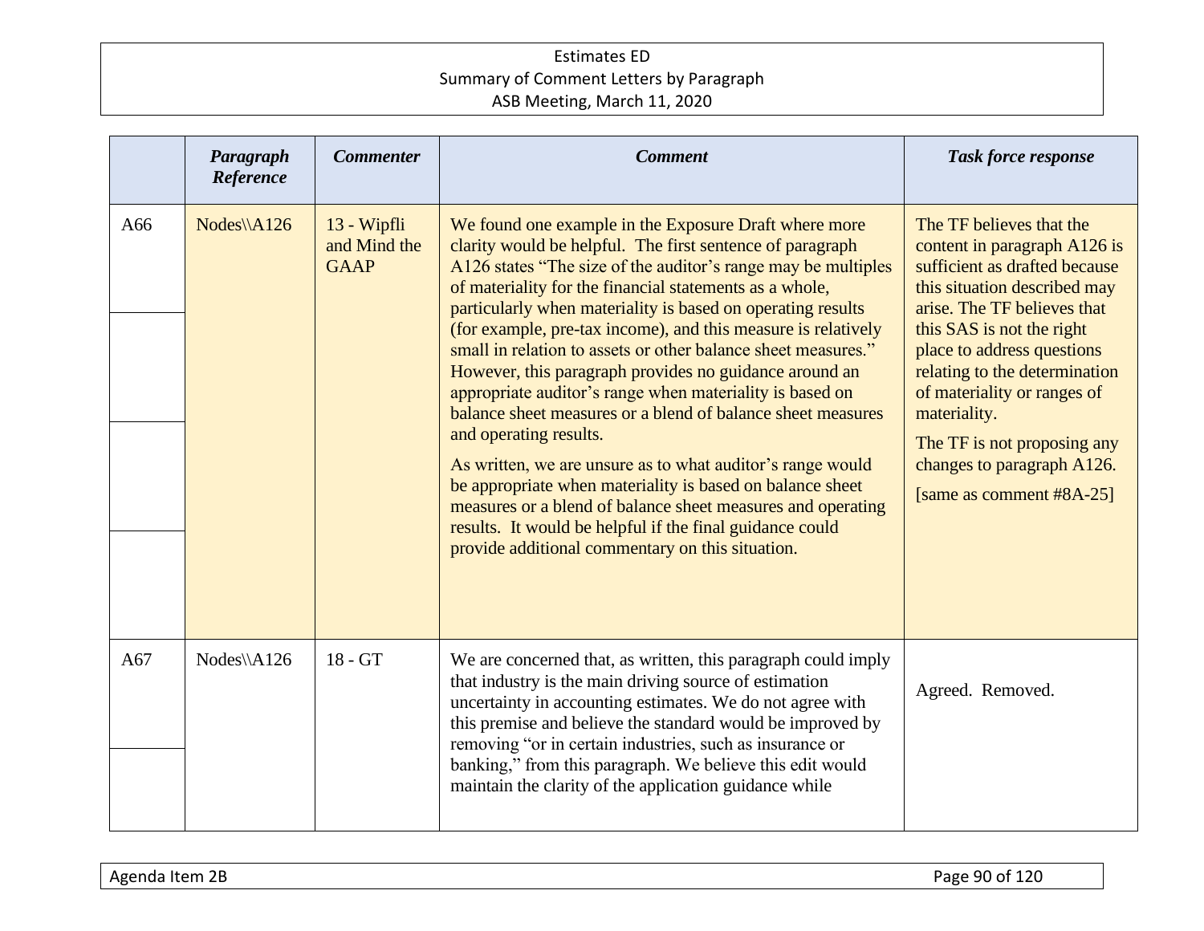| | Paragraph Reference | Commenter | Comment | Task force response |
|---|---|---|---|---|
| A66 | Nodes\\A126 | 13 - Wipfli and Mind the GAAP | We found one example in the Exposure Draft where more clarity would be helpful. The first sentence of paragraph A126 states "The size of the auditor's range may be multiples of materiality for the financial statements as a whole, particularly when materiality is based on operating results (for example, pre-tax income), and this measure is relatively small in relation to assets or other balance sheet measures." However, this paragraph provides no guidance around an appropriate auditor's range when materiality is based on balance sheet measures or a blend of balance sheet measures and operating results.<br><br>As written, we are unsure as to what auditor's range would be appropriate when materiality is based on balance sheet measures or a blend of balance sheet measures and operating results. It would be helpful if the final guidance could provide additional commentary on this situation. | The TF believes that the content in paragraph A126 is sufficient as drafted because this situation described may arise. The TF believes that this SAS is not the right place to address questions relating to the determination of materiality or ranges of materiality.<br><br>The TF is not proposing any changes to paragraph A126.<br><br>[same as comment #8A-25] |
| A67 | Nodes\\A126 | 18 - GT | We are concerned that, as written, this paragraph could imply that industry is the main driving source of estimation uncertainty in accounting estimates. We do not agree with this premise and believe the standard would be improved by removing "or in certain industries, such as insurance or banking," from this paragraph. We believe this edit would maintain the clarity of the application guidance while | Agreed. Removed. |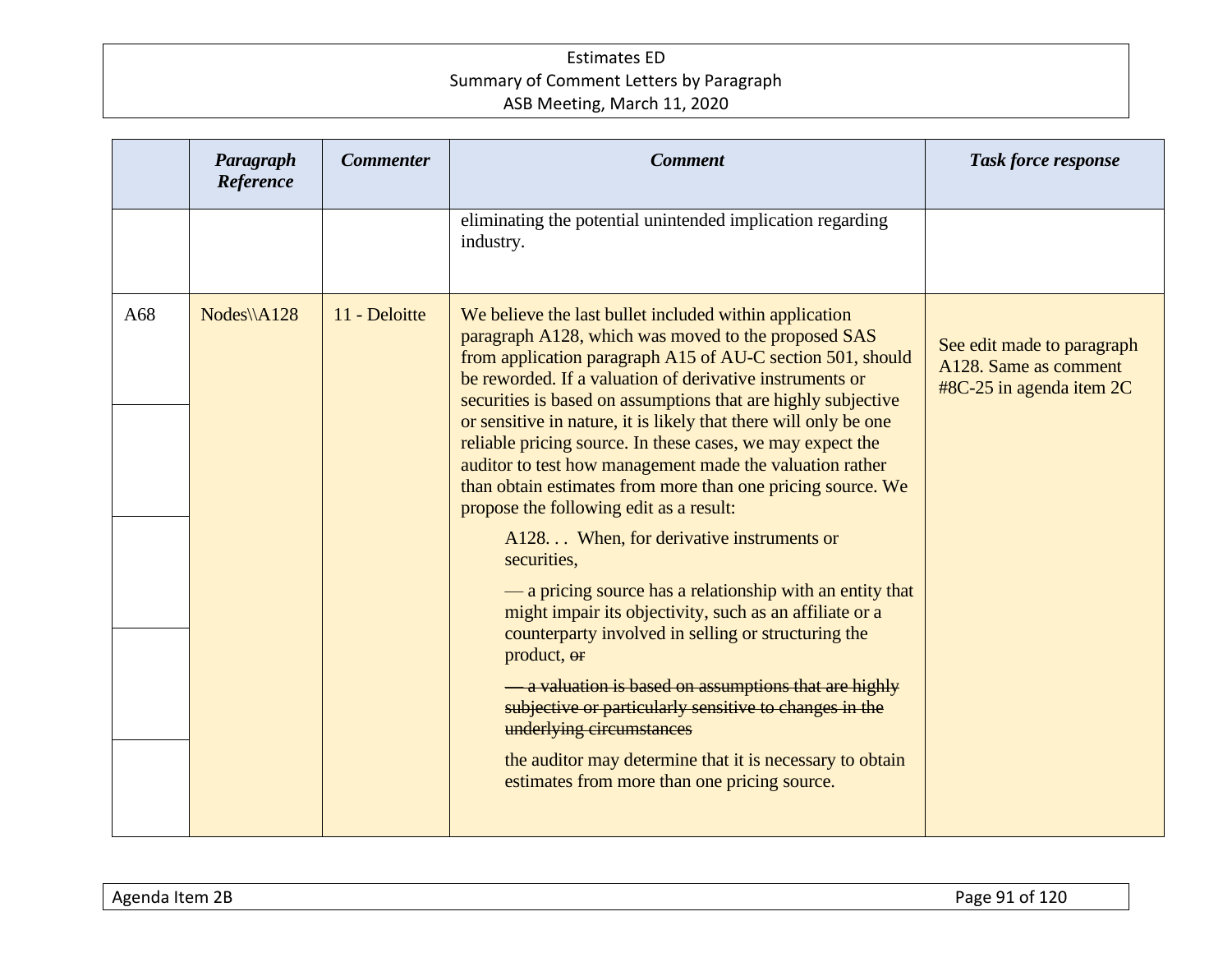| | Paragraph Reference | Commenter | Comment | Task force response |
|---|---|---|---|---|
| | | | eliminating the potential unintended implication regarding industry. | |
| A68 | Nodes\\A128 | 11 - Deloitte | We believe the last bullet included within application paragraph A128, which was moved to the proposed SAS from application paragraph A15 of AU-C section 501, should be reworded. If a valuation of derivative instruments or securities is based on assumptions that are highly subjective or sensitive in nature, it is likely that there will only be one reliable pricing source. In these cases, we may expect the auditor to test how management made the valuation rather than obtain estimates from more than one pricing source. We propose the following edit as a result:<br><br>A128. . .  When, for derivative instruments or securities,<br><br>— a pricing source has a relationship with an entity that might impair its objectivity, such as an affiliate or a counterparty involved in selling or structuring the product, ~~or~~<br><br>~~— a valuation is based on assumptions that are highly subjective or particularly sensitive to changes in the underlying circumstances~~<br><br>the auditor may determine that it is necessary to obtain estimates from more than one pricing source. | See edit made to paragraph A128. Same as comment #8C-25 in agenda item 2C |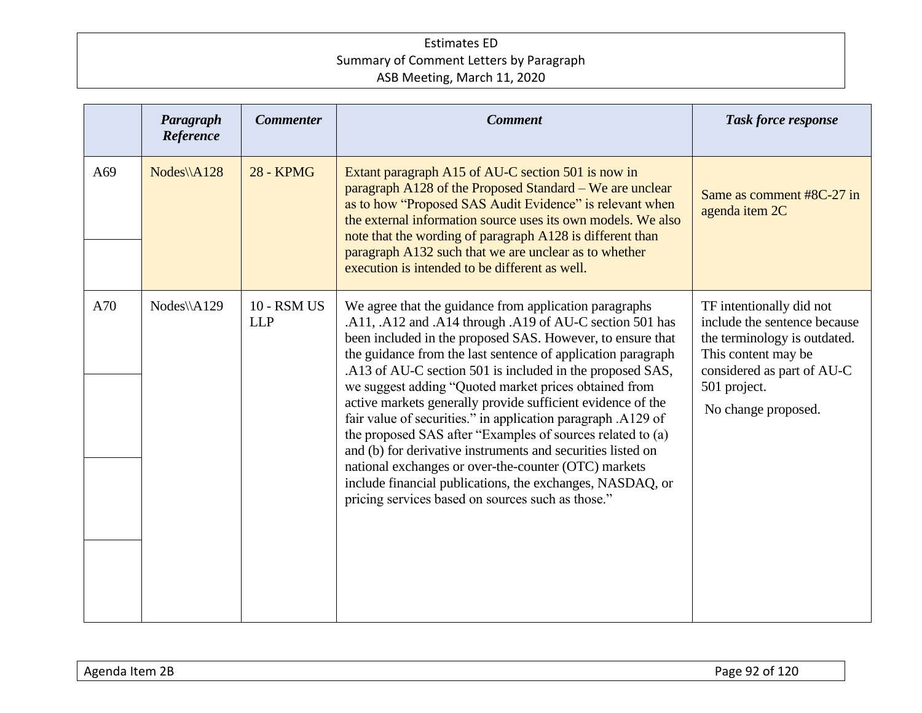| | *Paragraph Reference* | *Commenter* | *Comment* | *Task force response* |
|---|---|---|---|---|
| A69 | Nodes\\A128 | 28 - KPMG | Extant paragraph A15 of AU-C section 501 is now in paragraph A128 of the Proposed Standard – We are unclear as to how "Proposed SAS Audit Evidence" is relevant when the external information source uses its own models. We also note that the wording of paragraph A128 is different than paragraph A132 such that we are unclear as to whether execution is intended to be different as well. | Same as comment #8C-27 in agenda item 2C |
| A70 | Nodes\\A129 | 10 - RSM US LLP | We agree that the guidance from application paragraphs .A11, .A12 and .A14 through .A19 of AU-C section 501 has been included in the proposed SAS. However, to ensure that the guidance from the last sentence of application paragraph .A13 of AU-C section 501 is included in the proposed SAS, we suggest adding "Quoted market prices obtained from active markets generally provide sufficient evidence of the fair value of securities." in application paragraph .A129 of the proposed SAS after "Examples of sources related to (a) and (b) for derivative instruments and securities listed on national exchanges or over-the-counter (OTC) markets include financial publications, the exchanges, NASDAQ, or pricing services based on sources such as those." | TF intentionally did not include the sentence because the terminology is outdated. This content may be considered as part of AU-C 501 project.<br><br>No change proposed. |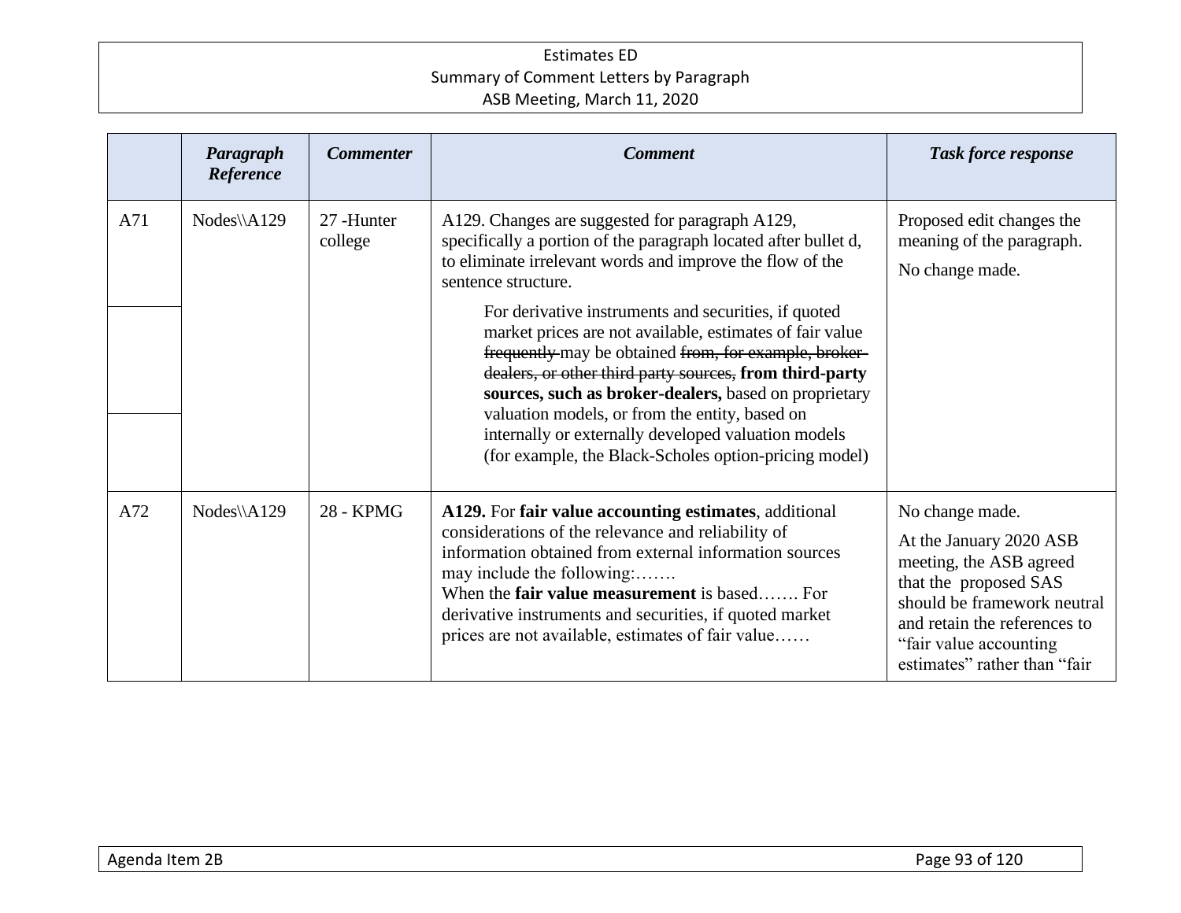| | *Paragraph Reference* | *Commenter* | *Comment* | *Task force response* |
|---|---|---|---|---|
| A71 | Nodes\\A129 | 27 -Hunter college | A129. Changes are suggested for paragraph A129, specifically a portion of the paragraph located after bullet d, to eliminate irrelevant words and improve the flow of the sentence structure.<br><br>For derivative instruments and securities, if quoted market prices are not available, estimates of fair value ~~frequently~~ may be obtained ~~from, for example, broker-dealers, or other third party sources,~~ **from third-party sources, such as broker-dealers,** based on proprietary valuation models, or from the entity, based on internally or externally developed valuation models (for example, the Black-Scholes option-pricing model) | Proposed edit changes the meaning of the paragraph.<br><br>No change made. |
| A72 | Nodes\\A129 | 28 - KPMG | **A129.** For **fair value accounting estimates**, additional considerations of the relevance and reliability of information obtained from external information sources may include the following:…….<br>When the **fair value measurement** is based……. For derivative instruments and securities, if quoted market prices are not available, estimates of fair value…… | No change made.<br><br>At the January 2020 ASB meeting, the ASB agreed that the proposed SAS should be framework neutral and retain the references to "fair value accounting estimates" rather than "fair |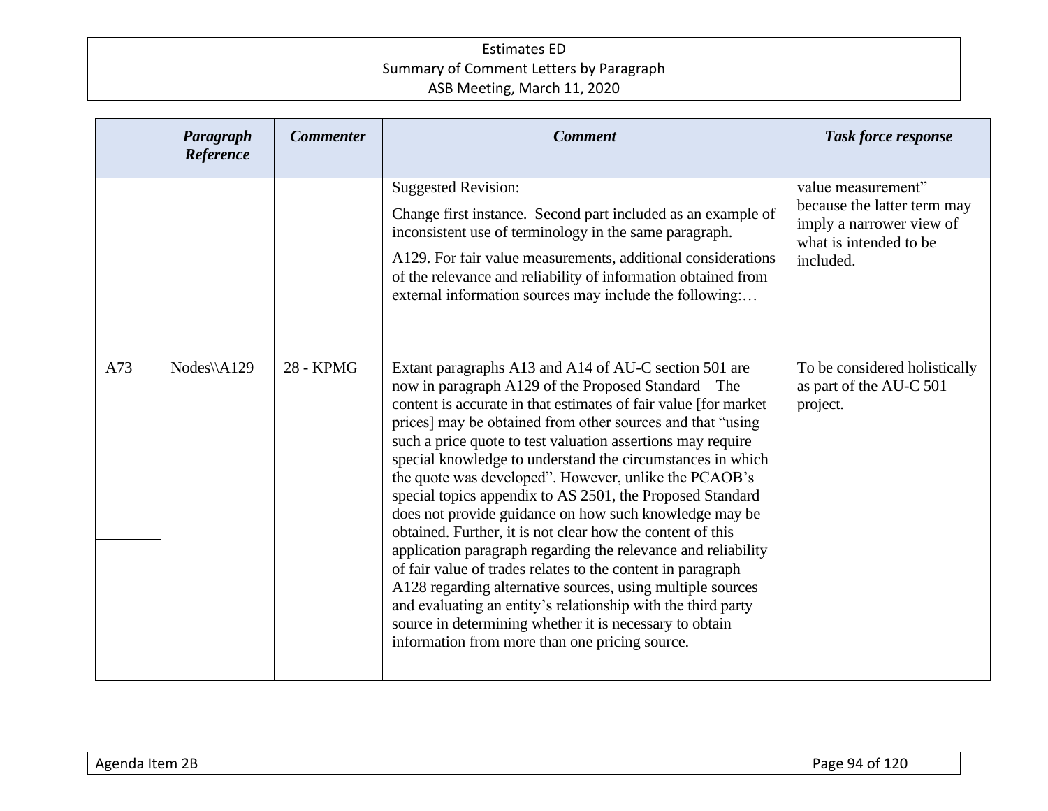| | Paragraph Reference | Commenter | Comment | Task force response |
|---|---|---|---|---|
| | | | Suggested Revision:<br><br>Change first instance. Second part included as an example of inconsistent use of terminology in the same paragraph.<br><br>A129. For fair value measurements, additional considerations of the relevance and reliability of information obtained from external information sources may include the following:… | value measurement" because the latter term may imply a narrower view of what is intended to be included. |
| A73 | Nodes\\A129 | 28 - KPMG | Extant paragraphs A13 and A14 of AU-C section 501 are now in paragraph A129 of the Proposed Standard – The content is accurate in that estimates of fair value [for market prices] may be obtained from other sources and that "using such a price quote to test valuation assertions may require special knowledge to understand the circumstances in which the quote was developed". However, unlike the PCAOB's special topics appendix to AS 2501, the Proposed Standard does not provide guidance on how such knowledge may be obtained. Further, it is not clear how the content of this application paragraph regarding the relevance and reliability of fair value of trades relates to the content in paragraph A128 regarding alternative sources, using multiple sources and evaluating an entity's relationship with the third party source in determining whether it is necessary to obtain information from more than one pricing source. | To be considered holistically as part of the AU-C 501 project. |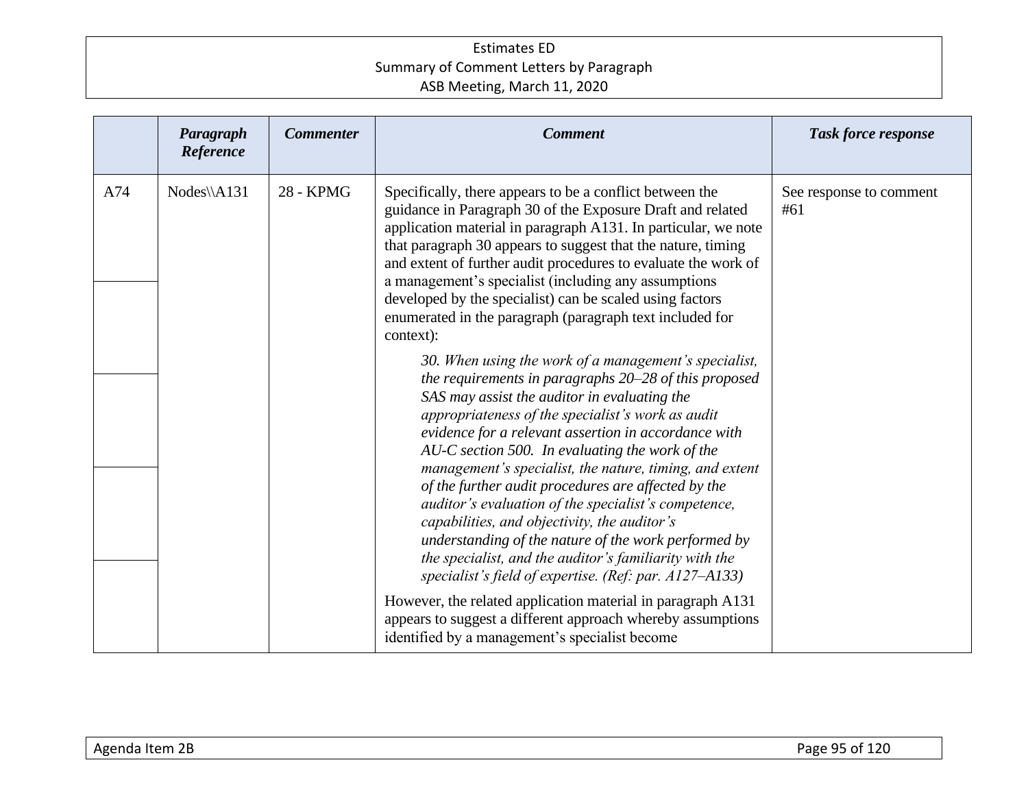| | *Paragraph Reference* | *Commenter* | *Comment* | *Task force response* |
|---|---|---|---|---|
| A74 | Nodes\\A131 | 28 - KPMG | Specifically, there appears to be a conflict between the guidance in Paragraph 30 of the Exposure Draft and related application material in paragraph A131. In particular, we note that paragraph 30 appears to suggest that the nature, timing and extent of further audit procedures to evaluate the work of a management's specialist (including any assumptions developed by the specialist) can be scaled using factors enumerated in the paragraph (paragraph text included for context):<br><br>*30. When using the work of a management's specialist, the requirements in paragraphs 20–28 of this proposed SAS may assist the auditor in evaluating the appropriateness of the specialist's work as audit evidence for a relevant assertion in accordance with AU-C section 500. In evaluating the work of the management's specialist, the nature, timing, and extent of the further audit procedures are affected by the auditor's evaluation of the specialist's competence, capabilities, and objectivity, the auditor's understanding of the nature of the work performed by the specialist, and the auditor's familiarity with the specialist's field of expertise. (Ref: par. A127–A133)*<br><br>However, the related application material in paragraph A131 appears to suggest a different approach whereby assumptions identified by a management's specialist become | See response to comment #61 |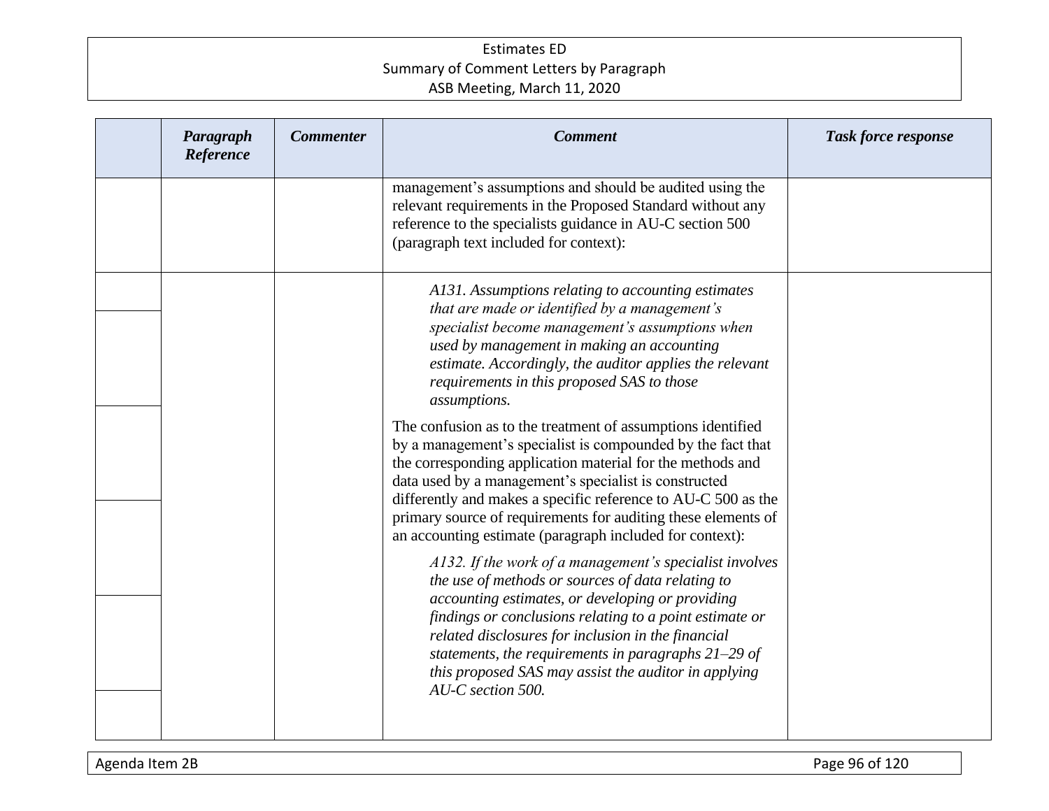| | Paragraph Reference | Commenter | Comment | Task force response |
|---|---|---|---|---|
| | | | management's assumptions and should be audited using the relevant requirements in the Proposed Standard without any reference to the specialists guidance in AU-C section 500 (paragraph text included for context): | |
| | | | *A131. Assumptions relating to accounting estimates that are made or identified by a management's specialist become management's assumptions when used by management in making an accounting estimate. Accordingly, the auditor applies the relevant requirements in this proposed SAS to those assumptions.* <br><br> The confusion as to the treatment of assumptions identified by a management's specialist is compounded by the fact that the corresponding application material for the methods and data used by a management's specialist is constructed differently and makes a specific reference to AU-C 500 as the primary source of requirements for auditing these elements of an accounting estimate (paragraph included for context): <br><br> *A132. If the work of a management's specialist involves the use of methods or sources of data relating to accounting estimates, or developing or providing findings or conclusions relating to a point estimate or related disclosures for inclusion in the financial statements, the requirements in paragraphs 21–29 of this proposed SAS may assist the auditor in applying AU-C section 500.* | |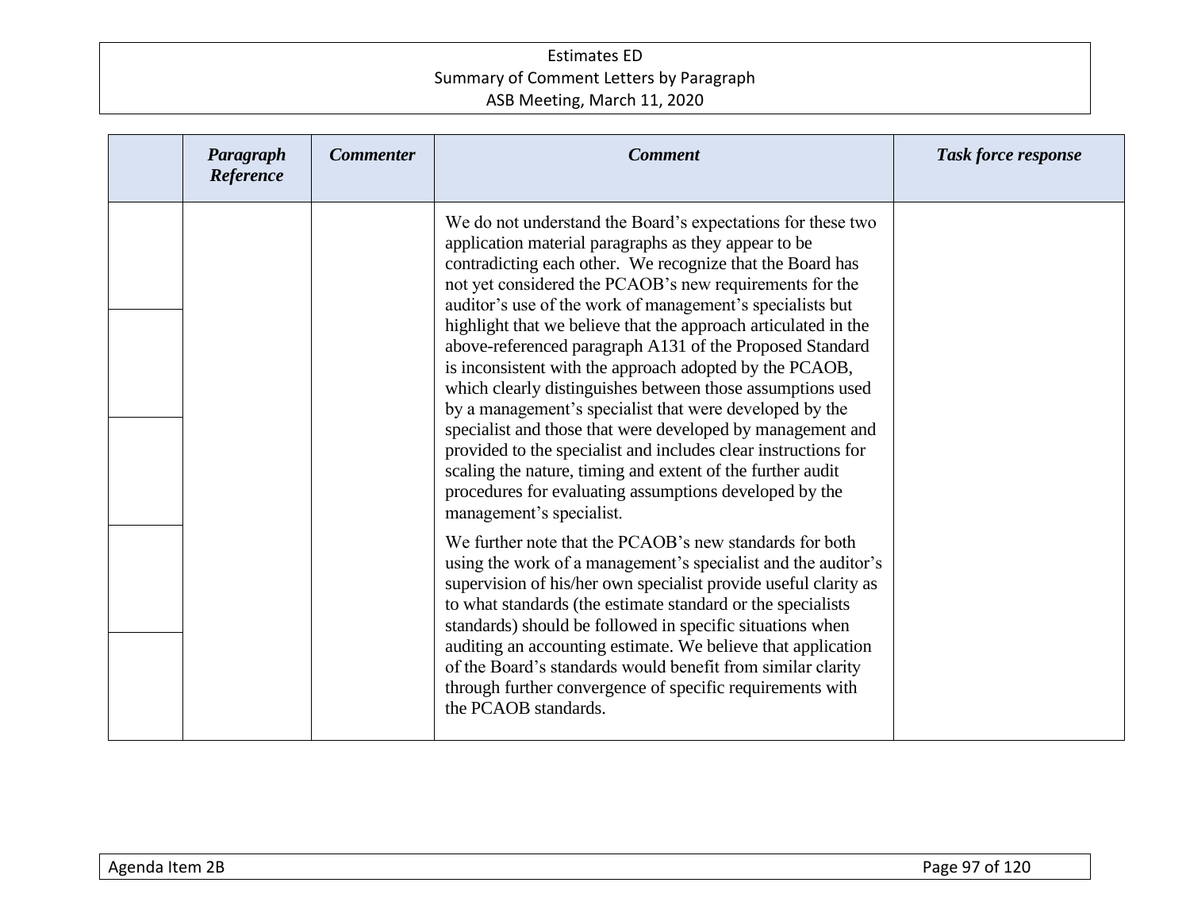| | Paragraph Reference | Commenter | Comment | Task force response |
|---|---|---|---|---|
| | | | We do not understand the Board's expectations for these two application material paragraphs as they appear to be contradicting each other. We recognize that the Board has not yet considered the PCAOB's new requirements for the auditor's use of the work of management's specialists but highlight that we believe that the approach articulated in the above-referenced paragraph A131 of the Proposed Standard is inconsistent with the approach adopted by the PCAOB, which clearly distinguishes between those assumptions used by a management's specialist that were developed by the specialist and those that were developed by management and provided to the specialist and includes clear instructions for scaling the nature, timing and extent of the further audit procedures for evaluating assumptions developed by the management's specialist.<br><br>We further note that the PCAOB's new standards for both using the work of a management's specialist and the auditor's supervision of his/her own specialist provide useful clarity as to what standards (the estimate standard or the specialists standards) should be followed in specific situations when auditing an accounting estimate. We believe that application of the Board's standards would benefit from similar clarity through further convergence of specific requirements with the PCAOB standards. | |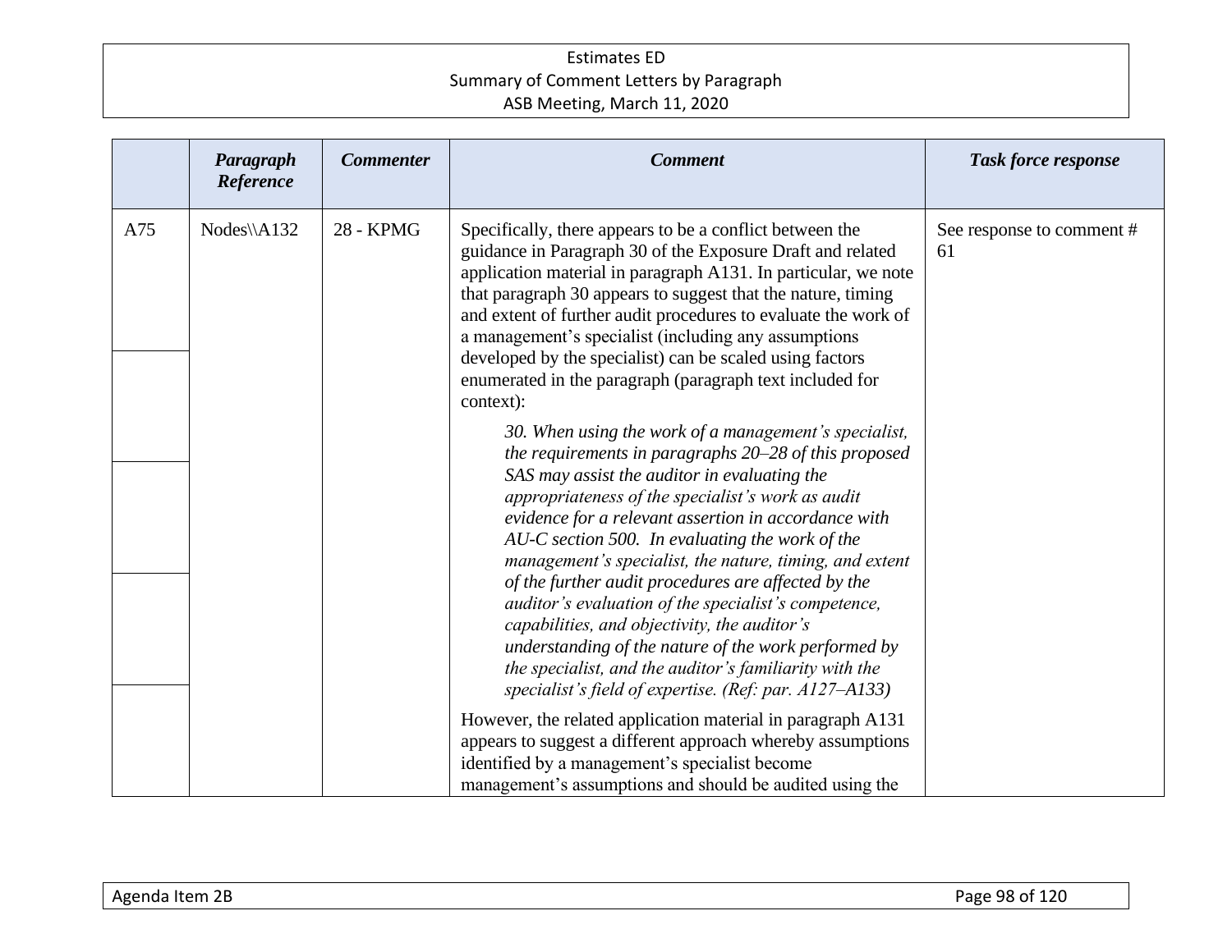|  | *Paragraph Reference* | *Commenter* | *Comment* | *Task force response* |
|---|---|---|---|---|
| A75 | Nodes\\A132 | 28 - KPMG | Specifically, there appears to be a conflict between the guidance in Paragraph 30 of the Exposure Draft and related application material in paragraph A131. In particular, we note that paragraph 30 appears to suggest that the nature, timing and extent of further audit procedures to evaluate the work of a management's specialist (including any assumptions developed by the specialist) can be scaled using factors enumerated in the paragraph (paragraph text included for context):<br><br>*30. When using the work of a management's specialist, the requirements in paragraphs 20–28 of this proposed SAS may assist the auditor in evaluating the appropriateness of the specialist's work as audit evidence for a relevant assertion in accordance with AU-C section 500. In evaluating the work of the management's specialist, the nature, timing, and extent of the further audit procedures are affected by the auditor's evaluation of the specialist's competence, capabilities, and objectivity, the auditor's understanding of the nature of the work performed by the specialist, and the auditor's familiarity with the specialist's field of expertise. (Ref: par. A127–A133)*<br><br>However, the related application material in paragraph A131 appears to suggest a different approach whereby assumptions identified by a management's specialist become management's assumptions and should be audited using the | See response to comment # 61 |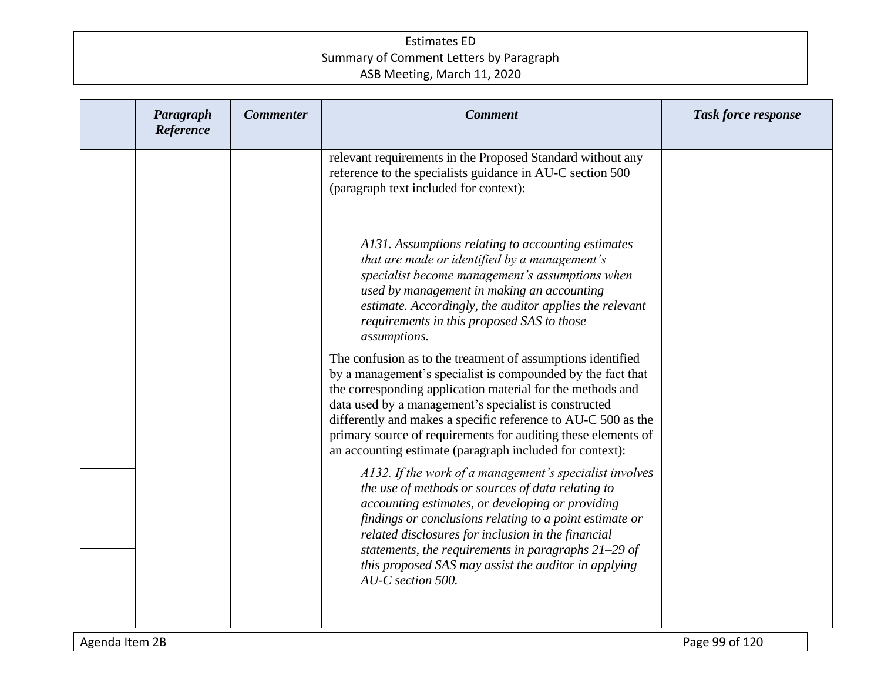| | Paragraph Reference | Commenter | Comment | Task force response |
|---|---|---|---|---|
| | | | relevant requirements in the Proposed Standard without any reference to the specialists guidance in AU-C section 500 (paragraph text included for context): | |
| | | | *A131. Assumptions relating to accounting estimates that are made or identified by a management's specialist become management's assumptions when used by management in making an accounting estimate. Accordingly, the auditor applies the relevant requirements in this proposed SAS to those assumptions.* <br><br> The confusion as to the treatment of assumptions identified by a management's specialist is compounded by the fact that the corresponding application material for the methods and data used by a management's specialist is constructed differently and makes a specific reference to AU-C 500 as the primary source of requirements for auditing these elements of an accounting estimate (paragraph included for context): <br><br> *A132. If the work of a management's specialist involves the use of methods or sources of data relating to accounting estimates, or developing or providing findings or conclusions relating to a point estimate or related disclosures for inclusion in the financial statements, the requirements in paragraphs 21–29 of this proposed SAS may assist the auditor in applying AU-C section 500.* | |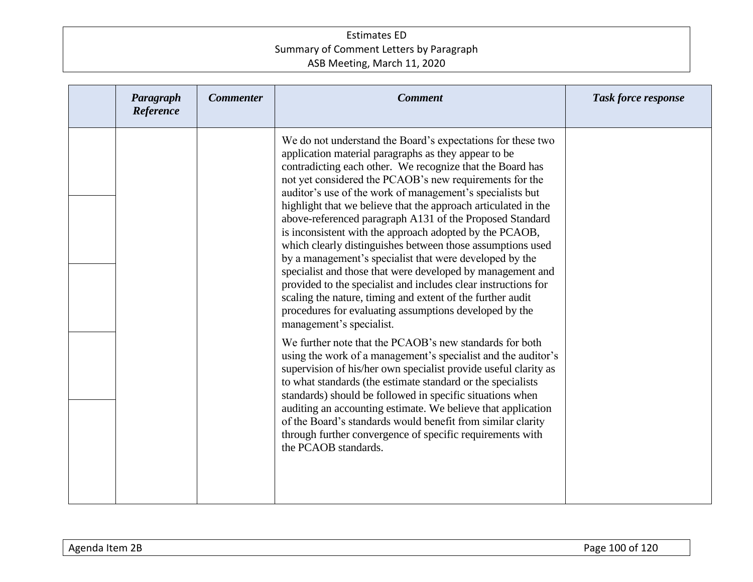| | Paragraph Reference | Commenter | Comment | Task force response |
|---|---|---|---|---|
| | | | We do not understand the Board's expectations for these two application material paragraphs as they appear to be contradicting each other. We recognize that the Board has not yet considered the PCAOB's new requirements for the auditor's use of the work of management's specialists but highlight that we believe that the approach articulated in the above-referenced paragraph A131 of the Proposed Standard is inconsistent with the approach adopted by the PCAOB, which clearly distinguishes between those assumptions used by a management's specialist that were developed by the specialist and those that were developed by management and provided to the specialist and includes clear instructions for scaling the nature, timing and extent of the further audit procedures for evaluating assumptions developed by the management's specialist.<br><br>We further note that the PCAOB's new standards for both using the work of a management's specialist and the auditor's supervision of his/her own specialist provide useful clarity as to what standards (the estimate standard or the specialists standards) should be followed in specific situations when auditing an accounting estimate. We believe that application of the Board's standards would benefit from similar clarity through further convergence of specific requirements with the PCAOB standards. | |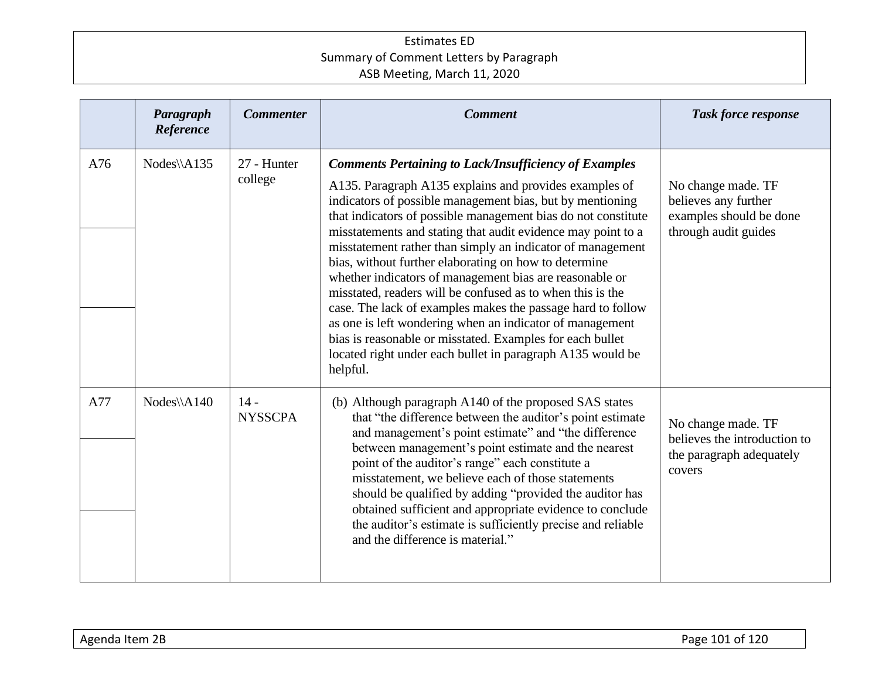| | Paragraph Reference | Commenter | Comment | Task force response |
|---|---|---|---|---|
| A76 | Nodes\\A135 | 27 - Hunter college | ***Comments Pertaining to Lack/Insufficiency of Examples*** A135. Paragraph A135 explains and provides examples of indicators of possible management bias, but by mentioning that indicators of possible management bias do not constitute misstatements and stating that audit evidence may point to a misstatement rather than simply an indicator of management bias, without further elaborating on how to determine whether indicators of management bias are reasonable or misstated, readers will be confused as to when this is the case. The lack of examples makes the passage hard to follow as one is left wondering when an indicator of management bias is reasonable or misstated. Examples for each bullet located right under each bullet in paragraph A135 would be helpful. | No change made. TF believes any further examples should be done through audit guides |
| A77 | Nodes\\A140 | 14 - NYSSCPA | (b) Although paragraph A140 of the proposed SAS states that "the difference between the auditor's point estimate and management's point estimate" and "the difference between management's point estimate and the nearest point of the auditor's range" each constitute a misstatement, we believe each of those statements should be qualified by adding "provided the auditor has obtained sufficient and appropriate evidence to conclude the auditor's estimate is sufficiently precise and reliable and the difference is material." | No change made. TF believes the introduction to the paragraph adequately covers |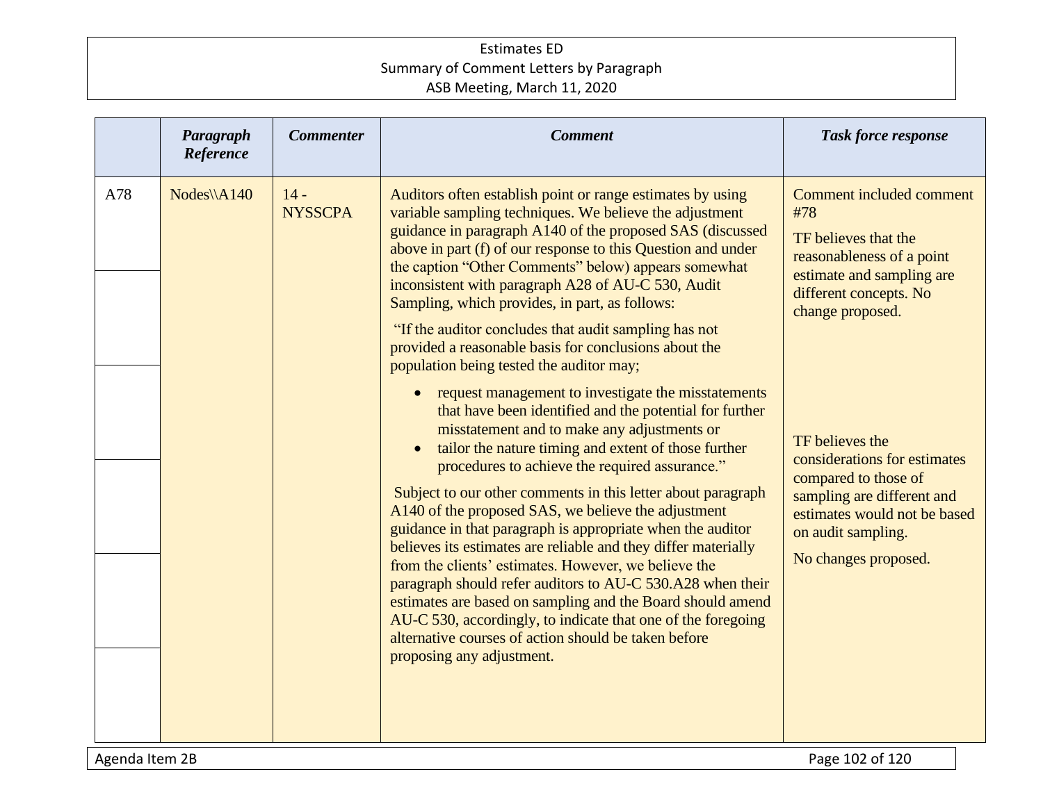| | Paragraph Reference | Commenter | Comment | Task force response |
|---|---|---|---|---|
| A78 | Nodes\\A140 | 14 - NYSSCPA | Auditors often establish point or range estimates by using variable sampling techniques. We believe the adjustment guidance in paragraph A140 of the proposed SAS (discussed above in part (f) of our response to this Question and under the caption "Other Comments" below) appears somewhat inconsistent with paragraph A28 of AU-C 530, Audit Sampling, which provides, in part, as follows:<br><br>"If the auditor concludes that audit sampling has not provided a reasonable basis for conclusions about the population being tested the auditor may;<br><br>• request management to investigate the misstatements that have been identified and the potential for further misstatement and to make any adjustments or<br>• tailor the nature timing and extent of those further procedures to achieve the required assurance."<br><br>Subject to our other comments in this letter about paragraph A140 of the proposed SAS, we believe the adjustment guidance in that paragraph is appropriate when the auditor believes its estimates are reliable and they differ materially from the clients' estimates. However, we believe the paragraph should refer auditors to AU-C 530.A28 when their estimates are based on sampling and the Board should amend AU-C 530, accordingly, to indicate that one of the foregoing alternative courses of action should be taken before proposing any adjustment. | Comment included comment #78<br><br>TF believes that the reasonableness of a point estimate and sampling are different concepts. No change proposed.<br><br>TF believes the considerations for estimates compared to those of sampling are different and estimates would not be based on audit sampling.<br><br>No changes proposed. |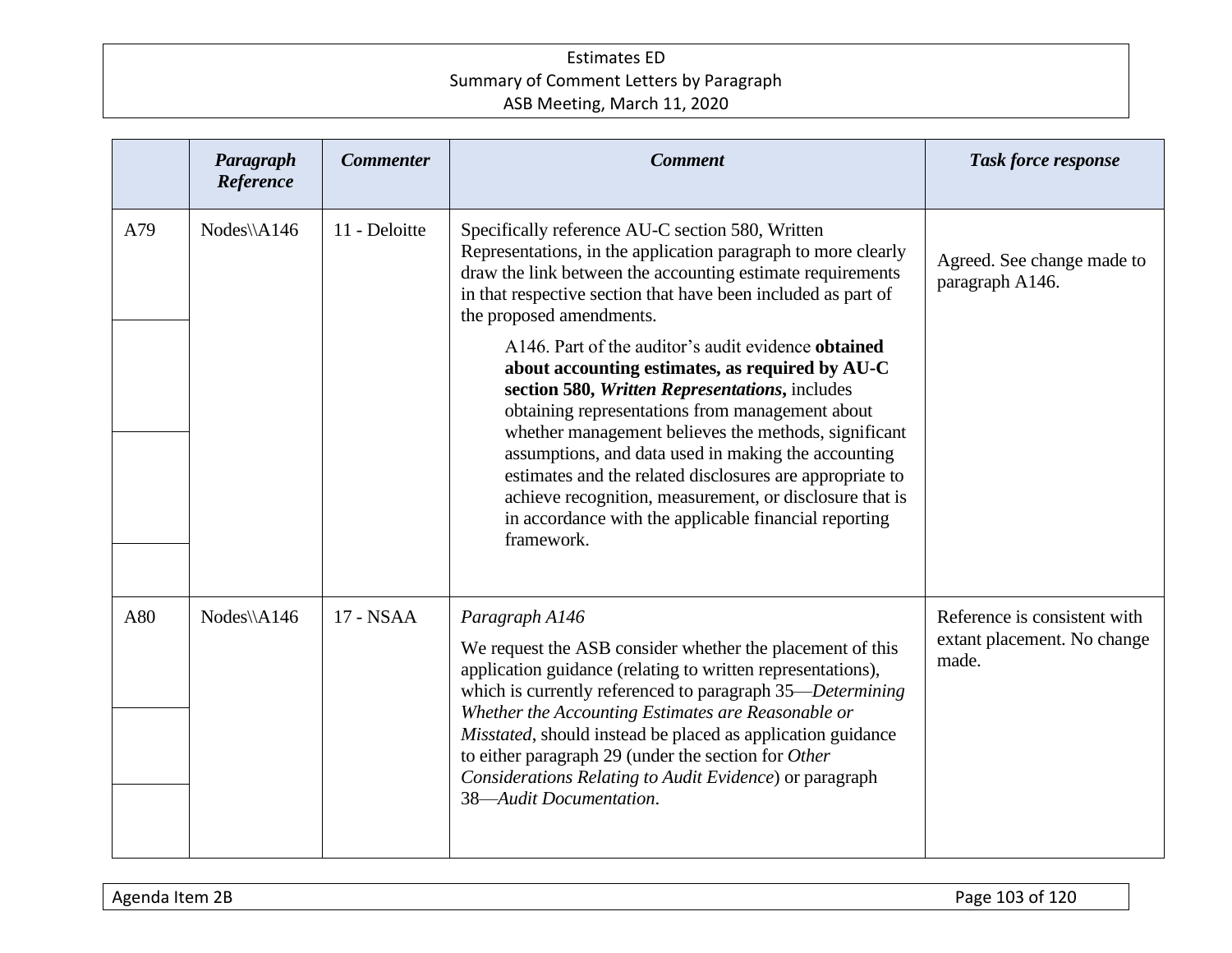| | *Paragraph Reference* | *Commenter* | *Comment* | *Task force response* |
|---|---|---|---|---|
| A79 | Nodes\\A146 | 11 - Deloitte | Specifically reference AU-C section 580, Written Representations, in the application paragraph to more clearly draw the link between the accounting estimate requirements in that respective section that have been included as part of the proposed amendments.<br><br>A146. Part of the auditor's audit evidence **obtained about accounting estimates, as required by AU-C section 580, *Written Representations*,** includes obtaining representations from management about whether management believes the methods, significant assumptions, and data used in making the accounting estimates and the related disclosures are appropriate to achieve recognition, measurement, or disclosure that is in accordance with the applicable financial reporting framework. | Agreed. See change made to paragraph A146. |
| A80 | Nodes\\A146 | 17 - NSAA | *Paragraph A146*<br><br>We request the ASB consider whether the placement of this application guidance (relating to written representations), which is currently referenced to paragraph 35—*Determining Whether the Accounting Estimates are Reasonable or Misstated*, should instead be placed as application guidance to either paragraph 29 (under the section for *Other Considerations Relating to Audit Evidence*) or paragraph 38—*Audit Documentation*. | Reference is consistent with extant placement. No change made. |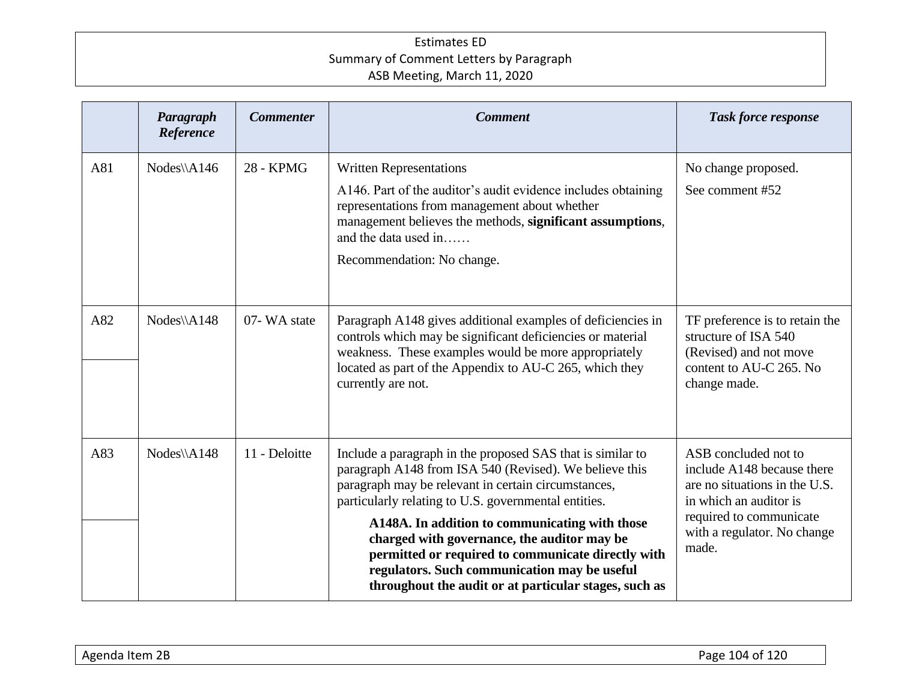| | *Paragraph Reference* | *Commenter* | *Comment* | *Task force response* |
|---|---|---|---|---|
| A81 | Nodes\\A146 | 28 - KPMG | Written Representations<br><br>A146. Part of the auditor's audit evidence includes obtaining representations from management about whether management believes the methods, **significant assumptions**, and the data used in……<br><br>Recommendation: No change. | No change proposed.<br><br>See comment #52 |
| A82 | Nodes\\A148 | 07- WA state | Paragraph A148 gives additional examples of deficiencies in controls which may be significant deficiencies or material weakness. These examples would be more appropriately located as part of the Appendix to AU-C 265, which they currently are not. | TF preference is to retain the structure of ISA 540 (Revised) and not move content to AU-C 265. No change made. |
| A83 | Nodes\\A148 | 11 - Deloitte | Include a paragraph in the proposed SAS that is similar to paragraph A148 from ISA 540 (Revised). We believe this paragraph may be relevant in certain circumstances, particularly relating to U.S. governmental entities.<br><br>**A148A. In addition to communicating with those charged with governance, the auditor may be permitted or required to communicate directly with regulators. Such communication may be useful throughout the audit or at particular stages, such as** | ASB concluded not to include A148 because there are no situations in the U.S. in which an auditor is required to communicate with a regulator. No change made. |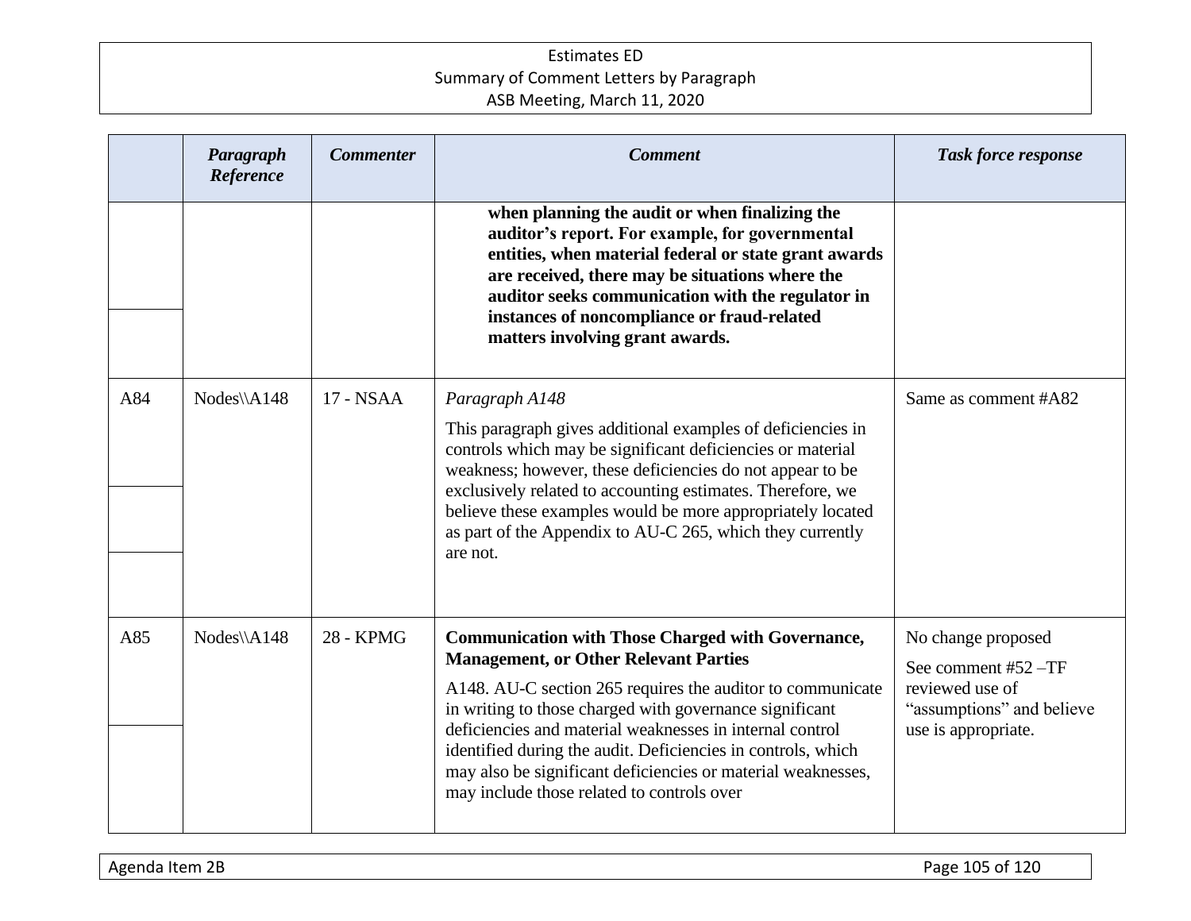| | Paragraph Reference | Commenter | Comment | Task force response |
|---|---|---|---|---|
| | | | **when planning the audit or when finalizing the auditor's report. For example, for governmental entities, when material federal or state grant awards are received, there may be situations where the auditor seeks communication with the regulator in instances of noncompliance or fraud-related matters involving grant awards.** | |
| A84 | Nodes\\A148 | 17 - NSAA | *Paragraph A148*<br><br>This paragraph gives additional examples of deficiencies in controls which may be significant deficiencies or material weakness; however, these deficiencies do not appear to be exclusively related to accounting estimates. Therefore, we believe these examples would be more appropriately located as part of the Appendix to AU-C 265, which they currently are not. | Same as comment #A82 |
| A85 | Nodes\\A148 | 28 - KPMG | **Communication with Those Charged with Governance, Management, or Other Relevant Parties**<br><br>A148. AU-C section 265 requires the auditor to communicate in writing to those charged with governance significant deficiencies and material weaknesses in internal control identified during the audit. Deficiencies in controls, which may also be significant deficiencies or material weaknesses, may include those related to controls over | No change proposed<br><br>See comment #52 –TF reviewed use of "assumptions" and believe use is appropriate. |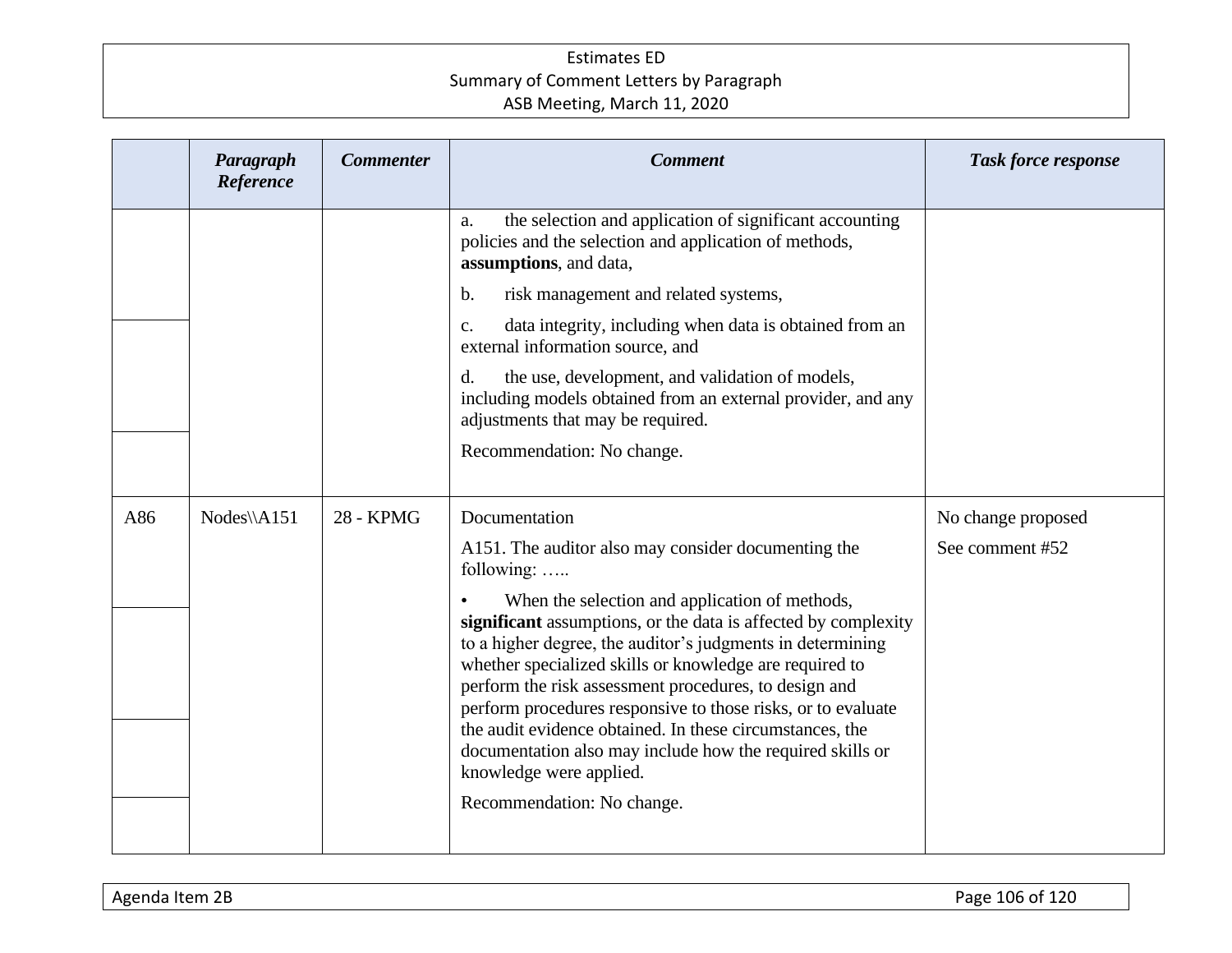| | Paragraph Reference | Commenter | Comment | Task force response |
|---|---|---|---|---|
| | | | a. the selection and application of significant accounting policies and the selection and application of methods, **assumptions**, and data,<br><br>b. risk management and related systems,<br><br>c. data integrity, including when data is obtained from an external information source, and<br><br>d. the use, development, and validation of models, including models obtained from an external provider, and any adjustments that may be required.<br><br>Recommendation: No change. | |
| A86 | Nodes\\A151 | 28 - KPMG | Documentation<br><br>A151. The auditor also may consider documenting the following: …..<br><br>• When the selection and application of methods, **significant** assumptions, or the data is affected by complexity to a higher degree, the auditor's judgments in determining whether specialized skills or knowledge are required to perform the risk assessment procedures, to design and perform procedures responsive to those risks, or to evaluate the audit evidence obtained. In these circumstances, the documentation also may include how the required skills or knowledge were applied.<br><br>Recommendation: No change. | No change proposed<br><br>See comment #52 |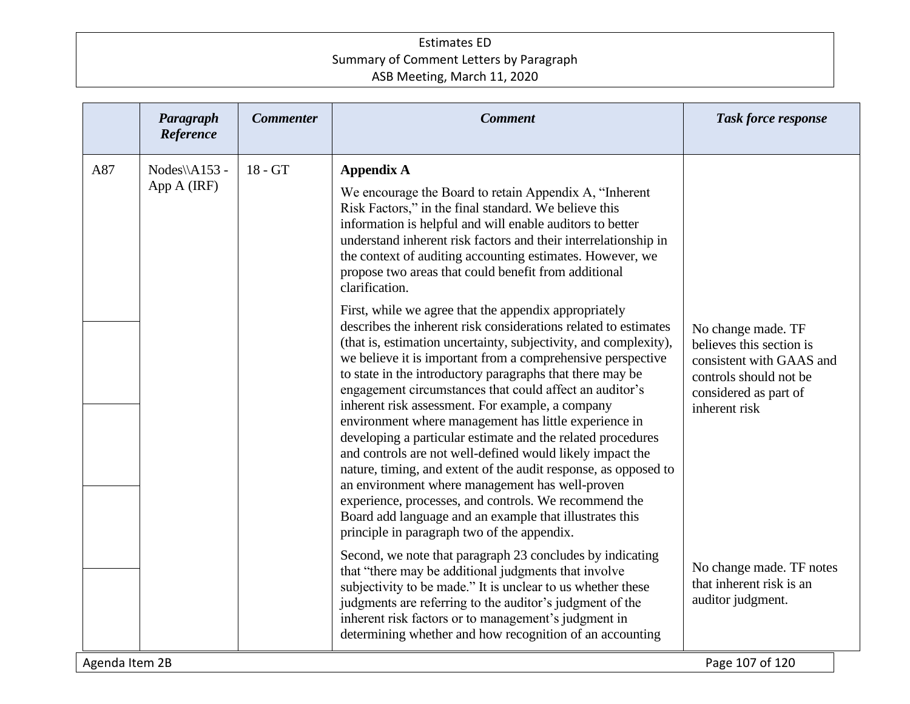| | *Paragraph Reference* | *Commenter* | *Comment* | *Task force response* |
|---|---|---|---|---|
| A87 | Nodes\\A153 - App A (IRF) | 18 - GT | **Appendix A**<br><br>We encourage the Board to retain Appendix A, "Inherent Risk Factors," in the final standard. We believe this information is helpful and will enable auditors to better understand inherent risk factors and their interrelationship in the context of auditing accounting estimates. However, we propose two areas that could benefit from additional clarification. | |
| | | | First, while we agree that the appendix appropriately describes the inherent risk considerations related to estimates (that is, estimation uncertainty, subjectivity, and complexity), we believe it is important from a comprehensive perspective to state in the introductory paragraphs that there may be engagement circumstances that could affect an auditor's inherent risk assessment. For example, a company environment where management has little experience in developing a particular estimate and the related procedures and controls are not well-defined would likely impact the nature, timing, and extent of the audit response, as opposed to an environment where management has well-proven experience, processes, and controls. We recommend the Board add language and an example that illustrates this principle in paragraph two of the appendix. | No change made. TF believes this section is consistent with GAAS and controls should not be considered as part of inherent risk |
| | | | Second, we note that paragraph 23 concludes by indicating that "there may be additional judgments that involve subjectivity to be made." It is unclear to us whether these judgments are referring to the auditor's judgment of the inherent risk factors or to management's judgment in determining whether and how recognition of an accounting | No change made. TF notes that inherent risk is an auditor judgment. |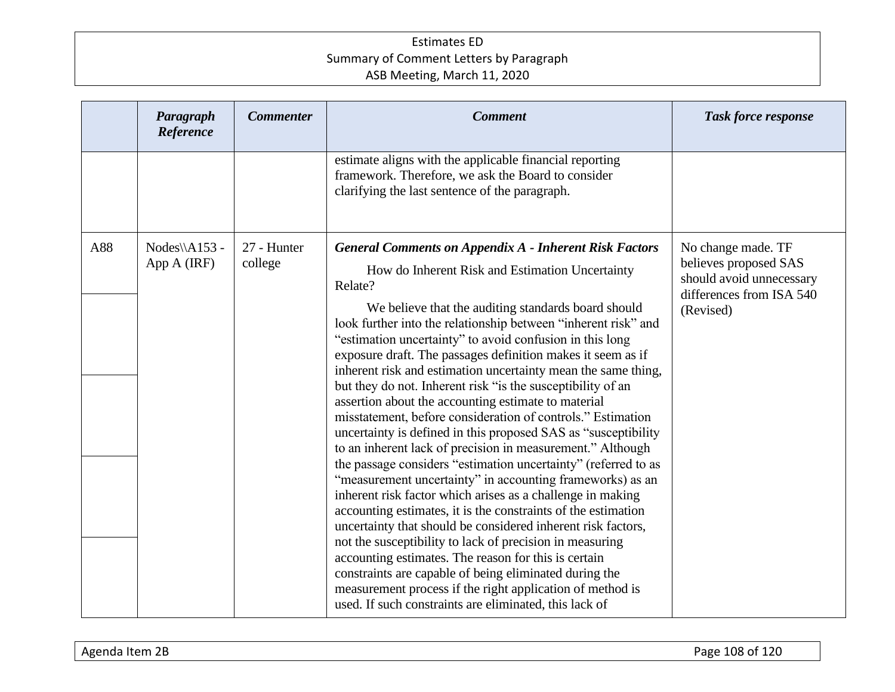| | Paragraph Reference | Commenter | Comment | Task force response |
|---|---|---|---|---|
| | | | estimate aligns with the applicable financial reporting framework. Therefore, we ask the Board to consider clarifying the last sentence of the paragraph. | |
| A88 | Nodes\\A153 - App A (IRF) | 27 - Hunter college | ***General Comments on Appendix A - Inherent Risk Factors*** <br><br> How do Inherent Risk and Estimation Uncertainty Relate? <br><br> We believe that the auditing standards board should look further into the relationship between "inherent risk" and "estimation uncertainty" to avoid confusion in this long exposure draft. The passages definition makes it seem as if inherent risk and estimation uncertainty mean the same thing, but they do not. Inherent risk "is the susceptibility of an assertion about the accounting estimate to material misstatement, before consideration of controls." Estimation uncertainty is defined in this proposed SAS as "susceptibility to an inherent lack of precision in measurement." Although the passage considers "estimation uncertainty" (referred to as "measurement uncertainty" in accounting frameworks) as an inherent risk factor which arises as a challenge in making accounting estimates, it is the constraints of the estimation uncertainty that should be considered inherent risk factors, not the susceptibility to lack of precision in measuring accounting estimates. The reason for this is certain constraints are capable of being eliminated during the measurement process if the right application of method is used. If such constraints are eliminated, this lack of | No change made. TF believes proposed SAS should avoid unnecessary differences from ISA 540 (Revised) |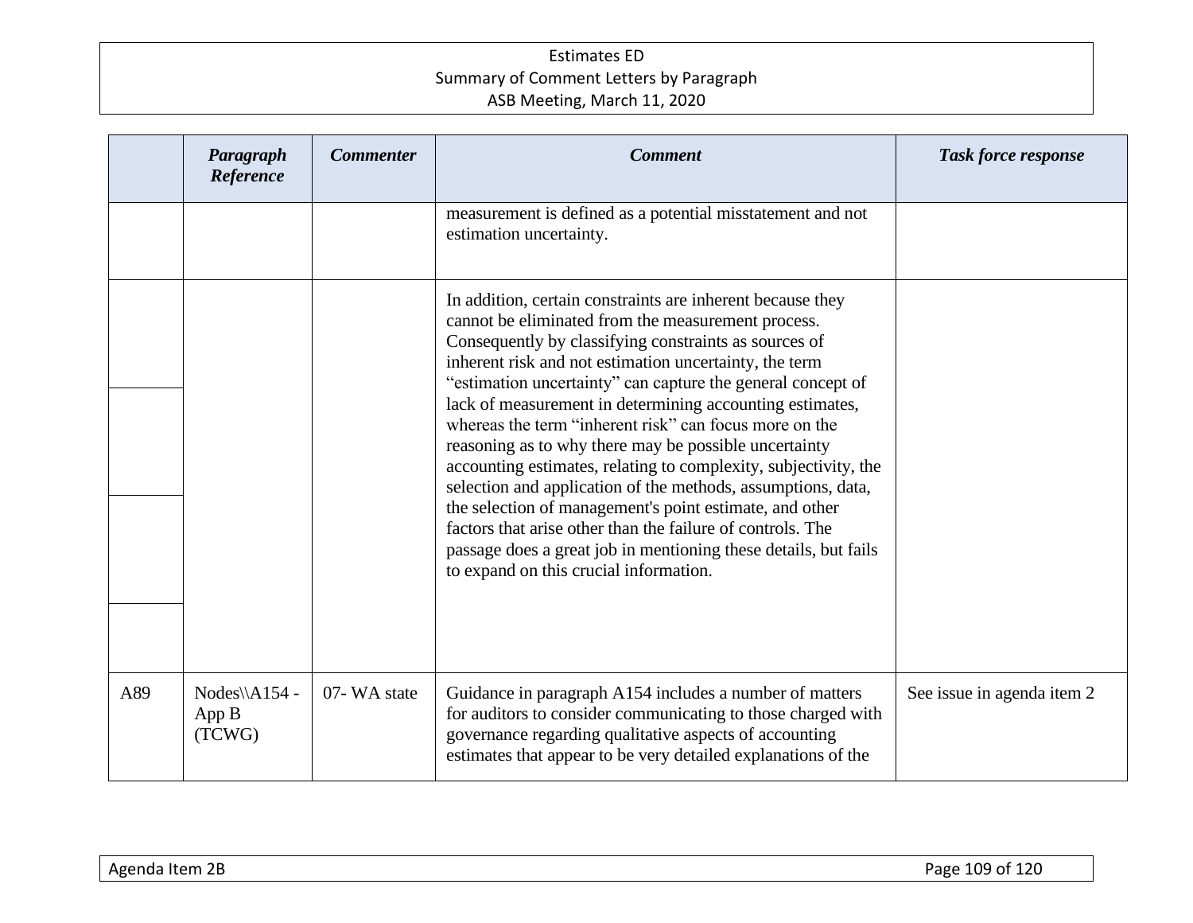| | Paragraph Reference | Commenter | Comment | Task force response |
|---|---|---|---|---|
| | | | measurement is defined as a potential misstatement and not estimation uncertainty. | |
| | | | In addition, certain constraints are inherent because they cannot be eliminated from the measurement process. Consequently by classifying constraints as sources of inherent risk and not estimation uncertainty, the term "estimation uncertainty" can capture the general concept of lack of measurement in determining accounting estimates, whereas the term "inherent risk" can focus more on the reasoning as to why there may be possible uncertainty accounting estimates, relating to complexity, subjectivity, the selection and application of the methods, assumptions, data, the selection of management's point estimate, and other factors that arise other than the failure of controls. The passage does a great job in mentioning these details, but fails to expand on this crucial information. | |
| A89 | Nodes\\A154 - App B (TCWG) | 07- WA state | Guidance in paragraph A154 includes a number of matters for auditors to consider communicating to those charged with governance regarding qualitative aspects of accounting estimates that appear to be very detailed explanations of the | See issue in agenda item 2 |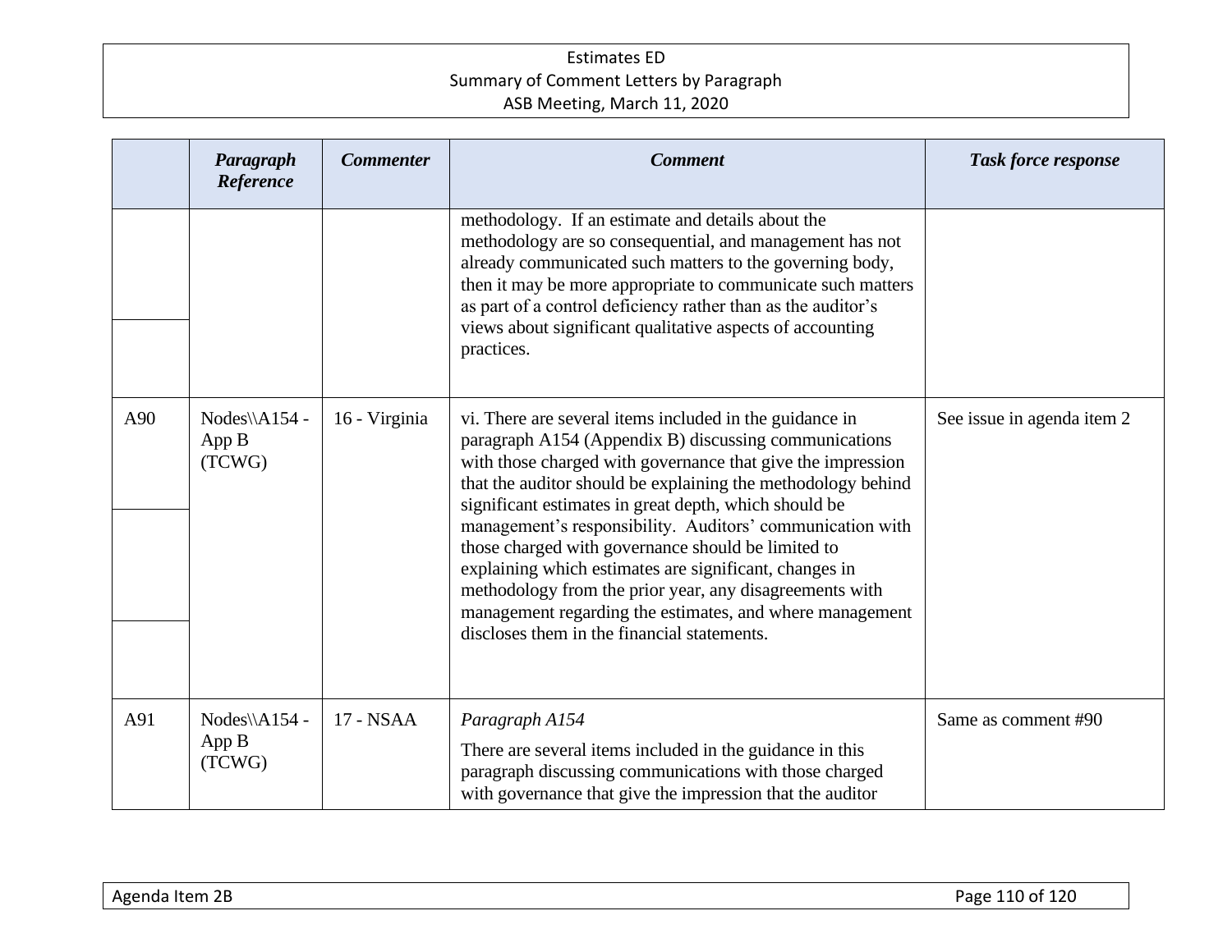| | Paragraph Reference | Commenter | Comment | Task force response |
|---|---|---|---|---|
| | | | methodology. If an estimate and details about the methodology are so consequential, and management has not already communicated such matters to the governing body, then it may be more appropriate to communicate such matters as part of a control deficiency rather than as the auditor's views about significant qualitative aspects of accounting practices. | |
| A90 | Nodes\\A154 - App B (TCWG) | 16 - Virginia | vi. There are several items included in the guidance in paragraph A154 (Appendix B) discussing communications with those charged with governance that give the impression that the auditor should be explaining the methodology behind significant estimates in great depth, which should be management's responsibility. Auditors' communication with those charged with governance should be limited to explaining which estimates are significant, changes in methodology from the prior year, any disagreements with management regarding the estimates, and where management discloses them in the financial statements. | See issue in agenda item 2 |
| A91 | Nodes\\A154 - App B (TCWG) | 17 - NSAA | *Paragraph A154*<br><br>There are several items included in the guidance in this paragraph discussing communications with those charged with governance that give the impression that the auditor | Same as comment #90 |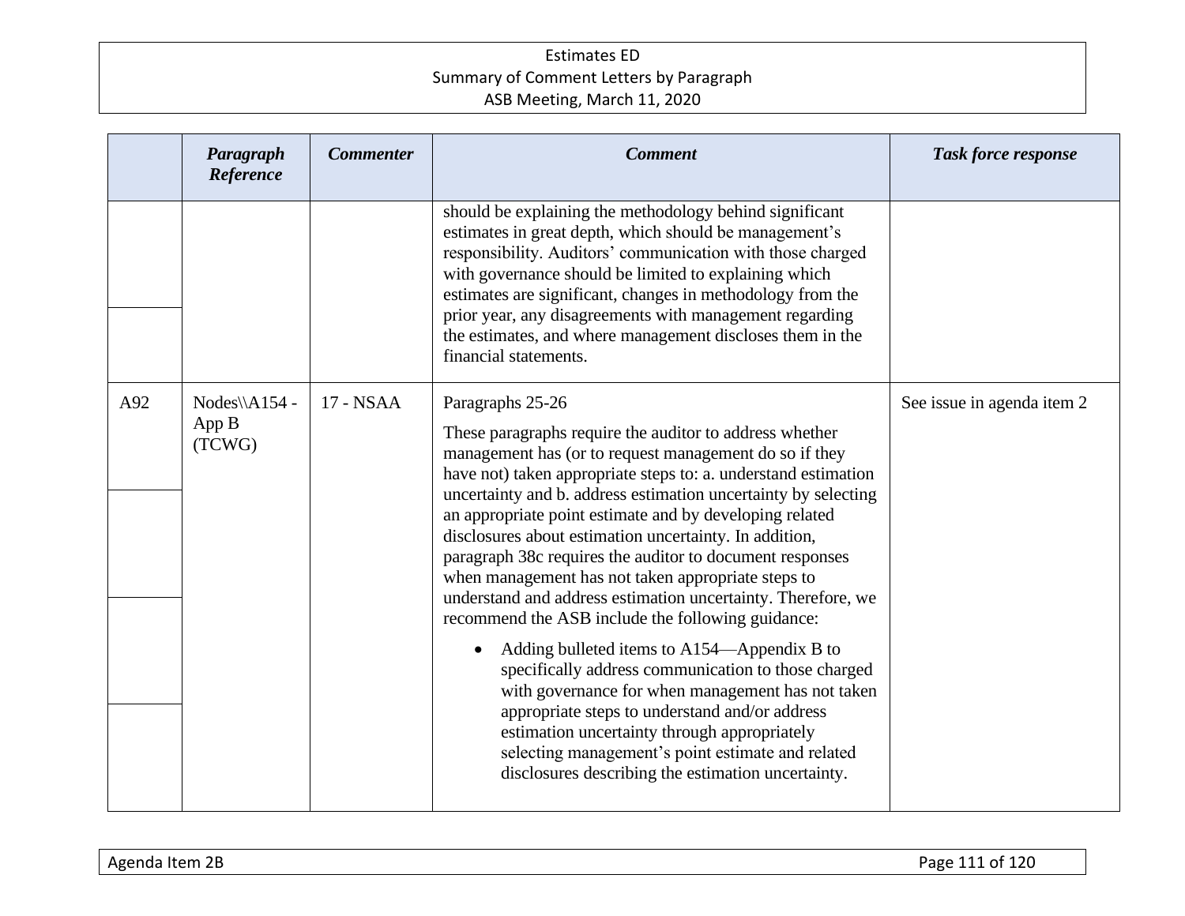| | Paragraph Reference | Commenter | Comment | Task force response |
|---|---|---|---|---|
| | | | should be explaining the methodology behind significant estimates in great depth, which should be management's responsibility. Auditors' communication with those charged with governance should be limited to explaining which estimates are significant, changes in methodology from the prior year, any disagreements with management regarding the estimates, and where management discloses them in the financial statements. | |
| A92 | Nodes\\A154 - App B (TCWG) | 17 - NSAA | Paragraphs 25-26<br><br>These paragraphs require the auditor to address whether management has (or to request management do so if they have not) taken appropriate steps to: a. understand estimation uncertainty and b. address estimation uncertainty by selecting an appropriate point estimate and by developing related disclosures about estimation uncertainty. In addition, paragraph 38c requires the auditor to document responses when management has not taken appropriate steps to understand and address estimation uncertainty. Therefore, we recommend the ASB include the following guidance:<br><br>• Adding bulleted items to A154—Appendix B to specifically address communication to those charged with governance for when management has not taken appropriate steps to understand and/or address estimation uncertainty through appropriately selecting management's point estimate and related disclosures describing the estimation uncertainty. | See issue in agenda item 2 |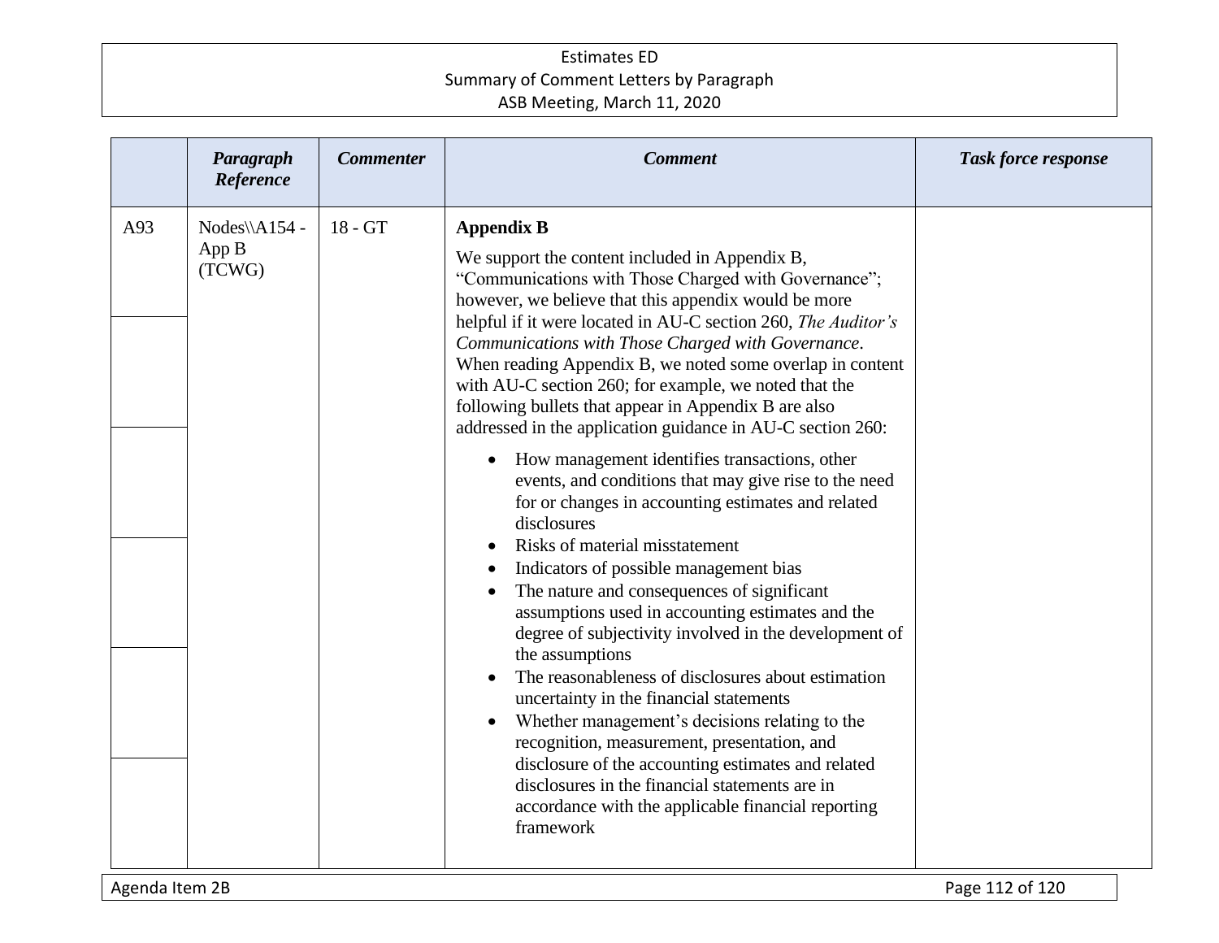| | Paragraph Reference | Commenter | Comment | Task force response |
|---|---|---|---|---|
| A93 | Nodes\\A154 - App B (TCWG) | 18 - GT | **Appendix B**<br><br>We support the content included in Appendix B, "Communications with Those Charged with Governance"; however, we believe that this appendix would be more helpful if it were located in AU-C section 260, *The Auditor's Communications with Those Charged with Governance*. When reading Appendix B, we noted some overlap in content with AU-C section 260; for example, we noted that the following bullets that appear in Appendix B are also addressed in the application guidance in AU-C section 260:<br><br>• How management identifies transactions, other events, and conditions that may give rise to the need for or changes in accounting estimates and related disclosures<br>• Risks of material misstatement<br>• Indicators of possible management bias<br>• The nature and consequences of significant assumptions used in accounting estimates and the degree of subjectivity involved in the development of the assumptions<br>• The reasonableness of disclosures about estimation uncertainty in the financial statements<br>• Whether management's decisions relating to the recognition, measurement, presentation, and disclosure of the accounting estimates and related disclosures in the financial statements are in accordance with the applicable financial reporting framework | |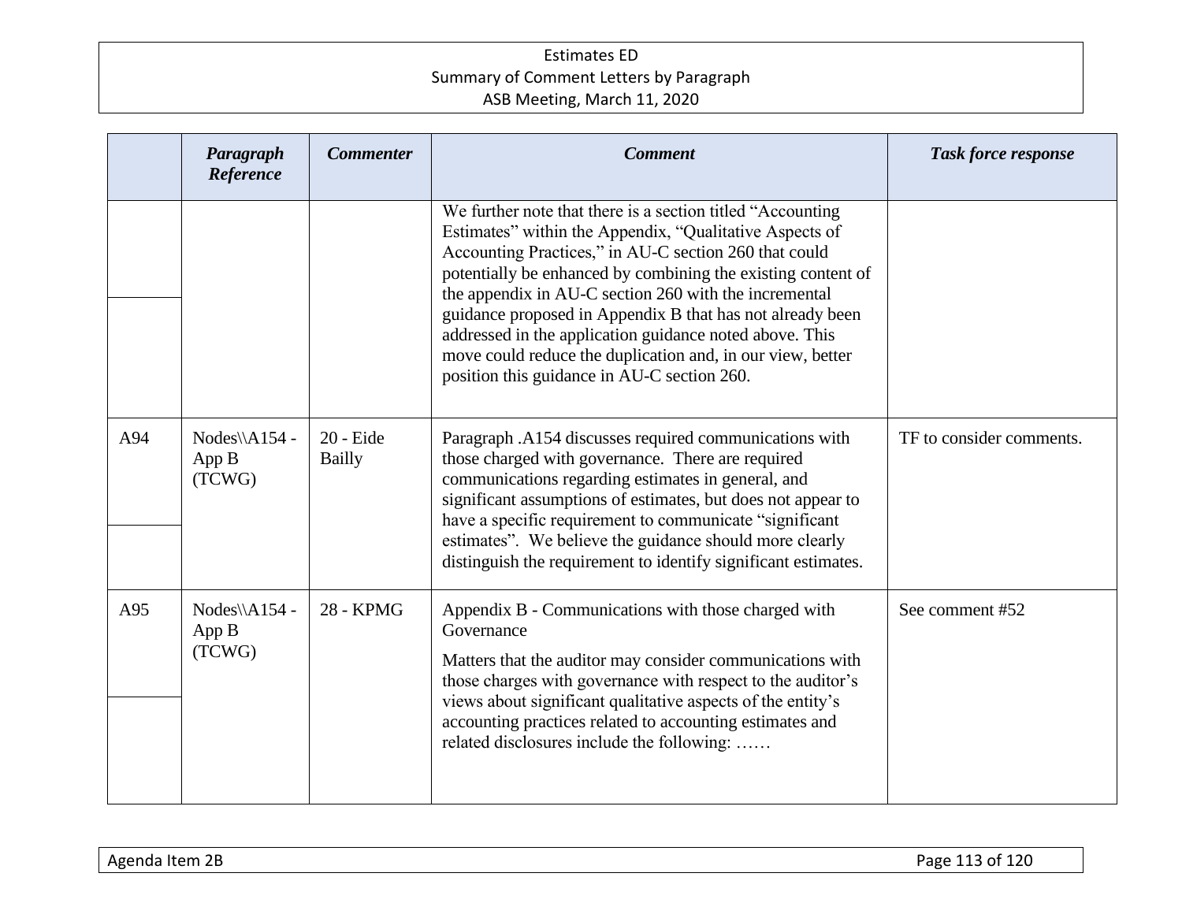| | Paragraph Reference | Commenter | Comment | Task force response |
|---|---|---|---|---|
| | | | We further note that there is a section titled "Accounting Estimates" within the Appendix, "Qualitative Aspects of Accounting Practices," in AU-C section 260 that could potentially be enhanced by combining the existing content of the appendix in AU-C section 260 with the incremental guidance proposed in Appendix B that has not already been addressed in the application guidance noted above. This move could reduce the duplication and, in our view, better position this guidance in AU-C section 260. | |
| A94 | Nodes\\A154 - App B (TCWG) | 20 - Eide Bailly | Paragraph .A154 discusses required communications with those charged with governance. There are required communications regarding estimates in general, and significant assumptions of estimates, but does not appear to have a specific requirement to communicate "significant estimates". We believe the guidance should more clearly distinguish the requirement to identify significant estimates. | TF to consider comments. |
| A95 | Nodes\\A154 - App B (TCWG) | 28 - KPMG | Appendix B - Communications with those charged with Governance<br><br>Matters that the auditor may consider communications with those charges with governance with respect to the auditor's views about significant qualitative aspects of the entity's accounting practices related to accounting estimates and related disclosures include the following: …… | See comment #52 |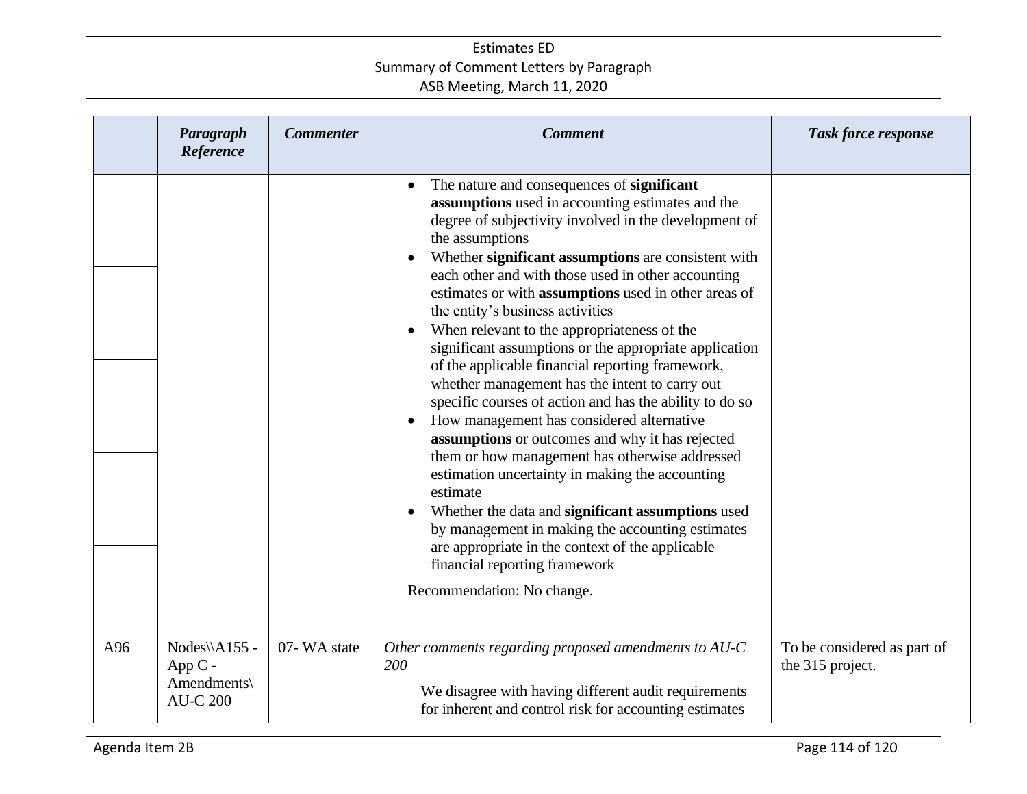| | Paragraph Reference | Commenter | Comment | Task force response |
|---|---|---|---|---|
| | | | • The nature and consequences of **significant assumptions** used in accounting estimates and the degree of subjectivity involved in the development of the assumptions<br>• Whether **significant assumptions** are consistent with each other and with those used in other accounting estimates or with **assumptions** used in other areas of the entity's business activities<br>• When relevant to the appropriateness of the significant assumptions or the appropriate application of the applicable financial reporting framework, whether management has the intent to carry out specific courses of action and has the ability to do so<br>• How management has considered alternative **assumptions** or outcomes and why it has rejected them or how management has otherwise addressed estimation uncertainty in making the accounting estimate<br>• Whether the data and **significant assumptions** used by management in making the accounting estimates are appropriate in the context of the applicable financial reporting framework<br><br>Recommendation: No change. | |
| A96 | Nodes\\A155 - App C - Amendments\ AU-C 200 | 07- WA state | *Other comments regarding proposed amendments to AU-C 200*<br><br>We disagree with having different audit requirements for inherent and control risk for accounting estimates | To be considered as part of the 315 project. |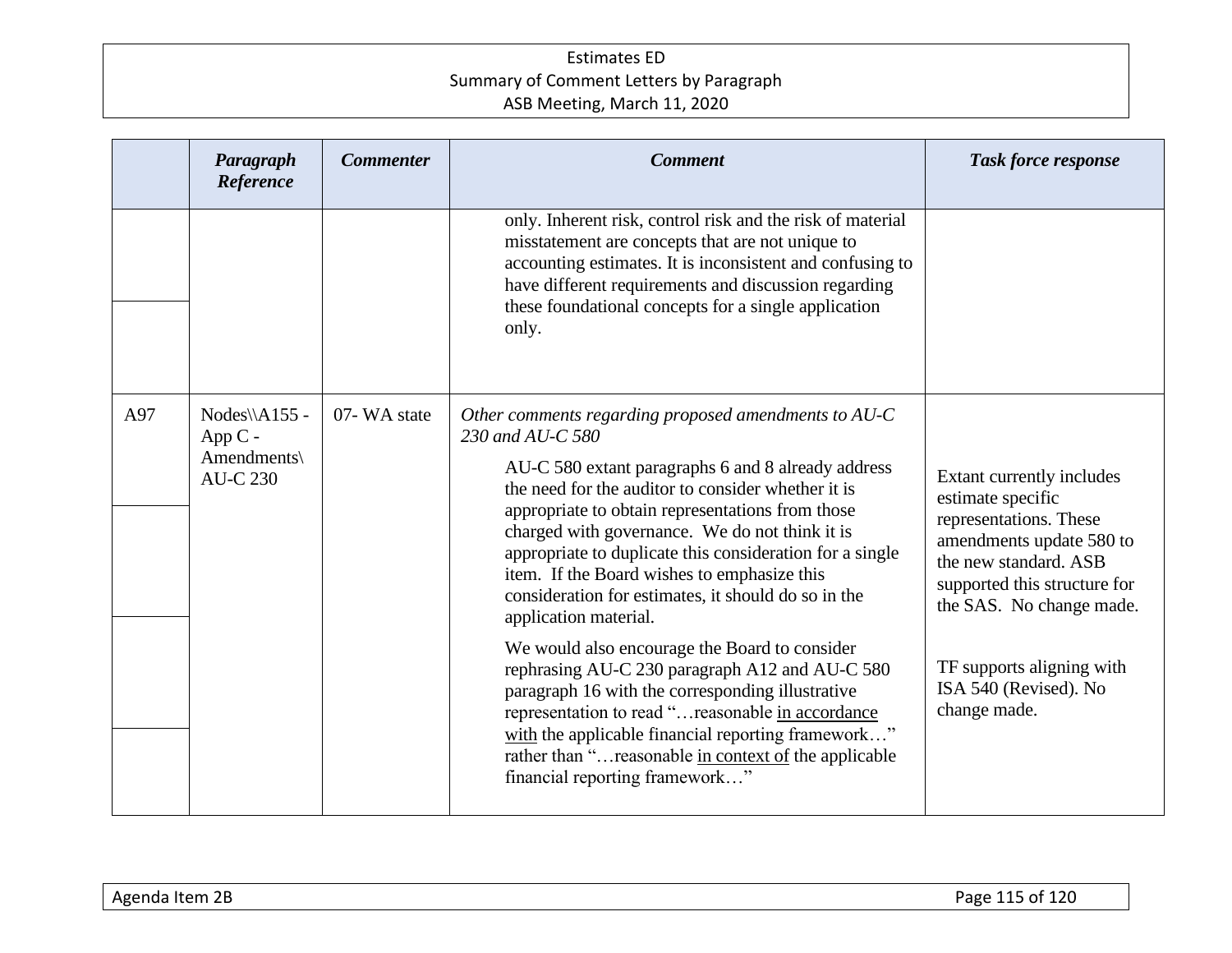| | Paragraph Reference | Commenter | Comment | Task force response |
|---|---|---|---|---|
| | | | only. Inherent risk, control risk and the risk of material misstatement are concepts that are not unique to accounting estimates. It is inconsistent and confusing to have different requirements and discussion regarding these foundational concepts for a single application only. | |
| A97 | Nodes\\A155 - App C - Amendments\ AU-C 230 | 07- WA state | *Other comments regarding proposed amendments to AU-C 230 and AU-C 580*<br><br>AU-C 580 extant paragraphs 6 and 8 already address the need for the auditor to consider whether it is appropriate to obtain representations from those charged with governance. We do not think it is appropriate to duplicate this consideration for a single item. If the Board wishes to emphasize this consideration for estimates, it should do so in the application material.<br><br>We would also encourage the Board to consider rephrasing AU-C 230 paragraph A12 and AU-C 580 paragraph 16 with the corresponding illustrative representation to read "…reasonable <u>in accordance with</u> the applicable financial reporting framework…" rather than "…reasonable <u>in context of</u> the applicable financial reporting framework…" | Extant currently includes estimate specific representations. These amendments update 580 to the new standard. ASB supported this structure for the SAS. No change made.<br><br>TF supports aligning with ISA 540 (Revised). No change made. |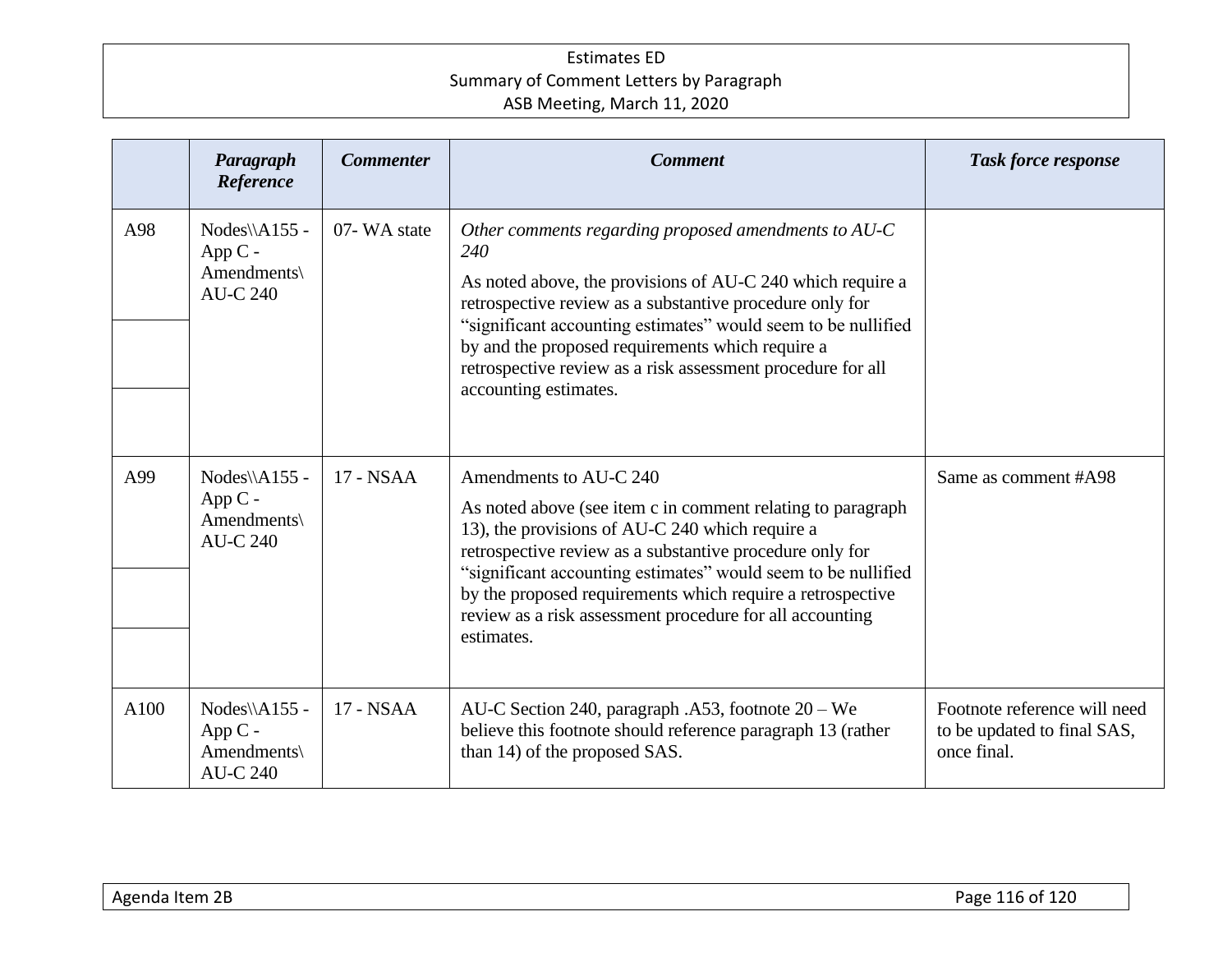| | Paragraph Reference | Commenter | Comment | Task force response |
|---|---|---|---|---|
| A98 | Nodes\\A155 - App C - Amendments\ AU-C 240 | 07- WA state | *Other comments regarding proposed amendments to AU-C 240*<br><br>As noted above, the provisions of AU-C 240 which require a retrospective review as a substantive procedure only for "significant accounting estimates" would seem to be nullified by and the proposed requirements which require a retrospective review as a risk assessment procedure for all accounting estimates. | |
| A99 | Nodes\\A155 - App C - Amendments\ AU-C 240 | 17 - NSAA | Amendments to AU-C 240<br><br>As noted above (see item c in comment relating to paragraph 13), the provisions of AU-C 240 which require a retrospective review as a substantive procedure only for "significant accounting estimates" would seem to be nullified by the proposed requirements which require a retrospective review as a risk assessment procedure for all accounting estimates. | Same as comment #A98 |
| A100 | Nodes\\A155 - App C - Amendments\ AU-C 240 | 17 - NSAA | AU-C Section 240, paragraph .A53, footnote 20 – We believe this footnote should reference paragraph 13 (rather than 14) of the proposed SAS. | Footnote reference will need to be updated to final SAS, once final. |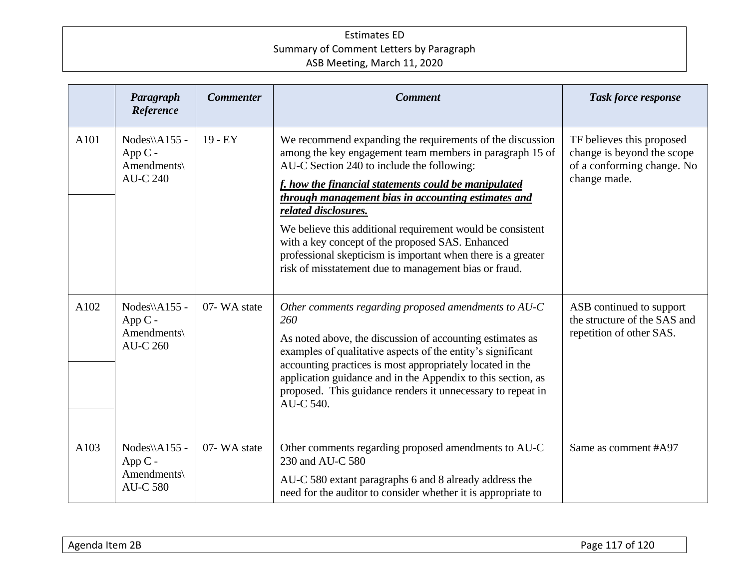| | *Paragraph Reference* | *Commenter* | *Comment* | *Task force response* |
|---|---|---|---|---|
| A101 | Nodes\\A155 - App C - Amendments\ AU-C 240 | 19 - EY | We recommend expanding the requirements of the discussion among the key engagement team members in paragraph 15 of AU-C Section 240 to include the following:<br>***f. how the financial statements could be manipulated through management bias in accounting estimates and related disclosures.***<br>We believe this additional requirement would be consistent with a key concept of the proposed SAS. Enhanced professional skepticism is important when there is a greater risk of misstatement due to management bias or fraud. | TF believes this proposed change is beyond the scope of a conforming change. No change made. |
| A102 | Nodes\\A155 - App C - Amendments\ AU-C 260 | 07- WA state | *Other comments regarding proposed amendments to AU-C 260*<br>As noted above, the discussion of accounting estimates as examples of qualitative aspects of the entity's significant accounting practices is most appropriately located in the application guidance and in the Appendix to this section, as proposed. This guidance renders it unnecessary to repeat in AU-C 540. | ASB continued to support the structure of the SAS and repetition of other SAS. |
| A103 | Nodes\\A155 - App C - Amendments\ AU-C 580 | 07- WA state | Other comments regarding proposed amendments to AU-C 230 and AU-C 580<br>AU-C 580 extant paragraphs 6 and 8 already address the need for the auditor to consider whether it is appropriate to | Same as comment #A97 |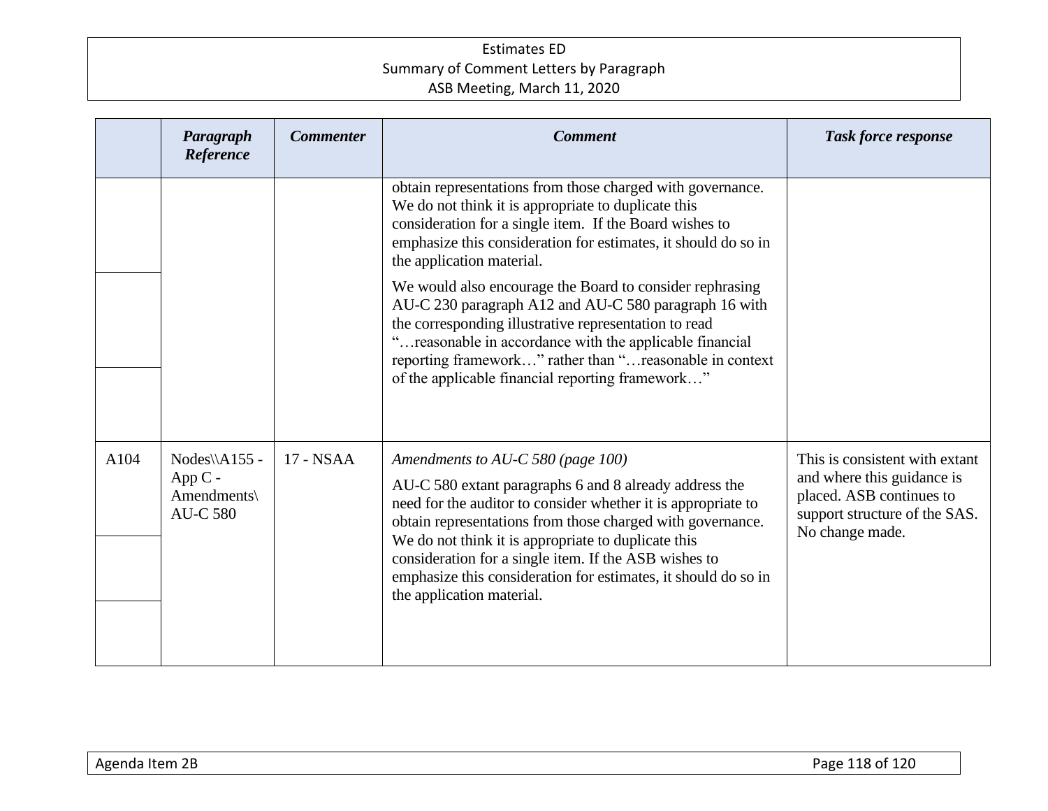| | Paragraph Reference | Commenter | Comment | Task force response |
|---|---|---|---|---|
| | | | obtain representations from those charged with governance. We do not think it is appropriate to duplicate this consideration for a single item. If the Board wishes to emphasize this consideration for estimates, it should do so in the application material.<br><br>We would also encourage the Board to consider rephrasing AU-C 230 paragraph A12 and AU-C 580 paragraph 16 with the corresponding illustrative representation to read "…reasonable in accordance with the applicable financial reporting framework…" rather than "…reasonable in context of the applicable financial reporting framework…" | |
| A104 | Nodes\\A155 - App C - Amendments\ AU-C 580 | 17 - NSAA | *Amendments to AU-C 580 (page 100)*<br><br>AU-C 580 extant paragraphs 6 and 8 already address the need for the auditor to consider whether it is appropriate to obtain representations from those charged with governance. We do not think it is appropriate to duplicate this consideration for a single item. If the ASB wishes to emphasize this consideration for estimates, it should do so in the application material. | This is consistent with extant and where this guidance is placed. ASB continues to support structure of the SAS. No change made. |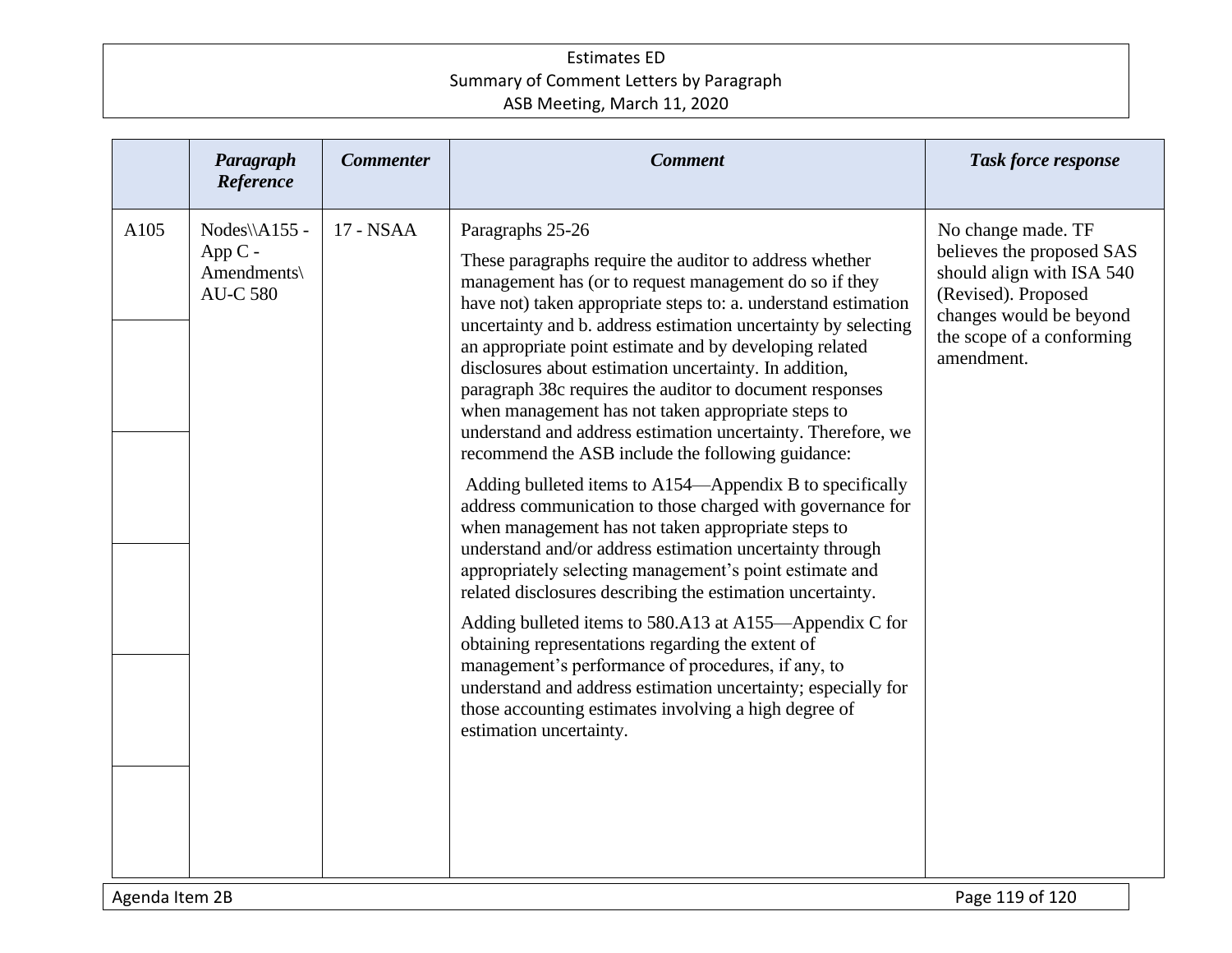| | Paragraph Reference | Commenter | Comment | Task force response |
|---|---|---|---|---|
| A105 | Nodes\\A155 - App C - Amendments\ AU-C 580 | 17 - NSAA | Paragraphs 25-26<br><br>These paragraphs require the auditor to address whether management has (or to request management do so if they have not) taken appropriate steps to: a. understand estimation uncertainty and b. address estimation uncertainty by selecting an appropriate point estimate and by developing related disclosures about estimation uncertainty. In addition, paragraph 38c requires the auditor to document responses when management has not taken appropriate steps to understand and address estimation uncertainty. Therefore, we recommend the ASB include the following guidance:<br><br>Adding bulleted items to A154—Appendix B to specifically address communication to those charged with governance for when management has not taken appropriate steps to understand and/or address estimation uncertainty through appropriately selecting management's point estimate and related disclosures describing the estimation uncertainty.<br><br>Adding bulleted items to 580.A13 at A155—Appendix C for obtaining representations regarding the extent of management's performance of procedures, if any, to understand and address estimation uncertainty; especially for those accounting estimates involving a high degree of estimation uncertainty. | No change made. TF believes the proposed SAS should align with ISA 540 (Revised). Proposed changes would be beyond the scope of a conforming amendment. |